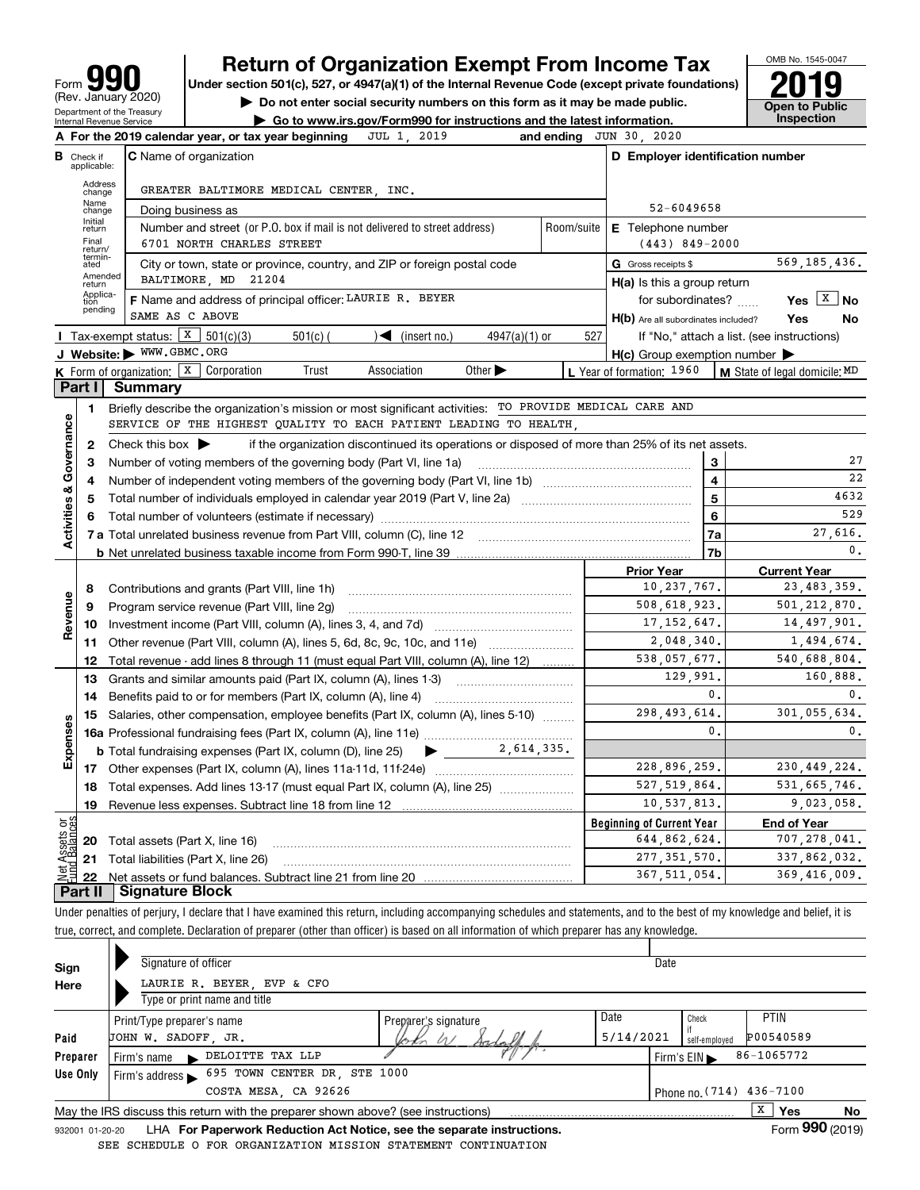# Form 990 — Return of Organization Exempt From Income Tax (2019)

Form **990** (Rev. January 2020)
Department of the Treasury
Internal Revenue Service

**Return of Organization Exempt From Income Tax**

Under section 501(c), 527, or 4947(a)(1) of the Internal Revenue Code (except private foundations)

▶ Do not enter social security numbers on this form as it may be made public.

▶ Go to www.irs.gov/Form990 for instructions and the latest information.

OMB No. 1545-0047

**2019**

**Open to Public Inspection**

**A** For the 2019 calendar year, or tax year beginning JUL 1, 2019 and ending JUN 30, 2020

**B** Check if applicable: Address change, Name change, Initial return, Final return/terminated, Amended return, Application pending

**C** Name of organization: GREATER BALTIMORE MEDICAL CENTER, INC.

Doing business as

Number and street (or P.O. box if mail is not delivered to street address): 6701 NORTH CHARLES STREET | Room/suite

City or town, state or province, country, and ZIP or foreign postal code: BALTIMORE, MD 21204

**D** Employer identification number: 52-6049658

**E** Telephone number: (443) 849-2000

**G** Gross receipts $ 569,185,436.

**F** Name and address of principal officer: LAURIE R. BEYER, SAME AS C ABOVE

**H(a)** Is this a group return for subordinates? Yes [ ] No [X]

**H(b)** Are all subordinates included? Yes No — If "No," attach a list. (see instructions)

**H(c)** Group exemption number ▶

**I** Tax-exempt status: [X] 501(c)(3) 501(c) ( )◀ (insert no.) 4947(a)(1) or 527

**J** Website: ▶ WWW.GBMC.ORG

**K** Form of organization: [X] Corporation Trust Association Other ▶

**L** Year of formation: 1960

**M** State of legal domicile: MD

## Part I Summary

**Activities & Governance**

1 Briefly describe the organization's mission or most significant activities: TO PROVIDE MEDICAL CARE AND SERVICE OF THE HIGHEST QUALITY TO EACH PATIENT LEADING TO HEALTH,

2 Check this box ▶ if the organization discontinued its operations or disposed of more than 25% of its net assets.

| | | Line | |
|---|---|---|---|
| 3 | Number of voting members of the governing body (Part VI, line 1a) | 3 | 27 |
| 4 | Number of independent voting members of the governing body (Part VI, line 1b) | 4 | 22 |
| 5 | Total number of individuals employed in calendar year 2019 (Part V, line 2a) | 5 | 4632 |
| 6 | Total number of volunteers (estimate if necessary) | 6 | 529 |
| 7a | Total unrelated business revenue from Part VIII, column (C), line 12 | 7a | 27,616. |
| b | Net unrelated business taxable income from Form 990-T, line 39 | 7b | 0. |

| | | | Prior Year | Current Year |
|---|---|---|---|---|
| **Revenue** | 8 | Contributions and grants (Part VIII, line 1h) | 10,237,767. | 23,483,359. |
| | 9 | Program service revenue (Part VIII, line 2g) | 508,618,923. | 501,212,870. |
| | 10 | Investment income (Part VIII, column (A), lines 3, 4, and 7d) | 17,152,647. | 14,497,901. |
| | 11 | Other revenue (Part VIII, column (A), lines 5, 6d, 8c, 9c, 10c, and 11e) | 2,048,340. | 1,494,674. |
| | 12 | Total revenue - add lines 8 through 11 (must equal Part VIII, column (A), line 12) | 538,057,677. | 540,688,804. |
| **Expenses** | 13 | Grants and similar amounts paid (Part IX, column (A), lines 1-3) | 129,991. | 160,888. |
| | 14 | Benefits paid to or for members (Part IX, column (A), line 4) | 0. | 0. |
| | 15 | Salaries, other compensation, employee benefits (Part IX, column (A), lines 5-10) | 298,493,614. | 301,055,634. |
| | 16a | Professional fundraising fees (Part IX, column (A), line 11e) | 0. | 0. |
| | b | Total fundraising expenses (Part IX, column (D), line 25) ▶ 2,614,335. | | |
| | 17 | Other expenses (Part IX, column (A), lines 11a-11d, 11f-24e) | 228,896,259. | 230,449,224. |
| | 18 | Total expenses. Add lines 13-17 (must equal Part IX, column (A), line 25) | 527,519,864. | 531,665,746. |
| | 19 | Revenue less expenses. Subtract line 18 from line 12 | 10,537,813. | 9,023,058. |

| | | | Beginning of Current Year | End of Year |
|---|---|---|---|---|
| **Net Assets or Fund Balances** | 20 | Total assets (Part X, line 16) | 644,862,624. | 707,278,041. |
| | 21 | Total liabilities (Part X, line 26) | 277,351,570. | 337,862,032. |
| | 22 | Net assets or fund balances. Subtract line 21 from line 20 | 367,511,054. | 369,416,009. |

## Part II Signature Block

Under penalties of perjury, I declare that I have examined this return, including accompanying schedules and statements, and to the best of my knowledge and belief, it is true, correct, and complete. Declaration of preparer (other than officer) is based on all information of which preparer has any knowledge.

**Sign Here**

Signature of officer | Date

LAURIE R. BEYER, EVP & CFO
Type or print name and title

**Paid Preparer Use Only**

| Print/Type preparer's name | Preparer's signature | Date | Check if self-employed | PTIN |
|---|---|---|---|---|
| JOHN W. SADOFF, JR. | John W. Sadoff Jr. | 5/14/2021 | | P00540589 |

Firm's name ▶ DELOITTE TAX LLP | Firm's EIN ▶ 86-1065772

Firm's address ▶ 695 TOWN CENTER DR, STE 1000, COSTA MESA, CA 92626 | Phone no. (714) 436-7100

May the IRS discuss this return with the preparer shown above? (see instructions) [X] Yes No

932001 01-20-20 LHA For Paperwork Reduction Act Notice, see the separate instructions. Form **990** (2019)

SEE SCHEDULE O FOR ORGANIZATION MISSION STATEMENT CONTINUATION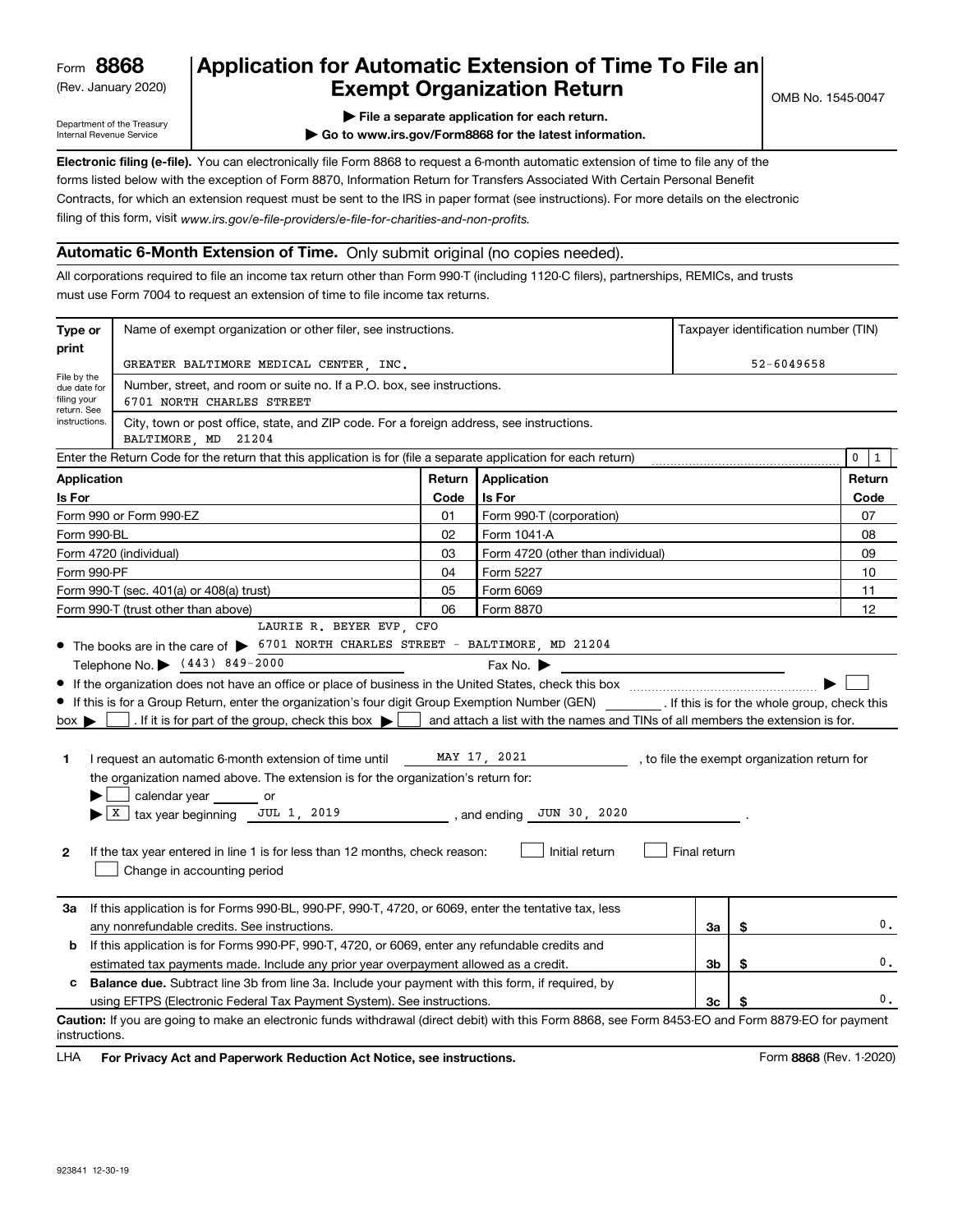Form **8868** (Rev. January 2020)

Department of the Treasury Internal Revenue Service

# Application for Automatic Extension of Time To File an Exempt Organization Return

OMB No. 1545-0047

▶ File a separate application for each return.

▶ Go to www.irs.gov/Form8868 for the latest information.

**Electronic filing (e-file).** You can electronically file Form 8868 to request a 6-month automatic extension of time to file any of the forms listed below with the exception of Form 8870, Information Return for Transfers Associated With Certain Personal Benefit Contracts, for which an extension request must be sent to the IRS in paper format (see instructions). For more details on the electronic filing of this form, visit *www.irs.gov/e-file-providers/e-file-for-charities-and-non-profits.*

## Automatic 6-Month Extension of Time. Only submit original (no copies needed).

All corporations required to file an income tax return other than Form 990-T (including 1120-C filers), partnerships, REMICs, and trusts must use Form 7004 to request an extension of time to file income tax returns.

| Type or print | | |
|---|---|---|
| File by the due date for filing your return. See instructions. | Name of exempt organization or other filer, see instructions. GREATER BALTIMORE MEDICAL CENTER, INC. | Taxpayer identification number (TIN) 52-6049658 |
| | Number, street, and room or suite no. If a P.O. box, see instructions. 6701 NORTH CHARLES STREET | |
| | City, town or post office, state, and ZIP code. For a foreign address, see instructions. BALTIMORE, MD 21204 | |

Enter the Return Code for the return that this application is for (file a separate application for each return) ........ 0 1

| Application Is For | Return Code | Application Is For | Return Code |
|---|---|---|---|
| Form 990 or Form 990-EZ | 01 | Form 990-T (corporation) | 07 |
| Form 990-BL | 02 | Form 1041-A | 08 |
| Form 4720 (individual) | 03 | Form 4720 (other than individual) | 09 |
| Form 990-PF | 04 | Form 5227 | 10 |
| Form 990-T (sec. 401(a) or 408(a) trust) | 05 | Form 6069 | 11 |
| Form 990-T (trust other than above) | 06 | Form 8870 | 12 |

- The books are in the care of ▶ LAURIE R. BEYER EVP, CFO 6701 NORTH CHARLES STREET - BALTIMORE, MD 21204

  Telephone No. ▶ (443) 849-2000 Fax No. ▶
- If the organization does not have an office or place of business in the United States, check this box ........ ▶ ☐
- If this is for a Group Return, enter the organization's four digit Group Exemption Number (GEN) ________ . If this is for the whole group, check this box ▶ ☐ . If it is for part of the group, check this box ▶ ☐ and attach a list with the names and TINs of all members the extension is for.

**1** I request an automatic 6-month extension of time until MAY 17, 2021, to file the exempt organization return for the organization named above. The extension is for the organization's return for:

▶ ☐ calendar year ______ or

▶ ☒ tax year beginning JUL 1, 2019, and ending JUN 30, 2020.

**2** If the tax year entered in line 1 is for less than 12 months, check reason: ☐ Initial return ☐ Final return ☐ Change in accounting period

| | | | |
|---|---|---|---|
| **3a** | If this application is for Forms 990-BL, 990-PF, 990-T, 4720, or 6069, enter the tentative tax, less any nonrefundable credits. See instructions. | 3a | $ 0. |
| **b** | If this application is for Forms 990-PF, 990-T, 4720, or 6069, enter any refundable credits and estimated tax payments made. Include any prior year overpayment allowed as a credit. | 3b | $ 0. |
| **c** | **Balance due.** Subtract line 3b from line 3a. Include your payment with this form, if required, by using EFTPS (Electronic Federal Tax Payment System). See instructions. | 3c | $ 0. |

**Caution:** If you are going to make an electronic funds withdrawal (direct debit) with this Form 8868, see Form 8453-EO and Form 8879-EO for payment instructions.

LHA **For Privacy Act and Paperwork Reduction Act Notice, see instructions.** Form **8868** (Rev. 1-2020)

923841 12-30-19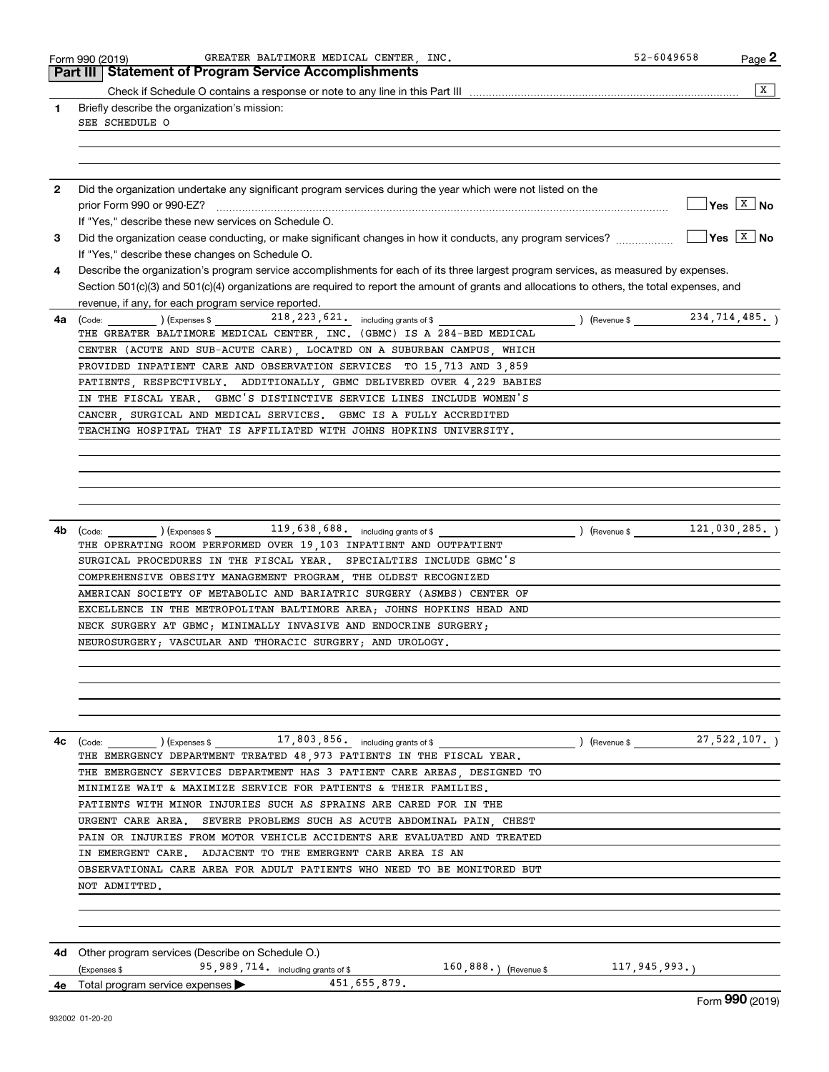Form 990 (2019) GREATER BALTIMORE MEDICAL CENTER, INC. 52-6049658 Page 2

## Part III Statement of Program Service Accomplishments

Check if Schedule O contains a response or note to any line in this Part III ..... [X]

**1** Briefly describe the organization's mission:

SEE SCHEDULE O

**2** Did the organization undertake any significant program services during the year which were not listed on the prior Form 990 or 990-EZ? ..... [ ] Yes [X] No

If "Yes," describe these new services on Schedule O.

**3** Did the organization cease conducting, or make significant changes in how it conducts, any program services? ..... [ ] Yes [X] No

If "Yes," describe these changes on Schedule O.

**4** Describe the organization's program service accomplishments for each of its three largest program services, as measured by expenses. Section 501(c)(3) and 501(c)(4) organizations are required to report the amount of grants and allocations to others, the total expenses, and revenue, if any, for each program service reported.

**4a** (Code: ) (Expenses $ 218,223,621. including grants of $ ) (Revenue $ 234,714,485. )

THE GREATER BALTIMORE MEDICAL CENTER, INC. (GBMC) IS A 284-BED MEDICAL CENTER (ACUTE AND SUB-ACUTE CARE), LOCATED ON A SUBURBAN CAMPUS, WHICH PROVIDED INPATIENT CARE AND OBSERVATION SERVICES TO 15,713 AND 3,859 PATIENTS, RESPECTIVELY. ADDITIONALLY, GBMC DELIVERED OVER 4,229 BABIES IN THE FISCAL YEAR. GBMC'S DISTINCTIVE SERVICE LINES INCLUDE WOMEN'S CANCER, SURGICAL AND MEDICAL SERVICES. GBMC IS A FULLY ACCREDITED TEACHING HOSPITAL THAT IS AFFILIATED WITH JOHNS HOPKINS UNIVERSITY.

**4b** (Code: ) (Expenses $ 119,638,688. including grants of $ ) (Revenue $ 121,030,285. )

THE OPERATING ROOM PERFORMED OVER 19,103 INPATIENT AND OUTPATIENT SURGICAL PROCEDURES IN THE FISCAL YEAR. SPECIALTIES INCLUDE GBMC'S COMPREHENSIVE OBESITY MANAGEMENT PROGRAM, THE OLDEST RECOGNIZED AMERICAN SOCIETY OF METABOLIC AND BARIATRIC SURGERY (ASMBS) CENTER OF EXCELLENCE IN THE METROPOLITAN BALTIMORE AREA; JOHNS HOPKINS HEAD AND NECK SURGERY AT GBMC; MINIMALLY INVASIVE AND ENDOCRINE SURGERY; NEUROSURGERY; VASCULAR AND THORACIC SURGERY; AND UROLOGY.

**4c** (Code: ) (Expenses $ 17,803,856. including grants of $ ) (Revenue $ 27,522,107. )

THE EMERGENCY DEPARTMENT TREATED 48,973 PATIENTS IN THE FISCAL YEAR. THE EMERGENCY SERVICES DEPARTMENT HAS 3 PATIENT CARE AREAS, DESIGNED TO MINIMIZE WAIT & MAXIMIZE SERVICE FOR PATIENTS & THEIR FAMILIES. PATIENTS WITH MINOR INJURIES SUCH AS SPRAINS ARE CARED FOR IN THE URGENT CARE AREA. SEVERE PROBLEMS SUCH AS ACUTE ABDOMINAL PAIN, CHEST PAIN OR INJURIES FROM MOTOR VEHICLE ACCIDENTS ARE EVALUATED AND TREATED IN EMERGENT CARE. ADJACENT TO THE EMERGENT CARE AREA IS AN OBSERVATIONAL CARE AREA FOR ADULT PATIENTS WHO NEED TO BE MONITORED BUT NOT ADMITTED.

**4d** Other program services (Describe on Schedule O.)

(Expenses $ 95,989,714. including grants of $ 160,888.) (Revenue $ 117,945,993.)

**4e** Total program service expenses ▶ 451,655,879.

Form **990** (2019)

932002 01-20-20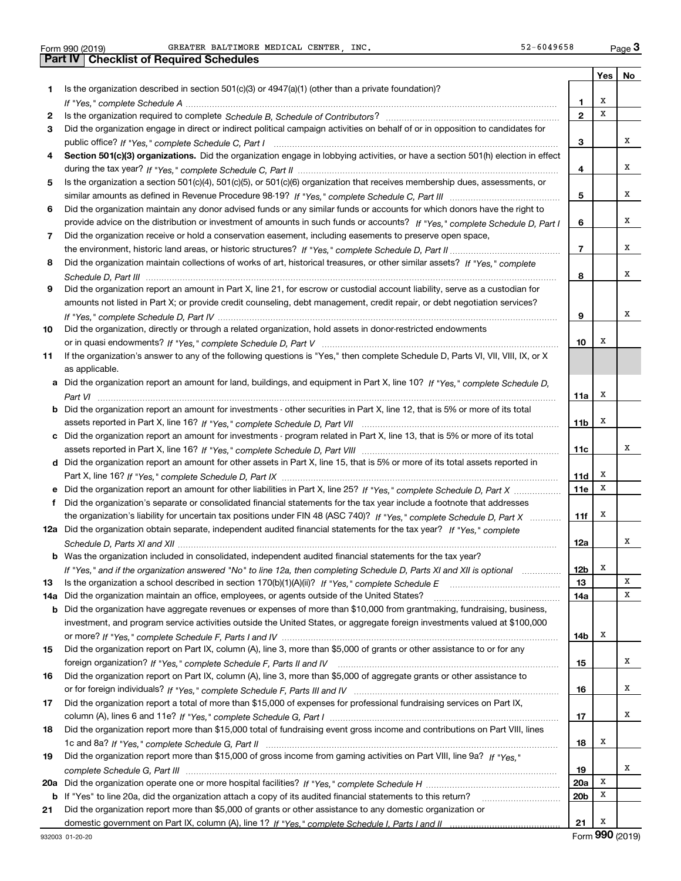Form 990 (2019) GREATER BALTIMORE MEDICAL CENTER, INC. 52-6049658 Page 3

## Part IV Checklist of Required Schedules

| | | | Yes | No |
|---|---|---|---|---|
| 1 | Is the organization described in section 501(c)(3) or 4947(a)(1) (other than a private foundation)? *If "Yes," complete Schedule A* | 1 | X | |
| 2 | Is the organization required to complete *Schedule B, Schedule of Contributors*? | 2 | X | |
| 3 | Did the organization engage in direct or indirect political campaign activities on behalf of or in opposition to candidates for public office? *If "Yes," complete Schedule C, Part I* | 3 | | X |
| 4 | **Section 501(c)(3) organizations.** Did the organization engage in lobbying activities, or have a section 501(h) election in effect during the tax year? *If "Yes," complete Schedule C, Part II* | 4 | | X |
| 5 | Is the organization a section 501(c)(4), 501(c)(5), or 501(c)(6) organization that receives membership dues, assessments, or similar amounts as defined in Revenue Procedure 98-19? *If "Yes," complete Schedule C, Part III* | 5 | | X |
| 6 | Did the organization maintain any donor advised funds or any similar funds or accounts for which donors have the right to provide advice on the distribution or investment of amounts in such funds or accounts? *If "Yes," complete Schedule D, Part I* | 6 | | X |
| 7 | Did the organization receive or hold a conservation easement, including easements to preserve open space, the environment, historic land areas, or historic structures? *If "Yes," complete Schedule D, Part II* | 7 | | X |
| 8 | Did the organization maintain collections of works of art, historical treasures, or other similar assets? *If "Yes," complete Schedule D, Part III* | 8 | | X |
| 9 | Did the organization report an amount in Part X, line 21, for escrow or custodial account liability, serve as a custodian for amounts not listed in Part X; or provide credit counseling, debt management, credit repair, or debt negotiation services? *If "Yes," complete Schedule D, Part IV* | 9 | | X |
| 10 | Did the organization, directly or through a related organization, hold assets in donor-restricted endowments or in quasi endowments? *If "Yes," complete Schedule D, Part V* | 10 | X | |
| 11 | If the organization's answer to any of the following questions is "Yes," then complete Schedule D, Parts VI, VII, VIII, IX, or X as applicable. | | | |
| a | Did the organization report an amount for land, buildings, and equipment in Part X, line 10? *If "Yes," complete Schedule D, Part VI* | 11a | X | |
| b | Did the organization report an amount for investments - other securities in Part X, line 12, that is 5% or more of its total assets reported in Part X, line 16? *If "Yes," complete Schedule D, Part VII* | 11b | X | |
| c | Did the organization report an amount for investments - program related in Part X, line 13, that is 5% or more of its total assets reported in Part X, line 16? *If "Yes," complete Schedule D, Part VIII* | 11c | | X |
| d | Did the organization report an amount for other assets in Part X, line 15, that is 5% or more of its total assets reported in Part X, line 16? *If "Yes," complete Schedule D, Part IX* | 11d | X | |
| e | Did the organization report an amount for other liabilities in Part X, line 25? *If "Yes," complete Schedule D, Part X* | 11e | X | |
| f | Did the organization's separate or consolidated financial statements for the tax year include a footnote that addresses the organization's liability for uncertain tax positions under FIN 48 (ASC 740)? *If "Yes," complete Schedule D, Part X* | 11f | X | |
| 12a | Did the organization obtain separate, independent audited financial statements for the tax year? *If "Yes," complete Schedule D, Parts XI and XII* | 12a | | X |
| b | Was the organization included in consolidated, independent audited financial statements for the tax year? *If "Yes," and if the organization answered "No" to line 12a, then completing Schedule D, Parts XI and XII is optional* | 12b | X | |
| 13 | Is the organization a school described in section 170(b)(1)(A)(ii)? *If "Yes," complete Schedule E* | 13 | | X |
| 14a | Did the organization maintain an office, employees, or agents outside of the United States? | 14a | | X |
| b | Did the organization have aggregate revenues or expenses of more than $10,000 from grantmaking, fundraising, business, investment, and program service activities outside the United States, or aggregate foreign investments valued at $100,000 or more? *If "Yes," complete Schedule F, Parts I and IV* | 14b | X | |
| 15 | Did the organization report on Part IX, column (A), line 3, more than $5,000 of grants or other assistance to or for any foreign organization? *If "Yes," complete Schedule F, Parts II and IV* | 15 | | X |
| 16 | Did the organization report on Part IX, column (A), line 3, more than $5,000 of aggregate grants or other assistance to or for foreign individuals? *If "Yes," complete Schedule F, Parts III and IV* | 16 | | X |
| 17 | Did the organization report a total of more than $15,000 of expenses for professional fundraising services on Part IX, column (A), lines 6 and 11e? *If "Yes," complete Schedule G, Part I* | 17 | | X |
| 18 | Did the organization report more than $15,000 total of fundraising event gross income and contributions on Part VIII, lines 1c and 8a? *If "Yes," complete Schedule G, Part II* | 18 | X | |
| 19 | Did the organization report more than $15,000 of gross income from gaming activities on Part VIII, line 9a? *If "Yes," complete Schedule G, Part III* | 19 | | X |
| 20a | Did the organization operate one or more hospital facilities? *If "Yes," complete Schedule H* | 20a | X | |
| b | If "Yes" to line 20a, did the organization attach a copy of its audited financial statements to this return? | 20b | X | |
| 21 | Did the organization report more than $5,000 of grants or other assistance to any domestic organization or domestic government on Part IX, column (A), line 1? *If "Yes," complete Schedule I, Parts I and II* | 21 | X | |

932003 01-20-20 Form **990** (2019)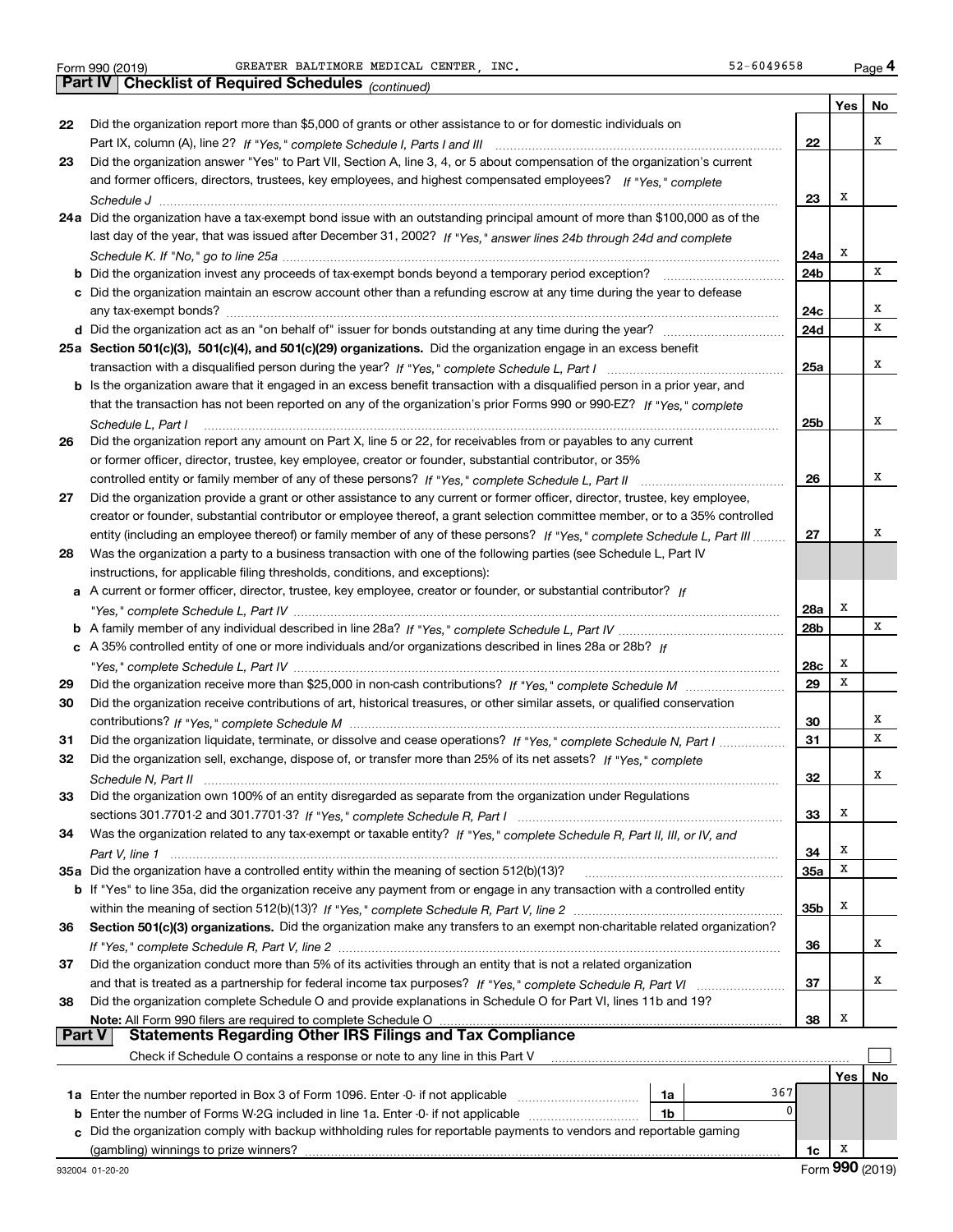Form 990 (2019) GREATER BALTIMORE MEDICAL CENTER, INC. 52-6049658 Page 4

## Part IV Checklist of Required Schedules *(continued)*

| | | | Yes | No |
|---|---|---|---|---|
| 22 | Did the organization report more than $5,000 of grants or other assistance to or for domestic individuals on Part IX, column (A), line 2? *If "Yes," complete Schedule I, Parts I and III* | 22 | | X |
| 23 | Did the organization answer "Yes" to Part VII, Section A, line 3, 4, or 5 about compensation of the organization's current and former officers, directors, trustees, key employees, and highest compensated employees? *If "Yes," complete Schedule J* | 23 | X | |
| 24a | Did the organization have a tax-exempt bond issue with an outstanding principal amount of more than $100,000 as of the last day of the year, that was issued after December 31, 2002? *If "Yes," answer lines 24b through 24d and complete Schedule K. If "No," go to line 25a* | 24a | X | |
| b | Did the organization invest any proceeds of tax-exempt bonds beyond a temporary period exception? | 24b | | X |
| c | Did the organization maintain an escrow account other than a refunding escrow at any time during the year to defease any tax-exempt bonds? | 24c | | X |
| d | Did the organization act as an "on behalf of" issuer for bonds outstanding at any time during the year? | 24d | | X |
| 25a | **Section 501(c)(3), 501(c)(4), and 501(c)(29) organizations.** Did the organization engage in an excess benefit transaction with a disqualified person during the year? *If "Yes," complete Schedule L, Part I* | 25a | | X |
| b | Is the organization aware that it engaged in an excess benefit transaction with a disqualified person in a prior year, and that the transaction has not been reported on any of the organization's prior Forms 990 or 990-EZ? *If "Yes," complete Schedule L, Part I* | 25b | | X |
| 26 | Did the organization report any amount on Part X, line 5 or 22, for receivables from or payables to any current or former officer, director, trustee, key employee, creator or founder, substantial contributor, or 35% controlled entity or family member of any of these persons? *If "Yes," complete Schedule L, Part II* | 26 | | X |
| 27 | Did the organization provide a grant or other assistance to any current or former officer, director, trustee, key employee, creator or founder, substantial contributor or employee thereof, a grant selection committee member, or to a 35% controlled entity (including an employee thereof) or family member of any of these persons? *If "Yes," complete Schedule L, Part III* | 27 | | X |
| 28 | Was the organization a party to a business transaction with one of the following parties (see Schedule L, Part IV instructions, for applicable filing thresholds, conditions, and exceptions): | | | |
| a | A current or former officer, director, trustee, key employee, creator or founder, or substantial contributor? *If "Yes," complete Schedule L, Part IV* | 28a | X | |
| b | A family member of any individual described in line 28a? *If "Yes," complete Schedule L, Part IV* | 28b | | X |
| c | A 35% controlled entity of one or more individuals and/or organizations described in lines 28a or 28b? *If "Yes," complete Schedule L, Part IV* | 28c | X | |
| 29 | Did the organization receive more than $25,000 in non-cash contributions? *If "Yes," complete Schedule M* | 29 | X | |
| 30 | Did the organization receive contributions of art, historical treasures, or other similar assets, or qualified conservation contributions? *If "Yes," complete Schedule M* | 30 | | X |
| 31 | Did the organization liquidate, terminate, or dissolve and cease operations? *If "Yes," complete Schedule N, Part I* | 31 | | X |
| 32 | Did the organization sell, exchange, dispose of, or transfer more than 25% of its net assets? *If "Yes," complete Schedule N, Part II* | 32 | | X |
| 33 | Did the organization own 100% of an entity disregarded as separate from the organization under Regulations sections 301.7701-2 and 301.7701-3? *If "Yes," complete Schedule R, Part I* | 33 | X | |
| 34 | Was the organization related to any tax-exempt or taxable entity? *If "Yes," complete Schedule R, Part II, III, or IV, and Part V, line 1* | 34 | X | |
| 35a | Did the organization have a controlled entity within the meaning of section 512(b)(13)? | 35a | X | |
| b | If "Yes" to line 35a, did the organization receive any payment from or engage in any transaction with a controlled entity within the meaning of section 512(b)(13)? *If "Yes," complete Schedule R, Part V, line 2* | 35b | X | |
| 36 | **Section 501(c)(3) organizations.** Did the organization make any transfers to an exempt non-charitable related organization? *If "Yes," complete Schedule R, Part V, line 2* | 36 | | X |
| 37 | Did the organization conduct more than 5% of its activities through an entity that is not a related organization and that is treated as a partnership for federal income tax purposes? *If "Yes," complete Schedule R, Part VI* | 37 | | X |
| 38 | Did the organization complete Schedule O and provide explanations in Schedule O for Part VI, lines 11b and 19? **Note:** All Form 990 filers are required to complete Schedule O | 38 | X | |

## Part V Statements Regarding Other IRS Filings and Tax Compliance

Check if Schedule O contains a response or note to any line in this Part V ☐

| | | | | | Yes | No |
|---|---|---|---|---|---|---|
| 1a | Enter the number reported in Box 3 of Form 1096. Enter -0- if not applicable | 1a | 367 | | | |
| b | Enter the number of Forms W-2G included in line 1a. Enter -0- if not applicable | 1b | 0 | | | |
| c | Did the organization comply with backup withholding rules for reportable payments to vendors and reportable gaming (gambling) winnings to prize winners? | | | 1c | X | |

932004 01-20-20 Form **990** (2019)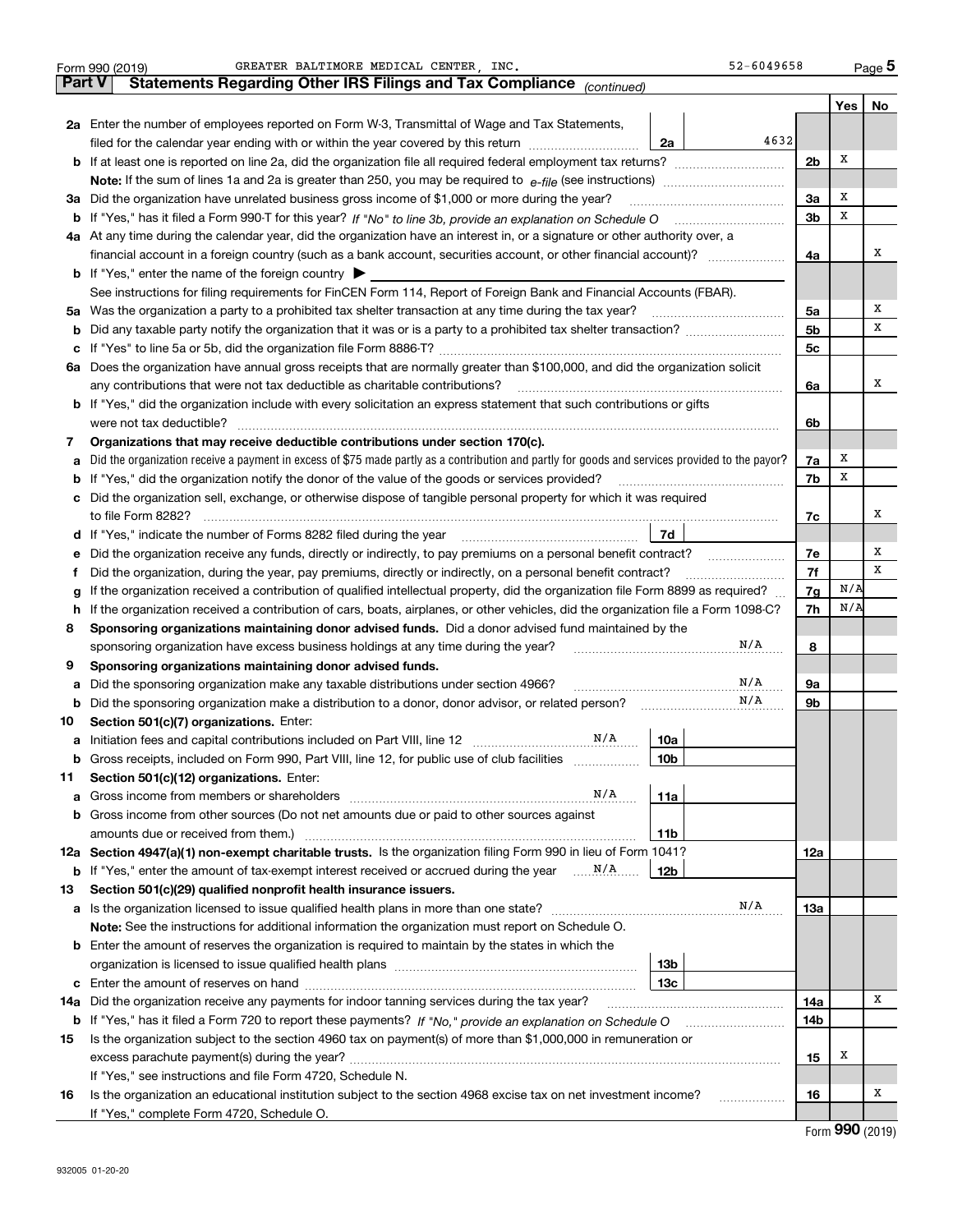Form 990 (2019) GREATER BALTIMORE MEDICAL CENTER, INC. 52-6049658 Page 5

**Part V Statements Regarding Other IRS Filings and Tax Compliance** *(continued)*

| | | | | Yes | No |
|---|---|---|---|---|---|
| **2a** | Enter the number of employees reported on Form W-3, Transmittal of Wage and Tax Statements, filed for the calendar year ending with or within the year covered by this return | 2a 4632 | | | |
| **b** | If at least one is reported on line 2a, did the organization file all required federal employment tax returns? | | 2b | X | |
| | **Note:** If the sum of lines 1a and 2a is greater than 250, you may be required to *e-file* (see instructions) | | | | |
| **3a** | Did the organization have unrelated business gross income of $1,000 or more during the year? | | 3a | X | |
| **b** | If "Yes," has it filed a Form 990-T for this year? *If "No" to line 3b, provide an explanation on Schedule O* | | 3b | X | |
| **4a** | At any time during the calendar year, did the organization have an interest in, or a signature or other authority over, a financial account in a foreign country (such as a bank account, securities account, or other financial account)? | | 4a | | X |
| **b** | If "Yes," enter the name of the foreign country ▶ | | | | |
| | See instructions for filing requirements for FinCEN Form 114, Report of Foreign Bank and Financial Accounts (FBAR). | | | | |
| **5a** | Was the organization a party to a prohibited tax shelter transaction at any time during the tax year? | | 5a | | X |
| **b** | Did any taxable party notify the organization that it was or is a party to a prohibited tax shelter transaction? | | 5b | | X |
| **c** | If "Yes" to line 5a or 5b, did the organization file Form 8886-T? | | 5c | | |
| **6a** | Does the organization have annual gross receipts that are normally greater than $100,000, and did the organization solicit any contributions that were not tax deductible as charitable contributions? | | 6a | | X |
| **b** | If "Yes," did the organization include with every solicitation an express statement that such contributions or gifts were not tax deductible? | | 6b | | |
| **7** | **Organizations that may receive deductible contributions under section 170(c).** | | | | |
| **a** | Did the organization receive a payment in excess of $75 made partly as a contribution and partly for goods and services provided to the payor? | | 7a | X | |
| **b** | If "Yes," did the organization notify the donor of the value of the goods or services provided? | | 7b | X | |
| **c** | Did the organization sell, exchange, or otherwise dispose of tangible personal property for which it was required to file Form 8282? | | 7c | | X |
| **d** | If "Yes," indicate the number of Forms 8282 filed during the year | 7d | | | |
| **e** | Did the organization receive any funds, directly or indirectly, to pay premiums on a personal benefit contract? | | 7e | | X |
| **f** | Did the organization, during the year, pay premiums, directly or indirectly, on a personal benefit contract? | | 7f | | X |
| **g** | If the organization received a contribution of qualified intellectual property, did the organization file Form 8899 as required? | | 7g | N/A | |
| **h** | If the organization received a contribution of cars, boats, airplanes, or other vehicles, did the organization file a Form 1098-C? | | 7h | N/A | |
| **8** | **Sponsoring organizations maintaining donor advised funds.** Did a donor advised fund maintained by the sponsoring organization have excess business holdings at any time during the year? N/A | | 8 | | |
| **9** | **Sponsoring organizations maintaining donor advised funds.** | | | | |
| **a** | Did the sponsoring organization make any taxable distributions under section 4966? N/A | | 9a | | |
| **b** | Did the sponsoring organization make a distribution to a donor, donor advisor, or related person? N/A | | 9b | | |
| **10** | **Section 501(c)(7) organizations.** Enter: | | | | |
| **a** | Initiation fees and capital contributions included on Part VIII, line 12 N/A | 10a | | | |
| **b** | Gross receipts, included on Form 990, Part VIII, line 12, for public use of club facilities | 10b | | | |
| **11** | **Section 501(c)(12) organizations.** Enter: | | | | |
| **a** | Gross income from members or shareholders N/A | 11a | | | |
| **b** | Gross income from other sources (Do not net amounts due or paid to other sources against amounts due or received from them.) | 11b | | | |
| **12a** | **Section 4947(a)(1) non-exempt charitable trusts.** Is the organization filing Form 990 in lieu of Form 1041? | | 12a | | |
| **b** | If "Yes," enter the amount of tax-exempt interest received or accrued during the year N/A | 12b | | | |
| **13** | **Section 501(c)(29) qualified nonprofit health insurance issuers.** | | | | |
| **a** | Is the organization licensed to issue qualified health plans in more than one state? N/A | | 13a | | |
| | **Note:** See the instructions for additional information the organization must report on Schedule O. | | | | |
| **b** | Enter the amount of reserves the organization is required to maintain by the states in which the organization is licensed to issue qualified health plans | 13b | | | |
| **c** | Enter the amount of reserves on hand | 13c | | | |
| **14a** | Did the organization receive any payments for indoor tanning services during the tax year? | | 14a | | X |
| **b** | If "Yes," has it filed a Form 720 to report these payments? *If "No," provide an explanation on Schedule O* | | 14b | | |
| **15** | Is the organization subject to the section 4960 tax on payment(s) of more than $1,000,000 in remuneration or excess parachute payment(s) during the year? | | 15 | X | |
| | If "Yes," see instructions and file Form 4720, Schedule N. | | | | |
| **16** | Is the organization an educational institution subject to the section 4968 excise tax on net investment income? | | 16 | | X |
| | If "Yes," complete Form 4720, Schedule O. | | | | |

Form **990** (2019)

932005 01-20-20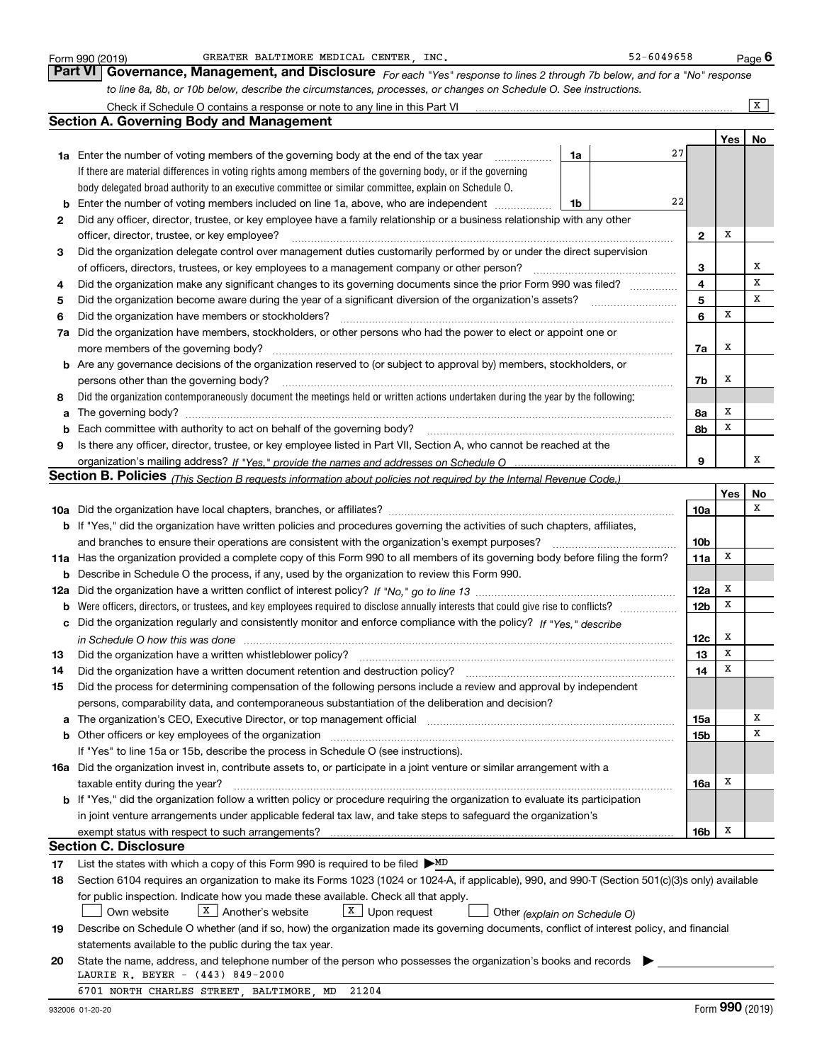Form 990 (2019) GREATER BALTIMORE MEDICAL CENTER, INC. 52-6049658 Page 6

## Part VI Governance, Management, and Disclosure

*For each "Yes" response to lines 2 through 7b below, and for a "No" response to line 8a, 8b, or 10b below, describe the circumstances, processes, or changes on Schedule O. See instructions.*

Check if Schedule O contains a response or note to any line in this Part VI [X]

### Section A. Governing Body and Management

| | | | Yes | No |
|---|---|---|---|---|
| **1a** | Enter the number of voting members of the governing body at the end of the tax year **1a** 27. If there are material differences in voting rights among members of the governing body, or if the governing body delegated broad authority to an executive committee or similar committee, explain on Schedule O. | | | |
| **b** | Enter the number of voting members included on line 1a, above, who are independent **1b** 22 | | | |
| **2** | Did any officer, director, trustee, or key employee have a family relationship or a business relationship with any other officer, director, trustee, or key employee? | 2 | X | |
| **3** | Did the organization delegate control over management duties customarily performed by or under the direct supervision of officers, directors, trustees, or key employees to a management company or other person? | 3 | | X |
| **4** | Did the organization make any significant changes to its governing documents since the prior Form 990 was filed? | 4 | | X |
| **5** | Did the organization become aware during the year of a significant diversion of the organization's assets? | 5 | | X |
| **6** | Did the organization have members or stockholders? | 6 | X | |
| **7a** | Did the organization have members, stockholders, or other persons who had the power to elect or appoint one or more members of the governing body? | 7a | X | |
| **b** | Are any governance decisions of the organization reserved to (or subject to approval by) members, stockholders, or persons other than the governing body? | 7b | X | |
| **8** | Did the organization contemporaneously document the meetings held or written actions undertaken during the year by the following: | | | |
| **a** | The governing body? | 8a | X | |
| **b** | Each committee with authority to act on behalf of the governing body? | 8b | X | |
| **9** | Is there any officer, director, trustee, or key employee listed in Part VII, Section A, who cannot be reached at the organization's mailing address? *If "Yes," provide the names and addresses on Schedule O* | 9 | | X |

### Section B. Policies *(This Section B requests information about policies not required by the Internal Revenue Code.)*

| | | | Yes | No |
|---|---|---|---|---|
| **10a** | Did the organization have local chapters, branches, or affiliates? | 10a | | X |
| **b** | If "Yes," did the organization have written policies and procedures governing the activities of such chapters, affiliates, and branches to ensure their operations are consistent with the organization's exempt purposes? | 10b | | |
| **11a** | Has the organization provided a complete copy of this Form 990 to all members of its governing body before filing the form? | 11a | X | |
| **b** | Describe in Schedule O the process, if any, used by the organization to review this Form 990. | | | |
| **12a** | Did the organization have a written conflict of interest policy? *If "No," go to line 13* | 12a | X | |
| **b** | Were officers, directors, or trustees, and key employees required to disclose annually interests that could give rise to conflicts? | 12b | X | |
| **c** | Did the organization regularly and consistently monitor and enforce compliance with the policy? *If "Yes," describe in Schedule O how this was done* | 12c | X | |
| **13** | Did the organization have a written whistleblower policy? | 13 | X | |
| **14** | Did the organization have a written document retention and destruction policy? | 14 | X | |
| **15** | Did the process for determining compensation of the following persons include a review and approval by independent persons, comparability data, and contemporaneous substantiation of the deliberation and decision? | | | |
| **a** | The organization's CEO, Executive Director, or top management official | 15a | | X |
| **b** | Other officers or key employees of the organization | 15b | | X |
| | If "Yes" to line 15a or 15b, describe the process in Schedule O (see instructions). | | | |
| **16a** | Did the organization invest in, contribute assets to, or participate in a joint venture or similar arrangement with a taxable entity during the year? | 16a | X | |
| **b** | If "Yes," did the organization follow a written policy or procedure requiring the organization to evaluate its participation in joint venture arrangements under applicable federal tax law, and take steps to safeguard the organization's exempt status with respect to such arrangements? | 16b | X | |

### Section C. Disclosure

**17** List the states with which a copy of this Form 990 is required to be filed ▶MD

**18** Section 6104 requires an organization to make its Forms 1023 (1024 or 1024-A, if applicable), 990, and 990-T (Section 501(c)(3)s only) available for public inspection. Indicate how you made these available. Check all that apply.

[ ] Own website [X] Another's website [X] Upon request [ ] Other *(explain on Schedule O)*

**19** Describe on Schedule O whether (and if so, how) the organization made its governing documents, conflict of interest policy, and financial statements available to the public during the tax year.

**20** State the name, address, and telephone number of the person who possesses the organization's books and records ▶

LAURIE R. BEYER - (443) 849-2000

6701 NORTH CHARLES STREET, BALTIMORE, MD 21204

932006 01-20-20 Form **990** (2019)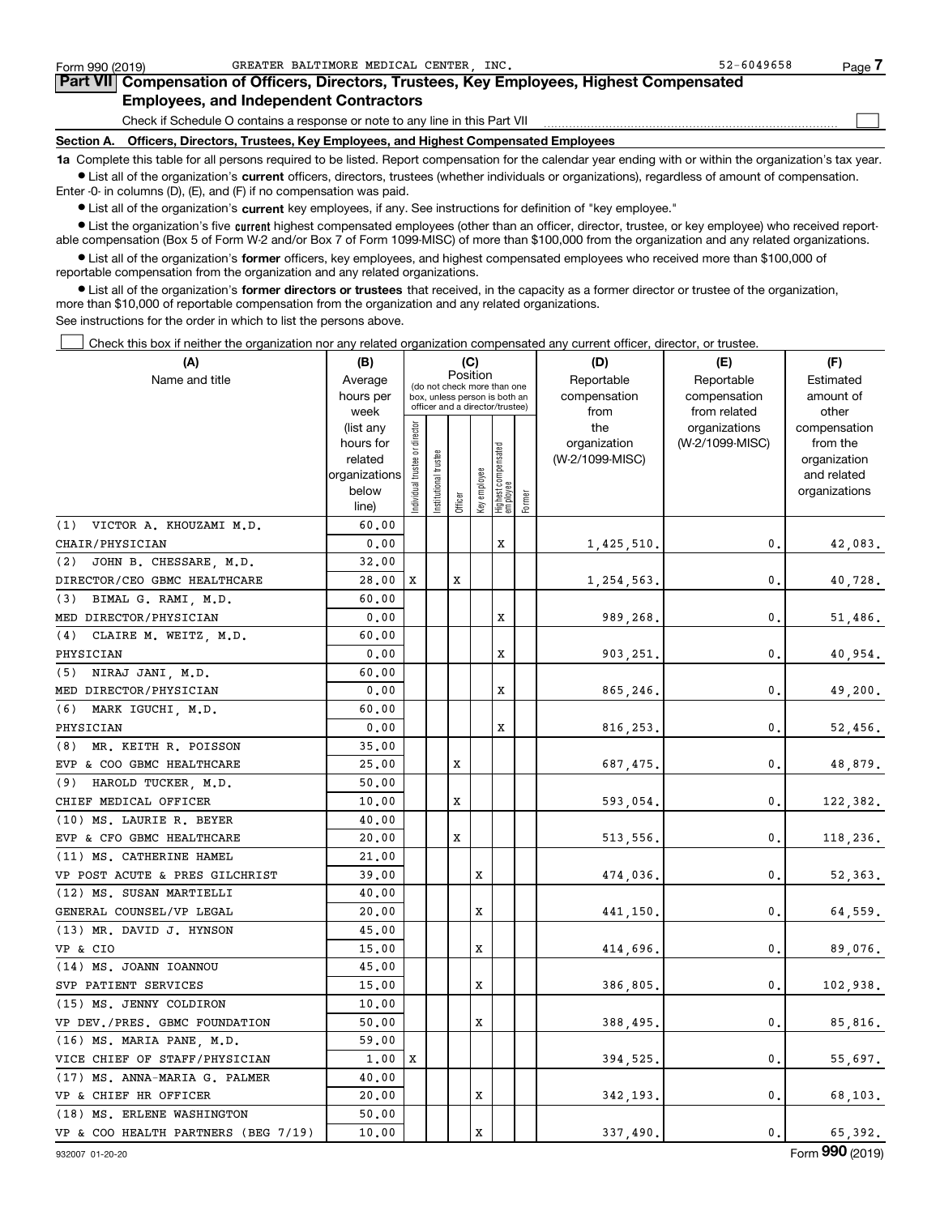Form 990 (2019) GREATER BALTIMORE MEDICAL CENTER, INC. 52-6049658 Page 7

## Part VII Compensation of Officers, Directors, Trustees, Key Employees, Highest Compensated Employees, and Independent Contractors

Check if Schedule O contains a response or note to any line in this Part VII ☐

**Section A. Officers, Directors, Trustees, Key Employees, and Highest Compensated Employees**

**1a** Complete this table for all persons required to be listed. Report compensation for the calendar year ending with or within the organization's tax year.

- List all of the organization's **current** officers, directors, trustees (whether individuals or organizations), regardless of amount of compensation. Enter -0- in columns (D), (E), and (F) if no compensation was paid.
- List all of the organization's **current** key employees, if any. See instructions for definition of "key employee."
- List the organization's five **current** highest compensated employees (other than an officer, director, trustee, or key employee) who received reportable compensation (Box 5 of Form W-2 and/or Box 7 of Form 1099-MISC) of more than $100,000 from the organization and any related organizations.
- List all of the organization's **former** officers, key employees, and highest compensated employees who received more than $100,000 of reportable compensation from the organization and any related organizations.
- List all of the organization's **former directors or trustees** that received, in the capacity as a former director or trustee of the organization, more than $10,000 of reportable compensation from the organization and any related organizations.

See instructions for the order in which to list the persons above.

☐ Check this box if neither the organization nor any related organization compensated any current officer, director, or trustee.

| (A) Name and title | (B) Average hours per week (list any hours for related organizations below line) | (C) Position: Individual trustee or director | Institutional trustee | Officer | Key employee | Highest compensated employee | Former | (D) Reportable compensation from the organization (W-2/1099-MISC) | (E) Reportable compensation from related organizations (W-2/1099-MISC) | (F) Estimated amount of other compensation from the organization and related organizations |
|---|---|---|---|---|---|---|---|---|---|---|
| (1) VICTOR A. KHOUZAMI M.D.<br>CHAIR/PHYSICIAN | 60.00<br>0.00 | | | | | X | | 1,425,510. | 0. | 42,083. |
| (2) JOHN B. CHESSARE, M.D.<br>DIRECTOR/CEO GBMC HEALTHCARE | 32.00<br>28.00 | X | | X | | | | 1,254,563. | 0. | 40,728. |
| (3) BIMAL G. RAMI, M.D.<br>MED DIRECTOR/PHYSICIAN | 60.00<br>0.00 | | | | | X | | 989,268. | 0. | 51,486. |
| (4) CLAIRE M. WEITZ, M.D.<br>PHYSICIAN | 60.00<br>0.00 | | | | | X | | 903,251. | 0. | 40,954. |
| (5) NIRAJ JANI, M.D.<br>MED DIRECTOR/PHYSICIAN | 60.00<br>0.00 | | | | | X | | 865,246. | 0. | 49,200. |
| (6) MARK IGUCHI, M.D.<br>PHYSICIAN | 60.00<br>0.00 | | | | | X | | 816,253. | 0. | 52,456. |
| (8) MR. KEITH R. POISSON<br>EVP & COO GBMC HEALTHCARE | 35.00<br>25.00 | | | X | | | | 687,475. | 0. | 48,879. |
| (9) HAROLD TUCKER, M.D.<br>CHIEF MEDICAL OFFICER | 50.00<br>10.00 | | | X | | | | 593,054. | 0. | 122,382. |
| (10) MS. LAURIE R. BEYER<br>EVP & CFO GBMC HEALTHCARE | 40.00<br>20.00 | | | X | | | | 513,556. | 0. | 118,236. |
| (11) MS. CATHERINE HAMEL<br>VP POST ACUTE & PRES GILCHRIST | 21.00<br>39.00 | | | | X | | | 474,036. | 0. | 52,363. |
| (12) MS. SUSAN MARTIELLI<br>GENERAL COUNSEL/VP LEGAL | 40.00<br>20.00 | | | | X | | | 441,150. | 0. | 64,559. |
| (13) MR. DAVID J. HYNSON<br>VP & CIO | 45.00<br>15.00 | | | | X | | | 414,696. | 0. | 89,076. |
| (14) MS. JOANN IOANNOU<br>SVP PATIENT SERVICES | 45.00<br>15.00 | | | | X | | | 386,805. | 0. | 102,938. |
| (15) MS. JENNY COLDIRON<br>VP DEV./PRES. GBMC FOUNDATION | 10.00<br>50.00 | | | | X | | | 388,495. | 0. | 85,816. |
| (16) MS. MARIA PANE, M.D.<br>VICE CHIEF OF STAFF/PHYSICIAN | 59.00<br>1.00 | X | | | | | | 394,525. | 0. | 55,697. |
| (17) MS. ANNA-MARIA G. PALMER<br>VP & CHIEF HR OFFICER | 40.00<br>20.00 | | | | X | | | 342,193. | 0. | 68,103. |
| (18) MS. ERLENE WASHINGTON<br>VP & COO HEALTH PARTNERS (BEG 7/19) | 50.00<br>10.00 | | | | X | | | 337,490. | 0. | 65,392. |

932007 01-20-20 Form **990** (2019)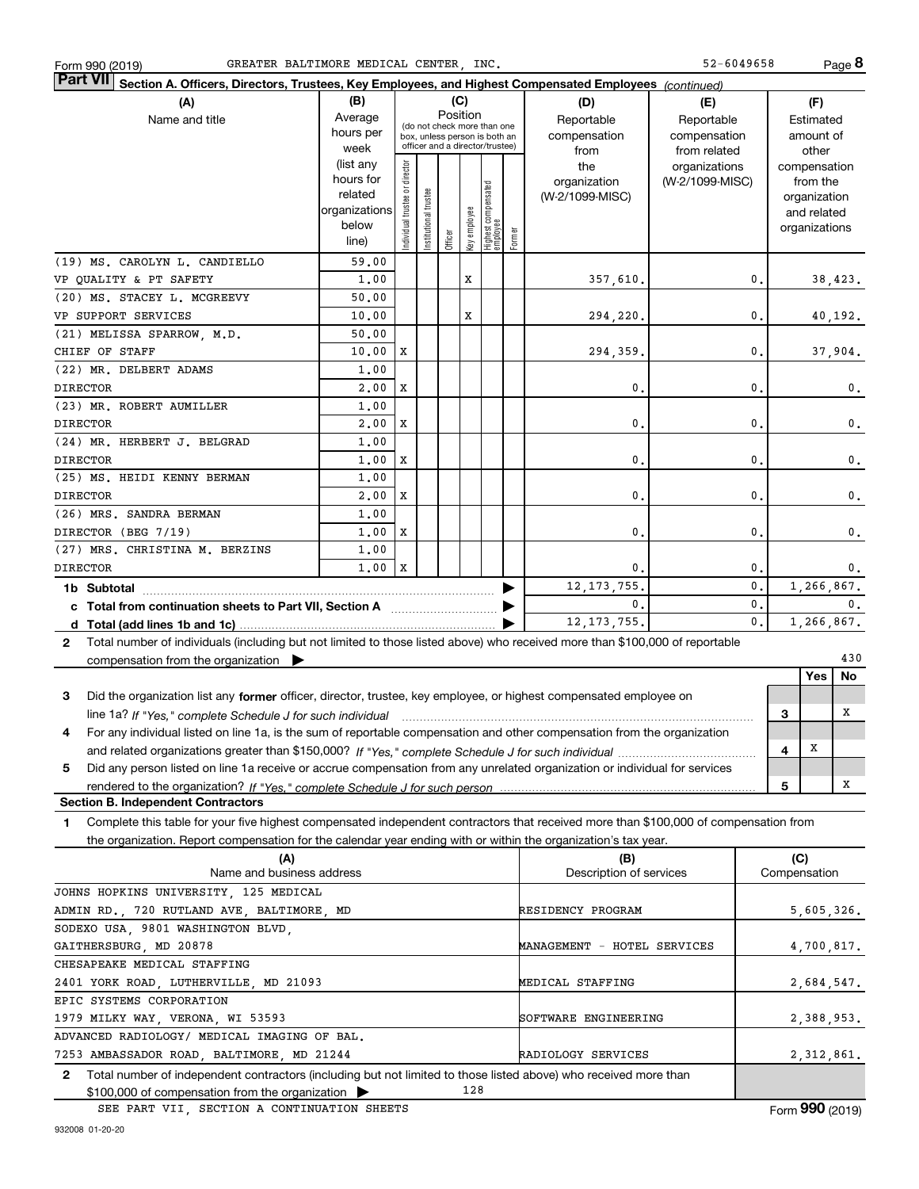Form 990 (2019) GREATER BALTIMORE MEDICAL CENTER, INC. 52-6049658

**Part VII Section A. Officers, Directors, Trustees, Key Employees, and Highest Compensated Employees** *(continued)*

| (A) Name and title | (B) Average hours per week (list any hours for related organizations below line) | (C) Individual trustee or director | Institutional trustee | Officer | Key employee | Highest compensated employee | Former | (D) Reportable compensation from the organization (W-2/1099-MISC) | (E) Reportable compensation from related organizations (W-2/1099-MISC) | (F) Estimated amount of other compensation from the organization and related organizations |
|---|---|---|---|---|---|---|---|---|---|---|
| (19) MS. CAROLYN L. CANDIELLO | 59.00 | | | | | | | | | |
| VP QUALITY & PT SAFETY | 1.00 | | | | X | | | 357,610. | 0. | 38,423. |
| (20) MS. STACEY L. MCGREEVY | 50.00 | | | | | | | | | |
| VP SUPPORT SERVICES | 10.00 | | | | X | | | 294,220. | 0. | 40,192. |
| (21) MELISSA SPARROW, M.D. | 50.00 | | | | | | | | | |
| CHIEF OF STAFF | 10.00 | X | | | | | | 294,359. | 0. | 37,904. |
| (22) MR. DELBERT ADAMS | 1.00 | | | | | | | | | |
| DIRECTOR | 2.00 | X | | | | | | 0. | 0. | 0. |
| (23) MR. ROBERT AUMILLER | 1.00 | | | | | | | | | |
| DIRECTOR | 2.00 | X | | | | | | 0. | 0. | 0. |
| (24) MR. HERBERT J. BELGRAD | 1.00 | | | | | | | | | |
| DIRECTOR | 1.00 | X | | | | | | 0. | 0. | 0. |
| (25) MS. HEIDI KENNY BERMAN | 1.00 | | | | | | | | | |
| DIRECTOR | 2.00 | X | | | | | | 0. | 0. | 0. |
| (26) MRS. SANDRA BERMAN | 1.00 | | | | | | | | | |
| DIRECTOR (BEG 7/19) | 1.00 | X | | | | | | 0. | 0. | 0. |
| (27) MRS. CHRISTINA M. BERZINS | 1.00 | | | | | | | | | |
| DIRECTOR | 1.00 | X | | | | | | 0. | 0. | 0. |
| **1b Subtotal** | | | | | | | | 12,173,755. | 0. | 1,266,867. |
| **c Total from continuation sheets to Part VII, Section A** | | | | | | | | 0. | 0. | 0. |
| **d Total (add lines 1b and 1c)** | | | | | | | | 12,173,755. | 0. | 1,266,867. |

**2** Total number of individuals (including but not limited to those listed above) who received more than $100,000 of reportable compensation from the organization ▶ 430

| | | Yes | No |
|---|---|---|---|
| **3** Did the organization list any **former** officer, director, trustee, key employee, or highest compensated employee on line 1a? *If "Yes," complete Schedule J for such individual* | 3 | | X |
| **4** For any individual listed on line 1a, is the sum of reportable compensation and other compensation from the organization and related organizations greater than $150,000? *If "Yes," complete Schedule J for such individual* | 4 | X | |
| **5** Did any person listed on line 1a receive or accrue compensation from any unrelated organization or individual for services rendered to the organization? *If "Yes," complete Schedule J for such person* | 5 | | X |

**Section B. Independent Contractors**

**1** Complete this table for your five highest compensated independent contractors that received more than $100,000 of compensation from the organization. Report compensation for the calendar year ending with or within the organization's tax year.

| (A) Name and business address | (B) Description of services | (C) Compensation |
|---|---|---|
| JOHNS HOPKINS UNIVERSITY, 125 MEDICAL ADMIN RD., 720 RUTLAND AVE, BALTIMORE, MD | RESIDENCY PROGRAM | 5,605,326. |
| SODEXO USA, 9801 WASHINGTON BLVD, GAITHERSBURG, MD 20878 | MANAGEMENT - HOTEL SERVICES | 4,700,817. |
| CHESAPEAKE MEDICAL STAFFING 2401 YORK ROAD, LUTHERVILLE, MD 21093 | MEDICAL STAFFING | 2,684,547. |
| EPIC SYSTEMS CORPORATION 1979 MILKY WAY, VERONA, WI 53593 | SOFTWARE ENGINEERING | 2,388,953. |
| ADVANCED RADIOLOGY/ MEDICAL IMAGING OF BAL. 7253 AMBASSADOR ROAD, BALTIMORE, MD 21244 | RADIOLOGY SERVICES | 2,312,861. |

**2** Total number of independent contractors (including but not limited to those listed above) who received more than $100,000 of compensation from the organization ▶ 128

SEE PART VII, SECTION A CONTINUATION SHEETS

Form **990** (2019)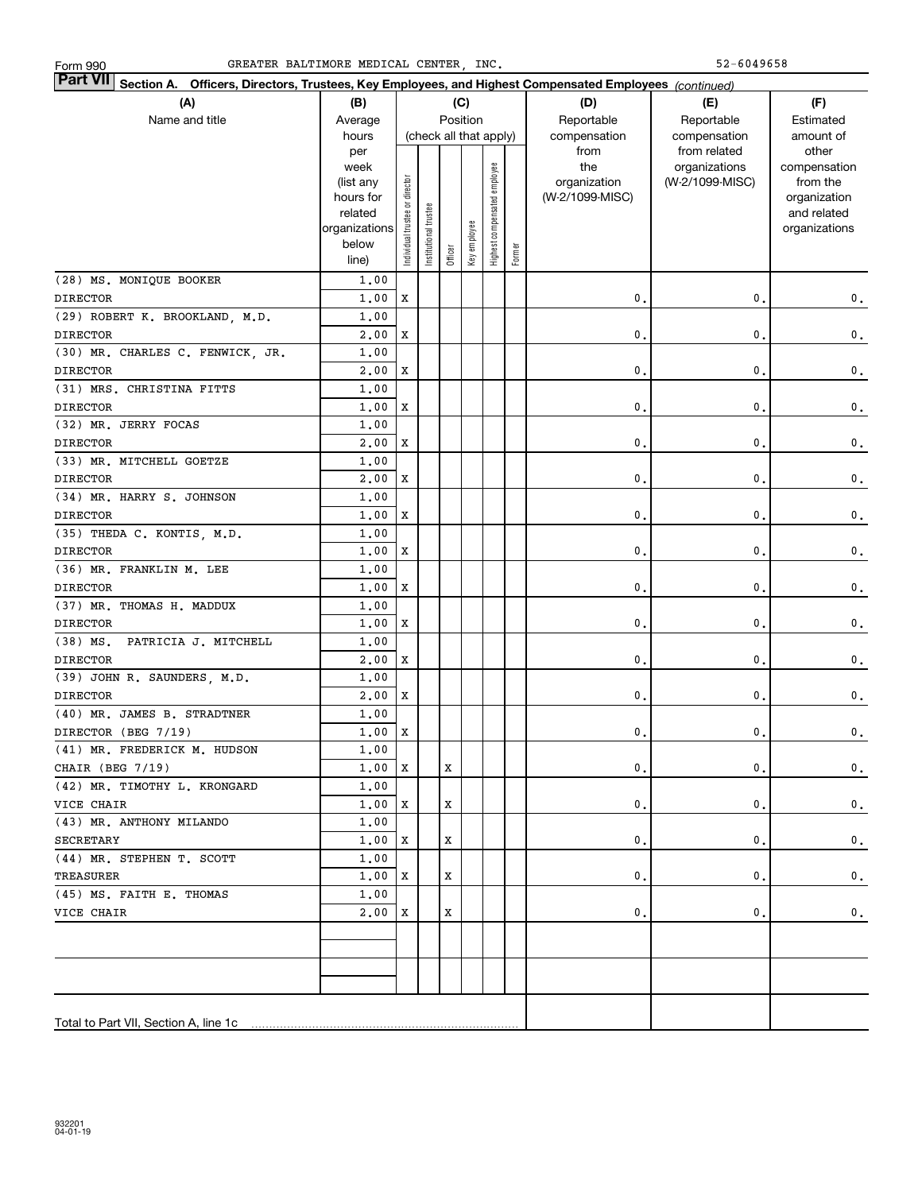Form 990 GREATER BALTIMORE MEDICAL CENTER, INC. 52-6049658

**Part VII Section A. Officers, Directors, Trustees, Key Employees, and Highest Compensated Employees** *(continued)*

| (A) Name and title | (B) Average hours per week (list any hours for related organizations below line) | (C) Position (check all that apply): Individual trustee or director | Institutional trustee | Officer | Key employee | Highest compensated employee | Former | (D) Reportable compensation from the organization (W-2/1099-MISC) | (E) Reportable compensation from related organizations (W-2/1099-MISC) | (F) Estimated amount of other compensation from the organization and related organizations |
|---|---|---|---|---|---|---|---|---|---|---|
| (28) MS. MONIQUE BOOKER<br>DIRECTOR | 1.00<br>1.00 | X | | | | | | 0. | 0. | 0. |
| (29) ROBERT K. BROOKLAND, M.D.<br>DIRECTOR | 1.00<br>2.00 | X | | | | | | 0. | 0. | 0. |
| (30) MR. CHARLES C. FENWICK, JR.<br>DIRECTOR | 1.00<br>2.00 | X | | | | | | 0. | 0. | 0. |
| (31) MRS. CHRISTINA FITTS<br>DIRECTOR | 1.00<br>1.00 | X | | | | | | 0. | 0. | 0. |
| (32) MR. JERRY FOCAS<br>DIRECTOR | 1.00<br>2.00 | X | | | | | | 0. | 0. | 0. |
| (33) MR. MITCHELL GOETZE<br>DIRECTOR | 1.00<br>2.00 | X | | | | | | 0. | 0. | 0. |
| (34) MR. HARRY S. JOHNSON<br>DIRECTOR | 1.00<br>1.00 | X | | | | | | 0. | 0. | 0. |
| (35) THEDA C. KONTIS, M.D.<br>DIRECTOR | 1.00<br>1.00 | X | | | | | | 0. | 0. | 0. |
| (36) MR. FRANKLIN M. LEE<br>DIRECTOR | 1.00<br>1.00 | X | | | | | | 0. | 0. | 0. |
| (37) MR. THOMAS H. MADDUX<br>DIRECTOR | 1.00<br>1.00 | X | | | | | | 0. | 0. | 0. |
| (38) MS. PATRICIA J. MITCHELL<br>DIRECTOR | 1.00<br>2.00 | X | | | | | | 0. | 0. | 0. |
| (39) JOHN R. SAUNDERS, M.D.<br>DIRECTOR | 1.00<br>2.00 | X | | | | | | 0. | 0. | 0. |
| (40) MR. JAMES B. STRADTNER<br>DIRECTOR (BEG 7/19) | 1.00<br>1.00 | X | | | | | | 0. | 0. | 0. |
| (41) MR. FREDERICK M. HUDSON<br>CHAIR (BEG 7/19) | 1.00<br>1.00 | X | | X | | | | 0. | 0. | 0. |
| (42) MR. TIMOTHY L. KRONGARD<br>VICE CHAIR | 1.00<br>1.00 | X | | X | | | | 0. | 0. | 0. |
| (43) MR. ANTHONY MILANDO<br>SECRETARY | 1.00<br>1.00 | X | | X | | | | 0. | 0. | 0. |
| (44) MR. STEPHEN T. SCOTT<br>TREASURER | 1.00<br>1.00 | X | | X | | | | 0. | 0. | 0. |
| (45) MS. FAITH E. THOMAS<br>VICE CHAIR | 1.00<br>2.00 | X | | X | | | | 0. | 0. | 0. |
| | | | | | | | | | | |
| | | | | | | | | | | |
| Total to Part VII, Section A, line 1c | | | | | | | | | | |

932201 04-01-19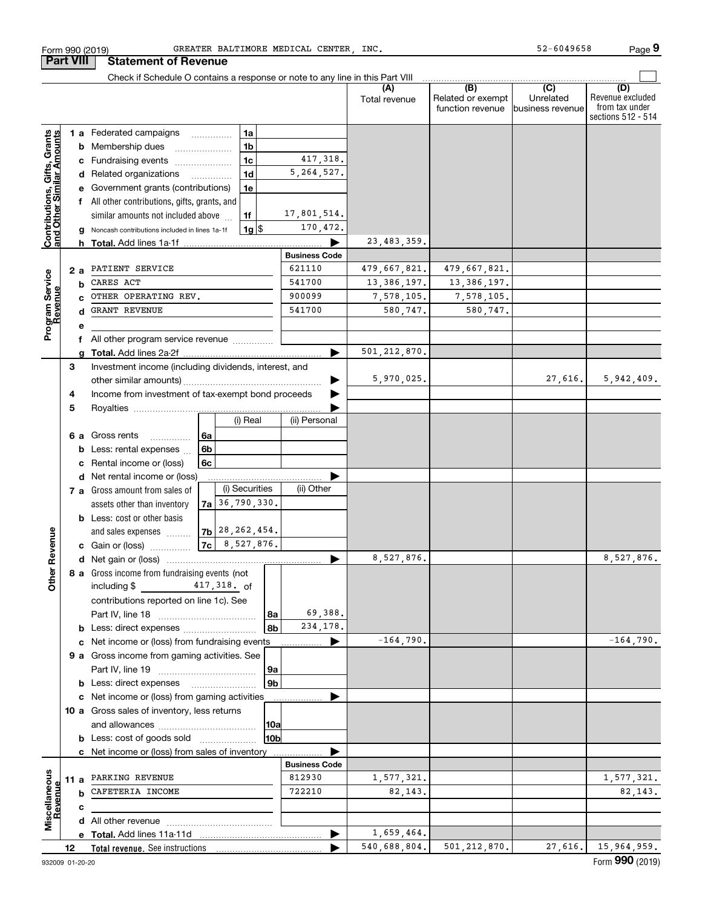Form 990 (2019) GREATER BALTIMORE MEDICAL CENTER, INC. 52-6049658

## Part VIII Statement of Revenue

Check if Schedule O contains a response or note to any line in this Part VIII

| | | | | (A) Total revenue | (B) Related or exempt function revenue | (C) Unrelated business revenue | (D) Revenue excluded from tax under sections 512 - 514 |
|---|---|---|---|---|---|---|---|
| **Contributions, Gifts, Grants and Other Similar Amounts** | 1 a Federated campaigns | 1a | | | | | |
| | b Membership dues | 1b | | | | | |
| | c Fundraising events | 1c | 417,318. | | | | |
| | d Related organizations | 1d | 5,264,527. | | | | |
| | e Government grants (contributions) | 1e | | | | | |
| | f All other contributions, gifts, grants, and similar amounts not included above | 1f | 17,801,514. | | | | |
| | g Noncash contributions included in lines 1a-1f | 1g | $ 170,472. | | | | |
| | h **Total.** Add lines 1a-1f | | | 23,483,359. | | | |
| | | | **Business Code** | | | | |
| **Program Service Revenue** | 2 a PATIENT SERVICE | | 621110 | 479,667,821. | 479,667,821. | | |
| | b CARES ACT | | 541700 | 13,386,197. | 13,386,197. | | |
| | c OTHER OPERATING REV. | | 900099 | 7,578,105. | 7,578,105. | | |
| | d GRANT REVENUE | | 541700 | 580,747. | 580,747. | | |
| | e | | | | | | |
| | f All other program service revenue | | | | | | |
| | g **Total.** Add lines 2a-2f | | | 501,212,870. | | | |
| **Other Revenue** | 3 Investment income (including dividends, interest, and other similar amounts) | | | 5,970,025. | | 27,616. | 5,942,409. |
| | 4 Income from investment of tax-exempt bond proceeds | | | | | | |
| | 5 Royalties | | | | | | |
| | | (i) Real | (ii) Personal | | | | |
| | 6 a Gross rents (6a) | | | | | | |
| | b Less: rental expenses (6b) | | | | | | |
| | c Rental income or (loss) (6c) | | | | | | |
| | d Net rental income or (loss) | | | | | | |
| | | (i) Securities | (ii) Other | | | | |
| | 7 a Gross amount from sales of assets other than inventory (7a) | 36,790,330. | | | | | |
| | b Less: cost or other basis and sales expenses (7b) | 28,262,454. | | | | | |
| | c Gain or (loss) (7c) | 8,527,876. | | | | | |
| | d Net gain or (loss) | | | 8,527,876. | | | 8,527,876. |
| | 8 a Gross income from fundraising events (not including $ 417,318. of contributions reported on line 1c). See Part IV, line 18 | 8a | 69,388. | | | | |
| | b Less: direct expenses | 8b | 234,178. | | | | |
| | c Net income or (loss) from fundraising events | | | -164,790. | | | -164,790. |
| | 9 a Gross income from gaming activities. See Part IV, line 19 | 9a | | | | | |
| | b Less: direct expenses | 9b | | | | | |
| | c Net income or (loss) from gaming activities | | | | | | |
| | 10 a Gross sales of inventory, less returns and allowances | 10a | | | | | |
| | b Less: cost of goods sold | 10b | | | | | |
| | c Net income or (loss) from sales of inventory | | | | | | |
| | | | **Business Code** | | | | |
| **Miscellaneous Revenue** | 11 a PARKING REVENUE | | 812930 | 1,577,321. | | | 1,577,321. |
| | b CAFETERIA INCOME | | 722210 | 82,143. | | | 82,143. |
| | c | | | | | | |
| | d All other revenue | | | | | | |
| | e **Total.** Add lines 11a-11d | | | 1,659,464. | | | |
| | 12 **Total revenue.** See instructions | | | 540,688,804. | 501,212,870. | 27,616. | 15,964,959. |

932009 01-20-20 Form **990** (2019)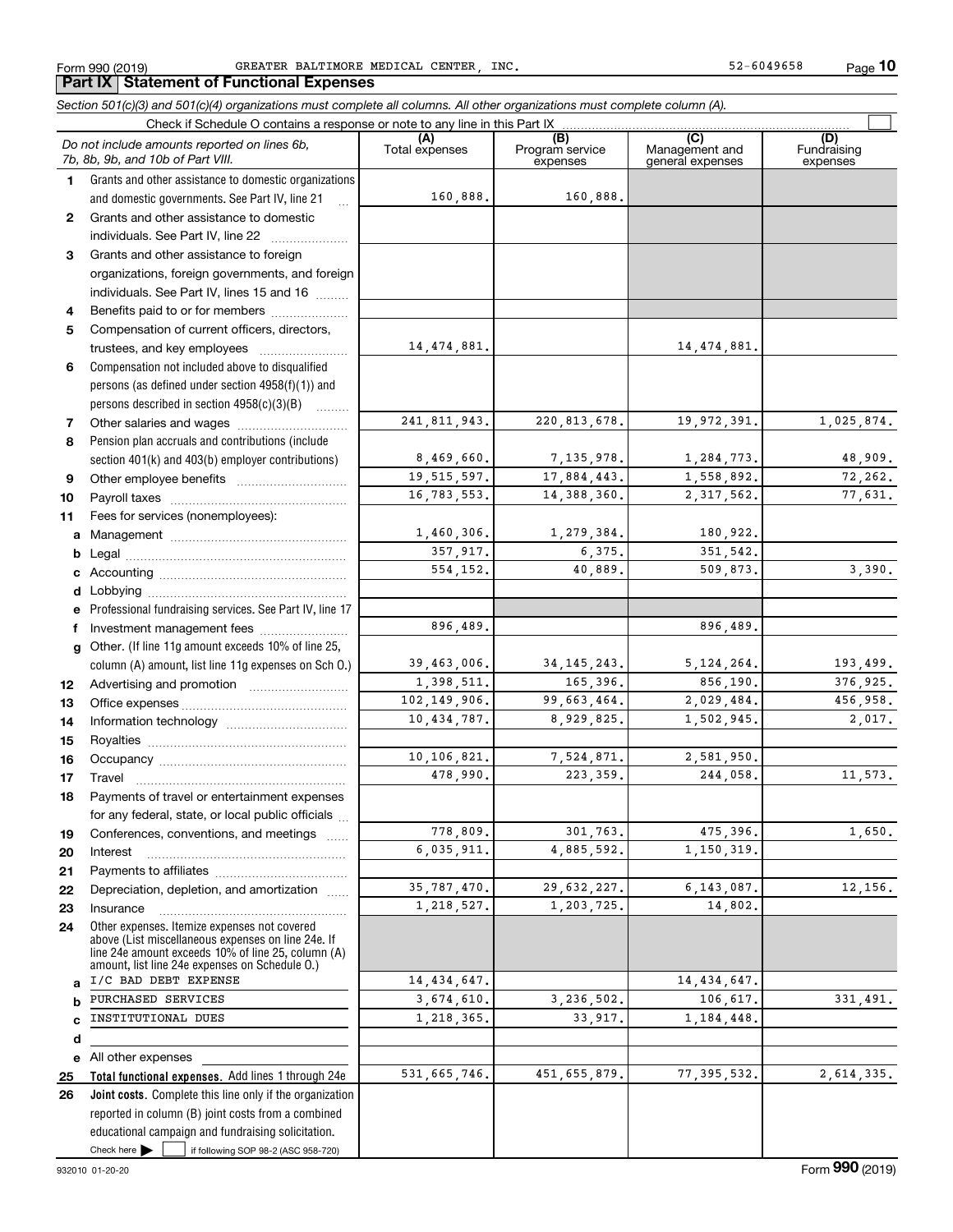Form 990 (2019) GREATER BALTIMORE MEDICAL CENTER, INC. 52-6049658

## Part IX Statement of Functional Expenses

*Section 501(c)(3) and 501(c)(4) organizations must complete all columns. All other organizations must complete column (A).*

Check if Schedule O contains a response or note to any line in this Part IX

| *Do not include amounts reported on lines 6b, 7b, 8b, 9b, and 10b of Part VIII.* | (A) Total expenses | (B) Program service expenses | (C) Management and general expenses | (D) Fundraising expenses |
|---|---|---|---|---|
| **1** Grants and other assistance to domestic organizations and domestic governments. See Part IV, line 21 | 160,888. | 160,888. | | |
| **2** Grants and other assistance to domestic individuals. See Part IV, line 22 | | | | |
| **3** Grants and other assistance to foreign organizations, foreign governments, and foreign individuals. See Part IV, lines 15 and 16 | | | | |
| **4** Benefits paid to or for members | | | | |
| **5** Compensation of current officers, directors, trustees, and key employees | 14,474,881. | | 14,474,881. | |
| **6** Compensation not included above to disqualified persons (as defined under section 4958(f)(1)) and persons described in section 4958(c)(3)(B) | | | | |
| **7** Other salaries and wages | 241,811,943. | 220,813,678. | 19,972,391. | 1,025,874. |
| **8** Pension plan accruals and contributions (include section 401(k) and 403(b) employer contributions) | 8,469,660. | 7,135,978. | 1,284,773. | 48,909. |
| **9** Other employee benefits | 19,515,597. | 17,884,443. | 1,558,892. | 72,262. |
| **10** Payroll taxes | 16,783,553. | 14,388,360. | 2,317,562. | 77,631. |
| **11** Fees for services (nonemployees): | | | | |
| **a** Management | 1,460,306. | 1,279,384. | 180,922. | |
| **b** Legal | 357,917. | 6,375. | 351,542. | |
| **c** Accounting | 554,152. | 40,889. | 509,873. | 3,390. |
| **d** Lobbying | | | | |
| **e** Professional fundraising services. See Part IV, line 17 | | | | |
| **f** Investment management fees | 896,489. | | 896,489. | |
| **g** Other. (If line 11g amount exceeds 10% of line 25, column (A) amount, list line 11g expenses on Sch O.) | 39,463,006. | 34,145,243. | 5,124,264. | 193,499. |
| **12** Advertising and promotion | 1,398,511. | 165,396. | 856,190. | 376,925. |
| **13** Office expenses | 102,149,906. | 99,663,464. | 2,029,484. | 456,958. |
| **14** Information technology | 10,434,787. | 8,929,825. | 1,502,945. | 2,017. |
| **15** Royalties | | | | |
| **16** Occupancy | 10,106,821. | 7,524,871. | 2,581,950. | |
| **17** Travel | 478,990. | 223,359. | 244,058. | 11,573. |
| **18** Payments of travel or entertainment expenses for any federal, state, or local public officials | | | | |
| **19** Conferences, conventions, and meetings | 778,809. | 301,763. | 475,396. | 1,650. |
| **20** Interest | 6,035,911. | 4,885,592. | 1,150,319. | |
| **21** Payments to affiliates | | | | |
| **22** Depreciation, depletion, and amortization | 35,787,470. | 29,632,227. | 6,143,087. | 12,156. |
| **23** Insurance | 1,218,527. | 1,203,725. | 14,802. | |
| **24** Other expenses. Itemize expenses not covered above (List miscellaneous expenses on line 24e. If line 24e amount exceeds 10% of line 25, column (A) amount, list line 24e expenses on Schedule O.) | | | | |
| **a** I/C BAD DEBT EXPENSE | 14,434,647. | | 14,434,647. | |
| **b** PURCHASED SERVICES | 3,674,610. | 3,236,502. | 106,617. | 331,491. |
| **c** INSTITUTIONAL DUES | 1,218,365. | 33,917. | 1,184,448. | |
| **d** | | | | |
| **e** All other expenses | | | | |
| **25 Total functional expenses.** Add lines 1 through 24e | 531,665,746. | 451,655,879. | 77,395,532. | 2,614,335. |
| **26 Joint costs.** Complete this line only if the organization reported in column (B) joint costs from a combined educational campaign and fundraising solicitation. Check here ☐ if following SOP 98-2 (ASC 958-720) | | | | |

932010 01-20-20 Form **990** (2019)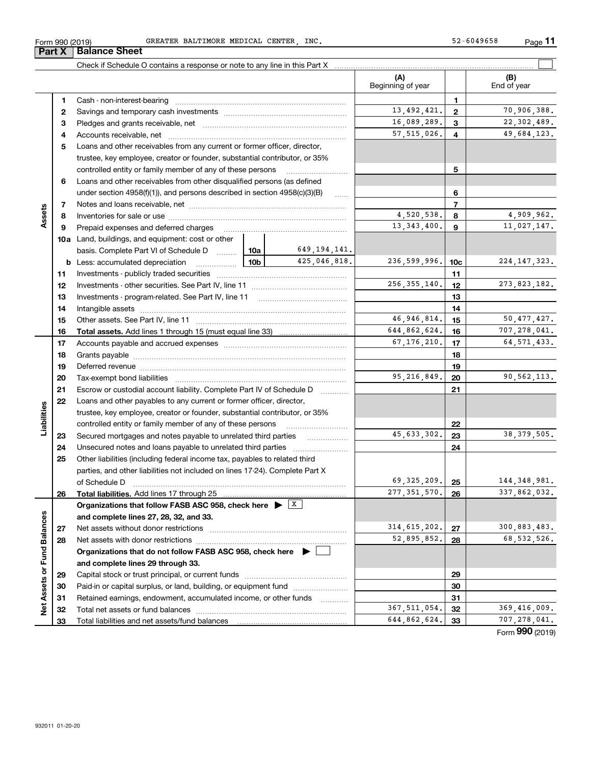Form 990 (2019) GREATER BALTIMORE MEDICAL CENTER, INC. 52-6049658

## Part X Balance Sheet

Check if Schedule O contains a response or note to any line in this Part X ☐

| | | | | (A) Beginning of year | | (B) End of year |
|---|---|---|---|---|---|---|
| **Assets** | 1 | Cash - non-interest-bearing | | | 1 | |
| | 2 | Savings and temporary cash investments | | 13,492,421. | 2 | 70,906,388. |
| | 3 | Pledges and grants receivable, net | | 16,089,289. | 3 | 22,302,489. |
| | 4 | Accounts receivable, net | | 57,515,026. | 4 | 49,684,123. |
| | 5 | Loans and other receivables from any current or former officer, director, trustee, key employee, creator or founder, substantial contributor, or 35% controlled entity or family member of any of these persons | | | 5 | |
| | 6 | Loans and other receivables from other disqualified persons (as defined under section 4958(f)(1)), and persons described in section 4958(c)(3)(B) | | | 6 | |
| | 7 | Notes and loans receivable, net | | | 7 | |
| | 8 | Inventories for sale or use | | 4,520,538. | 8 | 4,909,962. |
| | 9 | Prepaid expenses and deferred charges | | 13,343,400. | 9 | 11,027,147. |
| | 10a | Land, buildings, and equipment: cost or other basis. Complete Part VI of Schedule D | 10a 649,194,141. | | | |
| | b | Less: accumulated depreciation | 10b 425,046,818. | 236,599,996. | 10c | 224,147,323. |
| | 11 | Investments - publicly traded securities | | | 11 | |
| | 12 | Investments - other securities. See Part IV, line 11 | | 256,355,140. | 12 | 273,823,182. |
| | 13 | Investments - program-related. See Part IV, line 11 | | | 13 | |
| | 14 | Intangible assets | | | 14 | |
| | 15 | Other assets. See Part IV, line 11 | | 46,946,814. | 15 | 50,477,427. |
| | 16 | **Total assets.** Add lines 1 through 15 (must equal line 33) | | 644,862,624. | 16 | 707,278,041. |
| **Liabilities** | 17 | Accounts payable and accrued expenses | | 67,176,210. | 17 | 64,571,433. |
| | 18 | Grants payable | | | 18 | |
| | 19 | Deferred revenue | | | 19 | |
| | 20 | Tax-exempt bond liabilities | | 95,216,849. | 20 | 90,562,113. |
| | 21 | Escrow or custodial account liability. Complete Part IV of Schedule D | | | 21 | |
| | 22 | Loans and other payables to any current or former officer, director, trustee, key employee, creator or founder, substantial contributor, or 35% controlled entity or family member of any of these persons | | | 22 | |
| | 23 | Secured mortgages and notes payable to unrelated third parties | | 45,633,302. | 23 | 38,379,505. |
| | 24 | Unsecured notes and loans payable to unrelated third parties | | | 24 | |
| | 25 | Other liabilities (including federal income tax, payables to related third parties, and other liabilities not included on lines 17-24). Complete Part X of Schedule D | | 69,325,209. | 25 | 144,348,981. |
| | 26 | **Total liabilities.** Add lines 17 through 25 | | 277,351,570. | 26 | 337,862,032. |
| **Net Assets or Fund Balances** | | **Organizations that follow FASB ASC 958, check here ▶ ☒ and complete lines 27, 28, 32, and 33.** | | | | |
| | 27 | Net assets without donor restrictions | | 314,615,202. | 27 | 300,883,483. |
| | 28 | Net assets with donor restrictions | | 52,895,852. | 28 | 68,532,526. |
| | | **Organizations that do not follow FASB ASC 958, check here ▶ ☐ and complete lines 29 through 33.** | | | | |
| | 29 | Capital stock or trust principal, or current funds | | | 29 | |
| | 30 | Paid-in or capital surplus, or land, building, or equipment fund | | | 30 | |
| | 31 | Retained earnings, endowment, accumulated income, or other funds | | | 31 | |
| | 32 | Total net assets or fund balances | | 367,511,054. | 32 | 369,416,009. |
| | 33 | Total liabilities and net assets/fund balances | | 644,862,624. | 33 | 707,278,041. |

Form **990** (2019)

932011 01-20-20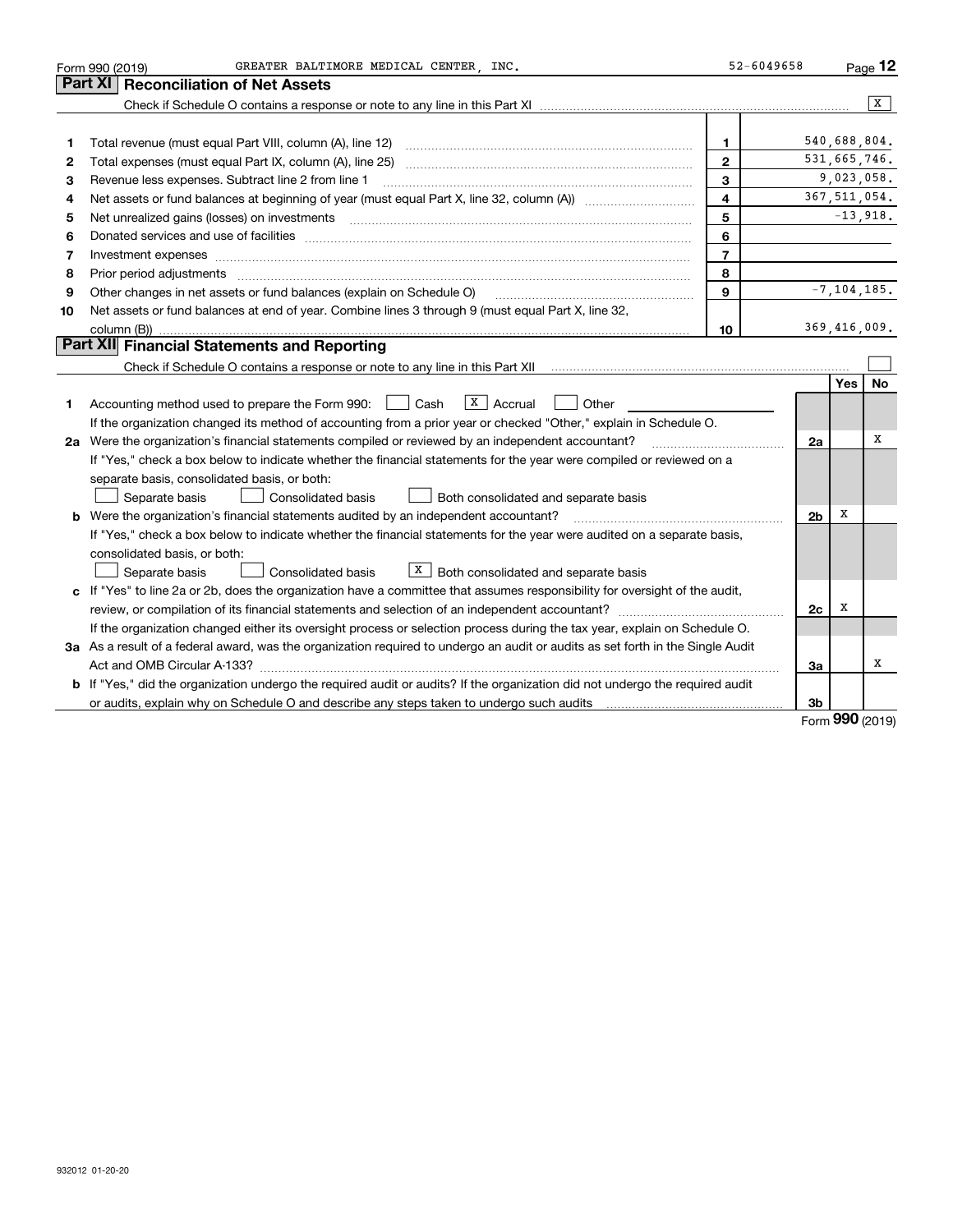Form 990 (2019) GREATER BALTIMORE MEDICAL CENTER, INC. 52-6049658 Page 12

## Part XI Reconciliation of Net Assets

Check if Schedule O contains a response or note to any line in this Part XI ..... [X]

| | | | |
|---|---|---|---|
| 1 | Total revenue (must equal Part VIII, column (A), line 12) | 1 | 540,688,804. |
| 2 | Total expenses (must equal Part IX, column (A), line 25) | 2 | 531,665,746. |
| 3 | Revenue less expenses. Subtract line 2 from line 1 | 3 | 9,023,058. |
| 4 | Net assets or fund balances at beginning of year (must equal Part X, line 32, column (A)) | 4 | 367,511,054. |
| 5 | Net unrealized gains (losses) on investments | 5 | -13,918. |
| 6 | Donated services and use of facilities | 6 | |
| 7 | Investment expenses | 7 | |
| 8 | Prior period adjustments | 8 | |
| 9 | Other changes in net assets or fund balances (explain on Schedule O) | 9 | -7,104,185. |
| 10 | Net assets or fund balances at end of year. Combine lines 3 through 9 (must equal Part X, line 32, column (B)) | 10 | 369,416,009. |

## Part XII Financial Statements and Reporting

Check if Schedule O contains a response or note to any line in this Part XII ..... [ ]

| | | | Yes | No |
|---|---|---|---|---|
| 1 | Accounting method used to prepare the Form 990: [ ] Cash [X] Accrual [ ] Other<br>If the organization changed its method of accounting from a prior year or checked "Other," explain in Schedule O. | | | |
| 2a | Were the organization's financial statements compiled or reviewed by an independent accountant?<br>If "Yes," check a box below to indicate whether the financial statements for the year were compiled or reviewed on a separate basis, consolidated basis, or both:<br>[ ] Separate basis [ ] Consolidated basis [ ] Both consolidated and separate basis | 2a | | X |
| b | Were the organization's financial statements audited by an independent accountant?<br>If "Yes," check a box below to indicate whether the financial statements for the year were audited on a separate basis, consolidated basis, or both:<br>[ ] Separate basis [ ] Consolidated basis [X] Both consolidated and separate basis | 2b | X | |
| c | If "Yes" to line 2a or 2b, does the organization have a committee that assumes responsibility for oversight of the audit, review, or compilation of its financial statements and selection of an independent accountant?<br>If the organization changed either its oversight process or selection process during the tax year, explain on Schedule O. | 2c | X | |
| 3a | As a result of a federal award, was the organization required to undergo an audit or audits as set forth in the Single Audit Act and OMB Circular A-133? | 3a | | X |
| b | If "Yes," did the organization undergo the required audit or audits? If the organization did not undergo the required audit or audits, explain why on Schedule O and describe any steps taken to undergo such audits | 3b | | |

Form 990 (2019)

932012 01-20-20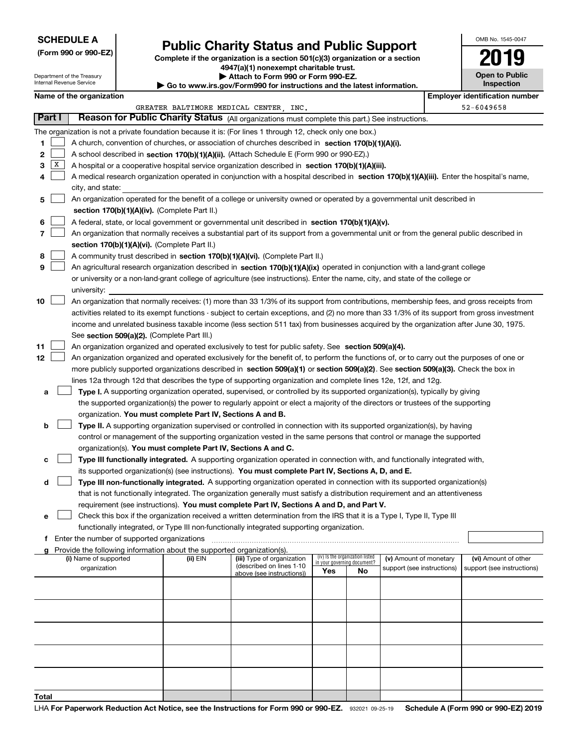**SCHEDULE A**
**(Form 990 or 990-EZ)**

Department of the Treasury
Internal Revenue Service

# Public Charity Status and Public Support

**Complete if the organization is a section 501(c)(3) organization or a section 4947(a)(1) nonexempt charitable trust.**
**▶ Attach to Form 990 or Form 990-EZ.**
**▶ Go to www.irs.gov/Form990 for instructions and the latest information.**

OMB No. 1545-0047

**2019**

**Open to Public Inspection**

**Name of the organization**
GREATER BALTIMORE MEDICAL CENTER, INC.

**Employer identification number**
52-6049658

## Part I — Reason for Public Charity Status (All organizations must complete this part.) See instructions.

The organization is not a private foundation because it is: (For lines 1 through 12, check only one box.)

1. [ ] A church, convention of churches, or association of churches described in **section 170(b)(1)(A)(i).**
2. [ ] A school described in **section 170(b)(1)(A)(ii).** (Attach Schedule E (Form 990 or 990-EZ).)
3. [X] A hospital or a cooperative hospital service organization described in **section 170(b)(1)(A)(iii).**
4. [ ] A medical research organization operated in conjunction with a hospital described in **section 170(b)(1)(A)(iii).** Enter the hospital's name, city, and state:
5. [ ] An organization operated for the benefit of a college or university owned or operated by a governmental unit described in **section 170(b)(1)(A)(iv).** (Complete Part II.)
6. [ ] A federal, state, or local government or governmental unit described in **section 170(b)(1)(A)(v).**
7. [ ] An organization that normally receives a substantial part of its support from a governmental unit or from the general public described in **section 170(b)(1)(A)(vi).** (Complete Part II.)
8. [ ] A community trust described in **section 170(b)(1)(A)(vi).** (Complete Part II.)
9. [ ] An agricultural research organization described in **section 170(b)(1)(A)(ix)** operated in conjunction with a land-grant college or university or a non-land-grant college of agriculture (see instructions). Enter the name, city, and state of the college or university:
10. [ ] An organization that normally receives: (1) more than 33 1/3% of its support from contributions, membership fees, and gross receipts from activities related to its exempt functions - subject to certain exceptions, and (2) no more than 33 1/3% of its support from gross investment income and unrelated business taxable income (less section 511 tax) from businesses acquired by the organization after June 30, 1975. See **section 509(a)(2).** (Complete Part III.)
11. [ ] An organization organized and operated exclusively to test for public safety. See **section 509(a)(4).**
12. [ ] An organization organized and operated exclusively for the benefit of, to perform the functions of, or to carry out the purposes of one or more publicly supported organizations described in **section 509(a)(1)** or **section 509(a)(2).** See **section 509(a)(3).** Check the box in lines 12a through 12d that describes the type of supporting organization and complete lines 12e, 12f, and 12g.
   - **a** [ ] **Type I.** A supporting organization operated, supervised, or controlled by its supported organization(s), typically by giving the supported organization(s) the power to regularly appoint or elect a majority of the directors or trustees of the supporting organization. **You must complete Part IV, Sections A and B.**
   - **b** [ ] **Type II.** A supporting organization supervised or controlled in connection with its supported organization(s), by having control or management of the supporting organization vested in the same persons that control or manage the supported organization(s). **You must complete Part IV, Sections A and C.**
   - **c** [ ] **Type III functionally integrated.** A supporting organization operated in connection with, and functionally integrated with, its supported organization(s) (see instructions). **You must complete Part IV, Sections A, D, and E.**
   - **d** [ ] **Type III non-functionally integrated.** A supporting organization operated in connection with its supported organization(s) that is not functionally integrated. The organization generally must satisfy a distribution requirement and an attentiveness requirement (see instructions). **You must complete Part IV, Sections A and D, and Part V.**
   - **e** [ ] Check this box if the organization received a written determination from the IRS that it is a Type I, Type II, Type III functionally integrated, or Type III non-functionally integrated supporting organization.
   - **f** Enter the number of supported organizations
   - **g** Provide the following information about the supported organization(s).

| (i) Name of supported organization | (ii) EIN | (iii) Type of organization (described on lines 1-10 above (see instructions)) | (iv) Is the organization listed in your governing document? Yes | No | (v) Amount of monetary support (see instructions) | (vi) Amount of other support (see instructions) |
|---|---|---|---|---|---|---|
| | | | | | | |
| | | | | | | |
| | | | | | | |
| | | | | | | |
| | | | | | | |
| **Total** | | | | | | |

LHA **For Paperwork Reduction Act Notice, see the Instructions for Form 990 or 990-EZ.** 932021 09-25-19 **Schedule A (Form 990 or 990-EZ) 2019**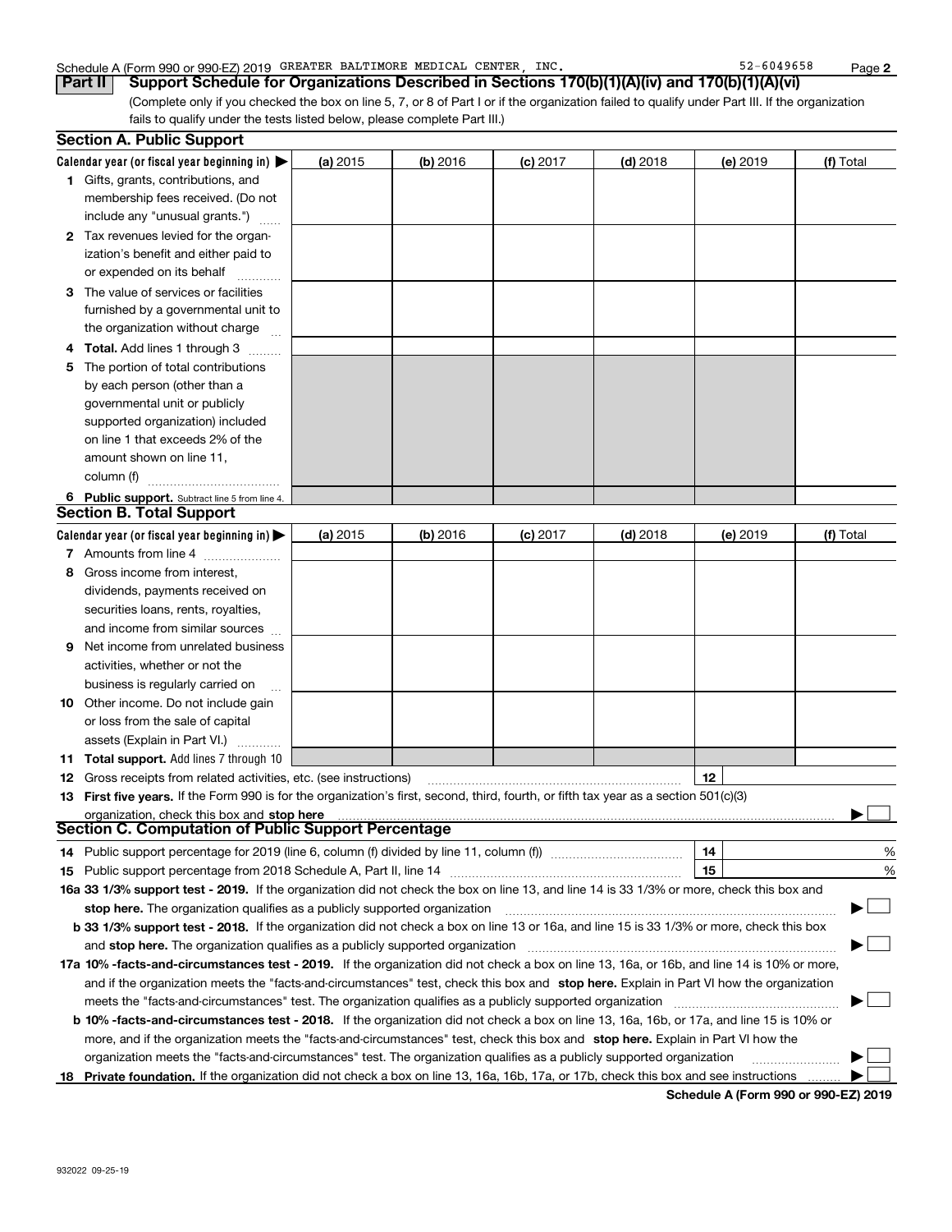Schedule A (Form 990 or 990-EZ) 2019 GREATER BALTIMORE MEDICAL CENTER, INC. 52-6049658

## Part II Support Schedule for Organizations Described in Sections 170(b)(1)(A)(iv) and 170(b)(1)(A)(vi)

(Complete only if you checked the box on line 5, 7, or 8 of Part I or if the organization failed to qualify under Part III. If the organization fails to qualify under the tests listed below, please complete Part III.)

### Section A. Public Support

| Calendar year (or fiscal year beginning in) ▶ | (a) 2015 | (b) 2016 | (c) 2017 | (d) 2018 | (e) 2019 | (f) Total |
|---|---|---|---|---|---|---|
| **1** Gifts, grants, contributions, and membership fees received. (Do not include any "unusual grants.") | | | | | | |
| **2** Tax revenues levied for the organization's benefit and either paid to or expended on its behalf | | | | | | |
| **3** The value of services or facilities furnished by a governmental unit to the organization without charge | | | | | | |
| **4** **Total.** Add lines 1 through 3 | | | | | | |
| **5** The portion of total contributions by each person (other than a governmental unit or publicly supported organization) included on line 1 that exceeds 2% of the amount shown on line 11, column (f) | | | | | | |
| **6** **Public support.** Subtract line 5 from line 4. | | | | | | |

### Section B. Total Support

| Calendar year (or fiscal year beginning in) ▶ | (a) 2015 | (b) 2016 | (c) 2017 | (d) 2018 | (e) 2019 | (f) Total |
|---|---|---|---|---|---|---|
| **7** Amounts from line 4 | | | | | | |
| **8** Gross income from interest, dividends, payments received on securities loans, rents, royalties, and income from similar sources | | | | | | |
| **9** Net income from unrelated business activities, whether or not the business is regularly carried on | | | | | | |
| **10** Other income. Do not include gain or loss from the sale of capital assets (Explain in Part VI.) | | | | | | |
| **11** **Total support.** Add lines 7 through 10 | | | | | | |

**12** Gross receipts from related activities, etc. (see instructions) | **12** |

**13** **First five years.** If the Form 990 is for the organization's first, second, third, fourth, or fifth tax year as a section 501(c)(3) organization, check this box and **stop here** ▶ ☐

### Section C. Computation of Public Support Percentage

**14** Public support percentage for 2019 (line 6, column (f) divided by line 11, column (f)) | **14** | %

**15** Public support percentage from 2018 Schedule A, Part II, line 14 | **15** | %

**16a 33 1/3% support test - 2019.** If the organization did not check the box on line 13, and line 14 is 33 1/3% or more, check this box and **stop here.** The organization qualifies as a publicly supported organization ▶ ☐

**b 33 1/3% support test - 2018.** If the organization did not check a box on line 13 or 16a, and line 15 is 33 1/3% or more, check this box and **stop here.** The organization qualifies as a publicly supported organization ▶ ☐

**17a 10% -facts-and-circumstances test - 2019.** If the organization did not check a box on line 13, 16a, or 16b, and line 14 is 10% or more, and if the organization meets the "facts-and-circumstances" test, check this box and **stop here.** Explain in Part VI how the organization meets the "facts-and-circumstances" test. The organization qualifies as a publicly supported organization ▶ ☐

**b 10% -facts-and-circumstances test - 2018.** If the organization did not check a box on line 13, 16a, 16b, or 17a, and line 15 is 10% or more, and if the organization meets the "facts-and-circumstances" test, check this box and **stop here.** Explain in Part VI how the organization meets the "facts-and-circumstances" test. The organization qualifies as a publicly supported organization ▶ ☐

**18** **Private foundation.** If the organization did not check a box on line 13, 16a, 16b, 17a, or 17b, check this box and see instructions ▶ ☐

**Schedule A (Form 990 or 990-EZ) 2019**

932022 09-25-19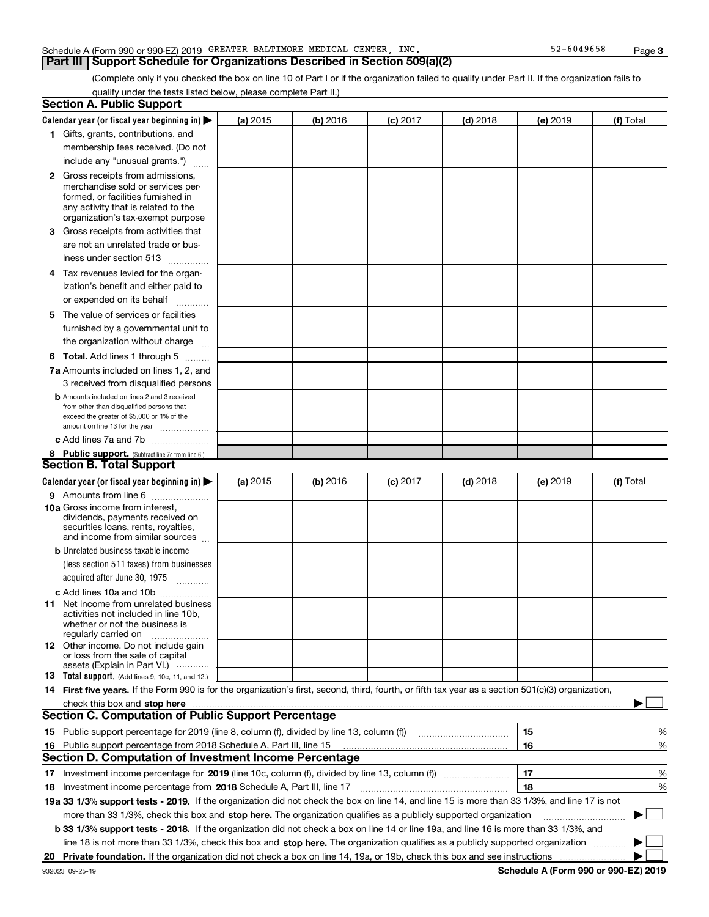Schedule A (Form 990 or 990-EZ) 2019 GREATER BALTIMORE MEDICAL CENTER, INC. 52-6049658

## Part III Support Schedule for Organizations Described in Section 509(a)(2)

(Complete only if you checked the box on line 10 of Part I or if the organization failed to qualify under Part II. If the organization fails to qualify under the tests listed below, please complete Part II.)

### Section A. Public Support

| Calendar year (or fiscal year beginning in) ▶ | (a) 2015 | (b) 2016 | (c) 2017 | (d) 2018 | (e) 2019 | (f) Total |
|---|---|---|---|---|---|---|
| 1 Gifts, grants, contributions, and membership fees received. (Do not include any "unusual grants.") | | | | | | |
| 2 Gross receipts from admissions, merchandise sold or services performed, or facilities furnished in any activity that is related to the organization's tax-exempt purpose | | | | | | |
| 3 Gross receipts from activities that are not an unrelated trade or business under section 513 | | | | | | |
| 4 Tax revenues levied for the organization's benefit and either paid to or expended on its behalf | | | | | | |
| 5 The value of services or facilities furnished by a governmental unit to the organization without charge | | | | | | |
| 6 **Total.** Add lines 1 through 5 | | | | | | |
| 7a Amounts included on lines 1, 2, and 3 received from disqualified persons | | | | | | |
| b Amounts included on lines 2 and 3 received from other than disqualified persons that exceed the greater of $5,000 or 1% of the amount on line 13 for the year | | | | | | |
| c Add lines 7a and 7b | | | | | | |
| 8 **Public support.** (Subtract line 7c from line 6.) | | | | | | |

### Section B. Total Support

| Calendar year (or fiscal year beginning in) ▶ | (a) 2015 | (b) 2016 | (c) 2017 | (d) 2018 | (e) 2019 | (f) Total |
|---|---|---|---|---|---|---|
| 9 Amounts from line 6 | | | | | | |
| 10a Gross income from interest, dividends, payments received on securities loans, rents, royalties, and income from similar sources | | | | | | |
| b Unrelated business taxable income (less section 511 taxes) from businesses acquired after June 30, 1975 | | | | | | |
| c Add lines 10a and 10b | | | | | | |
| 11 Net income from unrelated business activities not included in line 10b, whether or not the business is regularly carried on | | | | | | |
| 12 Other income. Do not include gain or loss from the sale of capital assets (Explain in Part VI.) | | | | | | |
| 13 **Total support.** (Add lines 9, 10c, 11, and 12.) | | | | | | |

14 **First five years.** If the Form 990 is for the organization's first, second, third, fourth, or fifth tax year as a section 501(c)(3) organization, check this box and **stop here** ▶ ☐

### Section C. Computation of Public Support Percentage

| | | | |
|---|---|---|---|
| 15 | Public support percentage for 2019 (line 8, column (f), divided by line 13, column (f)) | 15 | % |
| 16 | Public support percentage from 2018 Schedule A, Part III, line 15 | 16 | % |

### Section D. Computation of Investment Income Percentage

| | | | |
|---|---|---|---|
| 17 | Investment income percentage for **2019** (line 10c, column (f), divided by line 13, column (f)) | 17 | % |
| 18 | Investment income percentage from **2018** Schedule A, Part III, line 17 | 18 | % |

**19a 33 1/3% support tests - 2019.** If the organization did not check the box on line 14, and line 15 is more than 33 1/3%, and line 17 is not more than 33 1/3%, check this box and **stop here.** The organization qualifies as a publicly supported organization ▶ ☐

**b 33 1/3% support tests - 2018.** If the organization did not check a box on line 14 or line 19a, and line 16 is more than 33 1/3%, and line 18 is not more than 33 1/3%, check this box and **stop here.** The organization qualifies as a publicly supported organization ▶ ☐

**20 Private foundation.** If the organization did not check a box on line 14, 19a, or 19b, check this box and see instructions ▶ ☐

932023 09-25-19 **Schedule A (Form 990 or 990-EZ) 2019**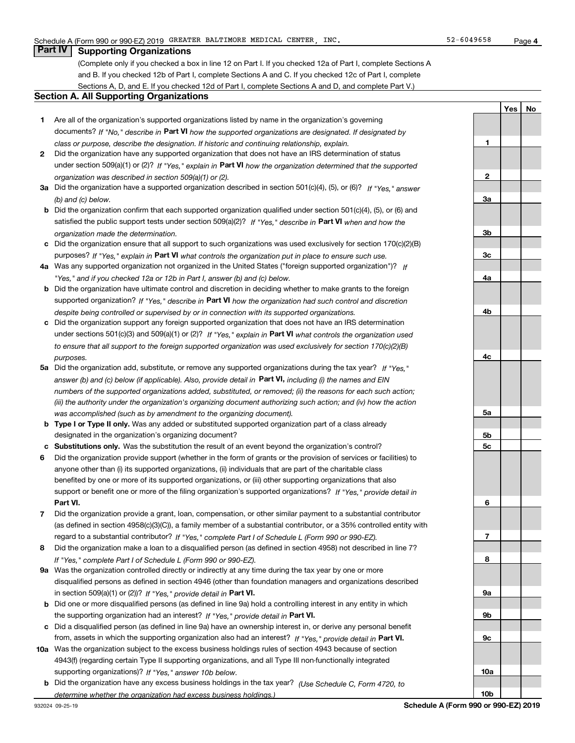Schedule A (Form 990 or 990-EZ) 2019 GREATER BALTIMORE MEDICAL CENTER, INC. 52-6049658

## Part IV Supporting Organizations

(Complete only if you checked a box in line 12 on Part I. If you checked 12a of Part I, complete Sections A and B. If you checked 12b of Part I, complete Sections A and C. If you checked 12c of Part I, complete Sections A, D, and E. If you checked 12d of Part I, complete Sections A and D, and complete Part V.)

### Section A. All Supporting Organizations

| | | Line | Yes | No |
|---|---|---|---|---|
| **1** | Are all of the organization's supported organizations listed by name in the organization's governing documents? *If "No," describe in* **Part VI** *how the supported organizations are designated. If designated by class or purpose, describe the designation. If historic and continuing relationship, explain.* | **1** | | |
| **2** | Did the organization have any supported organization that does not have an IRS determination of status under section 509(a)(1) or (2)? *If "Yes," explain in* **Part VI** *how the organization determined that the supported organization was described in section 509(a)(1) or (2).* | **2** | | |
| **3a** | Did the organization have a supported organization described in section 501(c)(4), (5), or (6)? *If "Yes," answer (b) and (c) below.* | **3a** | | |
| **b** | Did the organization confirm that each supported organization qualified under section 501(c)(4), (5), or (6) and satisfied the public support tests under section 509(a)(2)? *If "Yes," describe in* **Part VI** *when and how the organization made the determination.* | **3b** | | |
| **c** | Did the organization ensure that all support to such organizations was used exclusively for section 170(c)(2)(B) purposes? *If "Yes," explain in* **Part VI** *what controls the organization put in place to ensure such use.* | **3c** | | |
| **4a** | Was any supported organization not organized in the United States ("foreign supported organization")? *If "Yes," and if you checked 12a or 12b in Part I, answer (b) and (c) below.* | **4a** | | |
| **b** | Did the organization have ultimate control and discretion in deciding whether to make grants to the foreign supported organization? *If "Yes," describe in* **Part VI** *how the organization had such control and discretion despite being controlled or supervised by or in connection with its supported organizations.* | **4b** | | |
| **c** | Did the organization support any foreign supported organization that does not have an IRS determination under sections 501(c)(3) and 509(a)(1) or (2)? *If "Yes," explain in* **Part VI** *what controls the organization used to ensure that all support to the foreign supported organization was used exclusively for section 170(c)(2)(B) purposes.* | **4c** | | |
| **5a** | Did the organization add, substitute, or remove any supported organizations during the tax year? *If "Yes," answer (b) and (c) below (if applicable). Also, provide detail in* **Part VI,** *including (i) the names and EIN numbers of the supported organizations added, substituted, or removed; (ii) the reasons for each such action; (iii) the authority under the organization's organizing document authorizing such action; and (iv) how the action was accomplished (such as by amendment to the organizing document).* | **5a** | | |
| **b** | **Type I or Type II only.** Was any added or substituted supported organization part of a class already designated in the organization's organizing document? | **5b** | | |
| **c** | **Substitutions only.** Was the substitution the result of an event beyond the organization's control? | **5c** | | |
| **6** | Did the organization provide support (whether in the form of grants or the provision of services or facilities) to anyone other than (i) its supported organizations, (ii) individuals that are part of the charitable class benefited by one or more of its supported organizations, or (iii) other supporting organizations that also support or benefit one or more of the filing organization's supported organizations? *If "Yes," provide detail in* **Part VI.** | **6** | | |
| **7** | Did the organization provide a grant, loan, compensation, or other similar payment to a substantial contributor (as defined in section 4958(c)(3)(C)), a family member of a substantial contributor, or a 35% controlled entity with regard to a substantial contributor? *If "Yes," complete Part I of Schedule L (Form 990 or 990-EZ).* | **7** | | |
| **8** | Did the organization make a loan to a disqualified person (as defined in section 4958) not described in line 7? *If "Yes," complete Part I of Schedule L (Form 990 or 990-EZ).* | **8** | | |
| **9a** | Was the organization controlled directly or indirectly at any time during the tax year by one or more disqualified persons as defined in section 4946 (other than foundation managers and organizations described in section 509(a)(1) or (2))? *If "Yes," provide detail in* **Part VI.** | **9a** | | |
| **b** | Did one or more disqualified persons (as defined in line 9a) hold a controlling interest in any entity in which the supporting organization had an interest? *If "Yes," provide detail in* **Part VI.** | **9b** | | |
| **c** | Did a disqualified person (as defined in line 9a) have an ownership interest in, or derive any personal benefit from, assets in which the supporting organization also had an interest? *If "Yes," provide detail in* **Part VI.** | **9c** | | |
| **10a** | Was the organization subject to the excess business holdings rules of section 4943 because of section 4943(f) (regarding certain Type II supporting organizations, and all Type III non-functionally integrated supporting organizations)? *If "Yes," answer 10b below.* | **10a** | | |
| **b** | Did the organization have any excess business holdings in the tax year? *(Use Schedule C, Form 4720, to determine whether the organization had excess business holdings.)* | **10b** | | |

932024 09-25-19 **Schedule A (Form 990 or 990-EZ) 2019**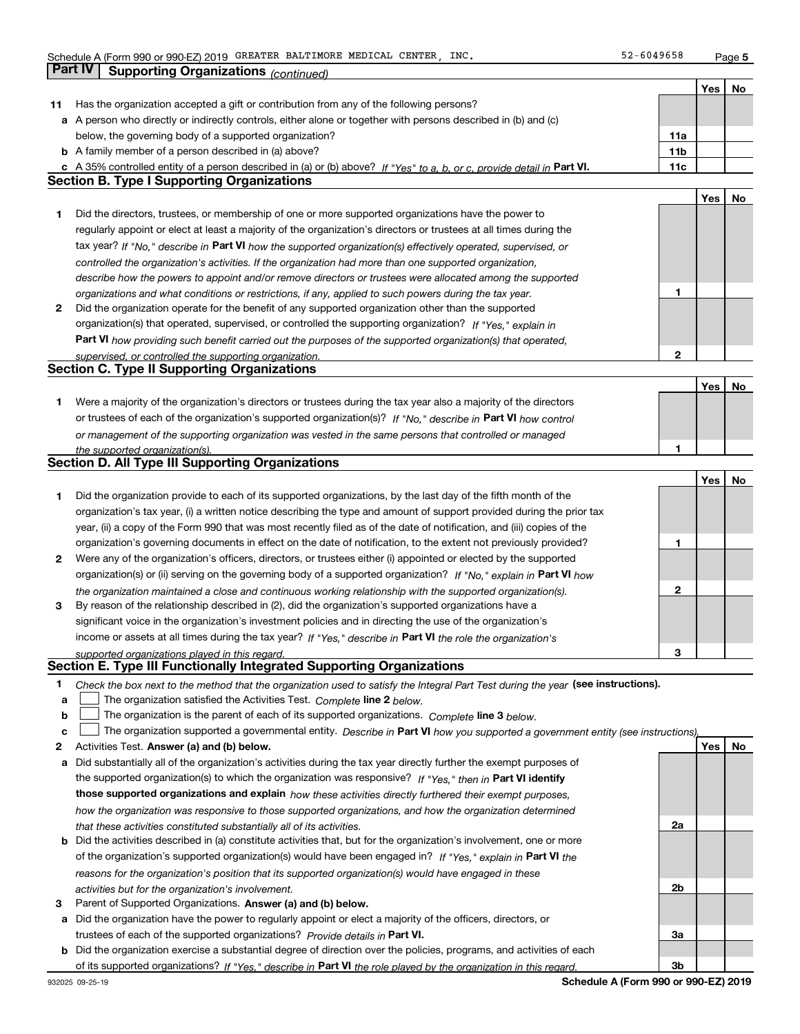Schedule A (Form 990 or 990-EZ) 2019 GREATER BALTIMORE MEDICAL CENTER, INC. 52-6049658

## Part IV Supporting Organizations *(continued)*

| | | | Yes | No |
|---|---|---|---|---|
| **11** | Has the organization accepted a gift or contribution from any of the following persons? | | | |
| **a** | A person who directly or indirectly controls, either alone or together with persons described in (b) and (c) below, the governing body of a supported organization? | **11a** | | |
| **b** | A family member of a person described in (a) above? | **11b** | | |
| **c** | A 35% controlled entity of a person described in (a) or (b) above? *If "Yes" to a, b, or c, provide detail in* **Part VI.** | **11c** | | |

### Section B. Type I Supporting Organizations

| | | | Yes | No |
|---|---|---|---|---|
| **1** | Did the directors, trustees, or membership of one or more supported organizations have the power to regularly appoint or elect at least a majority of the organization's directors or trustees at all times during the tax year? *If "No," describe in* **Part VI** *how the supported organization(s) effectively operated, supervised, or controlled the organization's activities. If the organization had more than one supported organization, describe how the powers to appoint and/or remove directors or trustees were allocated among the supported organizations and what conditions or restrictions, if any, applied to such powers during the tax year.* | **1** | | |
| **2** | Did the organization operate for the benefit of any supported organization other than the supported organization(s) that operated, supervised, or controlled the supporting organization? *If "Yes," explain in* **Part VI** *how providing such benefit carried out the purposes of the supported organization(s) that operated, supervised, or controlled the supporting organization.* | **2** | | |

### Section C. Type II Supporting Organizations

| | | | Yes | No |
|---|---|---|---|---|
| **1** | Were a majority of the organization's directors or trustees during the tax year also a majority of the directors or trustees of each of the organization's supported organization(s)? *If "No," describe in* **Part VI** *how control or management of the supporting organization was vested in the same persons that controlled or managed the supported organization(s).* | **1** | | |

### Section D. All Type III Supporting Organizations

| | | | Yes | No |
|---|---|---|---|---|
| **1** | Did the organization provide to each of its supported organizations, by the last day of the fifth month of the organization's tax year, (i) a written notice describing the type and amount of support provided during the prior tax year, (ii) a copy of the Form 990 that was most recently filed as of the date of notification, and (iii) copies of the organization's governing documents in effect on the date of notification, to the extent not previously provided? | **1** | | |
| **2** | Were any of the organization's officers, directors, or trustees either (i) appointed or elected by the supported organization(s) or (ii) serving on the governing body of a supported organization? *If "No," explain in* **Part VI** *how the organization maintained a close and continuous working relationship with the supported organization(s).* | **2** | | |
| **3** | By reason of the relationship described in (2), did the organization's supported organizations have a significant voice in the organization's investment policies and in directing the use of the organization's income or assets at all times during the tax year? *If "Yes," describe in* **Part VI** *the role the organization's supported organizations played in this regard.* | **3** | | |

### Section E. Type III Functionally Integrated Supporting Organizations

**1** *Check the box next to the method that the organization used to satisfy the Integral Part Test during the year* **(see instructions).**

**a** ☐ The organization satisfied the Activities Test. *Complete* **line 2** *below.*

**b** ☐ The organization is the parent of each of its supported organizations. *Complete* **line 3** *below.*

**c** ☐ The organization supported a governmental entity. *Describe in* **Part VI** *how you supported a government entity (see instructions).*

| | | | Yes | No |
|---|---|---|---|---|
| **2** | Activities Test. **Answer (a) and (b) below.** | | | |
| **a** | Did substantially all of the organization's activities during the tax year directly further the exempt purposes of the supported organization(s) to which the organization was responsive? *If "Yes," then in* **Part VI identify those supported organizations and explain** *how these activities directly furthered their exempt purposes, how the organization was responsive to those supported organizations, and how the organization determined that these activities constituted substantially all of its activities.* | **2a** | | |
| **b** | Did the activities described in (a) constitute activities that, but for the organization's involvement, one or more of the organization's supported organization(s) would have been engaged in? *If "Yes," explain in* **Part VI** *the reasons for the organization's position that its supported organization(s) would have engaged in these activities but for the organization's involvement.* | **2b** | | |
| **3** | Parent of Supported Organizations. **Answer (a) and (b) below.** | | | |
| **a** | Did the organization have the power to regularly appoint or elect a majority of the officers, directors, or trustees of each of the supported organizations? *Provide details in* **Part VI.** | **3a** | | |
| **b** | Did the organization exercise a substantial degree of direction over the policies, programs, and activities of each of its supported organizations? *If "Yes," describe in* **Part VI** *the role played by the organization in this regard.* | **3b** | | |

932025 09-25-19 **Schedule A (Form 990 or 990-EZ) 2019**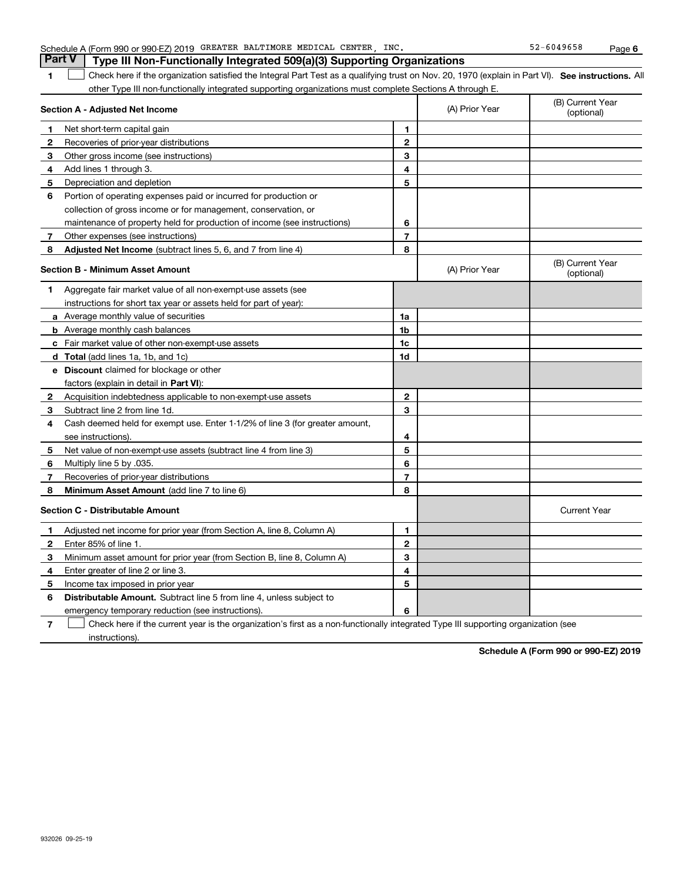Schedule A (Form 990 or 990-EZ) 2019 GREATER BALTIMORE MEDICAL CENTER, INC. 52-6049658

## Part V Type III Non-Functionally Integrated 509(a)(3) Supporting Organizations

1 ☐ Check here if the organization satisfied the Integral Part Test as a qualifying trust on Nov. 20, 1970 (explain in Part VI). **See instructions.** All other Type III non-functionally integrated supporting organizations must complete Sections A through E.

| **Section A - Adjusted Net Income** | | (A) Prior Year | (B) Current Year (optional) |
|---|---|---|---|
| **1** Net short-term capital gain | 1 | | |
| **2** Recoveries of prior-year distributions | 2 | | |
| **3** Other gross income (see instructions) | 3 | | |
| **4** Add lines 1 through 3. | 4 | | |
| **5** Depreciation and depletion | 5 | | |
| **6** Portion of operating expenses paid or incurred for production or collection of gross income or for management, conservation, or maintenance of property held for production of income (see instructions) | 6 | | |
| **7** Other expenses (see instructions) | 7 | | |
| **8** **Adjusted Net Income** (subtract lines 5, 6, and 7 from line 4) | 8 | | |

| **Section B - Minimum Asset Amount** | | (A) Prior Year | (B) Current Year (optional) |
|---|---|---|---|
| **1** Aggregate fair market value of all non-exempt-use assets (see instructions for short tax year or assets held for part of year): | | | |
| **a** Average monthly value of securities | 1a | | |
| **b** Average monthly cash balances | 1b | | |
| **c** Fair market value of other non-exempt-use assets | 1c | | |
| **d** **Total** (add lines 1a, 1b, and 1c) | 1d | | |
| **e** **Discount** claimed for blockage or other factors (explain in detail in **Part VI**): | | | |
| **2** Acquisition indebtedness applicable to non-exempt-use assets | 2 | | |
| **3** Subtract line 2 from line 1d. | 3 | | |
| **4** Cash deemed held for exempt use. Enter 1-1/2% of line 3 (for greater amount, see instructions). | 4 | | |
| **5** Net value of non-exempt-use assets (subtract line 4 from line 3) | 5 | | |
| **6** Multiply line 5 by .035. | 6 | | |
| **7** Recoveries of prior-year distributions | 7 | | |
| **8** **Minimum Asset Amount** (add line 7 to line 6) | 8 | | |

| **Section C - Distributable Amount** | | | Current Year |
|---|---|---|---|
| **1** Adjusted net income for prior year (from Section A, line 8, Column A) | 1 | | |
| **2** Enter 85% of line 1. | 2 | | |
| **3** Minimum asset amount for prior year (from Section B, line 8, Column A) | 3 | | |
| **4** Enter greater of line 2 or line 3. | 4 | | |
| **5** Income tax imposed in prior year | 5 | | |
| **6** **Distributable Amount.** Subtract line 5 from line 4, unless subject to emergency temporary reduction (see instructions). | 6 | | |

7 ☐ Check here if the current year is the organization's first as a non-functionally integrated Type III supporting organization (see instructions).

**Schedule A (Form 990 or 990-EZ) 2019**

932026 09-25-19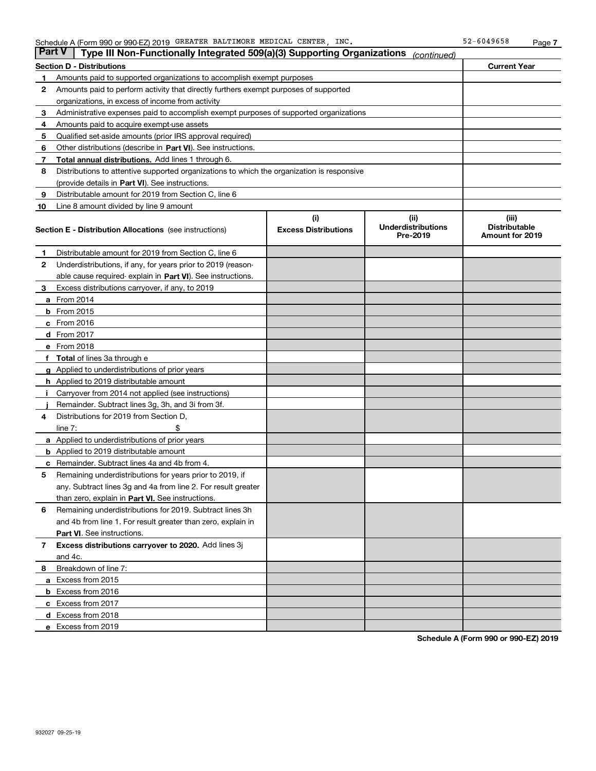Schedule A (Form 990 or 990-EZ) 2019 GREATER BALTIMORE MEDICAL CENTER, INC. 52-6049658

## Part V Type III Non-Functionally Integrated 509(a)(3) Supporting Organizations *(continued)*

| Section D - Distributions | | Current Year |
|---|---|---|
| 1 | Amounts paid to supported organizations to accomplish exempt purposes | |
| 2 | Amounts paid to perform activity that directly furthers exempt purposes of supported organizations, in excess of income from activity | |
| 3 | Administrative expenses paid to accomplish exempt purposes of supported organizations | |
| 4 | Amounts paid to acquire exempt-use assets | |
| 5 | Qualified set-aside amounts (prior IRS approval required) | |
| 6 | Other distributions (describe in **Part VI**). See instructions. | |
| 7 | **Total annual distributions.** Add lines 1 through 6. | |
| 8 | Distributions to attentive supported organizations to which the organization is responsive (provide details in **Part VI**). See instructions. | |
| 9 | Distributable amount for 2019 from Section C, line 6 | |
| 10 | Line 8 amount divided by line 9 amount | |

| **Section E - Distribution Allocations** (see instructions) | (i) Excess Distributions | (ii) Underdistributions Pre-2019 | (iii) Distributable Amount for 2019 |
|---|---|---|---|
| 1 Distributable amount for 2019 from Section C, line 6 | | | |
| 2 Underdistributions, if any, for years prior to 2019 (reasonable cause required- explain in **Part VI**). See instructions. | | | |
| 3 Excess distributions carryover, if any, to 2019 | | | |
| a From 2014 | | | |
| b From 2015 | | | |
| c From 2016 | | | |
| d From 2017 | | | |
| e From 2018 | | | |
| f **Total** of lines 3a through e | | | |
| g Applied to underdistributions of prior years | | | |
| h Applied to 2019 distributable amount | | | |
| i Carryover from 2014 not applied (see instructions) | | | |
| j Remainder. Subtract lines 3g, 3h, and 3i from 3f. | | | |
| 4 Distributions for 2019 from Section D, line 7: $ | | | |
| a Applied to underdistributions of prior years | | | |
| b Applied to 2019 distributable amount | | | |
| c Remainder. Subtract lines 4a and 4b from 4. | | | |
| 5 Remaining underdistributions for years prior to 2019, if any. Subtract lines 3g and 4a from line 2. For result greater than zero, explain in **Part VI.** See instructions. | | | |
| 6 Remaining underdistributions for 2019. Subtract lines 3h and 4b from line 1. For result greater than zero, explain in **Part VI**. See instructions. | | | |
| 7 **Excess distributions carryover to 2020.** Add lines 3j and 4c. | | | |
| 8 Breakdown of line 7: | | | |
| a Excess from 2015 | | | |
| b Excess from 2016 | | | |
| c Excess from 2017 | | | |
| d Excess from 2018 | | | |
| e Excess from 2019 | | | |

**Schedule A (Form 990 or 990-EZ) 2019**

932027 09-25-19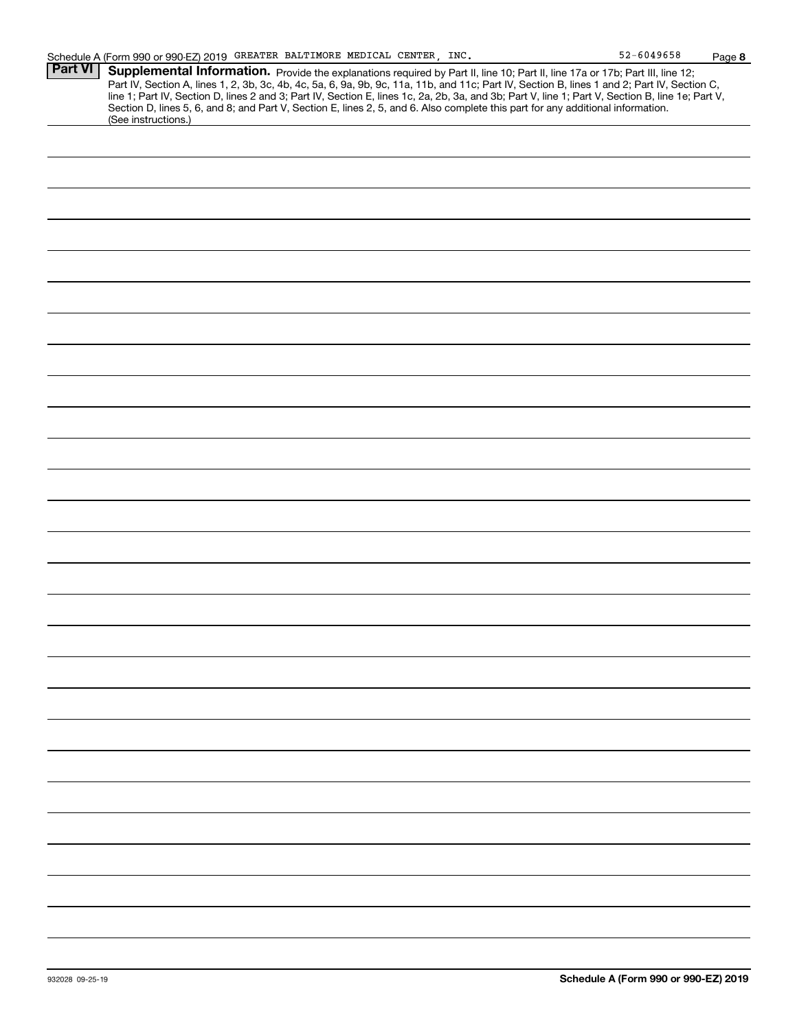Schedule A (Form 990 or 990-EZ) 2019 GREATER BALTIMORE MEDICAL CENTER, INC. 52-6049658 Page **8**

**Part VI** **Supplemental Information.** Provide the explanations required by Part II, line 10; Part II, line 17a or 17b; Part III, line 12; Part IV, Section A, lines 1, 2, 3b, 3c, 4b, 4c, 5a, 6, 9a, 9b, 9c, 11a, 11b, and 11c; Part IV, Section B, lines 1 and 2; Part IV, Section C, line 1; Part IV, Section D, lines 2 and 3; Part IV, Section E, lines 1c, 2a, 2b, 3a, and 3b; Part V, line 1; Part V, Section B, line 1e; Part V, Section D, lines 5, 6, and 8; and Part V, Section E, lines 2, 5, and 6. Also complete this part for any additional information. (See instructions.)

932028 09-25-19 **Schedule A (Form 990 or 990-EZ) 2019**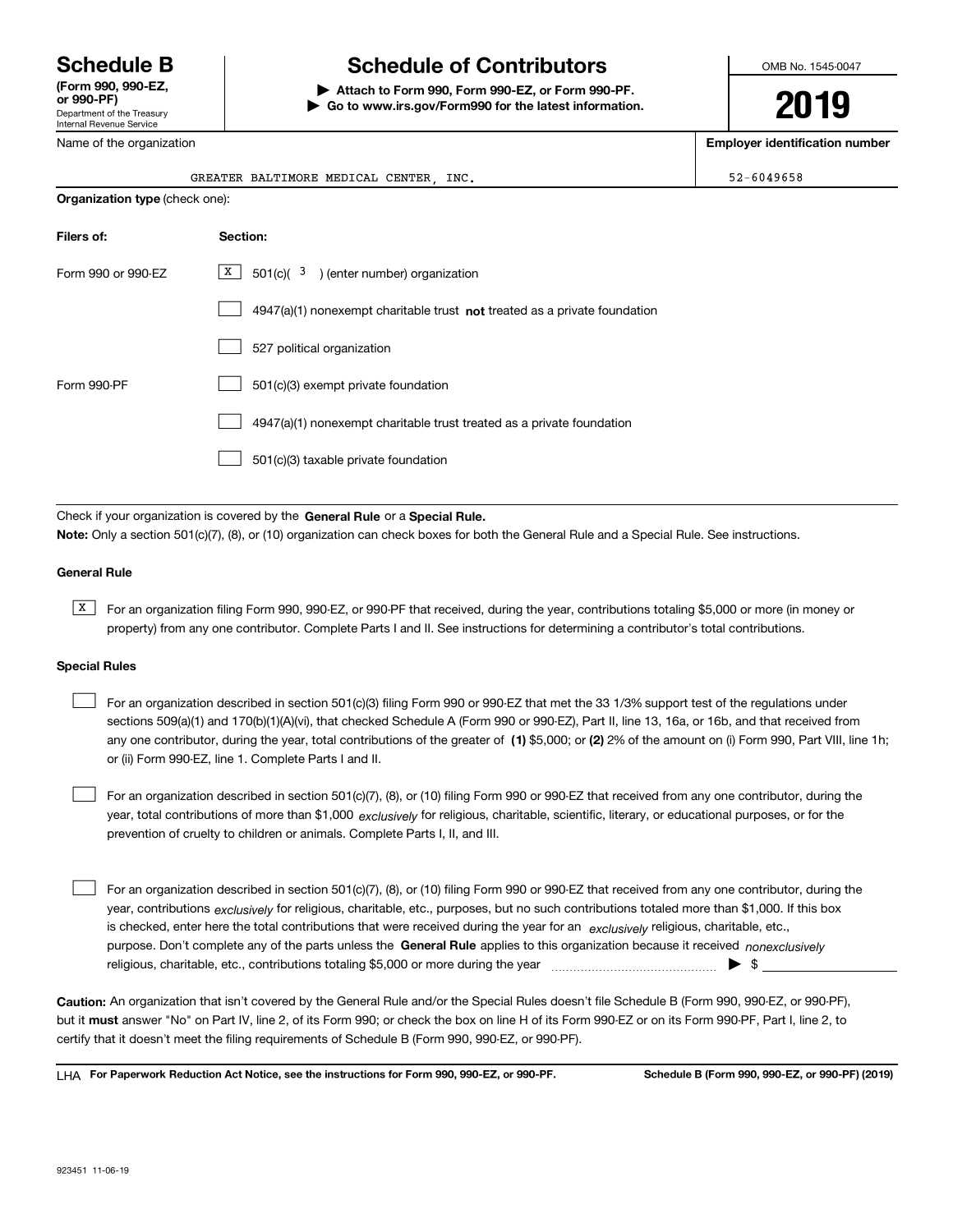# Schedule B

**(Form 990, 990-EZ, or 990-PF)**

Department of the Treasury
Internal Revenue Service

# Schedule of Contributors

**▶ Attach to Form 990, Form 990-EZ, or Form 990-PF.**
**▶ Go to www.irs.gov/Form990 for the latest information.**

OMB No. 1545-0047

**2019**

Name of the organization: GREATER BALTIMORE MEDICAL CENTER, INC.

**Employer identification number:** 52-6049658

**Organization type** (check one):

| **Filers of:** | **Section:** |
| --- | --- |
| Form 990 or 990-EZ | [X] 501(c)( 3 ) (enter number) organization |
| | [ ] 4947(a)(1) nonexempt charitable trust **not** treated as a private foundation |
| | [ ] 527 political organization |
| Form 990-PF | [ ] 501(c)(3) exempt private foundation |
| | [ ] 4947(a)(1) nonexempt charitable trust treated as a private foundation |
| | [ ] 501(c)(3) taxable private foundation |

Check if your organization is covered by the **General Rule** or a **Special Rule.**

**Note:** Only a section 501(c)(7), (8), or (10) organization can check boxes for both the General Rule and a Special Rule. See instructions.

### General Rule

[X] For an organization filing Form 990, 990-EZ, or 990-PF that received, during the year, contributions totaling $5,000 or more (in money or property) from any one contributor. Complete Parts I and II. See instructions for determining a contributor's total contributions.

### Special Rules

[ ] For an organization described in section 501(c)(3) filing Form 990 or 990-EZ that met the 33 1/3% support test of the regulations under sections 509(a)(1) and 170(b)(1)(A)(vi), that checked Schedule A (Form 990 or 990-EZ), Part II, line 13, 16a, or 16b, and that received from any one contributor, during the year, total contributions of the greater of **(1)** $5,000; or **(2)** 2% of the amount on (i) Form 990, Part VIII, line 1h; or (ii) Form 990-EZ, line 1. Complete Parts I and II.

[ ] For an organization described in section 501(c)(7), (8), or (10) filing Form 990 or 990-EZ that received from any one contributor, during the year, total contributions of more than $1,000 *exclusively* for religious, charitable, scientific, literary, or educational purposes, or for the prevention of cruelty to children or animals. Complete Parts I, II, and III.

[ ] For an organization described in section 501(c)(7), (8), or (10) filing Form 990 or 990-EZ that received from any one contributor, during the year, contributions *exclusively* for religious, charitable, etc., purposes, but no such contributions totaled more than $1,000. If this box is checked, enter here the total contributions that were received during the year for an *exclusively* religious, charitable, etc., purpose. Don't complete any of the parts unless the **General Rule** applies to this organization because it received *nonexclusively* religious, charitable, etc., contributions totaling $5,000 or more during the year ▶ $ ____________

**Caution:** An organization that isn't covered by the General Rule and/or the Special Rules doesn't file Schedule B (Form 990, 990-EZ, or 990-PF), but it **must** answer "No" on Part IV, line 2, of its Form 990; or check the box on line H of its Form 990-EZ or on its Form 990-PF, Part I, line 2, to certify that it doesn't meet the filing requirements of Schedule B (Form 990, 990-EZ, or 990-PF).

LHA **For Paperwork Reduction Act Notice, see the instructions for Form 990, 990-EZ, or 990-PF.** **Schedule B (Form 990, 990-EZ, or 990-PF) (2019)**

923451 11-06-19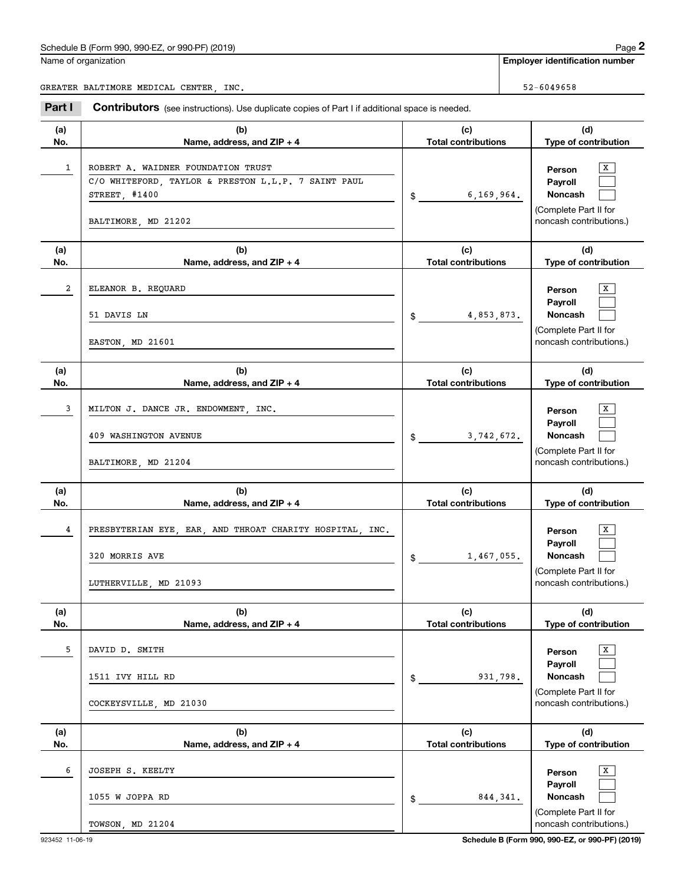Schedule B (Form 990, 990-EZ, or 990-PF) (2019)

Name of organization: GREATER BALTIMORE MEDICAL CENTER, INC.

Employer identification number: 52-6049658

**Part I** **Contributors** (see instructions). Use duplicate copies of Part I if additional space is needed.

| (a) No. | (b) Name, address, and ZIP + 4 | (c) Total contributions | (d) Type of contribution |
|---|---|---|---|
| 1 | ROBERT A. WAIDNER FOUNDATION TRUST<br>C/O WHITEFORD, TAYLOR & PRESTON L.L.P. 7 SAINT PAUL STREET, #1400<br>BALTIMORE, MD 21202 | $ 6,169,964. | Person [X]<br>Payroll [ ]<br>Noncash [ ]<br>(Complete Part II for noncash contributions.) |
| 2 | ELEANOR B. REQUARD<br>51 DAVIS LN<br>EASTON, MD 21601 | $ 4,853,873. | Person [X]<br>Payroll [ ]<br>Noncash [ ]<br>(Complete Part II for noncash contributions.) |
| 3 | MILTON J. DANCE JR. ENDOWMENT, INC.<br>409 WASHINGTON AVENUE<br>BALTIMORE, MD 21204 | $ 3,742,672. | Person [X]<br>Payroll [ ]<br>Noncash [ ]<br>(Complete Part II for noncash contributions.) |
| 4 | PRESBYTERIAN EYE, EAR, AND THROAT CHARITY HOSPITAL, INC.<br>320 MORRIS AVE<br>LUTHERVILLE, MD 21093 | $ 1,467,055. | Person [X]<br>Payroll [ ]<br>Noncash [ ]<br>(Complete Part II for noncash contributions.) |
| 5 | DAVID D. SMITH<br>1511 IVY HILL RD<br>COCKEYSVILLE, MD 21030 | $ 931,798. | Person [X]<br>Payroll [ ]<br>Noncash [ ]<br>(Complete Part II for noncash contributions.) |
| 6 | JOSEPH S. KEELTY<br>1055 W JOPPA RD<br>TOWSON, MD 21204 | $ 844,341. | Person [X]<br>Payroll [ ]<br>Noncash [ ]<br>(Complete Part II for noncash contributions.) |

923452 11-06-19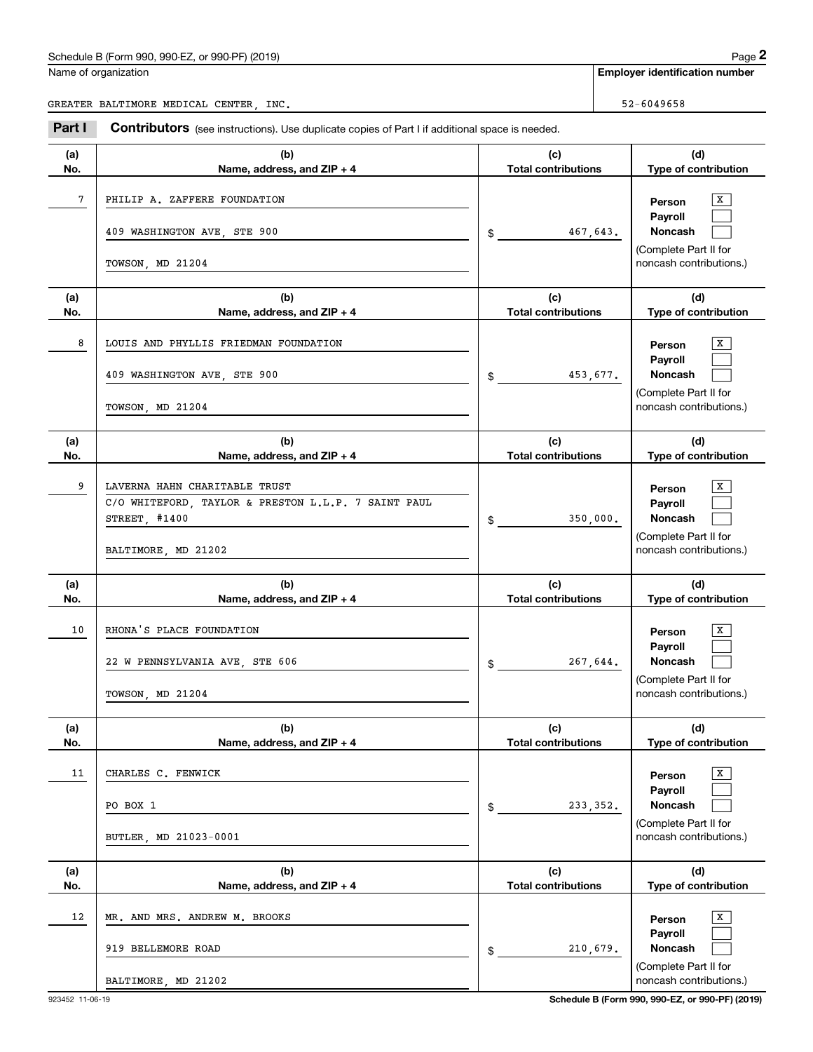Schedule B (Form 990, 990-EZ, or 990-PF) (2019)

Name of organization: GREATER BALTIMORE MEDICAL CENTER, INC.

Employer identification number: 52-6049658

**Part I Contributors** (see instructions). Use duplicate copies of Part I if additional space is needed.

| (a) No. | (b) Name, address, and ZIP + 4 | (c) Total contributions | (d) Type of contribution |
|---|---|---|---|
| 7 | PHILIP A. ZAFFERE FOUNDATION<br>409 WASHINGTON AVE, STE 900<br>TOWSON, MD 21204 | $ 467,643. | Person [X]<br>Payroll [ ]<br>Noncash [ ]<br>(Complete Part II for noncash contributions.) |
| 8 | LOUIS AND PHYLLIS FRIEDMAN FOUNDATION<br>409 WASHINGTON AVE, STE 900<br>TOWSON, MD 21204 | $ 453,677. | Person [X]<br>Payroll [ ]<br>Noncash [ ]<br>(Complete Part II for noncash contributions.) |
| 9 | LAVERNA HAHN CHARITABLE TRUST<br>C/O WHITEFORD, TAYLOR & PRESTON L.L.P. 7 SAINT PAUL STREET, #1400<br>BALTIMORE, MD 21202 | $ 350,000. | Person [X]<br>Payroll [ ]<br>Noncash [ ]<br>(Complete Part II for noncash contributions.) |
| 10 | RHONA'S PLACE FOUNDATION<br>22 W PENNSYLVANIA AVE, STE 606<br>TOWSON, MD 21204 | $ 267,644. | Person [X]<br>Payroll [ ]<br>Noncash [ ]<br>(Complete Part II for noncash contributions.) |
| 11 | CHARLES C. FENWICK<br>PO BOX 1<br>BUTLER, MD 21023-0001 | $ 233,352. | Person [X]<br>Payroll [ ]<br>Noncash [ ]<br>(Complete Part II for noncash contributions.) |
| 12 | MR. AND MRS. ANDREW M. BROOKS<br>919 BELLEMORE ROAD<br>BALTIMORE, MD 21202 | $ 210,679. | Person [X]<br>Payroll [ ]<br>Noncash [ ]<br>(Complete Part II for noncash contributions.) |

923452 11-06-19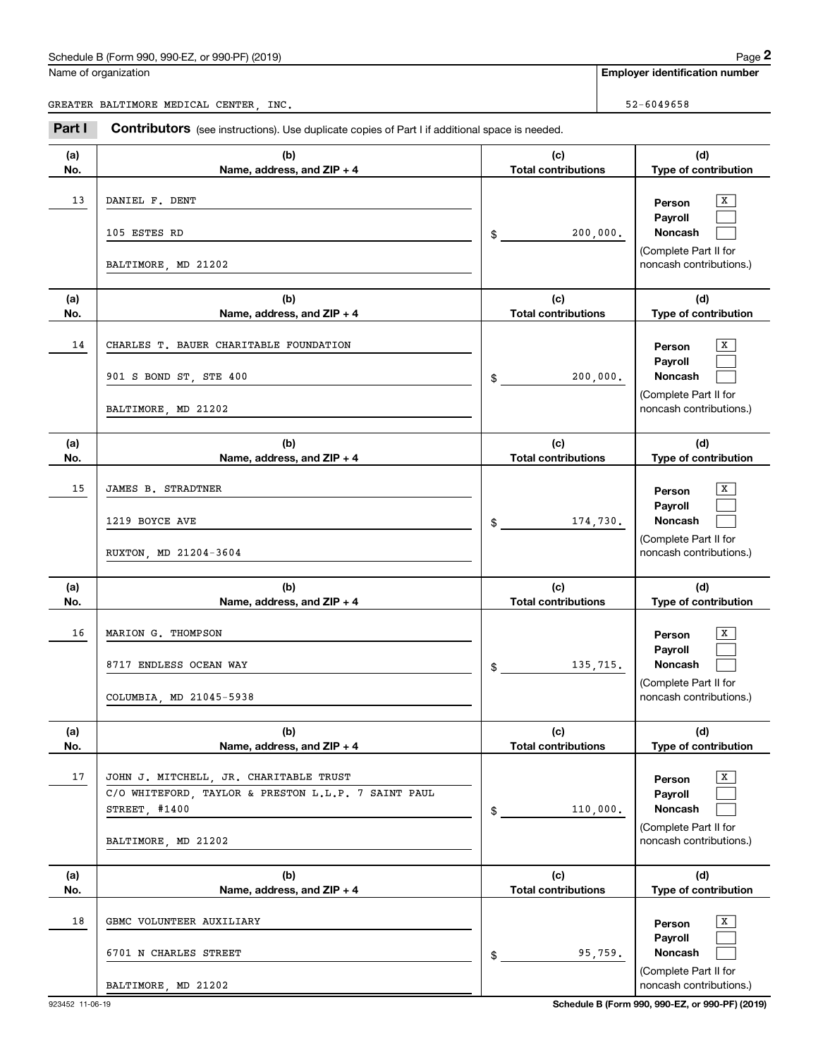Schedule B (Form 990, 990-EZ, or 990-PF) (2019)

Name of organization: GREATER BALTIMORE MEDICAL CENTER, INC.

Employer identification number: 52-6049658

## Part I Contributors (see instructions). Use duplicate copies of Part I if additional space is needed.

| (a) No. | (b) Name, address, and ZIP + 4 | (c) Total contributions | (d) Type of contribution |
|---|---|---|---|
| 13 | DANIEL F. DENT<br>105 ESTES RD<br>BALTIMORE, MD 21202 | $ 200,000. | Person [X]<br>Payroll [ ]<br>Noncash [ ]<br>(Complete Part II for noncash contributions.) |
| 14 | CHARLES T. BAUER CHARITABLE FOUNDATION<br>901 S BOND ST, STE 400<br>BALTIMORE, MD 21202 | $ 200,000. | Person [X]<br>Payroll [ ]<br>Noncash [ ]<br>(Complete Part II for noncash contributions.) |
| 15 | JAMES B. STRADTNER<br>1219 BOYCE AVE<br>RUXTON, MD 21204-3604 | $ 174,730. | Person [X]<br>Payroll [ ]<br>Noncash [ ]<br>(Complete Part II for noncash contributions.) |
| 16 | MARION G. THOMPSON<br>8717 ENDLESS OCEAN WAY<br>COLUMBIA, MD 21045-5938 | $ 135,715. | Person [X]<br>Payroll [ ]<br>Noncash [ ]<br>(Complete Part II for noncash contributions.) |
| 17 | JOHN J. MITCHELL, JR. CHARITABLE TRUST<br>C/O WHITEFORD, TAYLOR & PRESTON L.L.P. 7 SAINT PAUL STREET, #1400<br>BALTIMORE, MD 21202 | $ 110,000. | Person [X]<br>Payroll [ ]<br>Noncash [ ]<br>(Complete Part II for noncash contributions.) |
| 18 | GBMC VOLUNTEER AUXILIARY<br>6701 N CHARLES STREET<br>BALTIMORE, MD 21202 | $ 95,759. | Person [X]<br>Payroll [ ]<br>Noncash [ ]<br>(Complete Part II for noncash contributions.) |

923452 11-06-19

Schedule B (Form 990, 990-EZ, or 990-PF) (2019)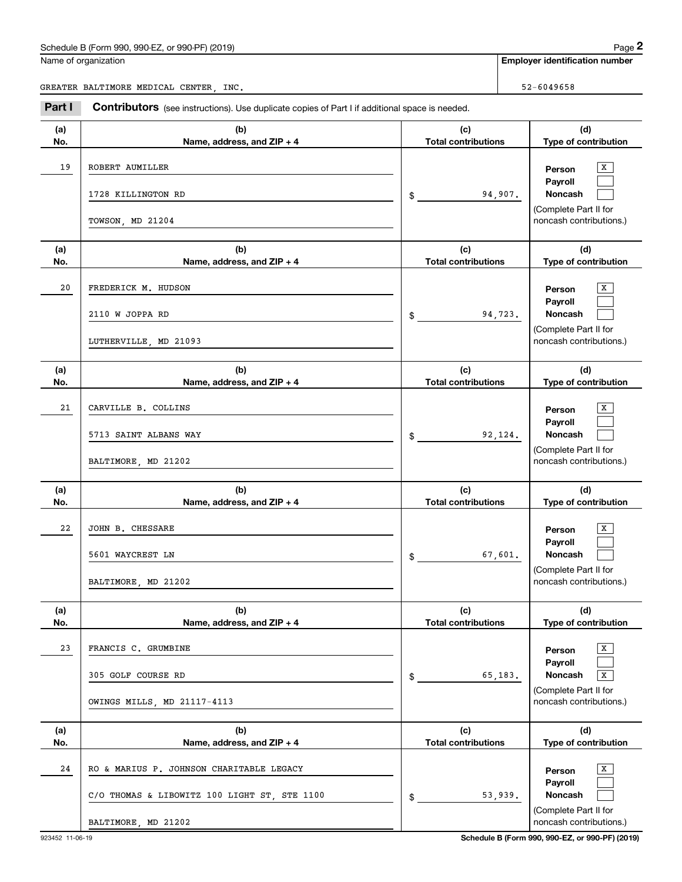Schedule B (Form 990, 990-EZ, or 990-PF) (2019)

Name of organization: GREATER BALTIMORE MEDICAL CENTER, INC.

Employer identification number: 52-6049658

**Part I** **Contributors** (see instructions). Use duplicate copies of Part I if additional space is needed.

| (a) No. | (b) Name, address, and ZIP + 4 | (c) Total contributions | (d) Type of contribution |
|---|---|---|---|
| 19 | ROBERT AUMILLER<br>1728 KILLINGTON RD<br>TOWSON, MD 21204 | $ 94,907. | Person [X]<br>Payroll [ ]<br>Noncash [ ]<br>(Complete Part II for noncash contributions.) |
| 20 | FREDERICK M. HUDSON<br>2110 W JOPPA RD<br>LUTHERVILLE, MD 21093 | $ 94,723. | Person [X]<br>Payroll [ ]<br>Noncash [ ]<br>(Complete Part II for noncash contributions.) |
| 21 | CARVILLE B. COLLINS<br>5713 SAINT ALBANS WAY<br>BALTIMORE, MD 21202 | $ 92,124. | Person [X]<br>Payroll [ ]<br>Noncash [ ]<br>(Complete Part II for noncash contributions.) |
| 22 | JOHN B. CHESSARE<br>5601 WAYCREST LN<br>BALTIMORE, MD 21202 | $ 67,601. | Person [X]<br>Payroll [ ]<br>Noncash [ ]<br>(Complete Part II for noncash contributions.) |
| 23 | FRANCIS C. GRUMBINE<br>305 GOLF COURSE RD<br>OWINGS MILLS, MD 21117-4113 | $ 65,183. | Person [X]<br>Payroll [ ]<br>Noncash [X]<br>(Complete Part II for noncash contributions.) |
| 24 | RO & MARIUS P. JOHNSON CHARITABLE LEGACY<br>C/O THOMAS & LIBOWITZ 100 LIGHT ST, STE 1100<br>BALTIMORE, MD 21202 | $ 53,939. | Person [X]<br>Payroll [ ]<br>Noncash [ ]<br>(Complete Part II for noncash contributions.) |

923452 11-06-19

Schedule B (Form 990, 990-EZ, or 990-PF) (2019)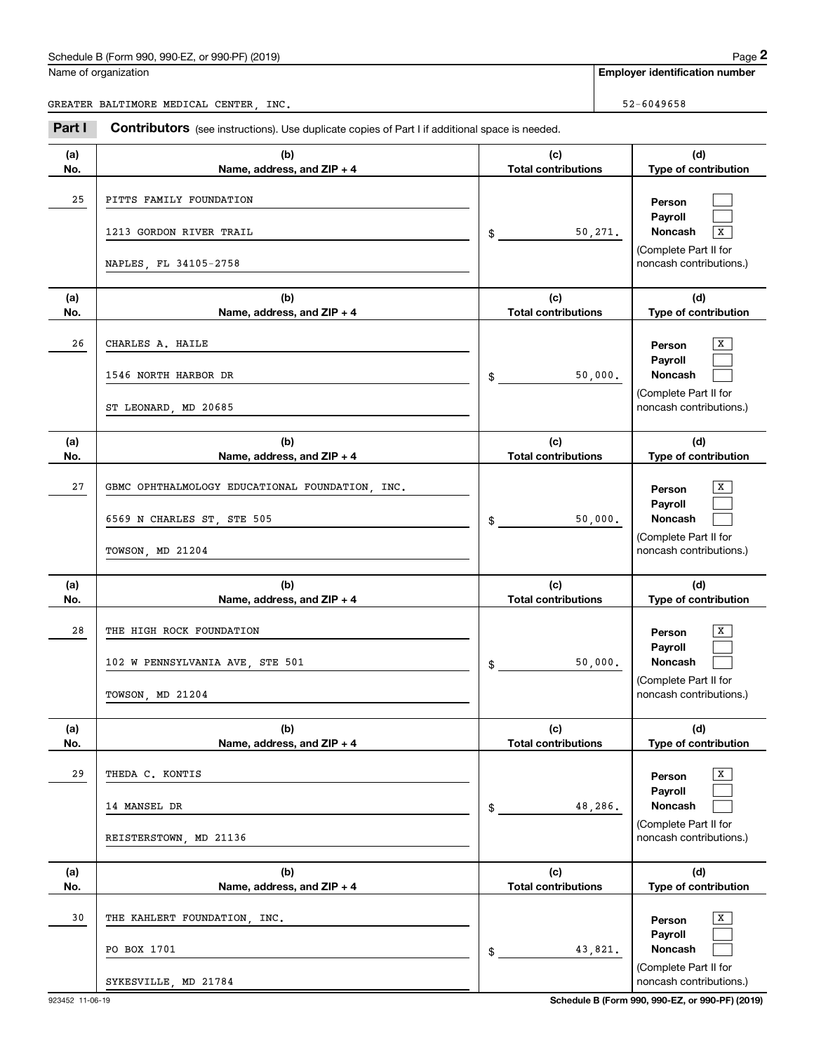Schedule B (Form 990, 990-EZ, or 990-PF) (2019)

Name of organization: GREATER BALTIMORE MEDICAL CENTER, INC.

Employer identification number: 52-6049658

## Part I Contributors (see instructions). Use duplicate copies of Part I if additional space is needed.

| (a) No. | (b) Name, address, and ZIP + 4 | (c) Total contributions | (d) Type of contribution |
|---|---|---|---|
| 25 | PITTS FAMILY FOUNDATION<br>1213 GORDON RIVER TRAIL<br>NAPLES, FL 34105-2758 | $ 50,271. | Person [ ]<br>Payroll [ ]<br>Noncash [X]<br>(Complete Part II for noncash contributions.) |
| 26 | CHARLES A. HAILE<br>1546 NORTH HARBOR DR<br>ST LEONARD, MD 20685 | $ 50,000. | Person [X]<br>Payroll [ ]<br>Noncash [ ]<br>(Complete Part II for noncash contributions.) |
| 27 | GBMC OPHTHALMOLOGY EDUCATIONAL FOUNDATION, INC.<br>6569 N CHARLES ST, STE 505<br>TOWSON, MD 21204 | $ 50,000. | Person [X]<br>Payroll [ ]<br>Noncash [ ]<br>(Complete Part II for noncash contributions.) |
| 28 | THE HIGH ROCK FOUNDATION<br>102 W PENNSYLVANIA AVE, STE 501<br>TOWSON, MD 21204 | $ 50,000. | Person [X]<br>Payroll [ ]<br>Noncash [ ]<br>(Complete Part II for noncash contributions.) |
| 29 | THEDA C. KONTIS<br>14 MANSEL DR<br>REISTERSTOWN, MD 21136 | $ 48,286. | Person [X]<br>Payroll [ ]<br>Noncash [ ]<br>(Complete Part II for noncash contributions.) |
| 30 | THE KAHLERT FOUNDATION, INC.<br>PO BOX 1701<br>SYKESVILLE, MD 21784 | $ 43,821. | Person [X]<br>Payroll [ ]<br>Noncash [ ]<br>(Complete Part II for noncash contributions.) |

923452 11-06-19

Schedule B (Form 990, 990-EZ, or 990-PF) (2019)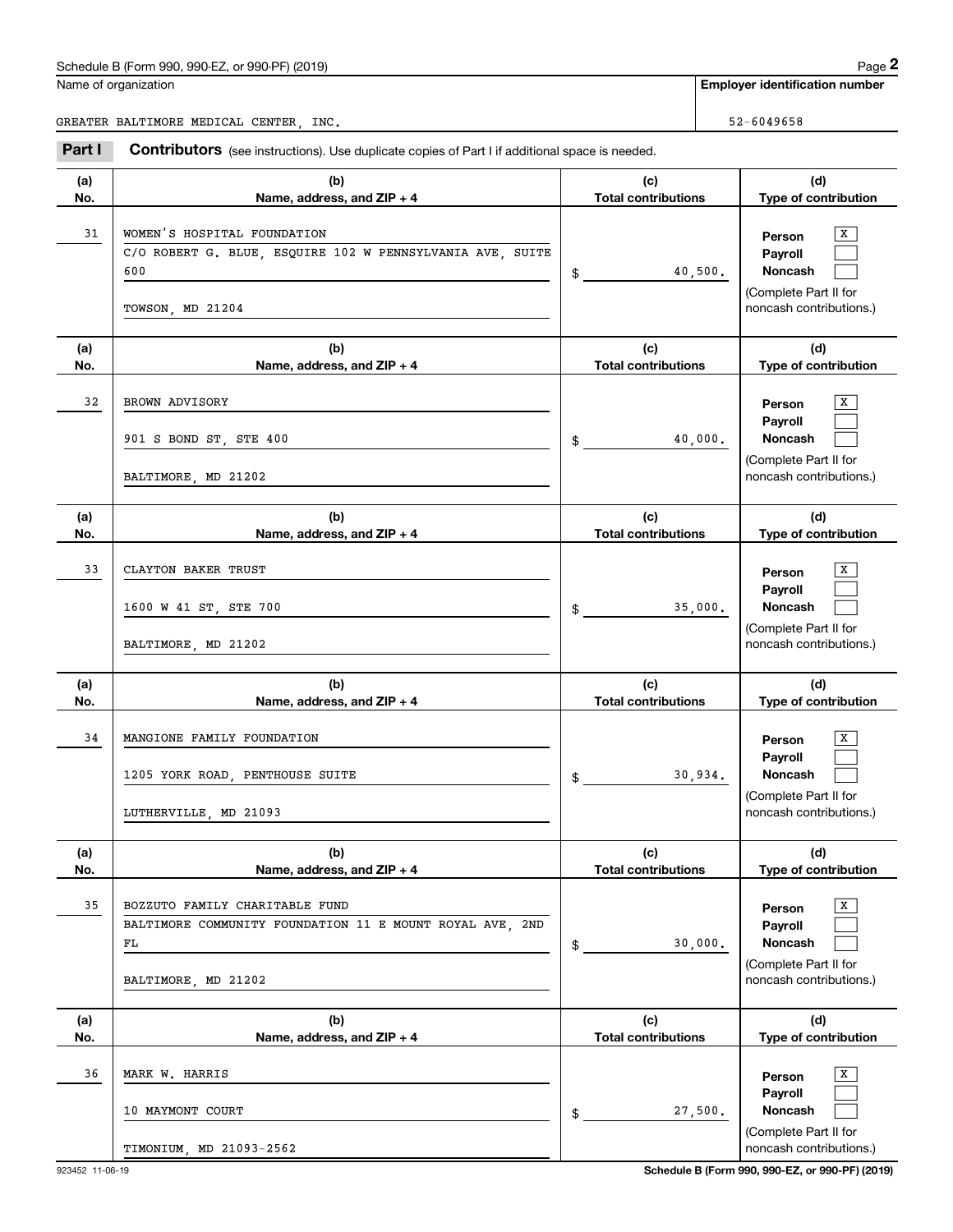Schedule B (Form 990, 990-EZ, or 990-PF) (2019)

Name of organization: GREATER BALTIMORE MEDICAL CENTER, INC.

Employer identification number: 52-6049658

**Part I** **Contributors** (see instructions). Use duplicate copies of Part I if additional space is needed.

| (a) No. | (b) Name, address, and ZIP + 4 | (c) Total contributions | (d) Type of contribution |
|---|---|---|---|
| 31 | WOMEN'S HOSPITAL FOUNDATION<br>C/O ROBERT G. BLUE, ESQUIRE 102 W PENNSYLVANIA AVE, SUITE 600<br>TOWSON, MD 21204 | $ 40,500. | Person [X]<br>Payroll [ ]<br>Noncash [ ]<br>(Complete Part II for noncash contributions.) |
| 32 | BROWN ADVISORY<br>901 S BOND ST, STE 400<br>BALTIMORE, MD 21202 | $ 40,000. | Person [X]<br>Payroll [ ]<br>Noncash [ ]<br>(Complete Part II for noncash contributions.) |
| 33 | CLAYTON BAKER TRUST<br>1600 W 41 ST, STE 700<br>BALTIMORE, MD 21202 | $ 35,000. | Person [X]<br>Payroll [ ]<br>Noncash [ ]<br>(Complete Part II for noncash contributions.) |
| 34 | MANGIONE FAMILY FOUNDATION<br>1205 YORK ROAD, PENTHOUSE SUITE<br>LUTHERVILLE, MD 21093 | $ 30,934. | Person [X]<br>Payroll [ ]<br>Noncash [ ]<br>(Complete Part II for noncash contributions.) |
| 35 | BOZZUTO FAMILY CHARITABLE FUND<br>BALTIMORE COMMUNITY FOUNDATION 11 E MOUNT ROYAL AVE, 2ND FL<br>BALTIMORE, MD 21202 | $ 30,000. | Person [X]<br>Payroll [ ]<br>Noncash [ ]<br>(Complete Part II for noncash contributions.) |
| 36 | MARK W. HARRIS<br>10 MAYMONT COURT<br>TIMONIUM, MD 21093-2562 | $ 27,500. | Person [X]<br>Payroll [ ]<br>Noncash [ ]<br>(Complete Part II for noncash contributions.) |

923452 11-06-19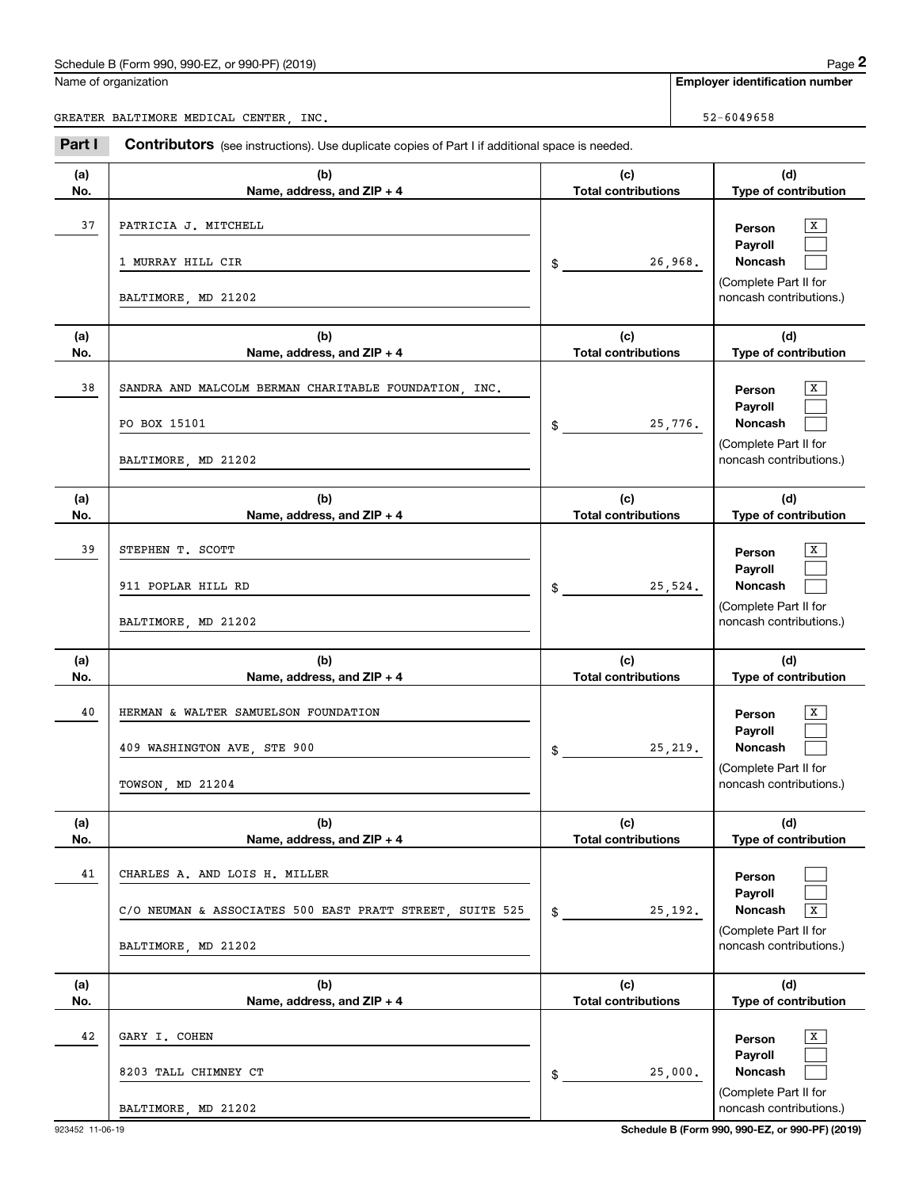Schedule B (Form 990, 990-EZ, or 990-PF) (2019)

**Name of organization**

GREATER BALTIMORE MEDICAL CENTER, INC.

**Employer identification number**

52-6049658

**Part I** **Contributors** (see instructions). Use duplicate copies of Part I if additional space is needed.

| (a) No. | (b) Name, address, and ZIP + 4 | (c) Total contributions | (d) Type of contribution |
|---|---|---|---|
| 37 | PATRICIA J. MITCHELL<br>1 MURRAY HILL CIR<br>BALTIMORE, MD 21202 | $ 26,968. | Person [X]<br>Payroll [ ]<br>Noncash [ ]<br>(Complete Part II for noncash contributions.) |
| 38 | SANDRA AND MALCOLM BERMAN CHARITABLE FOUNDATION, INC.<br>PO BOX 15101<br>BALTIMORE, MD 21202 | $ 25,776. | Person [X]<br>Payroll [ ]<br>Noncash [ ]<br>(Complete Part II for noncash contributions.) |
| 39 | STEPHEN T. SCOTT<br>911 POPLAR HILL RD<br>BALTIMORE, MD 21202 | $ 25,524. | Person [X]<br>Payroll [ ]<br>Noncash [ ]<br>(Complete Part II for noncash contributions.) |
| 40 | HERMAN & WALTER SAMUELSON FOUNDATION<br>409 WASHINGTON AVE, STE 900<br>TOWSON, MD 21204 | $ 25,219. | Person [X]<br>Payroll [ ]<br>Noncash [ ]<br>(Complete Part II for noncash contributions.) |
| 41 | CHARLES A. AND LOIS H. MILLER<br>C/O NEUMAN & ASSOCIATES 500 EAST PRATT STREET, SUITE 525<br>BALTIMORE, MD 21202 | $ 25,192. | Person [ ]<br>Payroll [ ]<br>Noncash [X]<br>(Complete Part II for noncash contributions.) |
| 42 | GARY I. COHEN<br>8203 TALL CHIMNEY CT<br>BALTIMORE, MD 21202 | $ 25,000. | Person [X]<br>Payroll [ ]<br>Noncash [ ]<br>(Complete Part II for noncash contributions.) |

923452 11-06-19

Schedule B (Form 990, 990-EZ, or 990-PF) (2019)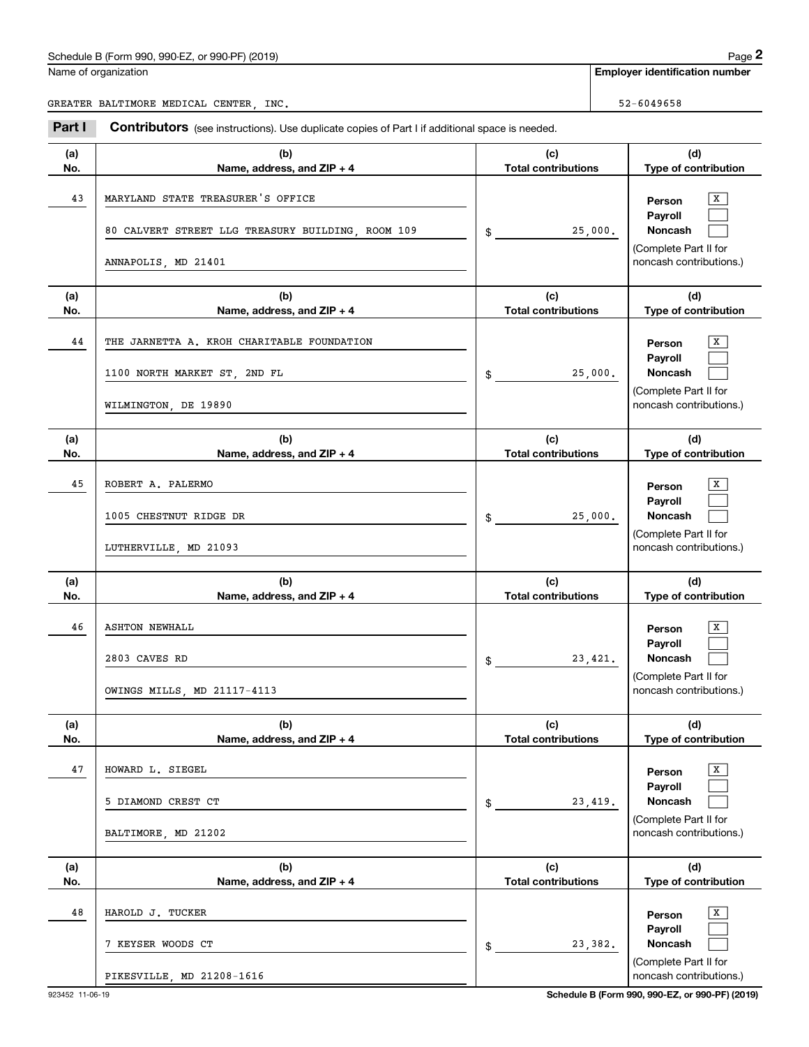Schedule B (Form 990, 990-EZ, or 990-PF) (2019)

Name of organization: GREATER BALTIMORE MEDICAL CENTER, INC.

Employer identification number: 52-6049658

## Part I Contributors (see instructions). Use duplicate copies of Part I if additional space is needed.

| (a) No. | (b) Name, address, and ZIP + 4 | (c) Total contributions | (d) Type of contribution |
|---|---|---|---|
| 43 | MARYLAND STATE TREASURER'S OFFICE<br>80 CALVERT STREET LLG TREASURY BUILDING, ROOM 109<br>ANNAPOLIS, MD 21401 | $ 25,000. | Person [X]<br>Payroll [ ]<br>Noncash [ ]<br>(Complete Part II for noncash contributions.) |
| 44 | THE JARNETTA A. KROH CHARITABLE FOUNDATION<br>1100 NORTH MARKET ST, 2ND FL<br>WILMINGTON, DE 19890 | $ 25,000. | Person [X]<br>Payroll [ ]<br>Noncash [ ]<br>(Complete Part II for noncash contributions.) |
| 45 | ROBERT A. PALERMO<br>1005 CHESTNUT RIDGE DR<br>LUTHERVILLE, MD 21093 | $ 25,000. | Person [X]<br>Payroll [ ]<br>Noncash [ ]<br>(Complete Part II for noncash contributions.) |
| 46 | ASHTON NEWHALL<br>2803 CAVES RD<br>OWINGS MILLS, MD 21117-4113 | $ 23,421. | Person [X]<br>Payroll [ ]<br>Noncash [ ]<br>(Complete Part II for noncash contributions.) |
| 47 | HOWARD L. SIEGEL<br>5 DIAMOND CREST CT<br>BALTIMORE, MD 21202 | $ 23,419. | Person [X]<br>Payroll [ ]<br>Noncash [ ]<br>(Complete Part II for noncash contributions.) |
| 48 | HAROLD J. TUCKER<br>7 KEYSER WOODS CT<br>PIKESVILLE, MD 21208-1616 | $ 23,382. | Person [X]<br>Payroll [ ]<br>Noncash [ ]<br>(Complete Part II for noncash contributions.) |

923452 11-06-19

Schedule B (Form 990, 990-EZ, or 990-PF) (2019)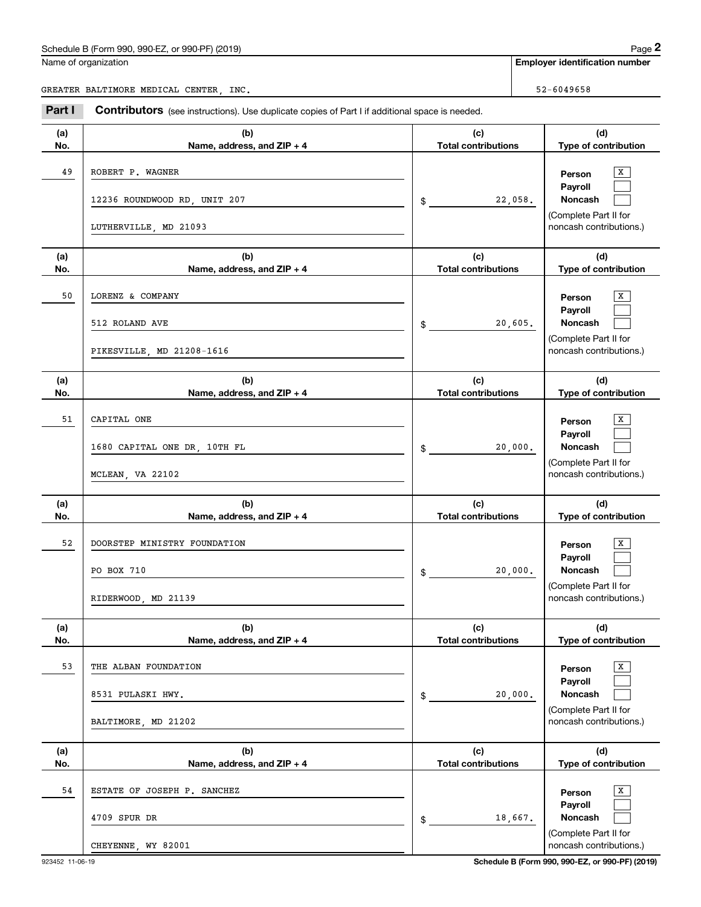Schedule B (Form 990, 990-EZ, or 990-PF) (2019)

Name of organization: GREATER BALTIMORE MEDICAL CENTER, INC.

Employer identification number: 52-6049658

**Part I Contributors** (see instructions). Use duplicate copies of Part I if additional space is needed.

| (a) No. | (b) Name, address, and ZIP + 4 | (c) Total contributions | (d) Type of contribution |
|---|---|---|---|
| 49 | ROBERT P. WAGNER<br>12236 ROUNDWOOD RD, UNIT 207<br>LUTHERVILLE, MD 21093 | $ 22,058. | Person [X]<br>Payroll [ ]<br>Noncash [ ]<br>(Complete Part II for noncash contributions.) |
| 50 | LORENZ & COMPANY<br>512 ROLAND AVE<br>PIKESVILLE, MD 21208-1616 | $ 20,605. | Person [X]<br>Payroll [ ]<br>Noncash [ ]<br>(Complete Part II for noncash contributions.) |
| 51 | CAPITAL ONE<br>1680 CAPITAL ONE DR, 10TH FL<br>MCLEAN, VA 22102 | $ 20,000. | Person [X]<br>Payroll [ ]<br>Noncash [ ]<br>(Complete Part II for noncash contributions.) |
| 52 | DOORSTEP MINISTRY FOUNDATION<br>PO BOX 710<br>RIDERWOOD, MD 21139 | $ 20,000. | Person [X]<br>Payroll [ ]<br>Noncash [ ]<br>(Complete Part II for noncash contributions.) |
| 53 | THE ALBAN FOUNDATION<br>8531 PULASKI HWY.<br>BALTIMORE, MD 21202 | $ 20,000. | Person [X]<br>Payroll [ ]<br>Noncash [ ]<br>(Complete Part II for noncash contributions.) |
| 54 | ESTATE OF JOSEPH P. SANCHEZ<br>4709 SPUR DR<br>CHEYENNE, WY 82001 | $ 18,667. | Person [X]<br>Payroll [ ]<br>Noncash [ ]<br>(Complete Part II for noncash contributions.) |

923452 11-06-19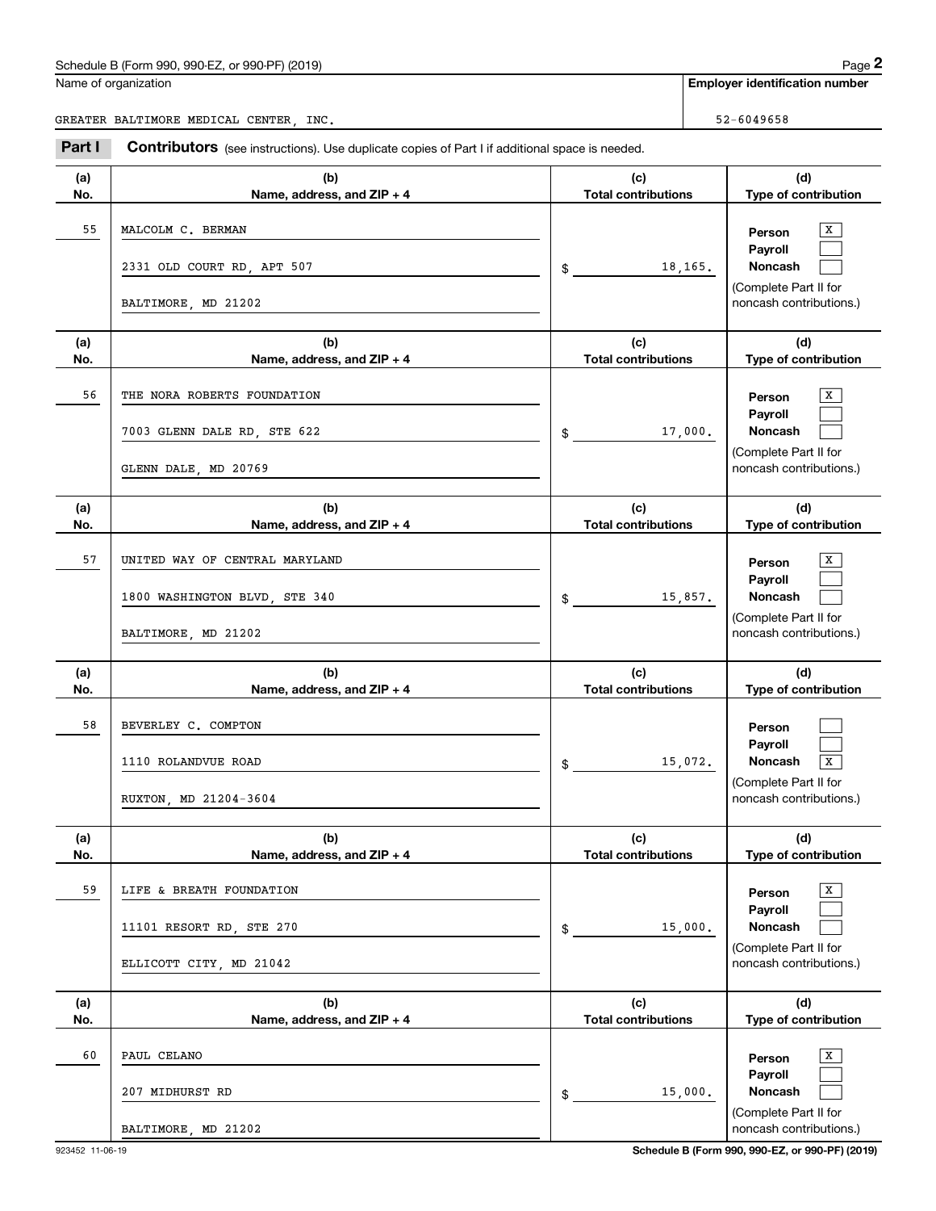Schedule B (Form 990, 990-EZ, or 990-PF) (2019)

Name of organization: GREATER BALTIMORE MEDICAL CENTER, INC.

Employer identification number: 52-6049658

**Part I** **Contributors** (see instructions). Use duplicate copies of Part I if additional space is needed.

| (a) No. | (b) Name, address, and ZIP + 4 | (c) Total contributions | (d) Type of contribution |
|---|---|---|---|
| 55 | MALCOLM C. BERMAN<br>2331 OLD COURT RD, APT 507<br>BALTIMORE, MD 21202 | $ 18,165. | Person [X]<br>Payroll [ ]<br>Noncash [ ]<br>(Complete Part II for noncash contributions.) |
| 56 | THE NORA ROBERTS FOUNDATION<br>7003 GLENN DALE RD, STE 622<br>GLENN DALE, MD 20769 | $ 17,000. | Person [X]<br>Payroll [ ]<br>Noncash [ ]<br>(Complete Part II for noncash contributions.) |
| 57 | UNITED WAY OF CENTRAL MARYLAND<br>1800 WASHINGTON BLVD, STE 340<br>BALTIMORE, MD 21202 | $ 15,857. | Person [X]<br>Payroll [ ]<br>Noncash [ ]<br>(Complete Part II for noncash contributions.) |
| 58 | BEVERLEY C. COMPTON<br>1110 ROLANDVUE ROAD<br>RUXTON, MD 21204-3604 | $ 15,072. | Person [ ]<br>Payroll [ ]<br>Noncash [X]<br>(Complete Part II for noncash contributions.) |
| 59 | LIFE & BREATH FOUNDATION<br>11101 RESORT RD, STE 270<br>ELLICOTT CITY, MD 21042 | $ 15,000. | Person [X]<br>Payroll [ ]<br>Noncash [ ]<br>(Complete Part II for noncash contributions.) |
| 60 | PAUL CELANO<br>207 MIDHURST RD<br>BALTIMORE, MD 21202 | $ 15,000. | Person [X]<br>Payroll [ ]<br>Noncash [ ]<br>(Complete Part II for noncash contributions.) |

923452 11-06-19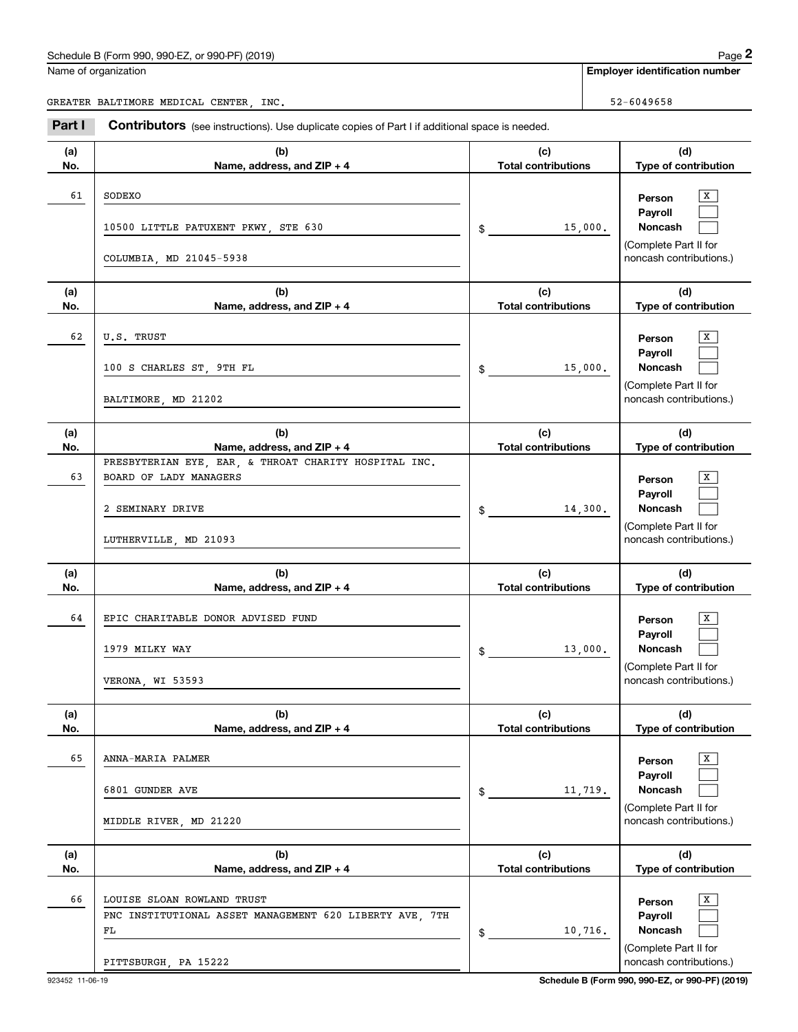Name of organization

GREATER BALTIMORE MEDICAL CENTER, INC.

**Employer identification number**

52-6049658

**Part I** **Contributors** (see instructions). Use duplicate copies of Part I if additional space is needed.

| (a) No. | (b) Name, address, and ZIP + 4 | (c) Total contributions | (d) Type of contribution |
|---|---|---|---|
| 61 | SODEXO<br>10500 LITTLE PATUXENT PKWY, STE 630<br>COLUMBIA, MD 21045-5938 | $ 15,000. | Person [X]<br>Payroll [ ]<br>Noncash [ ]<br>(Complete Part II for noncash contributions.) |
| 62 | U.S. TRUST<br>100 S CHARLES ST, 9TH FL<br>BALTIMORE, MD 21202 | $ 15,000. | Person [X]<br>Payroll [ ]<br>Noncash [ ]<br>(Complete Part II for noncash contributions.) |
| 63 | PRESBYTERIAN EYE, EAR, & THROAT CHARITY HOSPITAL INC.<br>BOARD OF LADY MANAGERS<br>2 SEMINARY DRIVE<br>LUTHERVILLE, MD 21093 | $ 14,300. | Person [X]<br>Payroll [ ]<br>Noncash [ ]<br>(Complete Part II for noncash contributions.) |
| 64 | EPIC CHARITABLE DONOR ADVISED FUND<br>1979 MILKY WAY<br>VERONA, WI 53593 | $ 13,000. | Person [X]<br>Payroll [ ]<br>Noncash [ ]<br>(Complete Part II for noncash contributions.) |
| 65 | ANNA-MARIA PALMER<br>6801 GUNDER AVE<br>MIDDLE RIVER, MD 21220 | $ 11,719. | Person [X]<br>Payroll [ ]<br>Noncash [ ]<br>(Complete Part II for noncash contributions.) |
| 66 | LOUISE SLOAN ROWLAND TRUST<br>PNC INSTITUTIONAL ASSET MANAGEMENT 620 LIBERTY AVE, 7TH FL<br>PITTSBURGH, PA 15222 | $ 10,716. | Person [X]<br>Payroll [ ]<br>Noncash [ ]<br>(Complete Part II for noncash contributions.) |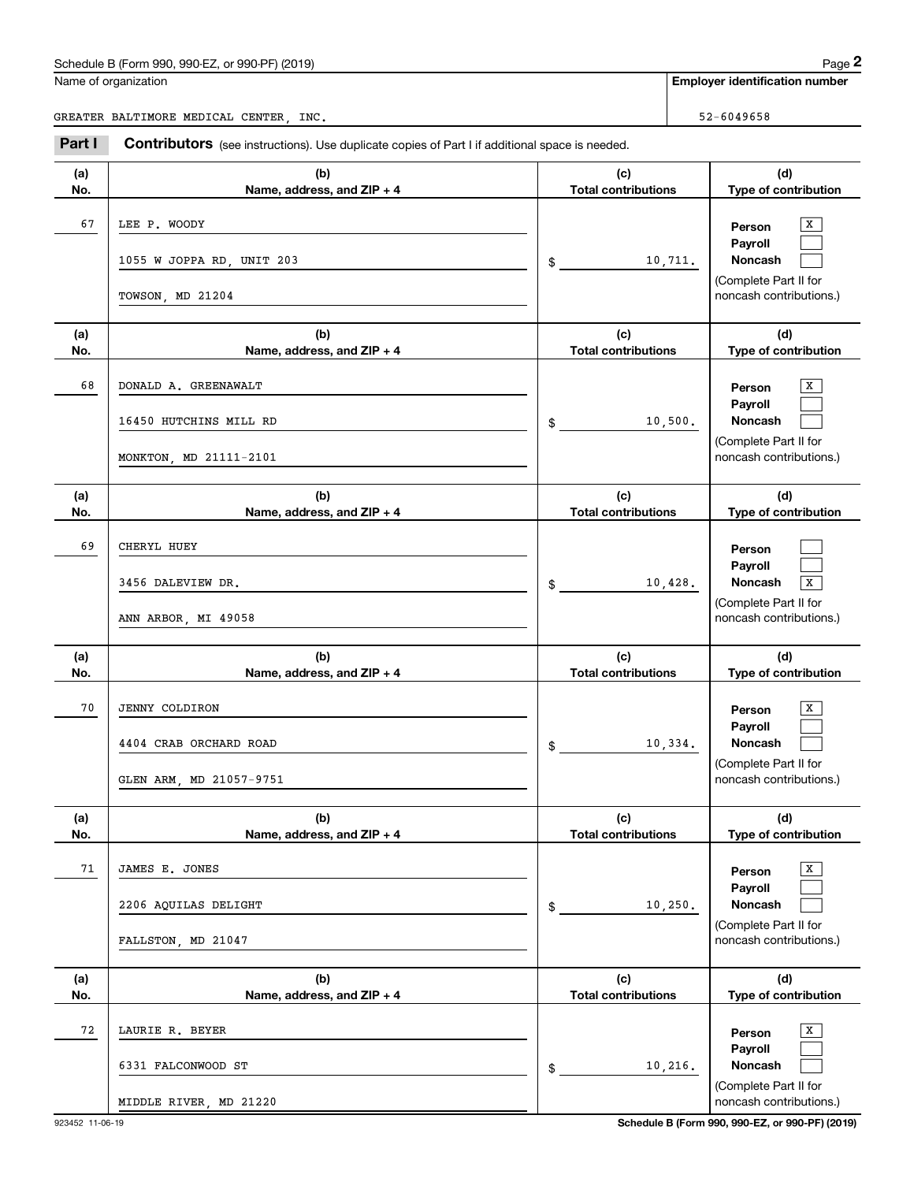Name of organization

GREATER BALTIMORE MEDICAL CENTER, INC.

**Employer identification number**

52-6049658

**Part I** **Contributors** (see instructions). Use duplicate copies of Part I if additional space is needed.

| (a) No. | (b) Name, address, and ZIP + 4 | (c) Total contributions | (d) Type of contribution |
|---|---|---|---|
| 67 | LEE P. WOODY<br>1055 W JOPPA RD, UNIT 203<br>TOWSON, MD 21204 | $ 10,711. | Person [X]<br>Payroll [ ]<br>Noncash [ ]<br>(Complete Part II for noncash contributions.) |
| 68 | DONALD A. GREENAWALT<br>16450 HUTCHINS MILL RD<br>MONKTON, MD 21111-2101 | $ 10,500. | Person [X]<br>Payroll [ ]<br>Noncash [ ]<br>(Complete Part II for noncash contributions.) |
| 69 | CHERYL HUEY<br>3456 DALEVIEW DR.<br>ANN ARBOR, MI 49058 | $ 10,428. | Person [ ]<br>Payroll [ ]<br>Noncash [X]<br>(Complete Part II for noncash contributions.) |
| 70 | JENNY COLDIRON<br>4404 CRAB ORCHARD ROAD<br>GLEN ARM, MD 21057-9751 | $ 10,334. | Person [X]<br>Payroll [ ]<br>Noncash [ ]<br>(Complete Part II for noncash contributions.) |
| 71 | JAMES E. JONES<br>2206 AQUILAS DELIGHT<br>FALLSTON, MD 21047 | $ 10,250. | Person [X]<br>Payroll [ ]<br>Noncash [ ]<br>(Complete Part II for noncash contributions.) |
| 72 | LAURIE R. BEYER<br>6331 FALCONWOOD ST<br>MIDDLE RIVER, MD 21220 | $ 10,216. | Person [X]<br>Payroll [ ]<br>Noncash [ ]<br>(Complete Part II for noncash contributions.) |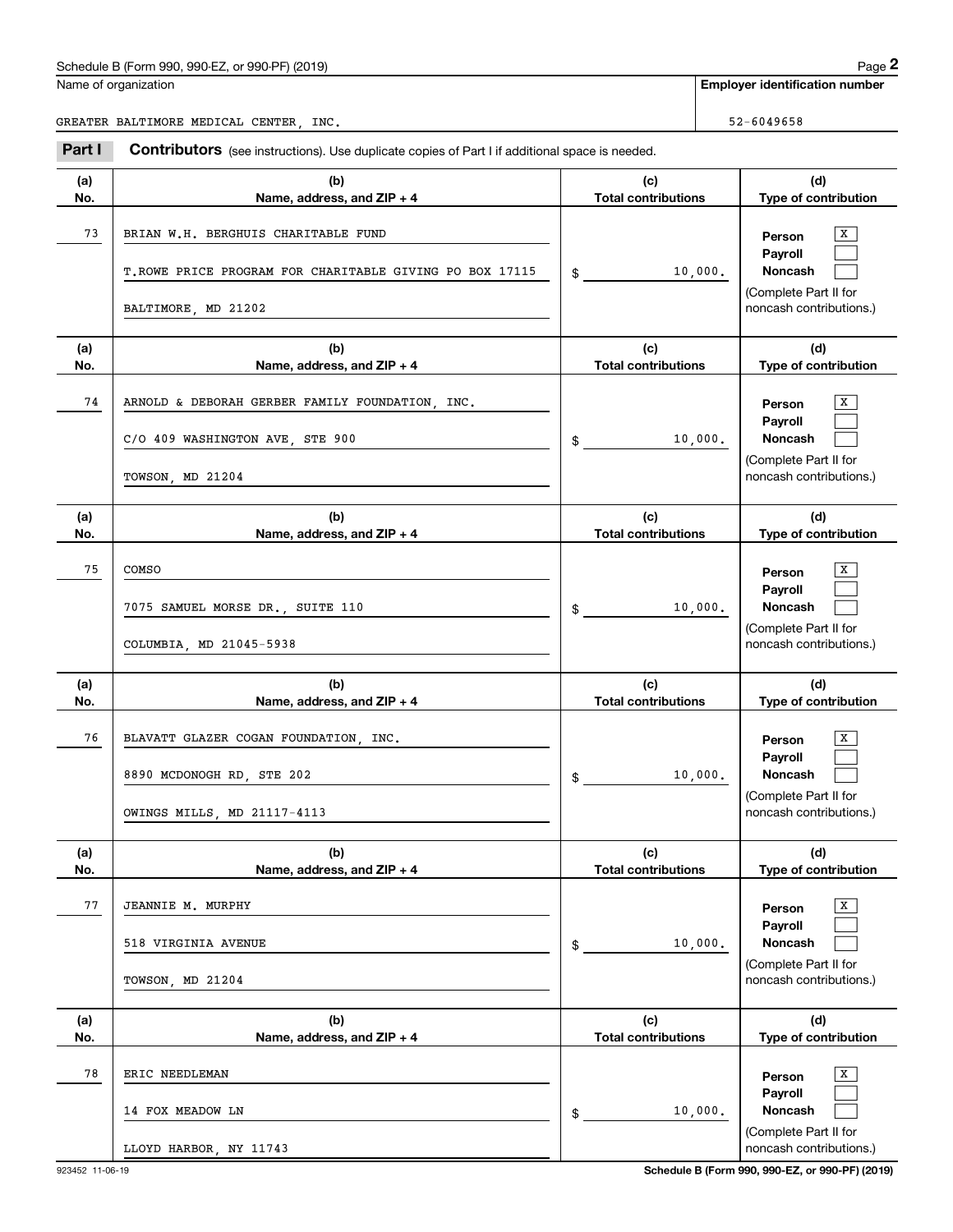Schedule B (Form 990, 990-EZ, or 990-PF) (2019)

Name of organization: GREATER BALTIMORE MEDICAL CENTER, INC.

Employer identification number: 52-6049658

**Part I** **Contributors** (see instructions). Use duplicate copies of Part I if additional space is needed.

| (a) No. | (b) Name, address, and ZIP + 4 | (c) Total contributions | (d) Type of contribution |
|---|---|---|---|
| 73 | BRIAN W.H. BERGHUIS CHARITABLE FUND<br>T.ROWE PRICE PROGRAM FOR CHARITABLE GIVING PO BOX 17115<br>BALTIMORE, MD 21202 | $ 10,000. | Person [X]<br>Payroll [ ]<br>Noncash [ ]<br>(Complete Part II for noncash contributions.) |
| 74 | ARNOLD & DEBORAH GERBER FAMILY FOUNDATION, INC.<br>C/O 409 WASHINGTON AVE, STE 900<br>TOWSON, MD 21204 | $ 10,000. | Person [X]<br>Payroll [ ]<br>Noncash [ ]<br>(Complete Part II for noncash contributions.) |
| 75 | COMSO<br>7075 SAMUEL MORSE DR., SUITE 110<br>COLUMBIA, MD 21045-5938 | $ 10,000. | Person [X]<br>Payroll [ ]<br>Noncash [ ]<br>(Complete Part II for noncash contributions.) |
| 76 | BLAVATT GLAZER COGAN FOUNDATION, INC.<br>8890 MCDONOGH RD, STE 202<br>OWINGS MILLS, MD 21117-4113 | $ 10,000. | Person [X]<br>Payroll [ ]<br>Noncash [ ]<br>(Complete Part II for noncash contributions.) |
| 77 | JEANNIE M. MURPHY<br>518 VIRGINIA AVENUE<br>TOWSON, MD 21204 | $ 10,000. | Person [X]<br>Payroll [ ]<br>Noncash [ ]<br>(Complete Part II for noncash contributions.) |
| 78 | ERIC NEEDLEMAN<br>14 FOX MEADOW LN<br>LLOYD HARBOR, NY 11743 | $ 10,000. | Person [X]<br>Payroll [ ]<br>Noncash [ ]<br>(Complete Part II for noncash contributions.) |

923452 11-06-19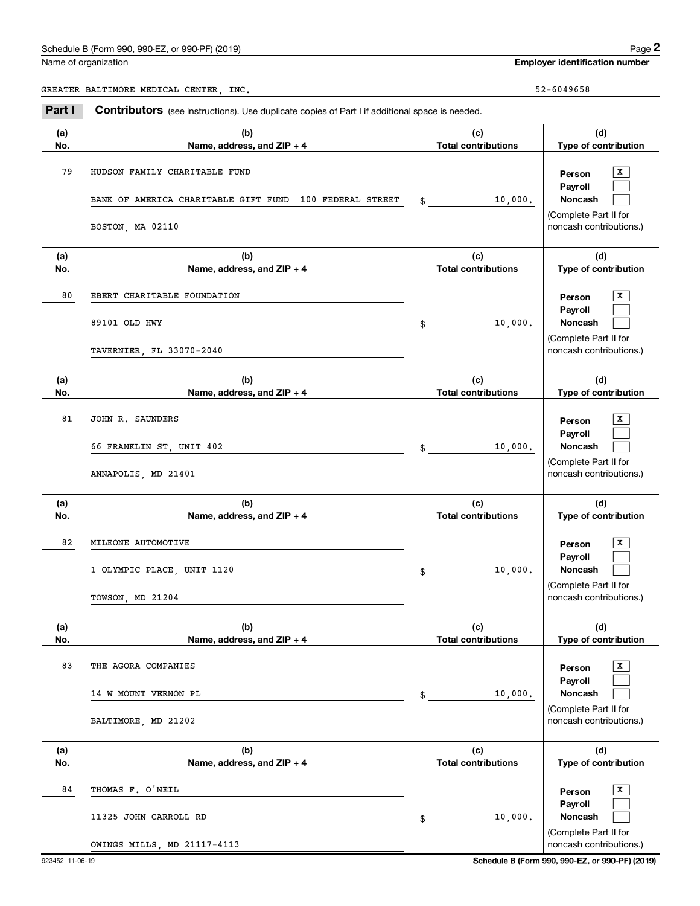Schedule B (Form 990, 990-EZ, or 990-PF) (2019)

Name of organization: GREATER BALTIMORE MEDICAL CENTER, INC.

Employer identification number: 52-6049658

**Part I** **Contributors** (see instructions). Use duplicate copies of Part I if additional space is needed.

| (a) No. | (b) Name, address, and ZIP + 4 | (c) Total contributions | (d) Type of contribution |
|---|---|---|---|
| 79 | HUDSON FAMILY CHARITABLE FUND<br>BANK OF AMERICA CHARITABLE GIFT FUND 100 FEDERAL STREET<br>BOSTON, MA 02110 | $ 10,000. | Person [X]<br>Payroll [ ]<br>Noncash [ ]<br>(Complete Part II for noncash contributions.) |
| 80 | EBERT CHARITABLE FOUNDATION<br>89101 OLD HWY<br>TAVERNIER, FL 33070-2040 | $ 10,000. | Person [X]<br>Payroll [ ]<br>Noncash [ ]<br>(Complete Part II for noncash contributions.) |
| 81 | JOHN R. SAUNDERS<br>66 FRANKLIN ST, UNIT 402<br>ANNAPOLIS, MD 21401 | $ 10,000. | Person [X]<br>Payroll [ ]<br>Noncash [ ]<br>(Complete Part II for noncash contributions.) |
| 82 | MILEONE AUTOMOTIVE<br>1 OLYMPIC PLACE, UNIT 1120<br>TOWSON, MD 21204 | $ 10,000. | Person [X]<br>Payroll [ ]<br>Noncash [ ]<br>(Complete Part II for noncash contributions.) |
| 83 | THE AGORA COMPANIES<br>14 W MOUNT VERNON PL<br>BALTIMORE, MD 21202 | $ 10,000. | Person [X]<br>Payroll [ ]<br>Noncash [ ]<br>(Complete Part II for noncash contributions.) |
| 84 | THOMAS F. O'NEIL<br>11325 JOHN CARROLL RD<br>OWINGS MILLS, MD 21117-4113 | $ 10,000. | Person [X]<br>Payroll [ ]<br>Noncash [ ]<br>(Complete Part II for noncash contributions.) |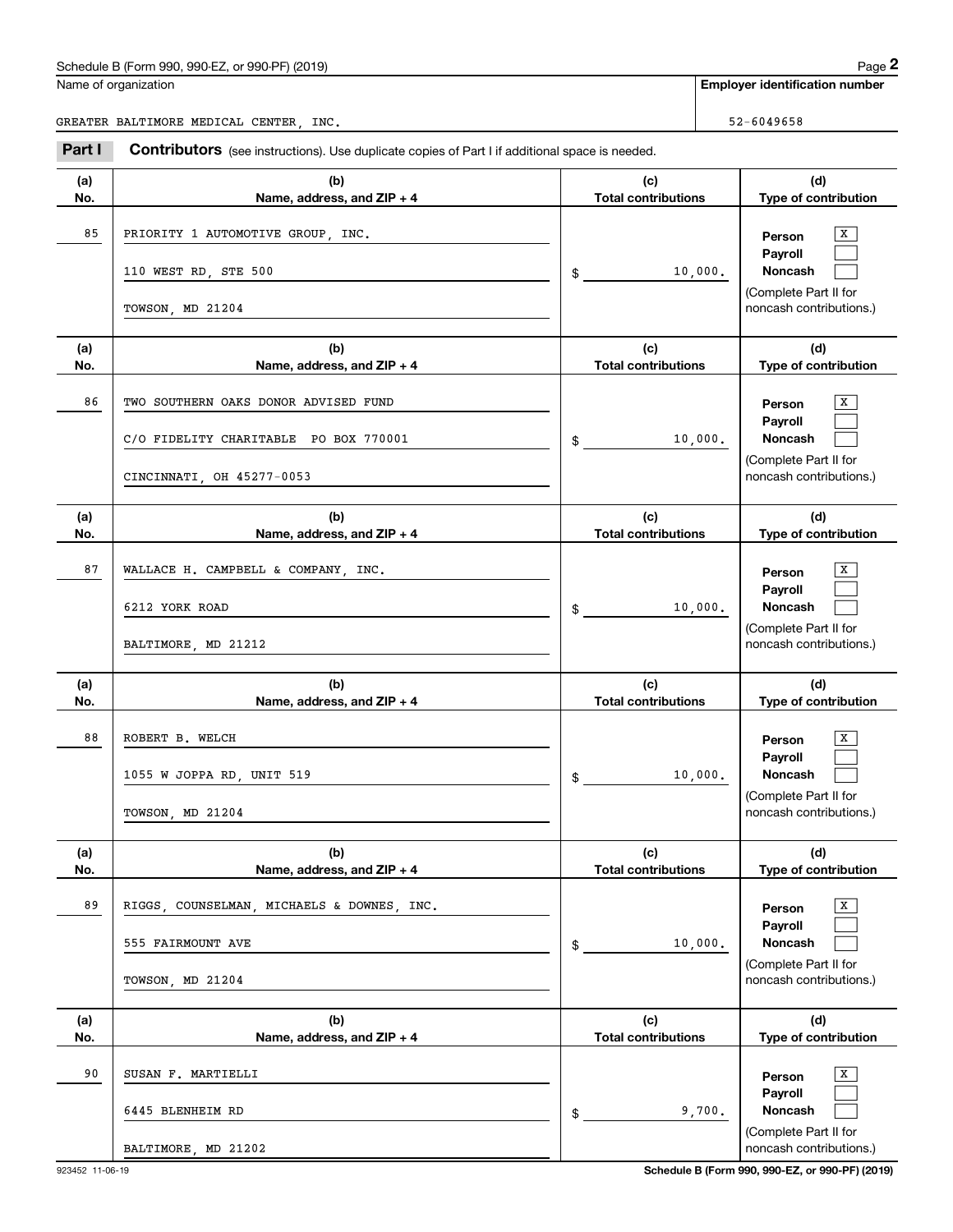Schedule B (Form 990, 990-EZ, or 990-PF) (2019)

Name of organization: GREATER BALTIMORE MEDICAL CENTER, INC.

Employer identification number: 52-6049658

**Part I** **Contributors** (see instructions). Use duplicate copies of Part I if additional space is needed.

| (a) No. | (b) Name, address, and ZIP + 4 | (c) Total contributions | (d) Type of contribution |
|---|---|---|---|
| 85 | PRIORITY 1 AUTOMOTIVE GROUP, INC.<br>110 WEST RD, STE 500<br>TOWSON, MD 21204 | $ 10,000. | Person [X]<br>Payroll [ ]<br>Noncash [ ]<br>(Complete Part II for noncash contributions.) |
| 86 | TWO SOUTHERN OAKS DONOR ADVISED FUND<br>C/O FIDELITY CHARITABLE PO BOX 770001<br>CINCINNATI, OH 45277-0053 | $ 10,000. | Person [X]<br>Payroll [ ]<br>Noncash [ ]<br>(Complete Part II for noncash contributions.) |
| 87 | WALLACE H. CAMPBELL & COMPANY, INC.<br>6212 YORK ROAD<br>BALTIMORE, MD 21212 | $ 10,000. | Person [X]<br>Payroll [ ]<br>Noncash [ ]<br>(Complete Part II for noncash contributions.) |
| 88 | ROBERT B. WELCH<br>1055 W JOPPA RD, UNIT 519<br>TOWSON, MD 21204 | $ 10,000. | Person [X]<br>Payroll [ ]<br>Noncash [ ]<br>(Complete Part II for noncash contributions.) |
| 89 | RIGGS, COUNSELMAN, MICHAELS & DOWNES, INC.<br>555 FAIRMOUNT AVE<br>TOWSON, MD 21204 | $ 10,000. | Person [X]<br>Payroll [ ]<br>Noncash [ ]<br>(Complete Part II for noncash contributions.) |
| 90 | SUSAN F. MARTIELLI<br>6445 BLENHEIM RD<br>BALTIMORE, MD 21202 | $ 9,700. | Person [X]<br>Payroll [ ]<br>Noncash [ ]<br>(Complete Part II for noncash contributions.) |

923452 11-06-19

Schedule B (Form 990, 990-EZ, or 990-PF) (2019)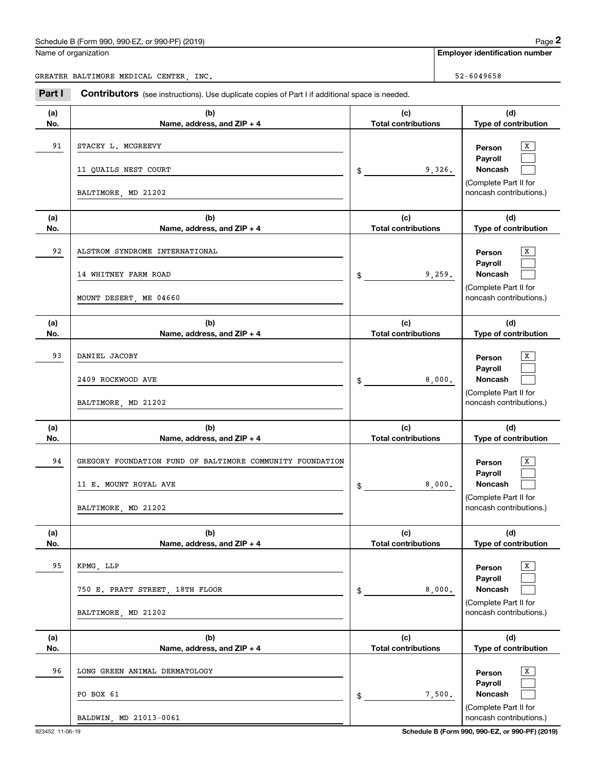Schedule B (Form 990, 990-EZ, or 990-PF) (2019)

Name of organization: GREATER BALTIMORE MEDICAL CENTER, INC.

Employer identification number: 52-6049658

**Part I** **Contributors** (see instructions). Use duplicate copies of Part I if additional space is needed.

| (a) No. | (b) Name, address, and ZIP + 4 | (c) Total contributions | (d) Type of contribution |
|---|---|---|---|
| 91 | STACEY L. MCGREEVY<br>11 QUAILS NEST COURT<br>BALTIMORE, MD 21202 | $ 9,326. | Person [X]<br>Payroll [ ]<br>Noncash [ ]<br>(Complete Part II for noncash contributions.) |
| 92 | ALSTROM SYNDROME INTERNATIONAL<br>14 WHITNEY FARM ROAD<br>MOUNT DESERT, ME 04660 | $ 9,259. | Person [X]<br>Payroll [ ]<br>Noncash [ ]<br>(Complete Part II for noncash contributions.) |
| 93 | DANIEL JACOBY<br>2409 ROCKWOOD AVE<br>BALTIMORE, MD 21202 | $ 8,000. | Person [X]<br>Payroll [ ]<br>Noncash [ ]<br>(Complete Part II for noncash contributions.) |
| 94 | GREGORY FOUNDATION FUND OF BALTIMORE COMMUNITY FOUNDATION<br>11 E. MOUNT ROYAL AVE<br>BALTIMORE, MD 21202 | $ 8,000. | Person [X]<br>Payroll [ ]<br>Noncash [ ]<br>(Complete Part II for noncash contributions.) |
| 95 | KPMG, LLP<br>750 E. PRATT STREET, 18TH FLOOR<br>BALTIMORE, MD 21202 | $ 8,000. | Person [X]<br>Payroll [ ]<br>Noncash [ ]<br>(Complete Part II for noncash contributions.) |
| 96 | LONG GREEN ANIMAL DERMATOLOGY<br>PO BOX 61<br>BALDWIN, MD 21013-0061 | $ 7,500. | Person [X]<br>Payroll [ ]<br>Noncash [ ]<br>(Complete Part II for noncash contributions.) |

923452 11-06-19

Schedule B (Form 990, 990-EZ, or 990-PF) (2019)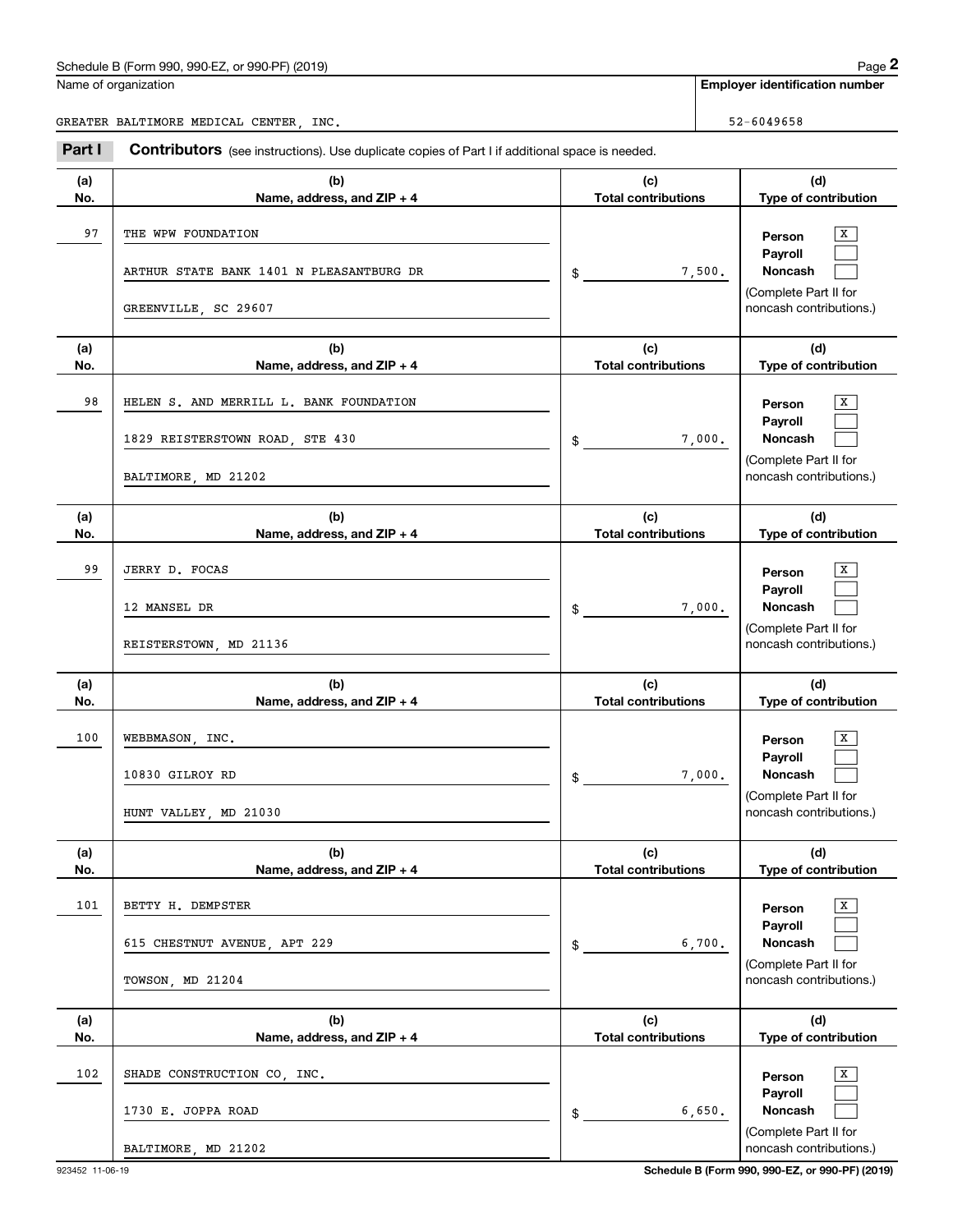Name of organization

GREATER BALTIMORE MEDICAL CENTER, INC.

**Employer identification number**

52-6049658

**Part I** **Contributors** (see instructions). Use duplicate copies of Part I if additional space is needed.

| (a) No. | (b) Name, address, and ZIP + 4 | (c) Total contributions | (d) Type of contribution |
|---|---|---|---|
| 97 | THE WPW FOUNDATION<br>ARTHUR STATE BANK 1401 N PLEASANTBURG DR<br>GREENVILLE, SC 29607 | $ 7,500. | Person [X]<br>Payroll [ ]<br>Noncash [ ]<br>(Complete Part II for noncash contributions.) |
| 98 | HELEN S. AND MERRILL L. BANK FOUNDATION<br>1829 REISTERSTOWN ROAD, STE 430<br>BALTIMORE, MD 21202 | $ 7,000. | Person [X]<br>Payroll [ ]<br>Noncash [ ]<br>(Complete Part II for noncash contributions.) |
| 99 | JERRY D. FOCAS<br>12 MANSEL DR<br>REISTERSTOWN, MD 21136 | $ 7,000. | Person [X]<br>Payroll [ ]<br>Noncash [ ]<br>(Complete Part II for noncash contributions.) |
| 100 | WEBBMASON, INC.<br>10830 GILROY RD<br>HUNT VALLEY, MD 21030 | $ 7,000. | Person [X]<br>Payroll [ ]<br>Noncash [ ]<br>(Complete Part II for noncash contributions.) |
| 101 | BETTY H. DEMPSTER<br>615 CHESTNUT AVENUE, APT 229<br>TOWSON, MD 21204 | $ 6,700. | Person [X]<br>Payroll [ ]<br>Noncash [ ]<br>(Complete Part II for noncash contributions.) |
| 102 | SHADE CONSTRUCTION CO, INC.<br>1730 E. JOPPA ROAD<br>BALTIMORE, MD 21202 | $ 6,650. | Person [X]<br>Payroll [ ]<br>Noncash [ ]<br>(Complete Part II for noncash contributions.) |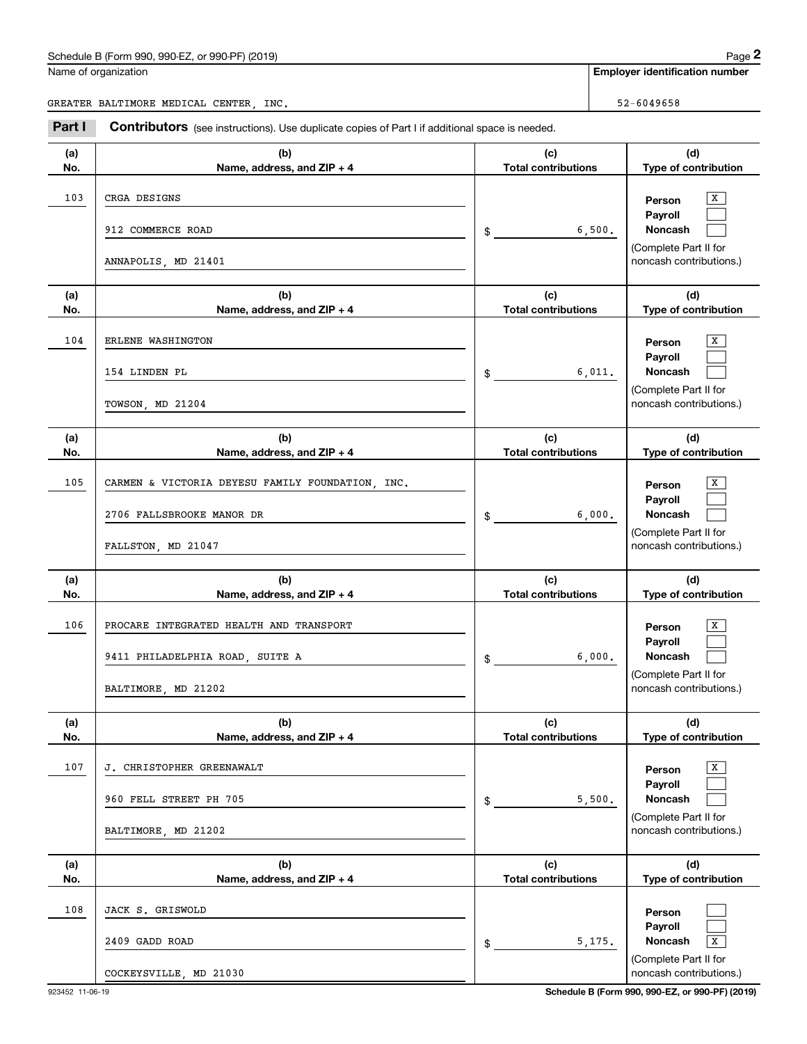Name of organization

GREATER BALTIMORE MEDICAL CENTER, INC.

**Employer identification number**

52-6049658

**Part I** **Contributors** (see instructions). Use duplicate copies of Part I if additional space is needed.

| (a) No. | (b) Name, address, and ZIP + 4 | (c) Total contributions | (d) Type of contribution |
|---|---|---|---|
| 103 | CRGA DESIGNS<br>912 COMMERCE ROAD<br>ANNAPOLIS, MD 21401 | $ 6,500. | Person [X]<br>Payroll [ ]<br>Noncash [ ]<br>(Complete Part II for noncash contributions.) |
| 104 | ERLENE WASHINGTON<br>154 LINDEN PL<br>TOWSON, MD 21204 | $ 6,011. | Person [X]<br>Payroll [ ]<br>Noncash [ ]<br>(Complete Part II for noncash contributions.) |
| 105 | CARMEN & VICTORIA DEYESU FAMILY FOUNDATION, INC.<br>2706 FALLSBROOKE MANOR DR<br>FALLSTON, MD 21047 | $ 6,000. | Person [X]<br>Payroll [ ]<br>Noncash [ ]<br>(Complete Part II for noncash contributions.) |
| 106 | PROCARE INTEGRATED HEALTH AND TRANSPORT<br>9411 PHILADELPHIA ROAD, SUITE A<br>BALTIMORE, MD 21202 | $ 6,000. | Person [X]<br>Payroll [ ]<br>Noncash [ ]<br>(Complete Part II for noncash contributions.) |
| 107 | J. CHRISTOPHER GREENAWALT<br>960 FELL STREET PH 705<br>BALTIMORE, MD 21202 | $ 5,500. | Person [X]<br>Payroll [ ]<br>Noncash [ ]<br>(Complete Part II for noncash contributions.) |
| 108 | JACK S. GRISWOLD<br>2409 GADD ROAD<br>COCKEYSVILLE, MD 21030 | $ 5,175. | Person [ ]<br>Payroll [ ]<br>Noncash [X]<br>(Complete Part II for noncash contributions.) |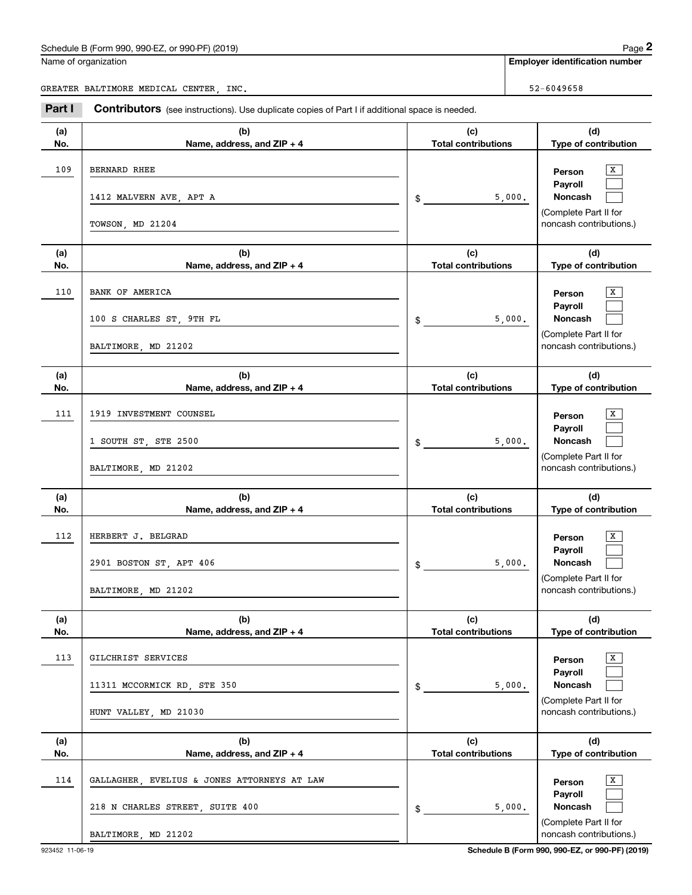Name of organization

GREATER BALTIMORE MEDICAL CENTER, INC.

**Employer identification number**

52-6049658

**Part I** **Contributors** (see instructions). Use duplicate copies of Part I if additional space is needed.

| (a) No. | (b) Name, address, and ZIP + 4 | (c) Total contributions | (d) Type of contribution |
|---|---|---|---|
| 109 | BERNARD RHEE<br>1412 MALVERN AVE, APT A<br>TOWSON, MD 21204 | $ 5,000. | Person [X]<br>Payroll [ ]<br>Noncash [ ]<br>(Complete Part II for noncash contributions.) |
| 110 | BANK OF AMERICA<br>100 S CHARLES ST, 9TH FL<br>BALTIMORE, MD 21202 | $ 5,000. | Person [X]<br>Payroll [ ]<br>Noncash [ ]<br>(Complete Part II for noncash contributions.) |
| 111 | 1919 INVESTMENT COUNSEL<br>1 SOUTH ST, STE 2500<br>BALTIMORE, MD 21202 | $ 5,000. | Person [X]<br>Payroll [ ]<br>Noncash [ ]<br>(Complete Part II for noncash contributions.) |
| 112 | HERBERT J. BELGRAD<br>2901 BOSTON ST, APT 406<br>BALTIMORE, MD 21202 | $ 5,000. | Person [X]<br>Payroll [ ]<br>Noncash [ ]<br>(Complete Part II for noncash contributions.) |
| 113 | GILCHRIST SERVICES<br>11311 MCCORMICK RD, STE 350<br>HUNT VALLEY, MD 21030 | $ 5,000. | Person [X]<br>Payroll [ ]<br>Noncash [ ]<br>(Complete Part II for noncash contributions.) |
| 114 | GALLAGHER, EVELIUS & JONES ATTORNEYS AT LAW<br>218 N CHARLES STREET, SUITE 400<br>BALTIMORE, MD 21202 | $ 5,000. | Person [X]<br>Payroll [ ]<br>Noncash [ ]<br>(Complete Part II for noncash contributions.) |

923452 11-06-19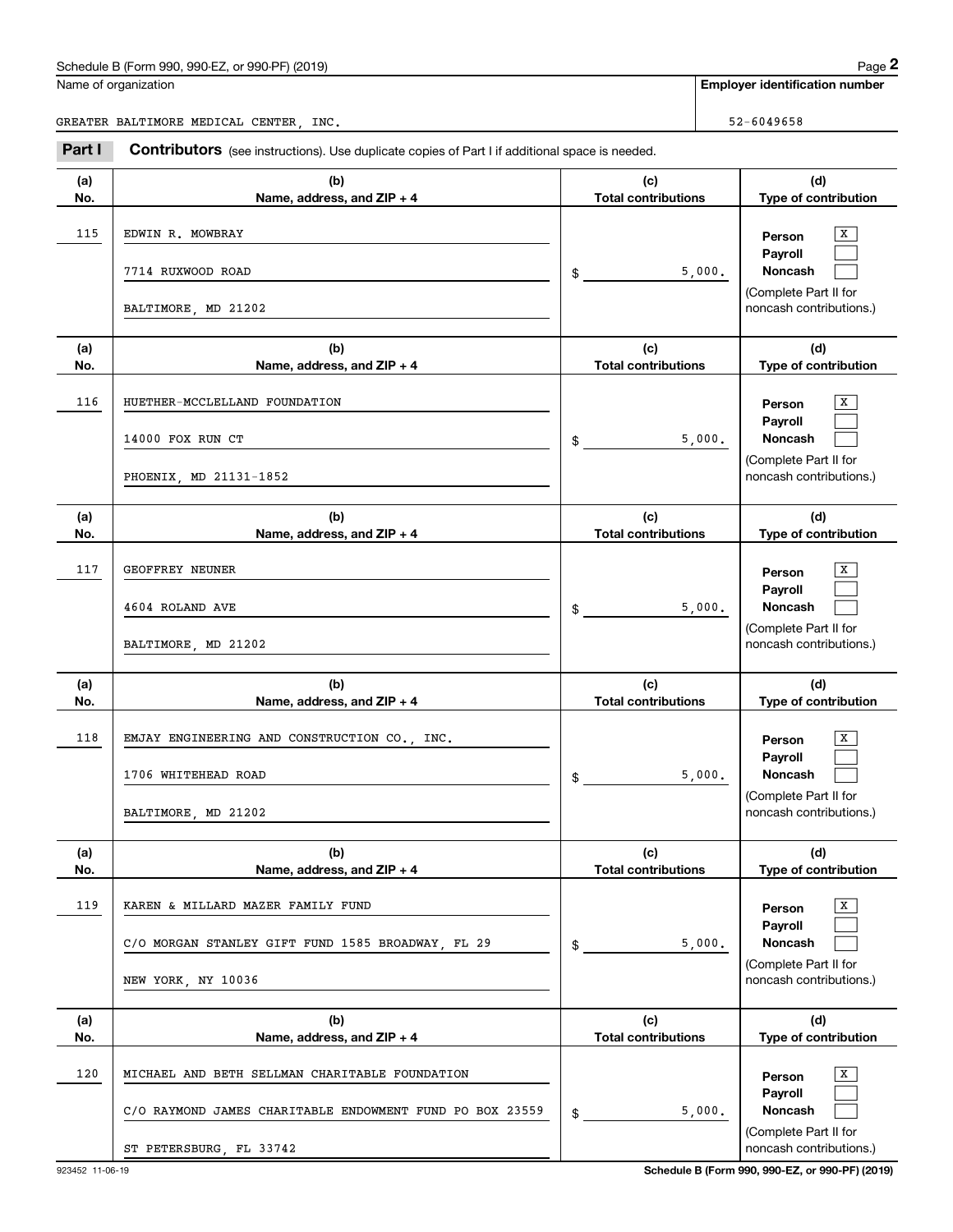Name of organization

GREATER BALTIMORE MEDICAL CENTER, INC.

**Employer identification number**

52-6049658

**Part I** **Contributors** (see instructions). Use duplicate copies of Part I if additional space is needed.

| (a) No. | (b) Name, address, and ZIP + 4 | (c) Total contributions | (d) Type of contribution |
|---|---|---|---|
| 115 | EDWIN R. MOWBRAY<br>7714 RUXWOOD ROAD<br>BALTIMORE, MD 21202 | $ 5,000. | Person [X]<br>Payroll [ ]<br>Noncash [ ]<br>(Complete Part II for noncash contributions.) |
| 116 | HUETHER-MCCLELLAND FOUNDATION<br>14000 FOX RUN CT<br>PHOENIX, MD 21131-1852 | $ 5,000. | Person [X]<br>Payroll [ ]<br>Noncash [ ]<br>(Complete Part II for noncash contributions.) |
| 117 | GEOFFREY NEUNER<br>4604 ROLAND AVE<br>BALTIMORE, MD 21202 | $ 5,000. | Person [X]<br>Payroll [ ]<br>Noncash [ ]<br>(Complete Part II for noncash contributions.) |
| 118 | EMJAY ENGINEERING AND CONSTRUCTION CO., INC.<br>1706 WHITEHEAD ROAD<br>BALTIMORE, MD 21202 | $ 5,000. | Person [X]<br>Payroll [ ]<br>Noncash [ ]<br>(Complete Part II for noncash contributions.) |
| 119 | KAREN & MILLARD MAZER FAMILY FUND<br>C/O MORGAN STANLEY GIFT FUND 1585 BROADWAY, FL 29<br>NEW YORK, NY 10036 | $ 5,000. | Person [X]<br>Payroll [ ]<br>Noncash [ ]<br>(Complete Part II for noncash contributions.) |
| 120 | MICHAEL AND BETH SELLMAN CHARITABLE FOUNDATION<br>C/O RAYMOND JAMES CHARITABLE ENDOWMENT FUND PO BOX 23559<br>ST PETERSBURG, FL 33742 | $ 5,000. | Person [X]<br>Payroll [ ]<br>Noncash [ ]<br>(Complete Part II for noncash contributions.) |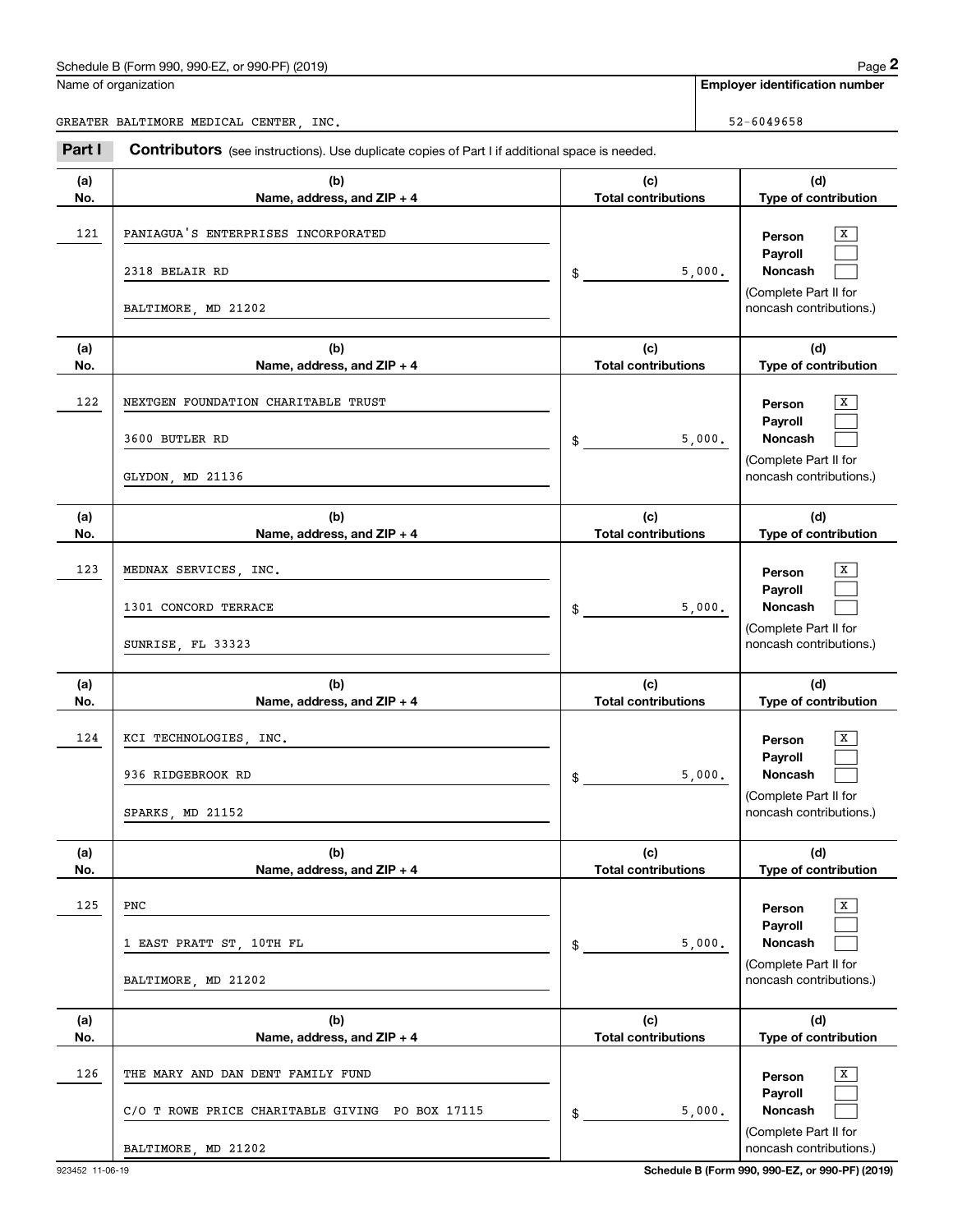Schedule B (Form 990, 990-EZ, or 990-PF) (2019)

Name of organization: GREATER BALTIMORE MEDICAL CENTER, INC.

Employer identification number: 52-6049658

## Part I Contributors (see instructions). Use duplicate copies of Part I if additional space is needed.

| (a) No. | (b) Name, address, and ZIP + 4 | (c) Total contributions | (d) Type of contribution |
|---|---|---|---|
| 121 | PANIAGUA'S ENTERPRISES INCORPORATED<br>2318 BELAIR RD<br>BALTIMORE, MD 21202 | $ 5,000. | Person [X]<br>Payroll [ ]<br>Noncash [ ]<br>(Complete Part II for noncash contributions.) |
| 122 | NEXTGEN FOUNDATION CHARITABLE TRUST<br>3600 BUTLER RD<br>GLYDON, MD 21136 | $ 5,000. | Person [X]<br>Payroll [ ]<br>Noncash [ ]<br>(Complete Part II for noncash contributions.) |
| 123 | MEDNAX SERVICES, INC.<br>1301 CONCORD TERRACE<br>SUNRISE, FL 33323 | $ 5,000. | Person [X]<br>Payroll [ ]<br>Noncash [ ]<br>(Complete Part II for noncash contributions.) |
| 124 | KCI TECHNOLOGIES, INC.<br>936 RIDGEBROOK RD<br>SPARKS, MD 21152 | $ 5,000. | Person [X]<br>Payroll [ ]<br>Noncash [ ]<br>(Complete Part II for noncash contributions.) |
| 125 | PNC<br>1 EAST PRATT ST, 10TH FL<br>BALTIMORE, MD 21202 | $ 5,000. | Person [X]<br>Payroll [ ]<br>Noncash [ ]<br>(Complete Part II for noncash contributions.) |
| 126 | THE MARY AND DAN DENT FAMILY FUND<br>C/O T ROWE PRICE CHARITABLE GIVING PO BOX 17115<br>BALTIMORE, MD 21202 | $ 5,000. | Person [X]<br>Payroll [ ]<br>Noncash [ ]<br>(Complete Part II for noncash contributions.) |

923452 11-06-19

Schedule B (Form 990, 990-EZ, or 990-PF) (2019)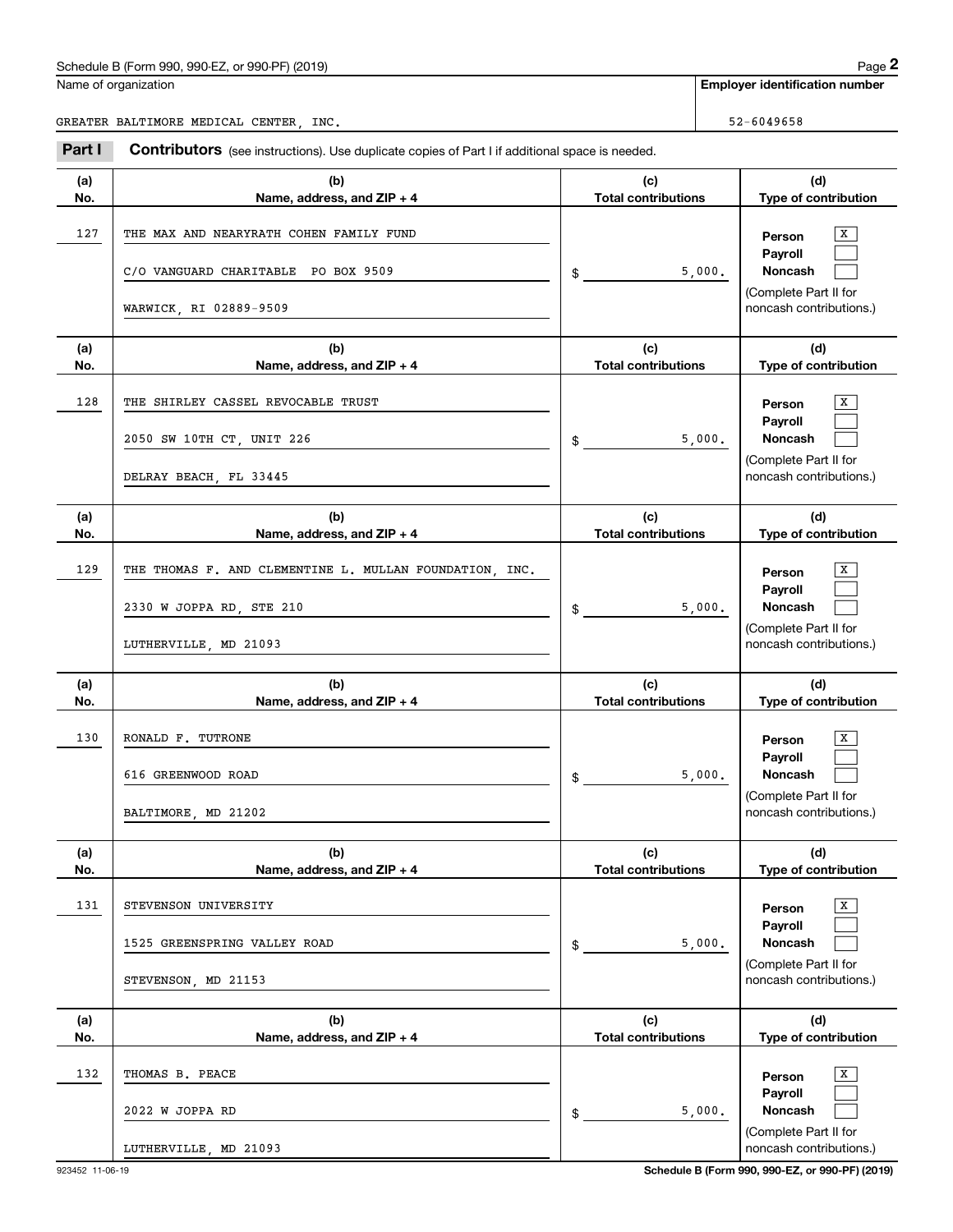Schedule B (Form 990, 990-EZ, or 990-PF) (2019)

Name of organization: GREATER BALTIMORE MEDICAL CENTER, INC.

Employer identification number: 52-6049658

**Part I** **Contributors** (see instructions). Use duplicate copies of Part I if additional space is needed.

| (a) No. | (b) Name, address, and ZIP + 4 | (c) Total contributions | (d) Type of contribution |
|---|---|---|---|
| 127 | THE MAX AND NEARYRATH COHEN FAMILY FUND<br>C/O VANGUARD CHARITABLE PO BOX 9509<br>WARWICK, RI 02889-9509 | $ 5,000. | Person [X]<br>Payroll [ ]<br>Noncash [ ]<br>(Complete Part II for noncash contributions.) |
| 128 | THE SHIRLEY CASSEL REVOCABLE TRUST<br>2050 SW 10TH CT, UNIT 226<br>DELRAY BEACH, FL 33445 | $ 5,000. | Person [X]<br>Payroll [ ]<br>Noncash [ ]<br>(Complete Part II for noncash contributions.) |
| 129 | THE THOMAS F. AND CLEMENTINE L. MULLAN FOUNDATION, INC.<br>2330 W JOPPA RD, STE 210<br>LUTHERVILLE, MD 21093 | $ 5,000. | Person [X]<br>Payroll [ ]<br>Noncash [ ]<br>(Complete Part II for noncash contributions.) |
| 130 | RONALD F. TUTRONE<br>616 GREENWOOD ROAD<br>BALTIMORE, MD 21202 | $ 5,000. | Person [X]<br>Payroll [ ]<br>Noncash [ ]<br>(Complete Part II for noncash contributions.) |
| 131 | STEVENSON UNIVERSITY<br>1525 GREENSPRING VALLEY ROAD<br>STEVENSON, MD 21153 | $ 5,000. | Person [X]<br>Payroll [ ]<br>Noncash [ ]<br>(Complete Part II for noncash contributions.) |
| 132 | THOMAS B. PEACE<br>2022 W JOPPA RD<br>LUTHERVILLE, MD 21093 | $ 5,000. | Person [X]<br>Payroll [ ]<br>Noncash [ ]<br>(Complete Part II for noncash contributions.) |

923452 11-06-19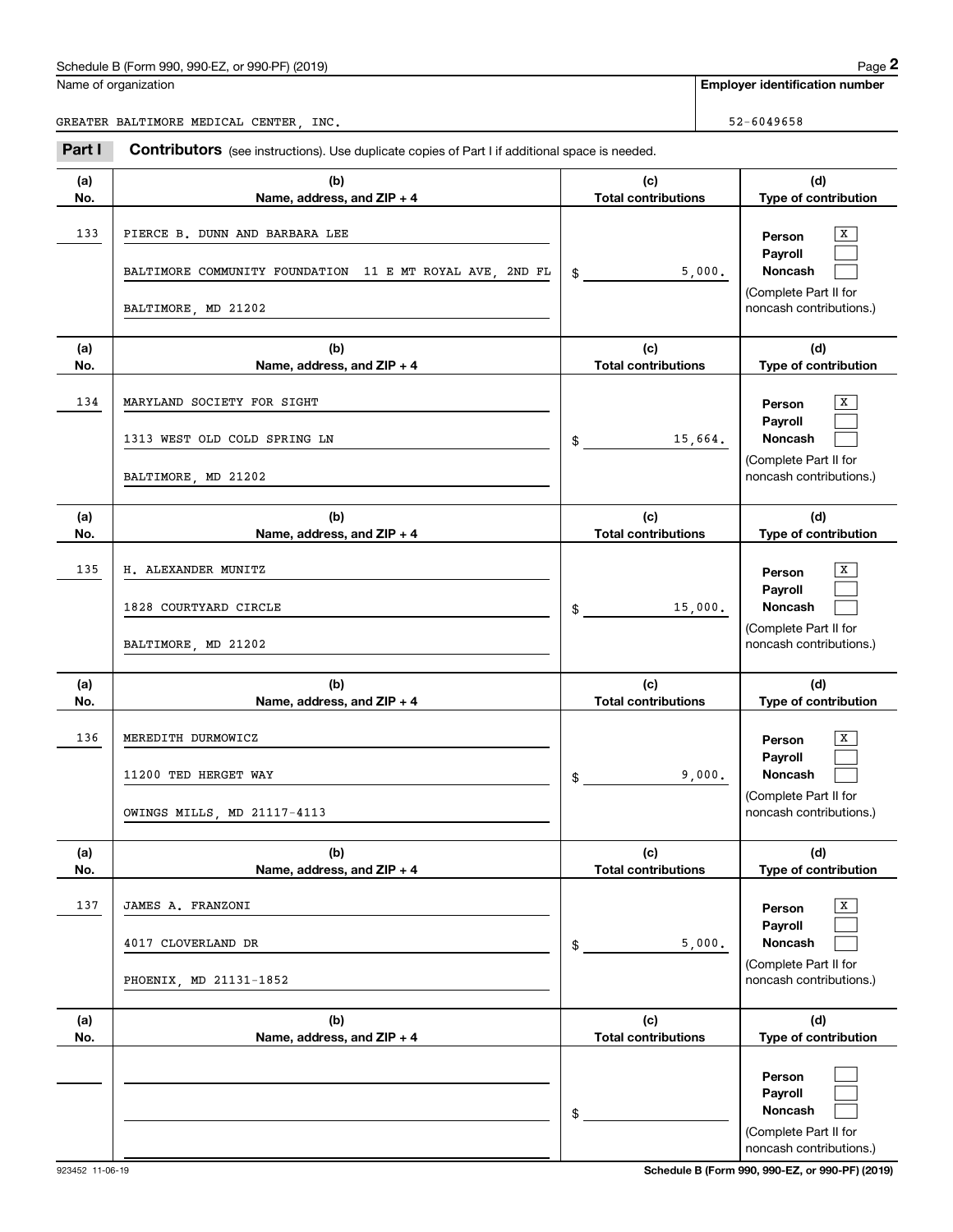Schedule B (Form 990, 990-EZ, or 990-PF) (2019)

Name of organization: GREATER BALTIMORE MEDICAL CENTER, INC.

Employer identification number: 52-6049658

**Part I** **Contributors** (see instructions). Use duplicate copies of Part I if additional space is needed.

| (a) No. | (b) Name, address, and ZIP + 4 | (c) Total contributions | (d) Type of contribution |
|---|---|---|---|
| 133 | PIERCE B. DUNN AND BARBARA LEE<br>BALTIMORE COMMUNITY FOUNDATION 11 E MT ROYAL AVE, 2ND FL<br>BALTIMORE, MD 21202 | $ 5,000. | Person [X]<br>Payroll [ ]<br>Noncash [ ]<br>(Complete Part II for noncash contributions.) |
| 134 | MARYLAND SOCIETY FOR SIGHT<br>1313 WEST OLD COLD SPRING LN<br>BALTIMORE, MD 21202 | $ 15,664. | Person [X]<br>Payroll [ ]<br>Noncash [ ]<br>(Complete Part II for noncash contributions.) |
| 135 | H. ALEXANDER MUNITZ<br>1828 COURTYARD CIRCLE<br>BALTIMORE, MD 21202 | $ 15,000. | Person [X]<br>Payroll [ ]<br>Noncash [ ]<br>(Complete Part II for noncash contributions.) |
| 136 | MEREDITH DURMOWICZ<br>11200 TED HERGET WAY<br>OWINGS MILLS, MD 21117-4113 | $ 9,000. | Person [X]<br>Payroll [ ]<br>Noncash [ ]<br>(Complete Part II for noncash contributions.) |
| 137 | JAMES A. FRANZONI<br>4017 CLOVERLAND DR<br>PHOENIX, MD 21131-1852 | $ 5,000. | Person [X]<br>Payroll [ ]<br>Noncash [ ]<br>(Complete Part II for noncash contributions.) |
| | | $ | Person [ ]<br>Payroll [ ]<br>Noncash [ ]<br>(Complete Part II for noncash contributions.) |

923452 11-06-19

Schedule B (Form 990, 990-EZ, or 990-PF) (2019)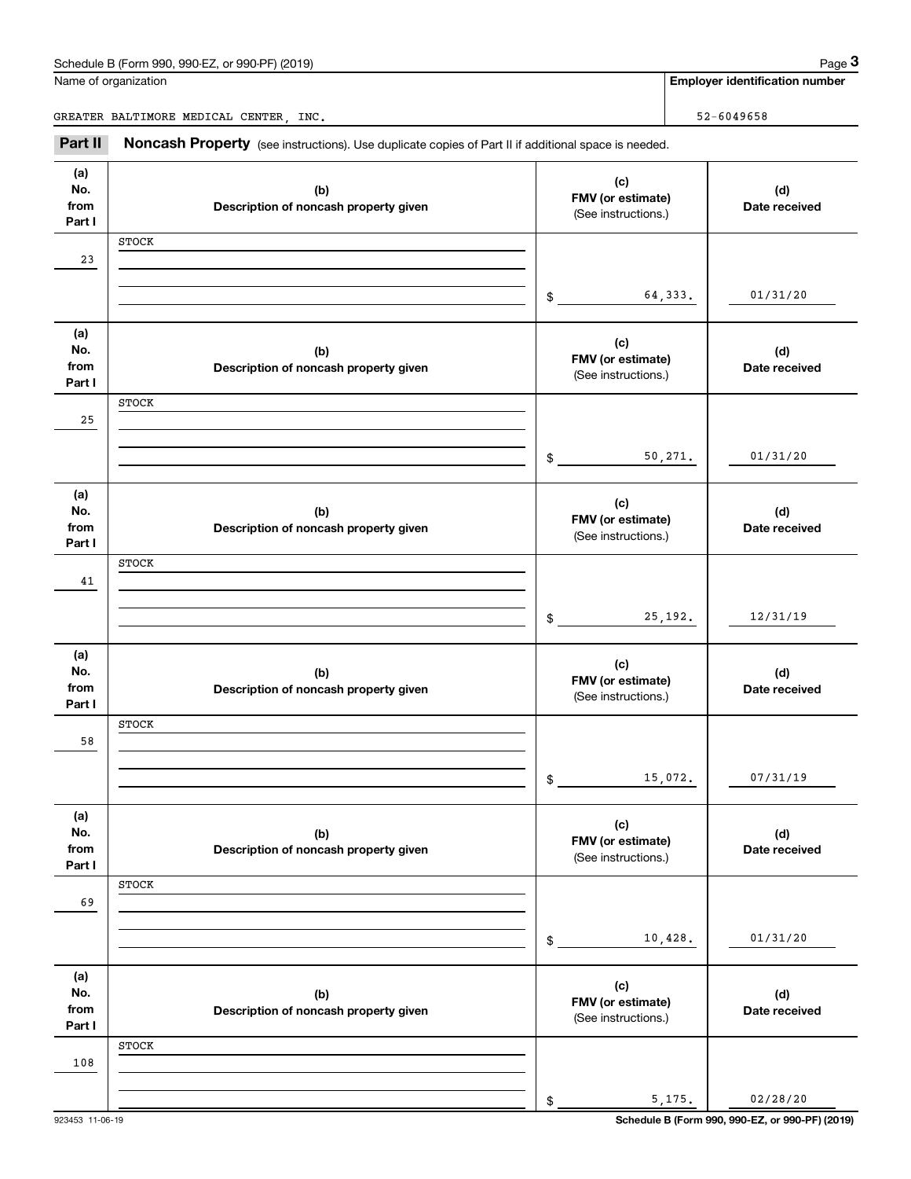Name of organization

GREATER BALTIMORE MEDICAL CENTER, INC.

**Employer identification number**

52-6049658

## Part II Noncash Property (see instructions). Use duplicate copies of Part II if additional space is needed.

| (a) No. from Part I | (b) Description of noncash property given | (c) FMV (or estimate) (See instructions.) | (d) Date received |
|---|---|---|---|
| 23 | STOCK | $ 64,333. | 01/31/20 |
| 25 | STOCK | $ 50,271. | 01/31/20 |
| 41 | STOCK | $ 25,192. | 12/31/19 |
| 58 | STOCK | $ 15,072. | 07/31/19 |
| 69 | STOCK | $ 10,428. | 01/31/20 |
| 108 | STOCK | $ 5,175. | 02/28/20 |

923453 11-06-19

**Schedule B (Form 990, 990-EZ, or 990-PF) (2019)**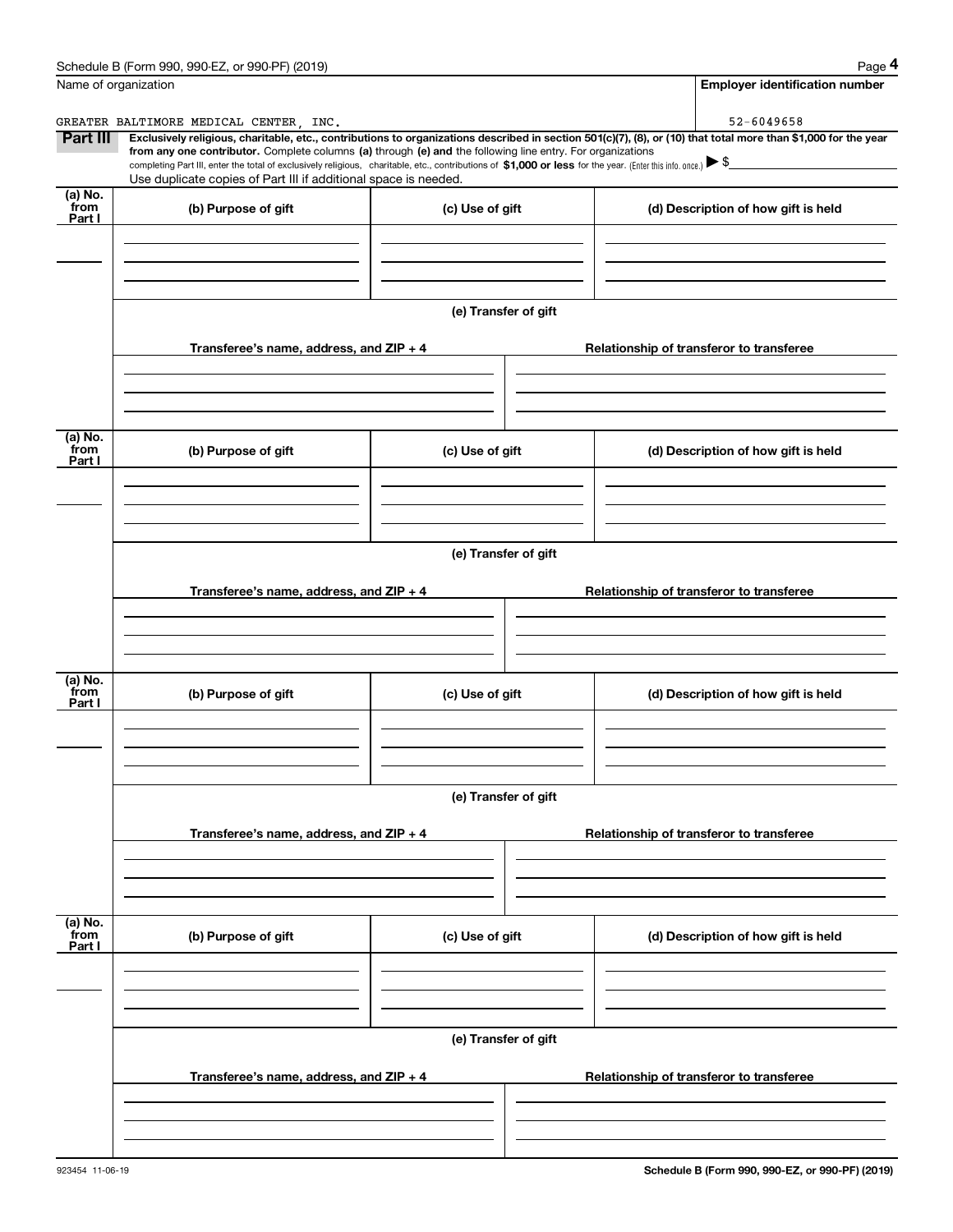Schedule B (Form 990, 990-EZ, or 990-PF) (2019)

| Name of organization | Employer identification number |
| --- | --- |
| GREATER BALTIMORE MEDICAL CENTER, INC. | 52-6049658 |

**Part III** **Exclusively religious, charitable, etc., contributions to organizations described in section 501(c)(7), (8), or (10) that total more than $1,000 for the year from any one contributor.** Complete columns **(a)** through **(e) and** the following line entry. For organizations completing Part III, enter the total of exclusively religious, charitable, etc., contributions of **$1,000 or less** for the year. (Enter this info. once.) ▶ $

Use duplicate copies of Part III if additional space is needed.

| (a) No. from Part I | (b) Purpose of gift | (c) Use of gift | (d) Description of how gift is held |
| --- | --- | --- | --- |
| | | | |

(e) Transfer of gift

| Transferee's name, address, and ZIP + 4 | Relationship of transferor to transferee |
| --- | --- |
| | |

| (a) No. from Part I | (b) Purpose of gift | (c) Use of gift | (d) Description of how gift is held |
| --- | --- | --- | --- |
| | | | |

(e) Transfer of gift

| Transferee's name, address, and ZIP + 4 | Relationship of transferor to transferee |
| --- | --- |
| | |

| (a) No. from Part I | (b) Purpose of gift | (c) Use of gift | (d) Description of how gift is held |
| --- | --- | --- | --- |
| | | | |

(e) Transfer of gift

| Transferee's name, address, and ZIP + 4 | Relationship of transferor to transferee |
| --- | --- |
| | |

| (a) No. from Part I | (b) Purpose of gift | (c) Use of gift | (d) Description of how gift is held |
| --- | --- | --- | --- |
| | | | |

(e) Transfer of gift

| Transferee's name, address, and ZIP + 4 | Relationship of transferor to transferee |
| --- | --- |
| | |

923454 11-06-19

Schedule B (Form 990, 990-EZ, or 990-PF) (2019)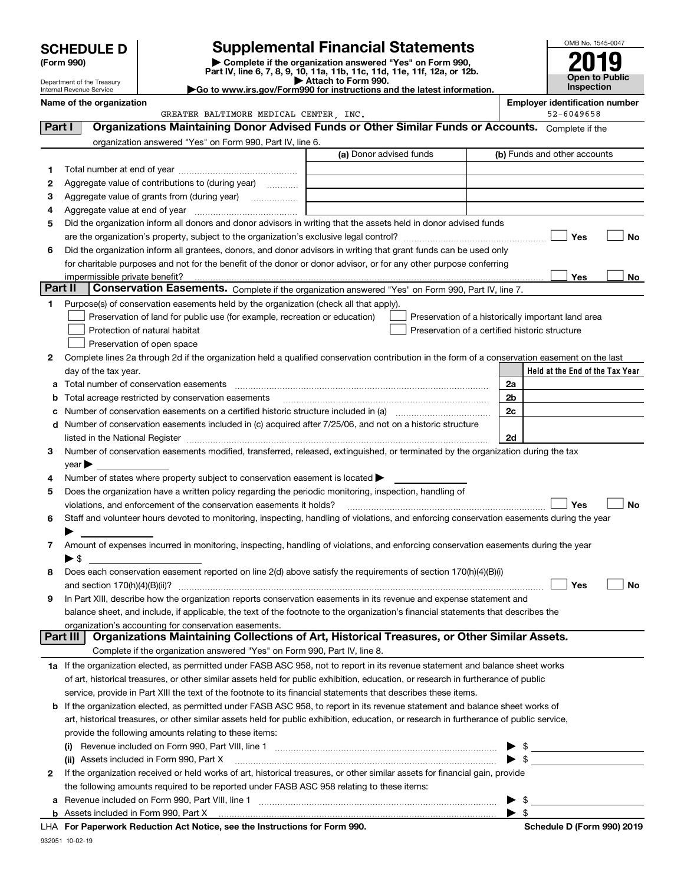# SCHEDULE D (Form 990)

Department of the Treasury
Internal Revenue Service

# Supplemental Financial Statements

▶ Complete if the organization answered "Yes" on Form 990, Part IV, line 6, 7, 8, 9, 10, 11a, 11b, 11c, 11d, 11e, 11f, 12a, or 12b.
▶ Attach to Form 990.
▶Go to www.irs.gov/Form990 for instructions and the latest information.

OMB No. 1545-0047

2019

Open to Public Inspection

**Name of the organization:** GREATER BALTIMORE MEDICAL CENTER, INC.

**Employer identification number:** 52-6049658

## Part I Organizations Maintaining Donor Advised Funds or Other Similar Funds or Accounts. Complete if the organization answered "Yes" on Form 990, Part IV, line 6.

| | | (a) Donor advised funds | (b) Funds and other accounts |
|---|---|---|---|
| 1 | Total number at end of year | | |
| 2 | Aggregate value of contributions to (during year) | | |
| 3 | Aggregate value of grants from (during year) | | |
| 4 | Aggregate value at end of year | | |

5 Did the organization inform all donors and donor advisors in writing that the assets held in donor advised funds are the organization's property, subject to the organization's exclusive legal control? ☐ Yes ☐ No

6 Did the organization inform all grantees, donors, and donor advisors in writing that grant funds can be used only for charitable purposes and not for the benefit of the donor or donor advisor, or for any other purpose conferring impermissible private benefit? ☐ Yes ☐ No

## Part II Conservation Easements. Complete if the organization answered "Yes" on Form 990, Part IV, line 7.

1 Purpose(s) of conservation easements held by the organization (check all that apply).

☐ Preservation of land for public use (for example, recreation or education)
☐ Protection of natural habitat
☐ Preservation of open space
☐ Preservation of a historically important land area
☐ Preservation of a certified historic structure

2 Complete lines 2a through 2d if the organization held a qualified conservation contribution in the form of a conservation easement on the last day of the tax year.

| | | | Held at the End of the Tax Year |
|---|---|---|---|
| a | Total number of conservation easements | 2a | |
| b | Total acreage restricted by conservation easements | 2b | |
| c | Number of conservation easements on a certified historic structure included in (a) | 2c | |
| d | Number of conservation easements included in (c) acquired after 7/25/06, and not on a historic structure listed in the National Register | 2d | |

3 Number of conservation easements modified, transferred, released, extinguished, or terminated by the organization during the tax year ▶

4 Number of states where property subject to conservation easement is located ▶

5 Does the organization have a written policy regarding the periodic monitoring, inspection, handling of violations, and enforcement of the conservation easements it holds? ☐ Yes ☐ No

6 Staff and volunteer hours devoted to monitoring, inspecting, handling of violations, and enforcing conservation easements during the year ▶

7 Amount of expenses incurred in monitoring, inspecting, handling of violations, and enforcing conservation easements during the year ▶ $

8 Does each conservation easement reported on line 2(d) above satisfy the requirements of section 170(h)(4)(B)(i) and section 170(h)(4)(B)(ii)? ☐ Yes ☐ No

9 In Part XIII, describe how the organization reports conservation easements in its revenue and expense statement and balance sheet, and include, if applicable, the text of the footnote to the organization's financial statements that describes the organization's accounting for conservation easements.

## Part III Organizations Maintaining Collections of Art, Historical Treasures, or Other Similar Assets. Complete if the organization answered "Yes" on Form 990, Part IV, line 8.

1a If the organization elected, as permitted under FASB ASC 958, not to report in its revenue statement and balance sheet works of art, historical treasures, or other similar assets held for public exhibition, education, or research in furtherance of public service, provide in Part XIII the text of the footnote to its financial statements that describes these items.

b If the organization elected, as permitted under FASB ASC 958, to report in its revenue statement and balance sheet works of art, historical treasures, or other similar assets held for public exhibition, education, or research in furtherance of public service, provide the following amounts relating to these items:

(i) Revenue included on Form 990, Part VIII, line 1 ▶ $

(ii) Assets included in Form 990, Part X ▶ $

2 If the organization received or held works of art, historical treasures, or other similar assets for financial gain, provide the following amounts required to be reported under FASB ASC 958 relating to these items:

a Revenue included on Form 990, Part VIII, line 1 ▶ $

b Assets included in Form 990, Part X ▶ $

LHA For Paperwork Reduction Act Notice, see the Instructions for Form 990. Schedule D (Form 990) 2019

932051 10-02-19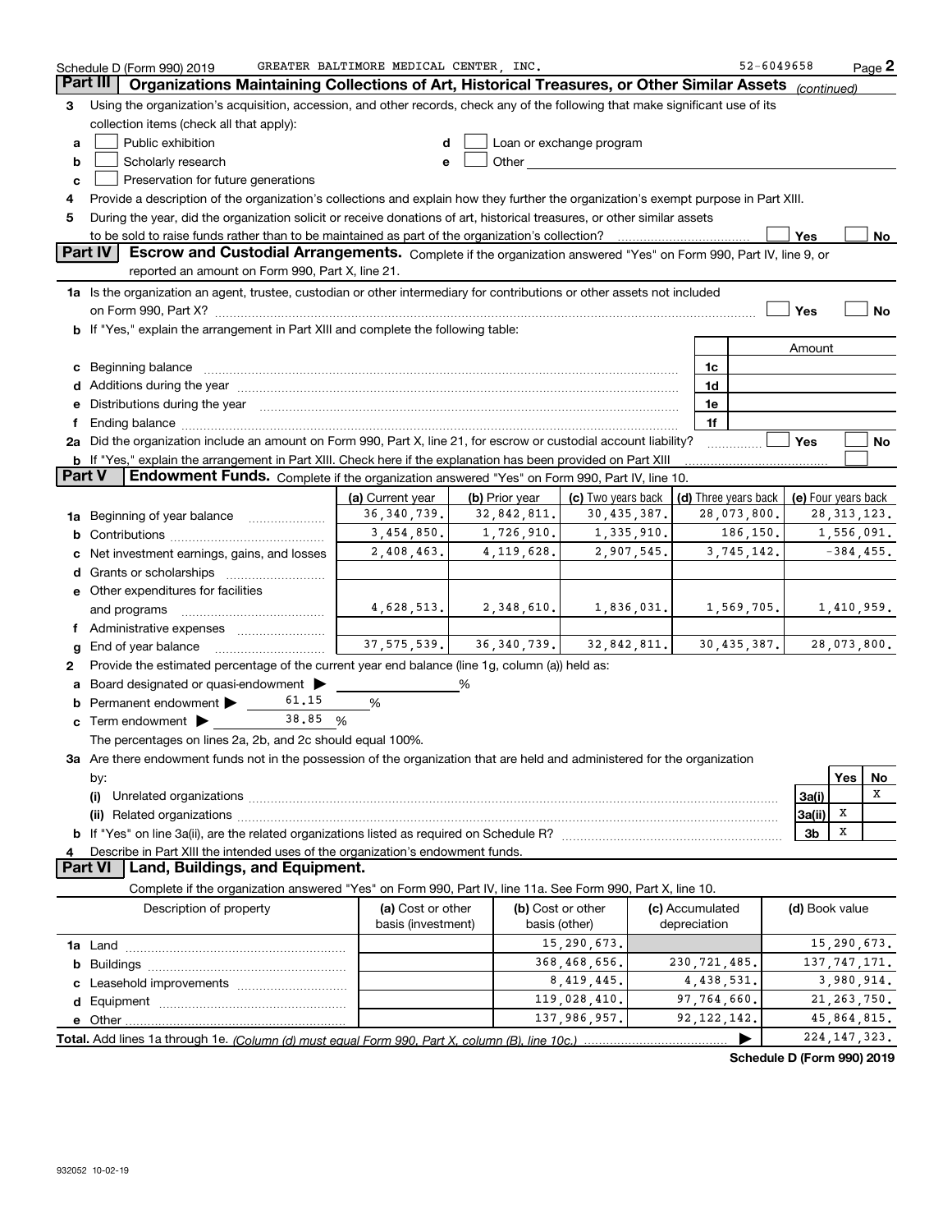Schedule D (Form 990) 2019 GREATER BALTIMORE MEDICAL CENTER, INC. 52-6049658

## Part III Organizations Maintaining Collections of Art, Historical Treasures, or Other Similar Assets *(continued)*

**3** Using the organization's acquisition, accession, and other records, check any of the following that make significant use of its collection items (check all that apply):

- **a** ☐ Public exhibition
- **b** ☐ Scholarly research
- **c** ☐ Preservation for future generations
- **d** ☐ Loan or exchange program
- **e** ☐ Other

**4** Provide a description of the organization's collections and explain how they further the organization's exempt purpose in Part XIII.

**5** During the year, did the organization solicit or receive donations of art, historical treasures, or other similar assets to be sold to raise funds rather than to be maintained as part of the organization's collection? ☐ Yes ☐ No

## Part IV Escrow and Custodial Arrangements.

Complete if the organization answered "Yes" on Form 990, Part IV, line 9, or reported an amount on Form 990, Part X, line 21.

**1a** Is the organization an agent, trustee, custodian or other intermediary for contributions or other assets not included on Form 990, Part X? ☐ Yes ☐ No

**b** If "Yes," explain the arrangement in Part XIII and complete the following table:

| | | | Amount |
|---|---|---|---|
| **c** | Beginning balance | 1c | |
| **d** | Additions during the year | 1d | |
| **e** | Distributions during the year | 1e | |
| **f** | Ending balance | 1f | |

**2a** Did the organization include an amount on Form 990, Part X, line 21, for escrow or custodial account liability? ☐ Yes ☐ No

**b** If "Yes," explain the arrangement in Part XIII. Check here if the explanation has been provided on Part XIII ☐

## Part V Endowment Funds.

Complete if the organization answered "Yes" on Form 990, Part IV, line 10.

| | | (a) Current year | (b) Prior year | (c) Two years back | (d) Three years back | (e) Four years back |
|---|---|---|---|---|---|---|
| **1a** | Beginning of year balance | 36,340,739. | 32,842,811. | 30,435,387. | 28,073,800. | 28,313,123. |
| **b** | Contributions | 3,454,850. | 1,726,910. | 1,335,910. | 186,150. | 1,556,091. |
| **c** | Net investment earnings, gains, and losses | 2,408,463. | 4,119,628. | 2,907,545. | 3,745,142. | -384,455. |
| **d** | Grants or scholarships | | | | | |
| **e** | Other expenditures for facilities and programs | 4,628,513. | 2,348,610. | 1,836,031. | 1,569,705. | 1,410,959. |
| **f** | Administrative expenses | | | | | |
| **g** | End of year balance | 37,575,539. | 36,340,739. | 32,842,811. | 30,435,387. | 28,073,800. |

**2** Provide the estimated percentage of the current year end balance (line 1g, column (a)) held as:

- **a** Board designated or quasi-endowment ▶ ______ %
- **b** Permanent endowment ▶ 61.15 %
- **c** Term endowment ▶ 38.85 %

The percentages on lines 2a, 2b, and 2c should equal 100%.

**3a** Are there endowment funds not in the possession of the organization that are held and administered for the organization by:

| | | | Yes | No |
|---|---|---|---|---|
| **(i)** | Unrelated organizations | 3a(i) | | X |
| **(ii)** | Related organizations | 3a(ii) | X | |
| **b** | If "Yes" on line 3a(ii), are the related organizations listed as required on Schedule R? | 3b | X | |

**4** Describe in Part XIII the intended uses of the organization's endowment funds.

## Part VI Land, Buildings, and Equipment.

Complete if the organization answered "Yes" on Form 990, Part IV, line 11a. See Form 990, Part X, line 10.

| Description of property | (a) Cost or other basis (investment) | (b) Cost or other basis (other) | (c) Accumulated depreciation | (d) Book value |
|---|---|---|---|---|
| **1a** Land | | 15,290,673. | | 15,290,673. |
| **b** Buildings | | 368,468,656. | 230,721,485. | 137,747,171. |
| **c** Leasehold improvements | | 8,419,445. | 4,438,531. | 3,980,914. |
| **d** Equipment | | 119,028,410. | 97,764,660. | 21,263,750. |
| **e** Other | | 137,986,957. | 92,122,142. | 45,864,815. |
| **Total.** Add lines 1a through 1e. *(Column (d) must equal Form 990, Part X, column (B), line 10c.)* | | | ▶ | 224,147,323. |

**Schedule D (Form 990) 2019**

932052 10-02-19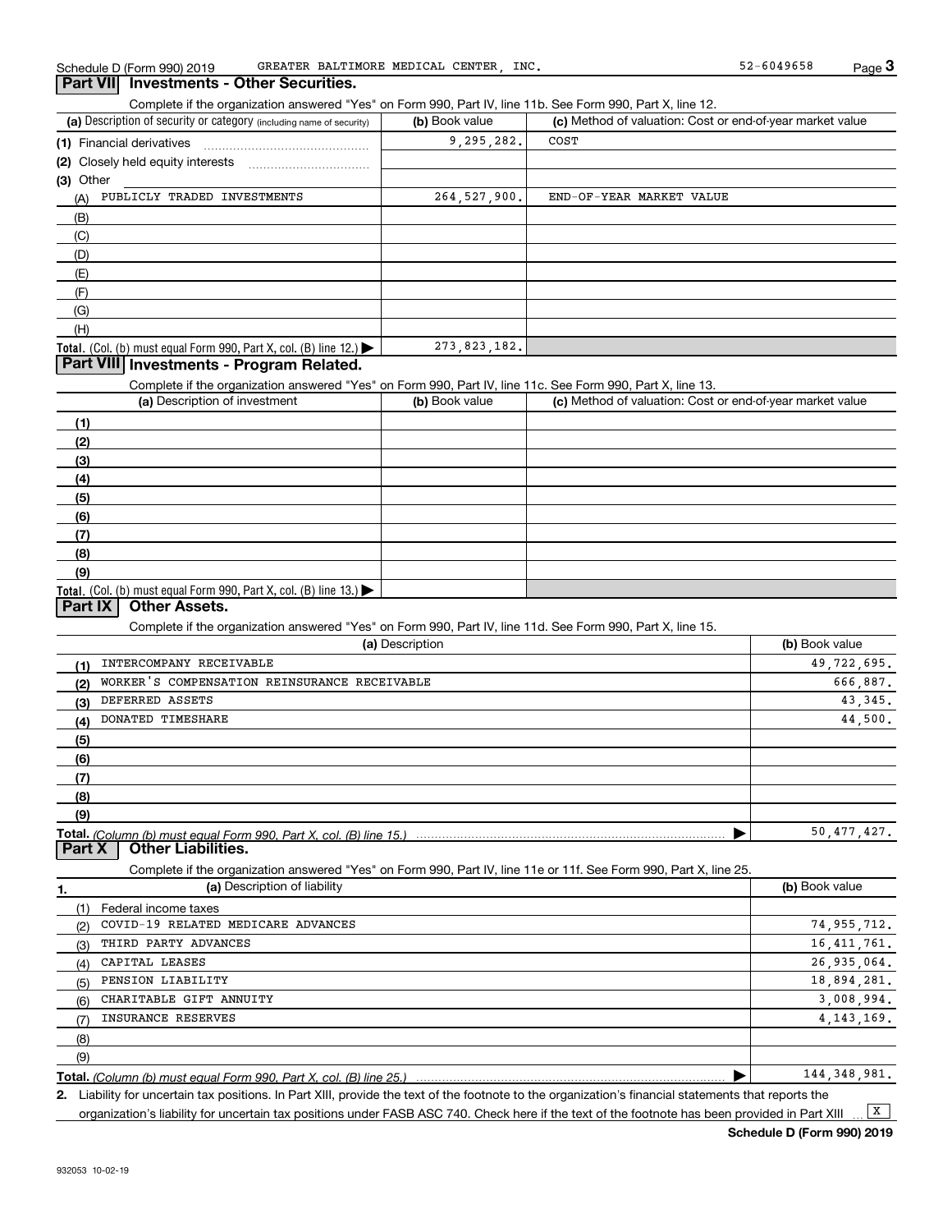Schedule D (Form 990) 2019 GREATER BALTIMORE MEDICAL CENTER, INC. 52-6049658

## Part VII Investments - Other Securities.

Complete if the organization answered "Yes" on Form 990, Part IV, line 11b. See Form 990, Part X, line 12.

| (a) Description of security or category (including name of security) | (b) Book value | (c) Method of valuation: Cost or end-of-year market value |
|---|---|---|
| (1) Financial derivatives | 9,295,282. | COST |
| (2) Closely held equity interests | | |
| (3) Other | | |
| (A) PUBLICLY TRADED INVESTMENTS | 264,527,900. | END-OF-YEAR MARKET VALUE |
| (B) | | |
| (C) | | |
| (D) | | |
| (E) | | |
| (F) | | |
| (G) | | |
| (H) | | |
| **Total.** (Col. (b) must equal Form 990, Part X, col. (B) line 12.) | 273,823,182. | |

## Part VIII Investments - Program Related.

Complete if the organization answered "Yes" on Form 990, Part IV, line 11c. See Form 990, Part X, line 13.

| (a) Description of investment | (b) Book value | (c) Method of valuation: Cost or end-of-year market value |
|---|---|---|
| (1) | | |
| (2) | | |
| (3) | | |
| (4) | | |
| (5) | | |
| (6) | | |
| (7) | | |
| (8) | | |
| (9) | | |
| **Total.** (Col. (b) must equal Form 990, Part X, col. (B) line 13.) | | |

## Part IX Other Assets.

Complete if the organization answered "Yes" on Form 990, Part IV, line 11d. See Form 990, Part X, line 15.

| (a) Description | (b) Book value |
|---|---|
| (1) INTERCOMPANY RECEIVABLE | 49,722,695. |
| (2) WORKER'S COMPENSATION REINSURANCE RECEIVABLE | 666,887. |
| (3) DEFERRED ASSETS | 43,345. |
| (4) DONATED TIMESHARE | 44,500. |
| (5) | |
| (6) | |
| (7) | |
| (8) | |
| (9) | |
| **Total.** *(Column (b) must equal Form 990, Part X, col. (B) line 15.)* | 50,477,427. |

## Part X Other Liabilities.

Complete if the organization answered "Yes" on Form 990, Part IV, line 11e or 11f. See Form 990, Part X, line 25.

| 1. (a) Description of liability | (b) Book value |
|---|---|
| (1) Federal income taxes | |
| (2) COVID-19 RELATED MEDICARE ADVANCES | 74,955,712. |
| (3) THIRD PARTY ADVANCES | 16,411,761. |
| (4) CAPITAL LEASES | 26,935,064. |
| (5) PENSION LIABILITY | 18,894,281. |
| (6) CHARITABLE GIFT ANNUITY | 3,008,994. |
| (7) INSURANCE RESERVES | 4,143,169. |
| (8) | |
| (9) | |
| **Total.** *(Column (b) must equal Form 990, Part X, col. (B) line 25.)* | 144,348,981. |

2. Liability for uncertain tax positions. In Part XIII, provide the text of the footnote to the organization's financial statements that reports the organization's liability for uncertain tax positions under FASB ASC 740. Check here if the text of the footnote has been provided in Part XIII [X]

**Schedule D (Form 990) 2019**

932053 10-02-19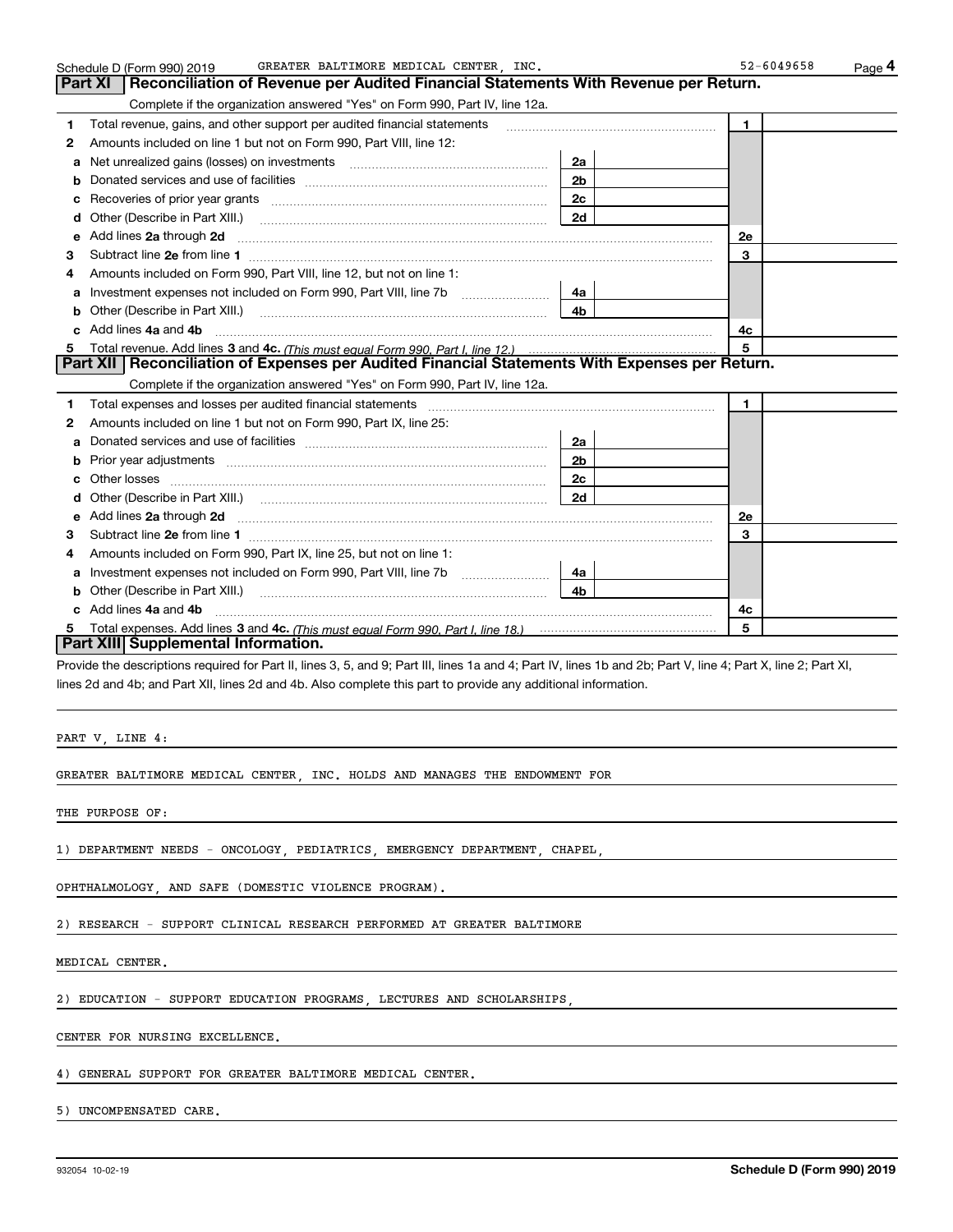Schedule D (Form 990) 2019 GREATER BALTIMORE MEDICAL CENTER, INC. 52-6049658

## Part XI Reconciliation of Revenue per Audited Financial Statements With Revenue per Return.

Complete if the organization answered "Yes" on Form 990, Part IV, line 12a.

| | | | | | |
|---|---|---|---|---|---|
| 1 | Total revenue, gains, and other support per audited financial statements | | | 1 | |
| 2 | Amounts included on line 1 but not on Form 990, Part VIII, line 12: | | | | |
| a | Net unrealized gains (losses) on investments | 2a | | | |
| b | Donated services and use of facilities | 2b | | | |
| c | Recoveries of prior year grants | 2c | | | |
| d | Other (Describe in Part XIII.) | 2d | | | |
| e | Add lines 2a through 2d | | | 2e | |
| 3 | Subtract line 2e from line 1 | | | 3 | |
| 4 | Amounts included on Form 990, Part VIII, line 12, but not on line 1: | | | | |
| a | Investment expenses not included on Form 990, Part VIII, line 7b | 4a | | | |
| b | Other (Describe in Part XIII.) | 4b | | | |
| c | Add lines 4a and 4b | | | 4c | |
| 5 | Total revenue. Add lines 3 and 4c. *(This must equal Form 990, Part I, line 12.)* | | | 5 | |

## Part XII Reconciliation of Expenses per Audited Financial Statements With Expenses per Return.

Complete if the organization answered "Yes" on Form 990, Part IV, line 12a.

| | | | | | |
|---|---|---|---|---|---|
| 1 | Total expenses and losses per audited financial statements | | | 1 | |
| 2 | Amounts included on line 1 but not on Form 990, Part IX, line 25: | | | | |
| a | Donated services and use of facilities | 2a | | | |
| b | Prior year adjustments | 2b | | | |
| c | Other losses | 2c | | | |
| d | Other (Describe in Part XIII.) | 2d | | | |
| e | Add lines 2a through 2d | | | 2e | |
| 3 | Subtract line 2e from line 1 | | | 3 | |
| 4 | Amounts included on Form 990, Part IX, line 25, but not on line 1: | | | | |
| a | Investment expenses not included on Form 990, Part VIII, line 7b | 4a | | | |
| b | Other (Describe in Part XIII.) | 4b | | | |
| c | Add lines 4a and 4b | | | 4c | |
| 5 | Total expenses. Add lines 3 and 4c. *(This must equal Form 990, Part I, line 18.)* | | | 5 | |

## Part XIII Supplemental Information.

Provide the descriptions required for Part II, lines 3, 5, and 9; Part III, lines 1a and 4; Part IV, lines 1b and 2b; Part V, line 4; Part X, line 2; Part XI, lines 2d and 4b; and Part XII, lines 2d and 4b. Also complete this part to provide any additional information.

PART V, LINE 4:

GREATER BALTIMORE MEDICAL CENTER, INC. HOLDS AND MANAGES THE ENDOWMENT FOR THE PURPOSE OF:

1) DEPARTMENT NEEDS - ONCOLOGY, PEDIATRICS, EMERGENCY DEPARTMENT, CHAPEL, OPHTHALMOLOGY, AND SAFE (DOMESTIC VIOLENCE PROGRAM).

2) RESEARCH - SUPPORT CLINICAL RESEARCH PERFORMED AT GREATER BALTIMORE MEDICAL CENTER.

2) EDUCATION - SUPPORT EDUCATION PROGRAMS, LECTURES AND SCHOLARSHIPS, CENTER FOR NURSING EXCELLENCE.

4) GENERAL SUPPORT FOR GREATER BALTIMORE MEDICAL CENTER.

5) UNCOMPENSATED CARE.

932054 10-02-19 Schedule D (Form 990) 2019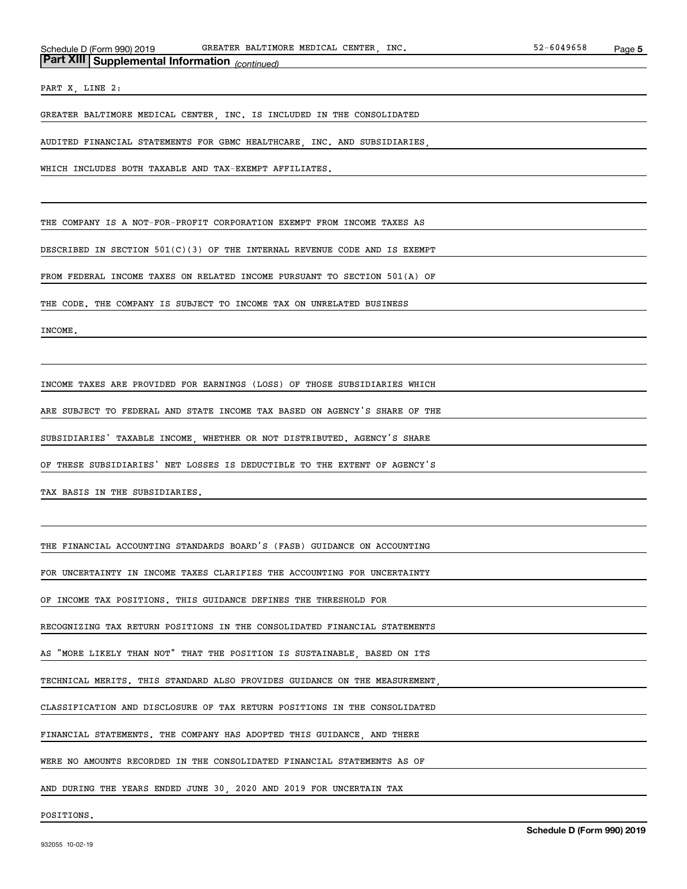## Part XIII Supplemental Information *(continued)*

PART X, LINE 2:

GREATER BALTIMORE MEDICAL CENTER, INC. IS INCLUDED IN THE CONSOLIDATED AUDITED FINANCIAL STATEMENTS FOR GBMC HEALTHCARE, INC. AND SUBSIDIARIES, WHICH INCLUDES BOTH TAXABLE AND TAX-EXEMPT AFFILIATES.

THE COMPANY IS A NOT-FOR-PROFIT CORPORATION EXEMPT FROM INCOME TAXES AS DESCRIBED IN SECTION 501(C)(3) OF THE INTERNAL REVENUE CODE AND IS EXEMPT FROM FEDERAL INCOME TAXES ON RELATED INCOME PURSUANT TO SECTION 501(A) OF THE CODE. THE COMPANY IS SUBJECT TO INCOME TAX ON UNRELATED BUSINESS INCOME.

INCOME TAXES ARE PROVIDED FOR EARNINGS (LOSS) OF THOSE SUBSIDIARIES WHICH ARE SUBJECT TO FEDERAL AND STATE INCOME TAX BASED ON AGENCY'S SHARE OF THE SUBSIDIARIES' TAXABLE INCOME, WHETHER OR NOT DISTRIBUTED. AGENCY'S SHARE OF THESE SUBSIDIARIES' NET LOSSES IS DEDUCTIBLE TO THE EXTENT OF AGENCY'S TAX BASIS IN THE SUBSIDIARIES.

THE FINANCIAL ACCOUNTING STANDARDS BOARD'S (FASB) GUIDANCE ON ACCOUNTING FOR UNCERTAINTY IN INCOME TAXES CLARIFIES THE ACCOUNTING FOR UNCERTAINTY OF INCOME TAX POSITIONS. THIS GUIDANCE DEFINES THE THRESHOLD FOR RECOGNIZING TAX RETURN POSITIONS IN THE CONSOLIDATED FINANCIAL STATEMENTS AS "MORE LIKELY THAN NOT" THAT THE POSITION IS SUSTAINABLE, BASED ON ITS TECHNICAL MERITS. THIS STANDARD ALSO PROVIDES GUIDANCE ON THE MEASUREMENT, CLASSIFICATION AND DISCLOSURE OF TAX RETURN POSITIONS IN THE CONSOLIDATED FINANCIAL STATEMENTS. THE COMPANY HAS ADOPTED THIS GUIDANCE, AND THERE WERE NO AMOUNTS RECORDED IN THE CONSOLIDATED FINANCIAL STATEMENTS AS OF AND DURING THE YEARS ENDED JUNE 30, 2020 AND 2019 FOR UNCERTAIN TAX POSITIONS.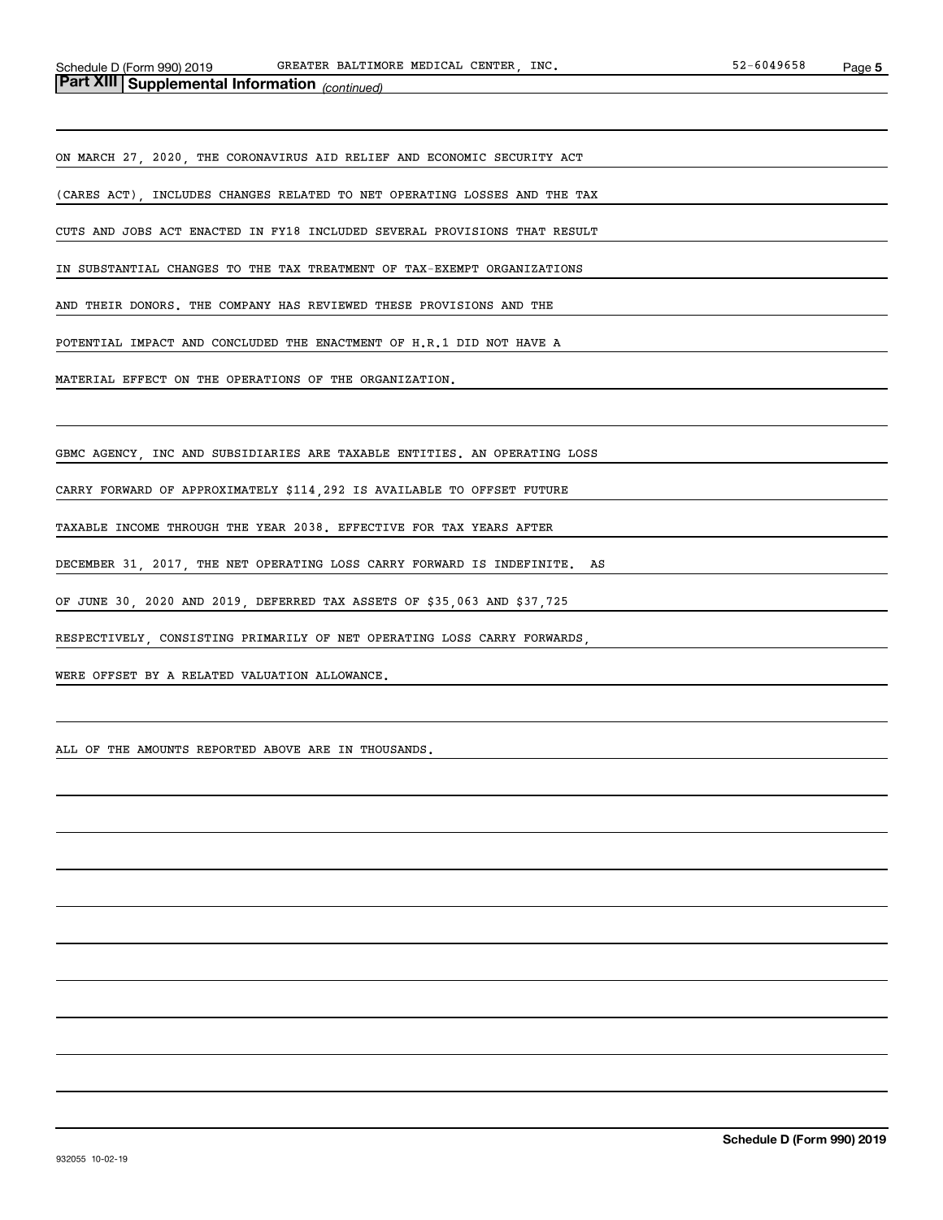## Part XIII | Supplemental Information *(continued)*

ON MARCH 27, 2020, THE CORONAVIRUS AID RELIEF AND ECONOMIC SECURITY ACT (CARES ACT), INCLUDES CHANGES RELATED TO NET OPERATING LOSSES AND THE TAX CUTS AND JOBS ACT ENACTED IN FY18 INCLUDED SEVERAL PROVISIONS THAT RESULT IN SUBSTANTIAL CHANGES TO THE TAX TREATMENT OF TAX-EXEMPT ORGANIZATIONS AND THEIR DONORS. THE COMPANY HAS REVIEWED THESE PROVISIONS AND THE POTENTIAL IMPACT AND CONCLUDED THE ENACTMENT OF H.R.1 DID NOT HAVE A MATERIAL EFFECT ON THE OPERATIONS OF THE ORGANIZATION.

GBMC AGENCY, INC AND SUBSIDIARIES ARE TAXABLE ENTITIES. AN OPERATING LOSS CARRY FORWARD OF APPROXIMATELY $114,292 IS AVAILABLE TO OFFSET FUTURE TAXABLE INCOME THROUGH THE YEAR 2038. EFFECTIVE FOR TAX YEARS AFTER DECEMBER 31, 2017, THE NET OPERATING LOSS CARRY FORWARD IS INDEFINITE. AS OF JUNE 30, 2020 AND 2019, DEFERRED TAX ASSETS OF $35,063 AND $37,725 RESPECTIVELY, CONSISTING PRIMARILY OF NET OPERATING LOSS CARRY FORWARDS, WERE OFFSET BY A RELATED VALUATION ALLOWANCE.

ALL OF THE AMOUNTS REPORTED ABOVE ARE IN THOUSANDS.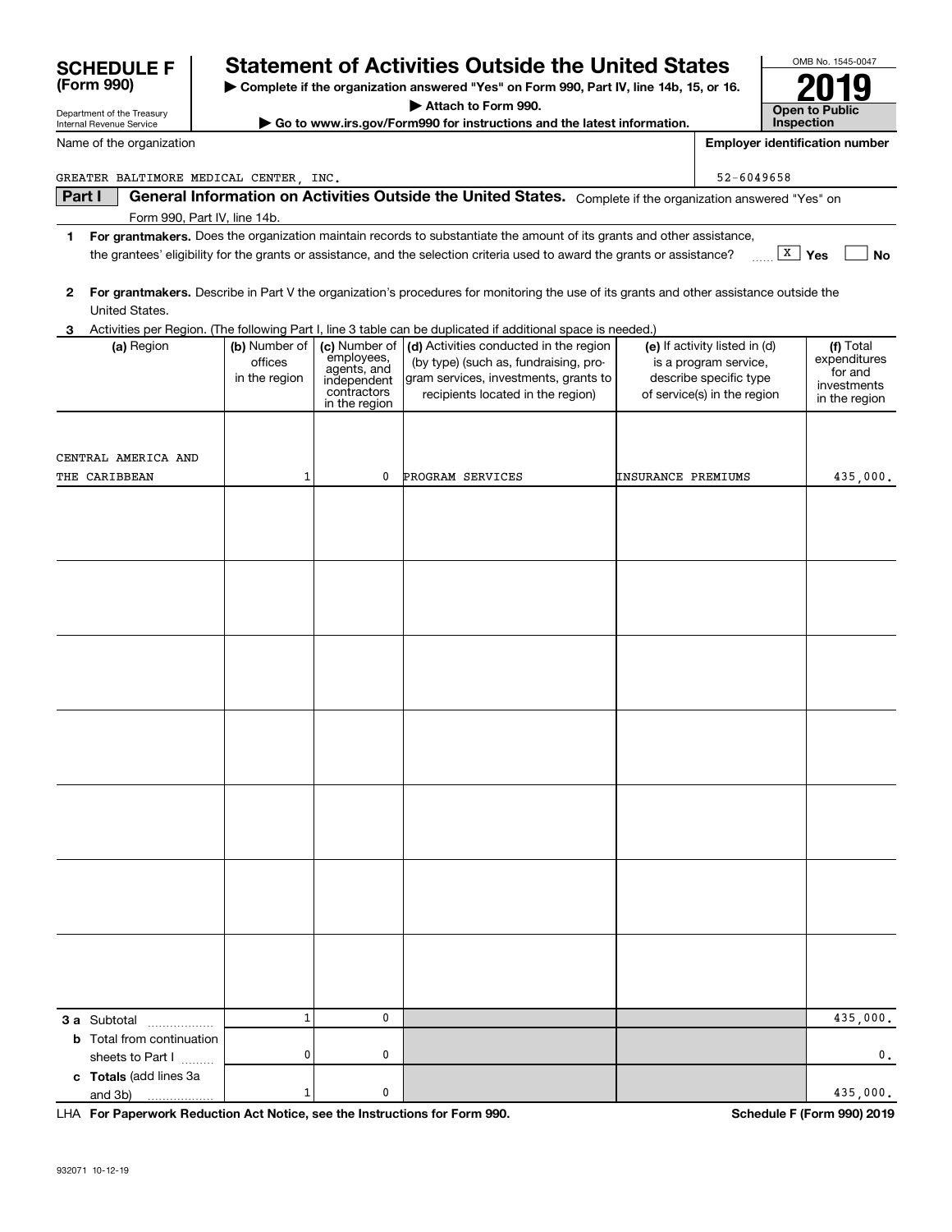# SCHEDULE F (Form 990)

Department of the Treasury
Internal Revenue Service

## Statement of Activities Outside the United States

▶ Complete if the organization answered "Yes" on Form 990, Part IV, line 14b, 15, or 16.
▶ Attach to Form 990.
▶ Go to www.irs.gov/Form990 for instructions and the latest information.

OMB No. 1545-0047

**2019**

**Open to Public Inspection**

Name of the organization: GREATER BALTIMORE MEDICAL CENTER, INC.

**Employer identification number:** 52-6049658

**Part I** **General Information on Activities Outside the United States.** Complete if the organization answered "Yes" on Form 990, Part IV, line 14b.

1 **For grantmakers.** Does the organization maintain records to substantiate the amount of its grants and other assistance, the grantees' eligibility for the grants or assistance, and the selection criteria used to award the grants or assistance? [X] Yes [ ] No

2 **For grantmakers.** Describe in Part V the organization's procedures for monitoring the use of its grants and other assistance outside the United States.

3 Activities per Region. (The following Part I, line 3 table can be duplicated if additional space is needed.)

| (a) Region | (b) Number of offices in the region | (c) Number of employees, agents, and independent contractors in the region | (d) Activities conducted in the region (by type) (such as, fundraising, program services, investments, grants to recipients located in the region) | (e) If activity listed in (d) is a program service, describe specific type of service(s) in the region | (f) Total expenditures for and investments in the region |
|---|---|---|---|---|---|
| CENTRAL AMERICA AND THE CARIBBEAN | 1 | 0 | PROGRAM SERVICES | INSURANCE PREMIUMS | 435,000. |
| | | | | | |
| | | | | | |
| | | | | | |
| | | | | | |
| | | | | | |
| | | | | | |
| | | | | | |
| **3 a** Subtotal | 1 | 0 | | | 435,000. |
| **b** Total from continuation sheets to Part I | 0 | 0 | | | 0. |
| **c Totals** (add lines 3a and 3b) | 1 | 0 | | | 435,000. |

LHA **For Paperwork Reduction Act Notice, see the Instructions for Form 990.** **Schedule F (Form 990) 2019**

932071 10-12-19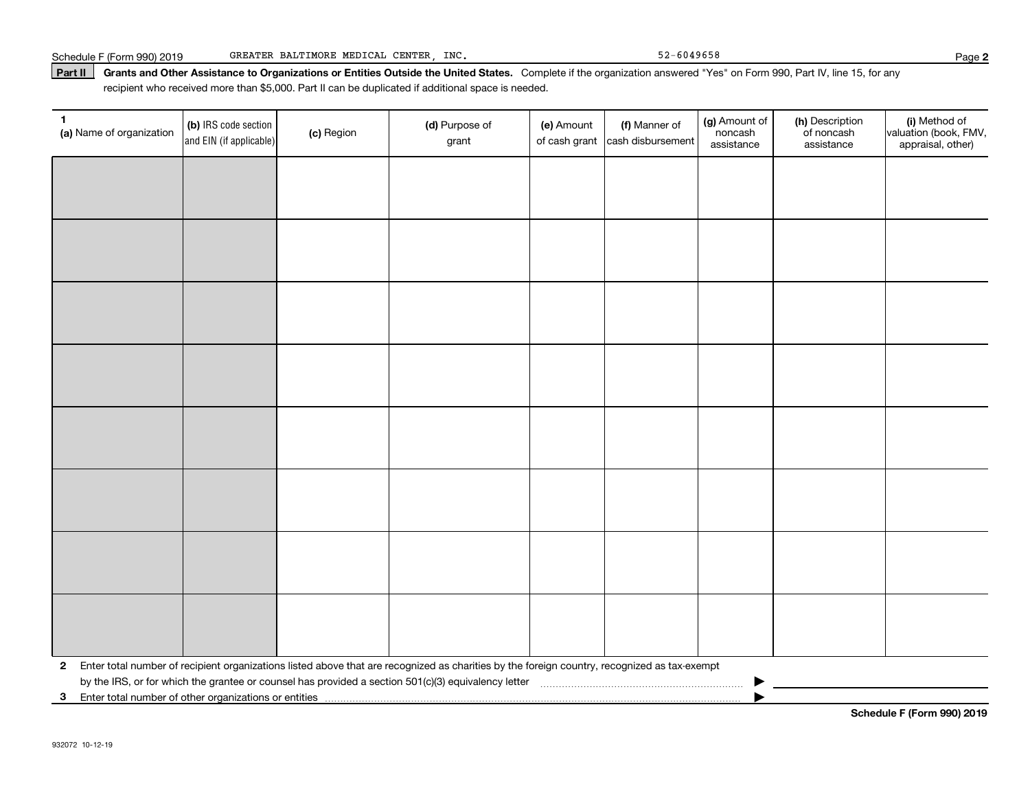Schedule F (Form 990) 2019 GREATER BALTIMORE MEDICAL CENTER, INC. 52-6049658 Page **2**

**Part II** **Grants and Other Assistance to Organizations or Entities Outside the United States.** Complete if the organization answered "Yes" on Form 990, Part IV, line 15, for any recipient who received more than $5,000. Part II can be duplicated if additional space is needed.

| 1 (a) Name of organization | (b) IRS code section and EIN (if applicable) | (c) Region | (d) Purpose of grant | (e) Amount of cash grant | (f) Manner of cash disbursement | (g) Amount of noncash assistance | (h) Description of noncash assistance | (i) Method of valuation (book, FMV, appraisal, other) |
|---|---|---|---|---|---|---|---|---|
| | | | | | | | | |
| | | | | | | | | |
| | | | | | | | | |
| | | | | | | | | |
| | | | | | | | | |
| | | | | | | | | |
| | | | | | | | | |
| | | | | | | | | |

**2** Enter total number of recipient organizations listed above that are recognized as charities by the foreign country, recognized as tax-exempt by the IRS, or for which the grantee or counsel has provided a section 501(c)(3) equivalency letter ▶

**3** Enter total number of other organizations or entities ▶

**Schedule F (Form 990) 2019**

932072 10-12-19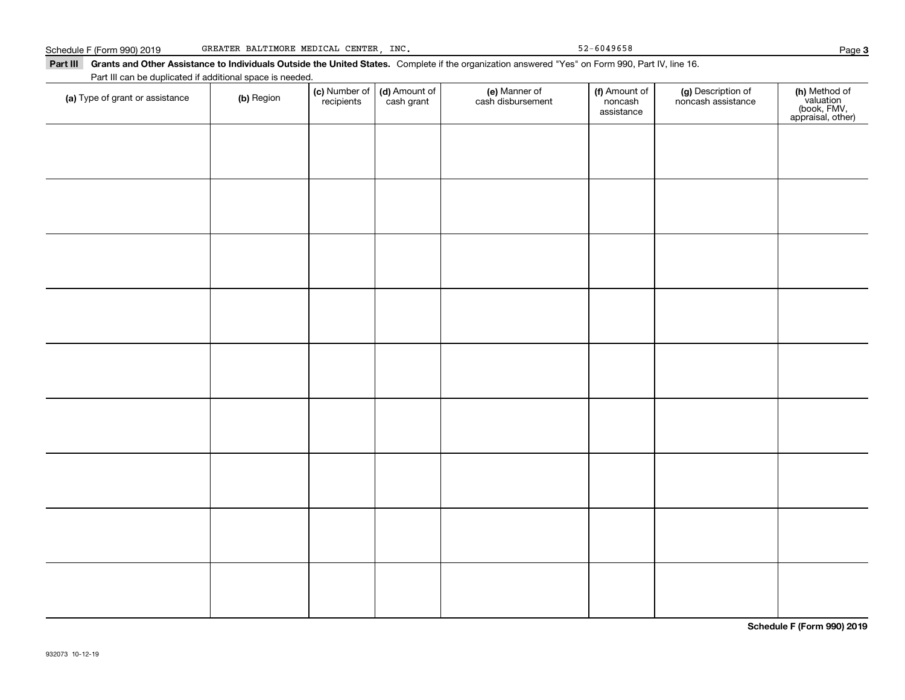## Part III Grants and Other Assistance to Individuals Outside the United States.

Complete if the organization answered "Yes" on Form 990, Part IV, line 16.

Part III can be duplicated if additional space is needed.

| (a) Type of grant or assistance | (b) Region | (c) Number of recipients | (d) Amount of cash grant | (e) Manner of cash disbursement | (f) Amount of noncash assistance | (g) Description of noncash assistance | (h) Method of valuation (book, FMV, appraisal, other) |
|---|---|---|---|---|---|---|---|
| | | | | | | | |
| | | | | | | | |
| | | | | | | | |
| | | | | | | | |
| | | | | | | | |
| | | | | | | | |
| | | | | | | | |
| | | | | | | | |
| | | | | | | | |

932073 10-12-19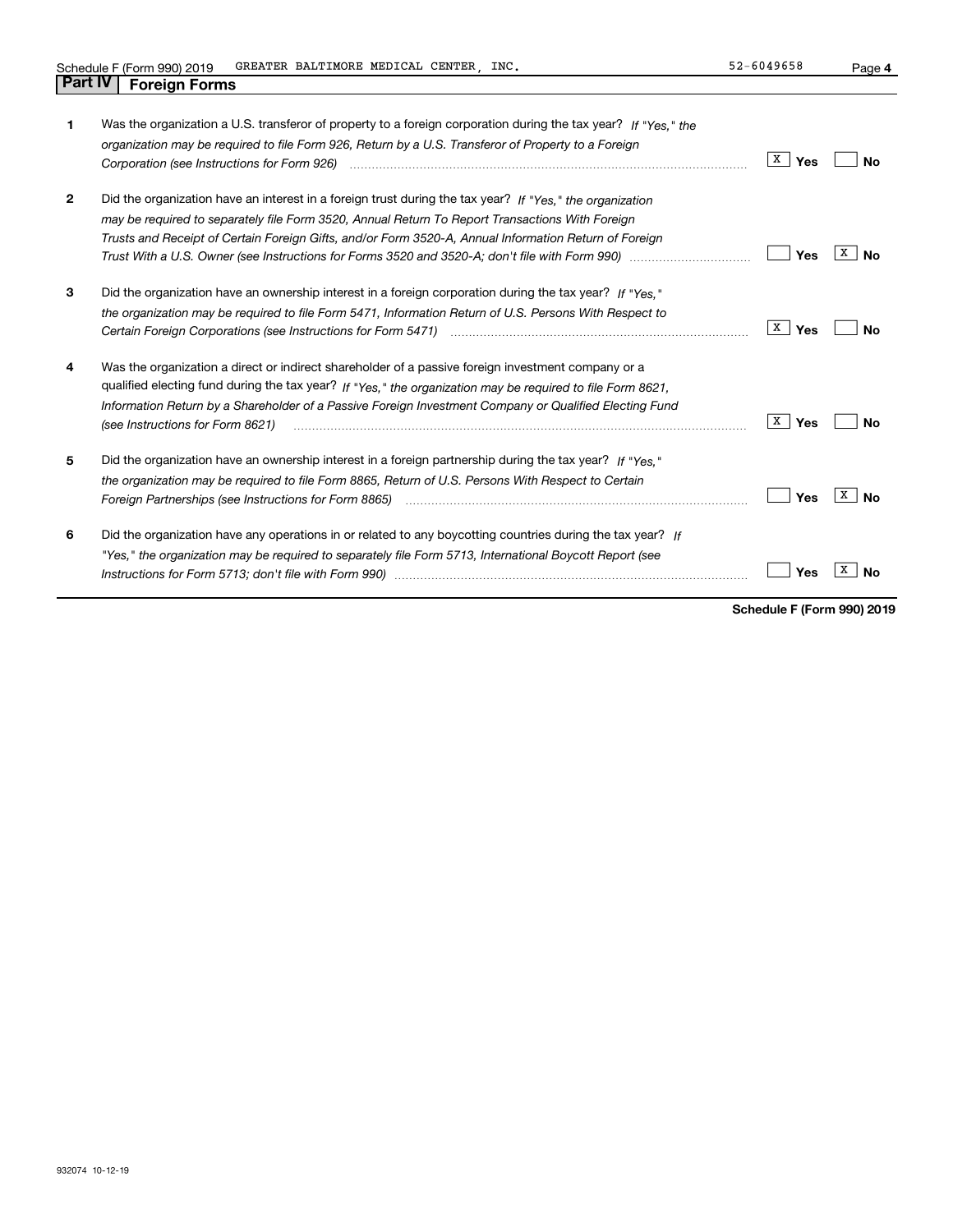## Part IV Foreign Forms

| | | Yes | No |
|---|---|---|---|
| 1 | Was the organization a U.S. transferor of property to a foreign corporation during the tax year? *If "Yes," the organization may be required to file Form 926, Return by a U.S. Transferor of Property to a Foreign Corporation (see Instructions for Form 926)* | X | |
| 2 | Did the organization have an interest in a foreign trust during the tax year? *If "Yes," the organization may be required to separately file Form 3520, Annual Return To Report Transactions With Foreign Trusts and Receipt of Certain Foreign Gifts, and/or Form 3520-A, Annual Information Return of Foreign Trust With a U.S. Owner (see Instructions for Forms 3520 and 3520-A; don't file with Form 990)* | | X |
| 3 | Did the organization have an ownership interest in a foreign corporation during the tax year? *If "Yes," the organization may be required to file Form 5471, Information Return of U.S. Persons With Respect to Certain Foreign Corporations (see Instructions for Form 5471)* | X | |
| 4 | Was the organization a direct or indirect shareholder of a passive foreign investment company or a qualified electing fund during the tax year? *If "Yes," the organization may be required to file Form 8621, Information Return by a Shareholder of a Passive Foreign Investment Company or Qualified Electing Fund (see Instructions for Form 8621)* | X | |
| 5 | Did the organization have an ownership interest in a foreign partnership during the tax year? *If "Yes," the organization may be required to file Form 8865, Return of U.S. Persons With Respect to Certain Foreign Partnerships (see Instructions for Form 8865)* | | X |
| 6 | Did the organization have any operations in or related to any boycotting countries during the tax year? *If "Yes," the organization may be required to separately file Form 5713, International Boycott Report (see Instructions for Form 5713; don't file with Form 990)* | | X |

**Schedule F (Form 990) 2019**

932074 10-12-19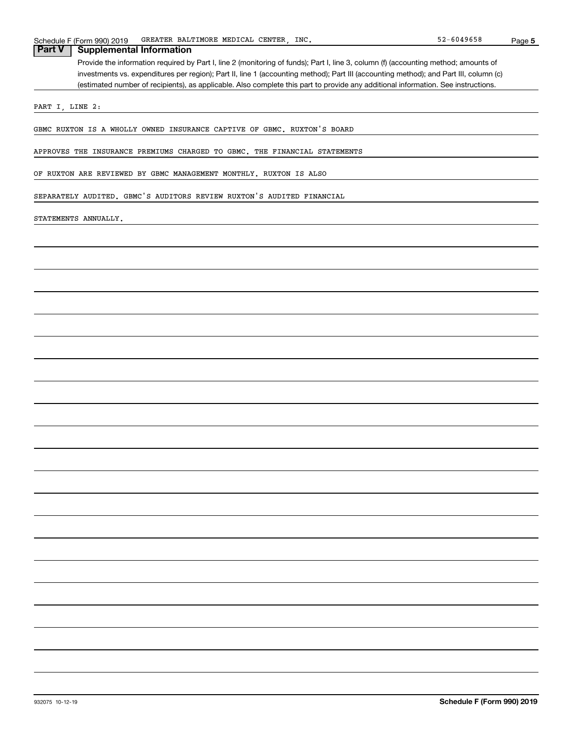## Part V Supplemental Information

Provide the information required by Part I, line 2 (monitoring of funds); Part I, line 3, column (f) (accounting method; amounts of investments vs. expenditures per region); Part II, line 1 (accounting method); Part III (accounting method); and Part III, column (c) (estimated number of recipients), as applicable. Also complete this part to provide any additional information. See instructions.

PART I, LINE 2:

GBMC RUXTON IS A WHOLLY OWNED INSURANCE CAPTIVE OF GBMC. RUXTON'S BOARD APPROVES THE INSURANCE PREMIUMS CHARGED TO GBMC. THE FINANCIAL STATEMENTS OF RUXTON ARE REVIEWED BY GBMC MANAGEMENT MONTHLY. RUXTON IS ALSO SEPARATELY AUDITED. GBMC'S AUDITORS REVIEW RUXTON'S AUDITED FINANCIAL STATEMENTS ANNUALLY.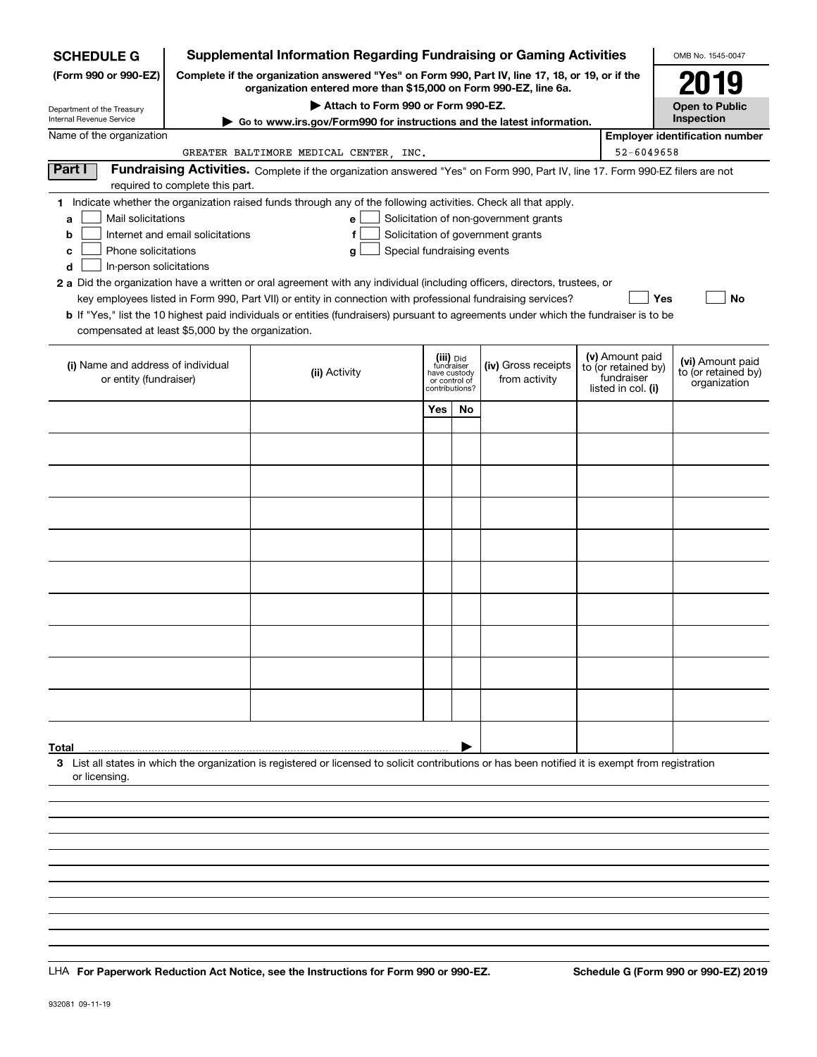**SCHEDULE G** (Form 990 or 990-EZ)

Department of the Treasury
Internal Revenue Service

# Supplemental Information Regarding Fundraising or Gaming Activities

**Complete if the organization answered "Yes" on Form 990, Part IV, line 17, 18, or 19, or if the organization entered more than $15,000 on Form 990-EZ, line 6a.**

**▶ Attach to Form 990 or Form 990-EZ.**

**▶ Go to www.irs.gov/Form990 for instructions and the latest information.**

OMB No. 1545-0047

**2019**

**Open to Public Inspection**

Name of the organization: GREATER BALTIMORE MEDICAL CENTER, INC.

**Employer identification number**: 52-6049658

## Part I Fundraising Activities.

Complete if the organization answered "Yes" on Form 990, Part IV, line 17. Form 990-EZ filers are not required to complete this part.

**1** Indicate whether the organization raised funds through any of the following activities. Check all that apply.

- **a** ☐ Mail solicitations
- **b** ☐ Internet and email solicitations
- **c** ☐ Phone solicitations
- **d** ☐ In-person solicitations
- **e** ☐ Solicitation of non-government grants
- **f** ☐ Solicitation of government grants
- **g** ☐ Special fundraising events

**2 a** Did the organization have a written or oral agreement with any individual (including officers, directors, trustees, or key employees listed in Form 990, Part VII) or entity in connection with professional fundraising services? ☐ **Yes** ☐ **No**

**b** If "Yes," list the 10 highest paid individuals or entities (fundraisers) pursuant to agreements under which the fundraiser is to be compensated at least $5,000 by the organization.

| (i) Name and address of individual or entity (fundraiser) | (ii) Activity | (iii) Did fundraiser have custody or control of contributions? | | (iv) Gross receipts from activity | (v) Amount paid to (or retained by) fundraiser listed in col. (i) | (vi) Amount paid to (or retained by) organization |
|---|---|---|---|---|---|---|
| | | Yes | No | | | |
| | | | | | | |
| | | | | | | |
| | | | | | | |
| | | | | | | |
| | | | | | | |
| | | | | | | |
| | | | | | | |
| | | | | | | |
| | | | | | | |
| **Total** | | | ▶ | | | |

**3** List all states in which the organization is registered or licensed to solicit contributions or has been notified it is exempt from registration or licensing.

LHA **For Paperwork Reduction Act Notice, see the Instructions for Form 990 or 990-EZ.** **Schedule G (Form 990 or 990-EZ) 2019**

932081 09-11-19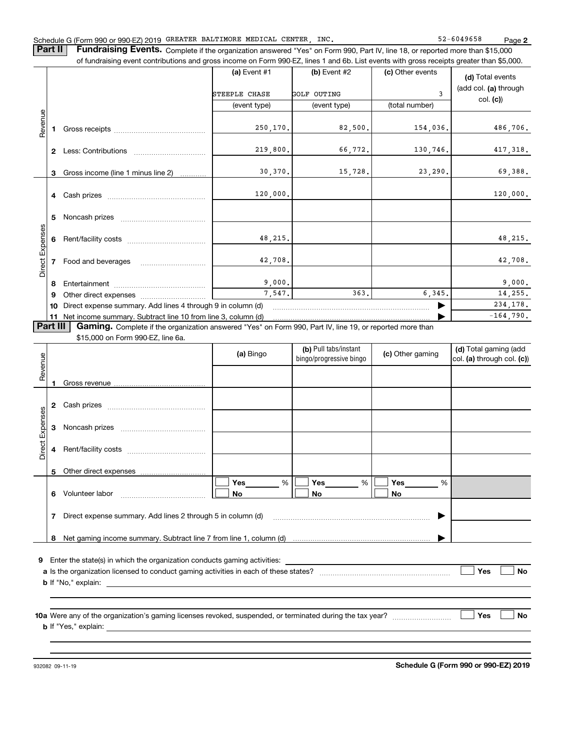Schedule G (Form 990 or 990-EZ) 2019 GREATER BALTIMORE MEDICAL CENTER, INC. 52-6049658 Page **2**

**Part II** **Fundraising Events.** Complete if the organization answered "Yes" on Form 990, Part IV, line 18, or reported more than $15,000 of fundraising event contributions and gross income on Form 990-EZ, lines 1 and 6b. List events with gross receipts greater than $5,000.

| | | (a) Event #1 | (b) Event #2 | (c) Other events | (d) Total events (add col. (a) through col. (c)) |
|---|---|---|---|---|---|
| | | STEEPLE CHASE | GOLF OUTING | 3 | |
| | | (event type) | (event type) | (total number) | |
| Revenue | 1 Gross receipts | 250,170. | 82,500. | 154,036. | 486,706. |
| | 2 Less: Contributions | 219,800. | 66,772. | 130,746. | 417,318. |
| | 3 Gross income (line 1 minus line 2) | 30,370. | 15,728. | 23,290. | 69,388. |
| Direct Expenses | 4 Cash prizes | 120,000. | | | 120,000. |
| | 5 Noncash prizes | | | | |
| | 6 Rent/facility costs | 48,215. | | | 48,215. |
| | 7 Food and beverages | 42,708. | | | 42,708. |
| | 8 Entertainment | 9,000. | | | 9,000. |
| | 9 Other direct expenses | 7,547. | 363. | 6,345. | 14,255. |
| | 10 Direct expense summary. Add lines 4 through 9 in column (d) | | | ▶ | 234,178. |
| | 11 Net income summary. Subtract line 10 from line 3, column (d) | | | ▶ | -164,790. |

**Part III** **Gaming.** Complete if the organization answered "Yes" on Form 990, Part IV, line 19, or reported more than $15,000 on Form 990-EZ, line 6a.

| | | (a) Bingo | (b) Pull tabs/instant bingo/progressive bingo | (c) Other gaming | (d) Total gaming (add col. (a) through col. (c)) |
|---|---|---|---|---|---|
| Revenue | 1 Gross revenue | | | | |
| Direct Expenses | 2 Cash prizes | | | | |
| | 3 Noncash prizes | | | | |
| | 4 Rent/facility costs | | | | |
| | 5 Other direct expenses | | | | |
| | 6 Volunteer labor | ☐ Yes ___ % ☐ No | ☐ Yes ___ % ☐ No | ☐ Yes ___ % ☐ No | |
| | 7 Direct expense summary. Add lines 2 through 5 in column (d) | | | ▶ | |
| | 8 Net gaming income summary. Subtract line 7 from line 1, column (d) | | | ▶ | |

**9** Enter the state(s) in which the organization conducts gaming activities: ____________

**a** Is the organization licensed to conduct gaming activities in each of these states? ☐ Yes ☐ No

**b** If "No," explain: ____________

**10a** Were any of the organization's gaming licenses revoked, suspended, or terminated during the tax year? ☐ Yes ☐ No

**b** If "Yes," explain: ____________

932082 09-11-19 **Schedule G (Form 990 or 990-EZ) 2019**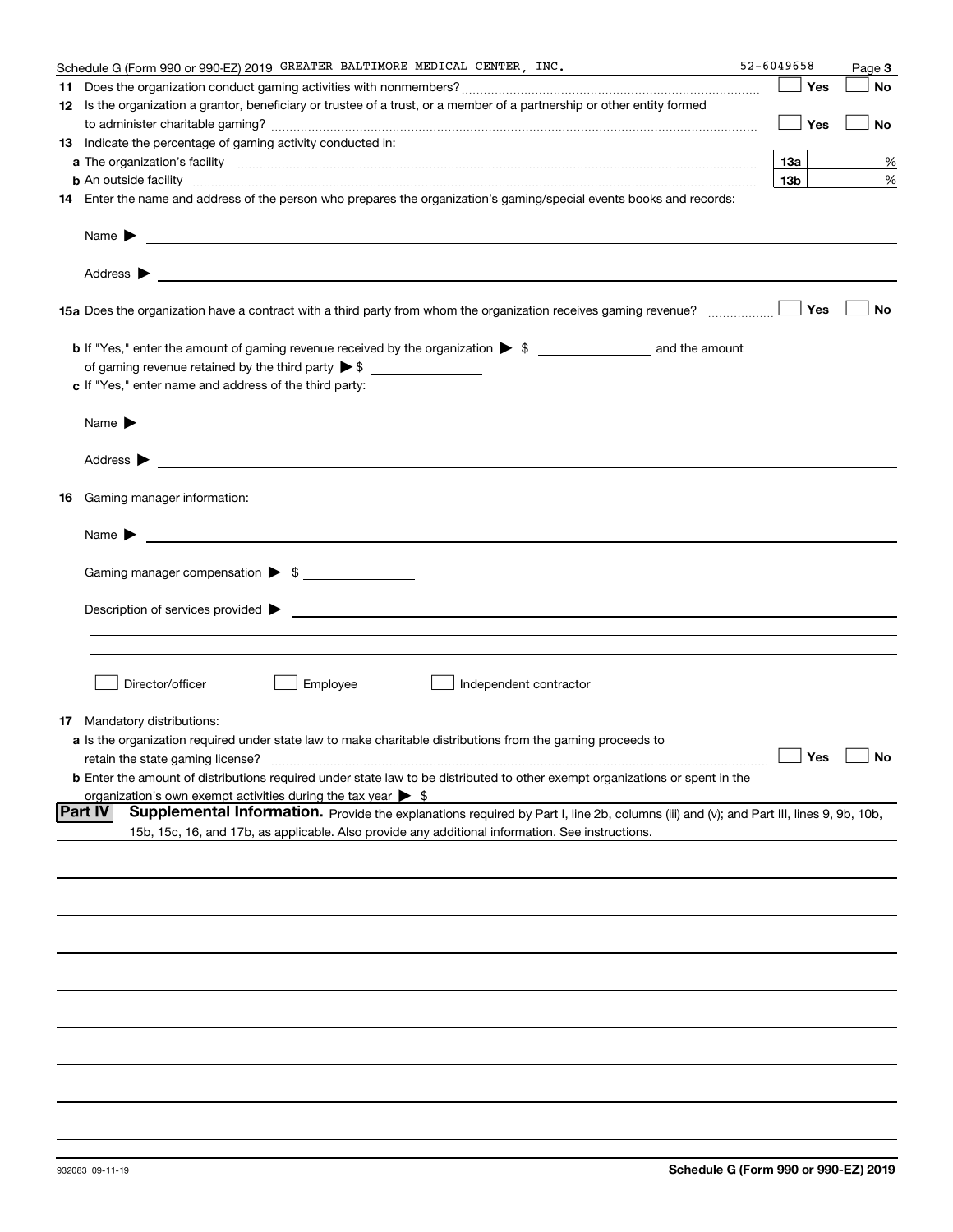Schedule G (Form 990 or 990-EZ) 2019 GREATER BALTIMORE MEDICAL CENTER, INC. 52-6049658

**11** Does the organization conduct gaming activities with nonmembers? ☐ Yes ☐ No

**12** Is the organization a grantor, beneficiary or trustee of a trust, or a member of a partnership or other entity formed to administer charitable gaming? ☐ Yes ☐ No

**13** Indicate the percentage of gaming activity conducted in:

**a** The organization's facility **13a** %

**b** An outside facility **13b** %

**14** Enter the name and address of the person who prepares the organization's gaming/special events books and records:

Name ▶

Address ▶

**15a** Does the organization have a contract with a third party from whom the organization receives gaming revenue? ☐ Yes ☐ No

**b** If "Yes," enter the amount of gaming revenue received by the organization ▶ $ ________ and the amount of gaming revenue retained by the third party ▶ $ ________

**c** If "Yes," enter name and address of the third party:

Name ▶

Address ▶

**16** Gaming manager information:

Name ▶

Gaming manager compensation ▶ $

Description of services provided ▶

☐ Director/officer ☐ Employee ☐ Independent contractor

**17** Mandatory distributions:

**a** Is the organization required under state law to make charitable distributions from the gaming proceeds to retain the state gaming license? ☐ Yes ☐ No

**b** Enter the amount of distributions required under state law to be distributed to other exempt organizations or spent in the organization's own exempt activities during the tax year ▶ $

**Part IV** **Supplemental Information.** Provide the explanations required by Part I, line 2b, columns (iii) and (v); and Part III, lines 9, 9b, 10b, 15b, 15c, 16, and 17b, as applicable. Also provide any additional information. See instructions.

932083 09-11-19 **Schedule G (Form 990 or 990-EZ) 2019**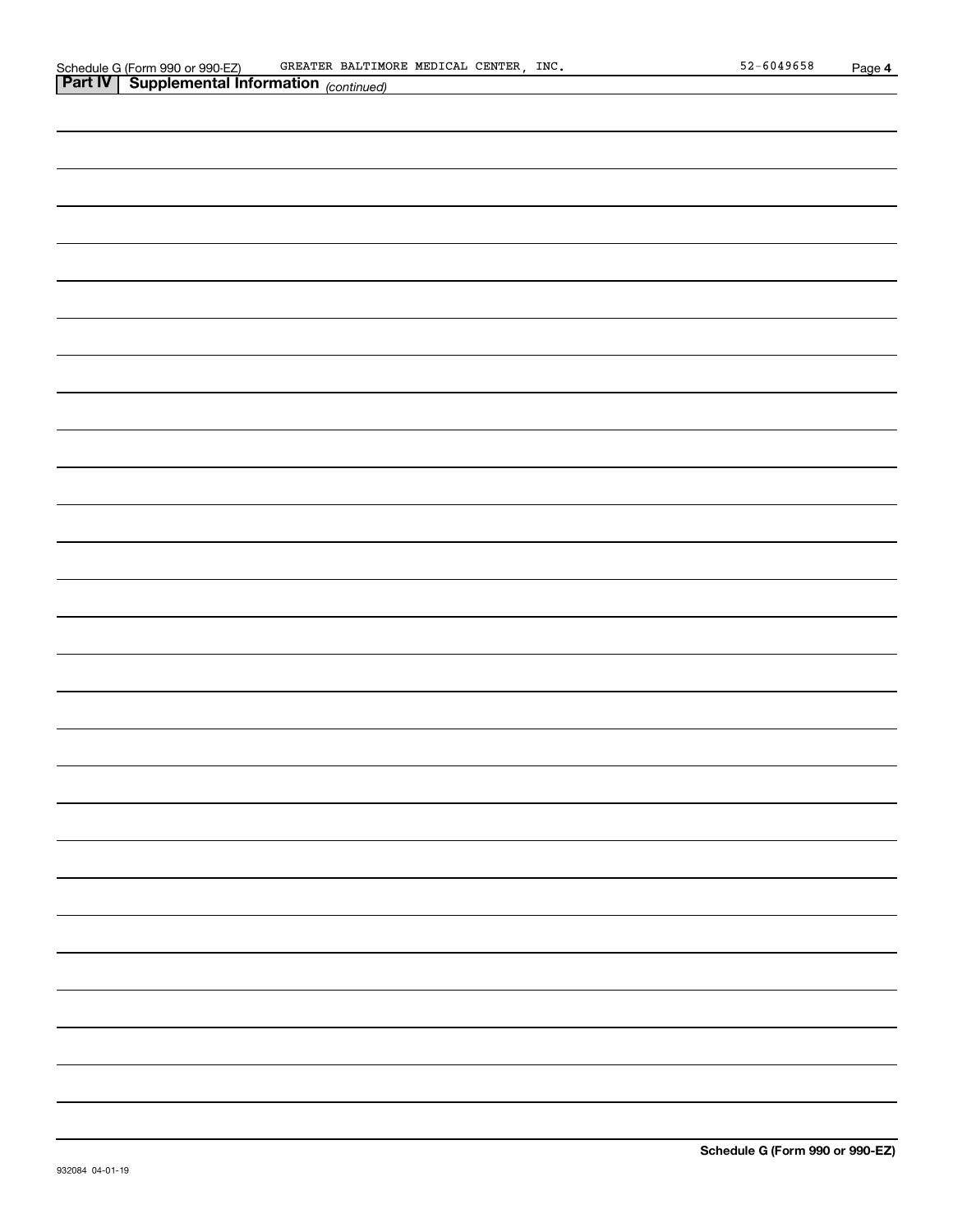## Part IV | Supplemental Information *(continued)*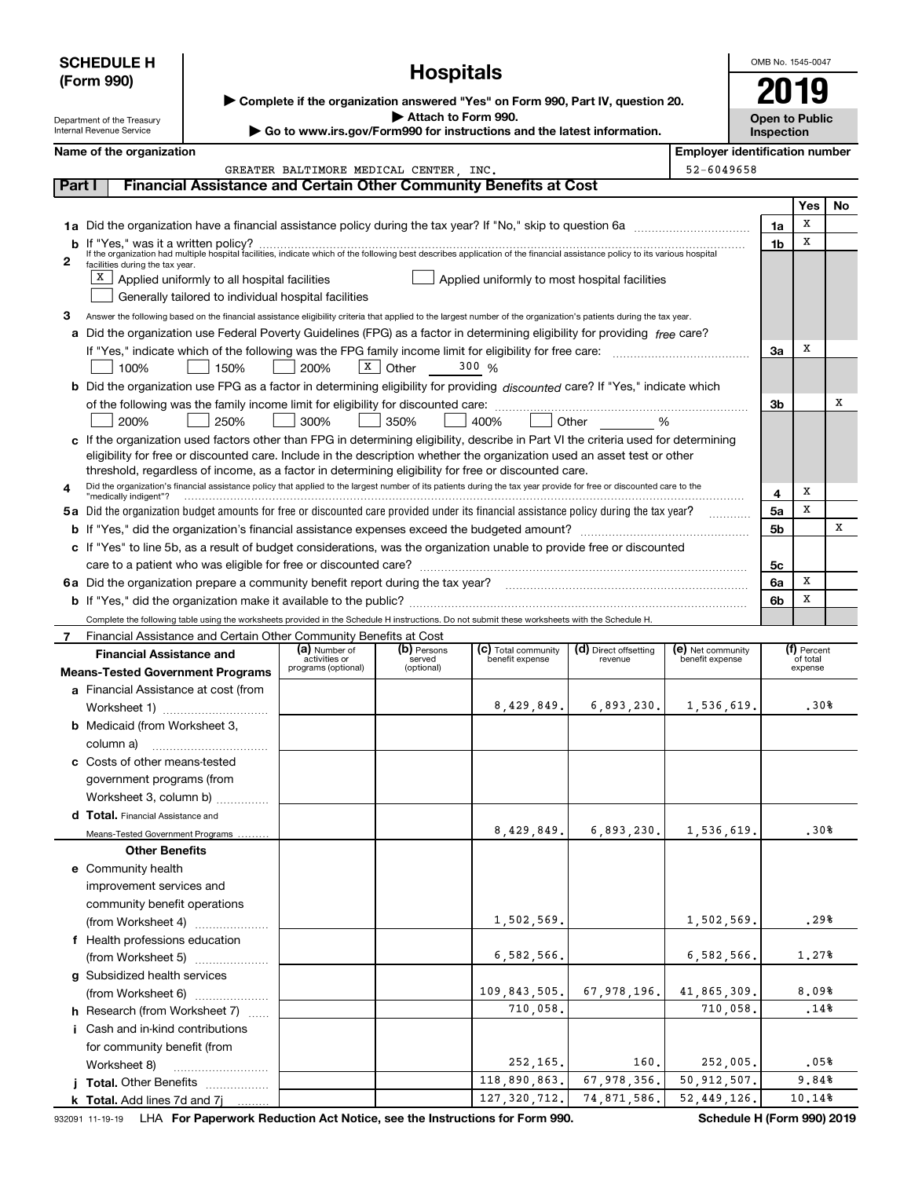**SCHEDULE H (Form 990)**

# Hospitals

▶ Complete if the organization answered "Yes" on Form 990, Part IV, question 20.
▶ Attach to Form 990.
▶ Go to www.irs.gov/Form990 for instructions and the latest information.

Department of the Treasury
Internal Revenue Service

OMB No. 1545-0047

**2019**

**Open to Public Inspection**

**Name of the organization:** GREATER BALTIMORE MEDICAL CENTER, INC.
**Employer identification number:** 52-6049658

## Part I — Financial Assistance and Certain Other Community Benefits at Cost

| | | | Yes | No |
|---|---|---|---|---|
| **1a** | Did the organization have a financial assistance policy during the tax year? If "No," skip to question 6a | 1a | X | |
| **b** | If "Yes," was it a written policy? | 1b | X | |
| **2** | If the organization had multiple hospital facilities, indicate which of the following best describes application of the financial assistance policy to its various hospital facilities during the tax year.<br>[X] Applied uniformly to all hospital facilities [ ] Applied uniformly to most hospital facilities<br>[ ] Generally tailored to individual hospital facilities | | | |
| **3** | Answer the following based on the financial assistance eligibility criteria that applied to the largest number of the organization's patients during the tax year. | | | |
| **a** | Did the organization use Federal Poverty Guidelines (FPG) as a factor in determining eligibility for providing *free* care? If "Yes," indicate which of the following was the FPG family income limit for eligibility for free care:<br>[ ] 100% [ ] 150% [ ] 200% [X] Other 300 % | 3a | X | |
| **b** | Did the organization use FPG as a factor in determining eligibility for providing *discounted* care? If "Yes," indicate which of the following was the family income limit for eligibility for discounted care:<br>[ ] 200% [ ] 250% [ ] 300% [ ] 350% [ ] 400% [ ] Other _____ % | 3b | | X |
| **c** | If the organization used factors other than FPG in determining eligibility, describe in Part VI the criteria used for determining eligibility for free or discounted care. Include in the description whether the organization used an asset test or other threshold, regardless of income, as a factor in determining eligibility for free or discounted care. | | | |
| **4** | Did the organization's financial assistance policy that applied to the largest number of its patients during the tax year provide for free or discounted care to the "medically indigent"? | 4 | X | |
| **5a** | Did the organization budget amounts for free or discounted care provided under its financial assistance policy during the tax year? | 5a | X | |
| **b** | If "Yes," did the organization's financial assistance expenses exceed the budgeted amount? | 5b | | X |
| **c** | If "Yes" to line 5b, as a result of budget considerations, was the organization unable to provide free or discounted care to a patient who was eligible for free or discounted care? | 5c | | |
| **6a** | Did the organization prepare a community benefit report during the tax year? | 6a | X | |
| **b** | If "Yes," did the organization make it available to the public? | 6b | X | |

Complete the following table using the worksheets provided in the Schedule H instructions. Do not submit these worksheets with the Schedule H.

**7** Financial Assistance and Certain Other Community Benefits at Cost

| Financial Assistance and Means-Tested Government Programs | (a) Number of activities or programs (optional) | (b) Persons served (optional) | (c) Total community benefit expense | (d) Direct offsetting revenue | (e) Net community benefit expense | (f) Percent of total expense |
|---|---|---|---|---|---|---|
| **a** Financial Assistance at cost (from Worksheet 1) | | | 8,429,849. | 6,893,230. | 1,536,619. | .30% |
| **b** Medicaid (from Worksheet 3, column a) | | | | | | |
| **c** Costs of other means-tested government programs (from Worksheet 3, column b) | | | | | | |
| **d Total.** Financial Assistance and Means-Tested Government Programs | | | 8,429,849. | 6,893,230. | 1,536,619. | .30% |
| **Other Benefits** | | | | | | |
| **e** Community health improvement services and community benefit operations (from Worksheet 4) | | | 1,502,569. | | 1,502,569. | .29% |
| **f** Health professions education (from Worksheet 5) | | | 6,582,566. | | 6,582,566. | 1.27% |
| **g** Subsidized health services (from Worksheet 6) | | | 109,843,505. | 67,978,196. | 41,865,309. | 8.09% |
| **h** Research (from Worksheet 7) | | | 710,058. | | 710,058. | .14% |
| **i** Cash and in-kind contributions for community benefit (from Worksheet 8) | | | 252,165. | 160. | 252,005. | .05% |
| **j Total.** Other Benefits | | | 118,890,863. | 67,978,356. | 50,912,507. | 9.84% |
| **k Total.** Add lines 7d and 7j | | | 127,320,712. | 74,871,586. | 52,449,126. | 10.14% |

932091 11-19-19 LHA **For Paperwork Reduction Act Notice, see the Instructions for Form 990.** **Schedule H (Form 990) 2019**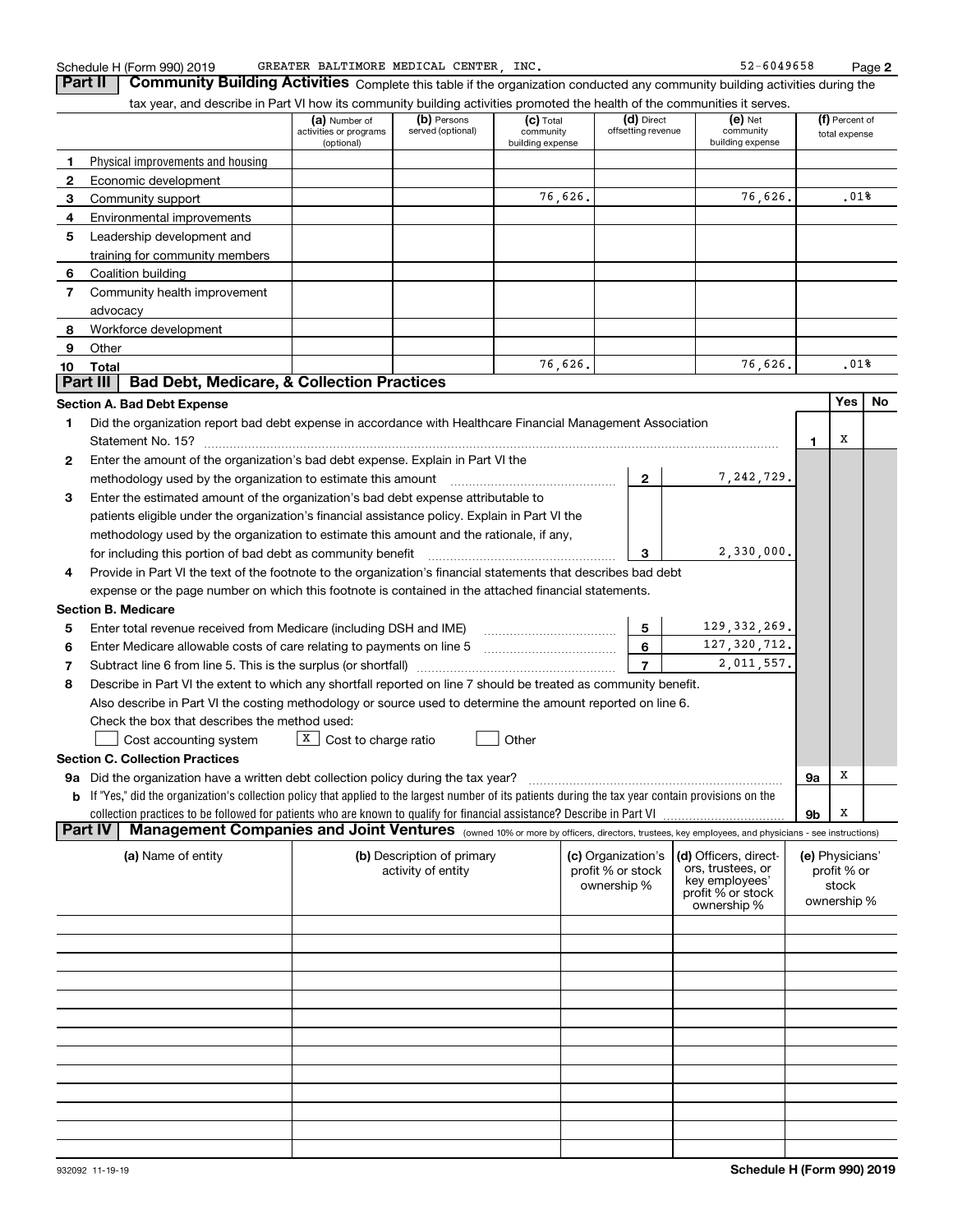Schedule H (Form 990) 2019 GREATER BALTIMORE MEDICAL CENTER, INC. 52-6049658

## Part II Community Building Activities

Complete this table if the organization conducted any community building activities during the tax year, and describe in Part VI how its community building activities promoted the health of the communities it serves.

| | | (a) Number of activities or programs (optional) | (b) Persons served (optional) | (c) Total community building expense | (d) Direct offsetting revenue | (e) Net community building expense | (f) Percent of total expense |
|---|---|---|---|---|---|---|---|
| 1 | Physical improvements and housing | | | | | | |
| 2 | Economic development | | | | | | |
| 3 | Community support | | | 76,626. | | 76,626. | .01% |
| 4 | Environmental improvements | | | | | | |
| 5 | Leadership development and training for community members | | | | | | |
| 6 | Coalition building | | | | | | |
| 7 | Community health improvement advocacy | | | | | | |
| 8 | Workforce development | | | | | | |
| 9 | Other | | | | | | |
| 10 | Total | | | 76,626. | | 76,626. | .01% |

## Part III Bad Debt, Medicare, & Collection Practices

### Section A. Bad Debt Expense

| | | | | | Yes | No |
|---|---|---|---|---|---|---|
| 1 | Did the organization report bad debt expense in accordance with Healthcare Financial Management Association Statement No. 15? | | | 1 | X | |
| 2 | Enter the amount of the organization's bad debt expense. Explain in Part VI the methodology used by the organization to estimate this amount | 2 | 7,242,729. | | | |
| 3 | Enter the estimated amount of the organization's bad debt expense attributable to patients eligible under the organization's financial assistance policy. Explain in Part VI the methodology used by the organization to estimate this amount and the rationale, if any, for including this portion of bad debt as community benefit | 3 | 2,330,000. | | | |
| 4 | Provide in Part VI the text of the footnote to the organization's financial statements that describes bad debt expense or the page number on which this footnote is contained in the attached financial statements. | | | | | |

### Section B. Medicare

| | | | |
|---|---|---|---|
| 5 | Enter total revenue received from Medicare (including DSH and IME) | 5 | 129,332,269. |
| 6 | Enter Medicare allowable costs of care relating to payments on line 5 | 6 | 127,320,712. |
| 7 | Subtract line 6 from line 5. This is the surplus (or shortfall) | 7 | 2,011,557. |

8 Describe in Part VI the extent to which any shortfall reported on line 7 should be treated as community benefit. Also describe in Part VI the costing methodology or source used to determine the amount reported on line 6. Check the box that describes the method used:

☐ Cost accounting system ☒ Cost to charge ratio ☐ Other

### Section C. Collection Practices

| | | | Yes | No |
|---|---|---|---|---|
| 9a | Did the organization have a written debt collection policy during the tax year? | 9a | X | |
| b | If "Yes," did the organization's collection policy that applied to the largest number of its patients during the tax year contain provisions on the collection practices to be followed for patients who are known to qualify for financial assistance? Describe in Part VI | 9b | X | |

## Part IV Management Companies and Joint Ventures

(owned 10% or more by officers, directors, trustees, key employees, and physicians - see instructions)

| (a) Name of entity | (b) Description of primary activity of entity | (c) Organization's profit % or stock ownership % | (d) Officers, directors, trustees, or key employees' profit % or stock ownership % | (e) Physicians' profit % or stock ownership % |
|---|---|---|---|---|
| | | | | |
| | | | | |
| | | | | |
| | | | | |
| | | | | |
| | | | | |
| | | | | |
| | | | | |
| | | | | |
| | | | | |
| | | | | |
| | | | | |
| | | | | |

932092 11-19-19 Schedule H (Form 990) 2019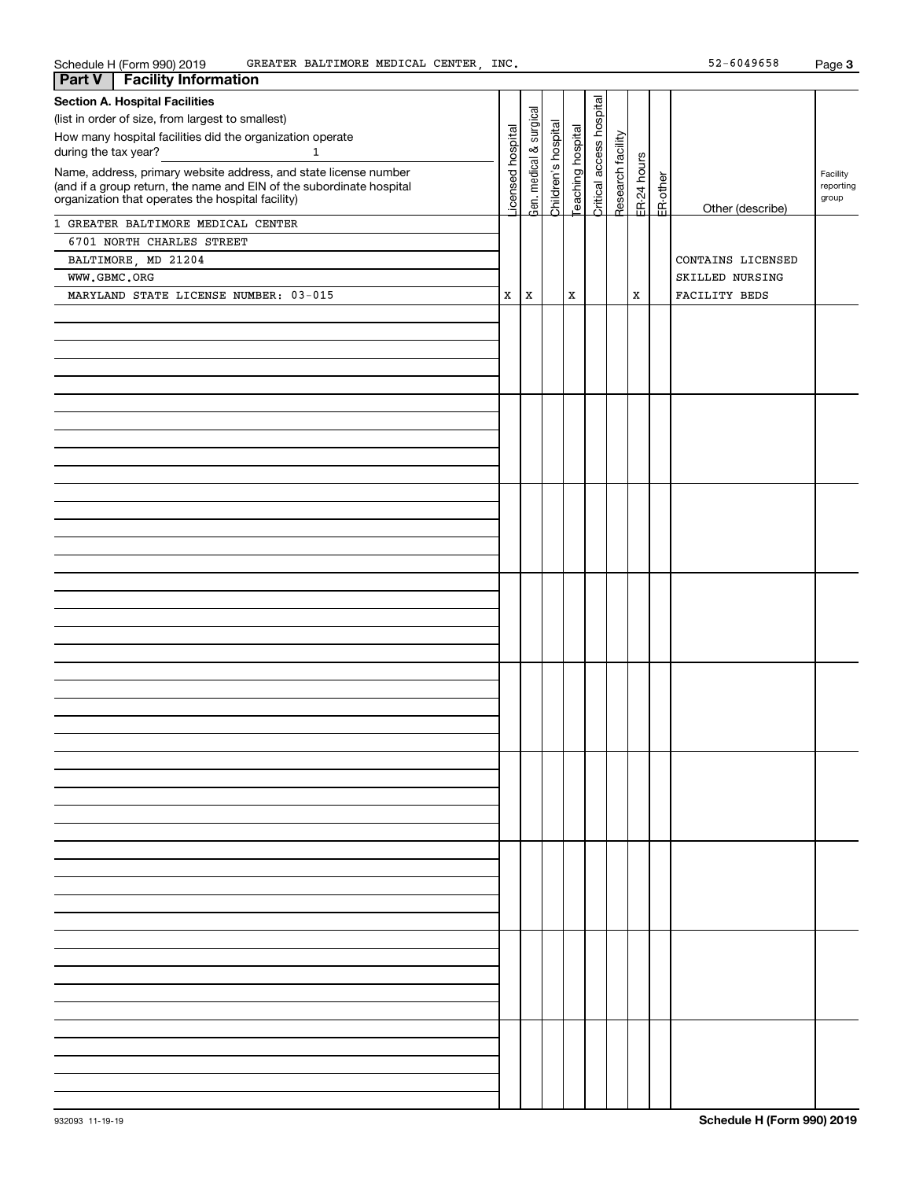Schedule H (Form 990) 2019 GREATER BALTIMORE MEDICAL CENTER, INC. 52-6049658 Page 3

## Part V Facility Information

**Section A. Hospital Facilities**

(list in order of size, from largest to smallest)

How many hospital facilities did the organization operate during the tax year? 1

| Name, address, primary website address, and state license number (and if a group return, the name and EIN of the subordinate hospital organization that operates the hospital facility) | Licensed hospital | Gen. medical & surgical | Children's hospital | Teaching hospital | Critical access hospital | Research facility | ER-24 hours | ER-other | Other (describe) | Facility reporting group |
|---|---|---|---|---|---|---|---|---|---|---|
| 1 GREATER BALTIMORE MEDICAL CENTER<br>6701 NORTH CHARLES STREET<br>BALTIMORE, MD 21204<br>WWW.GBMC.ORG<br>MARYLAND STATE LICENSE NUMBER: 03-015 | X | X | | X | | | X | | CONTAINS LICENSED SKILLED NURSING FACILITY BEDS | |
| | | | | | | | | | | |
| | | | | | | | | | | |
| | | | | | | | | | | |
| | | | | | | | | | | |
| | | | | | | | | | | |
| | | | | | | | | | | |
| | | | | | | | | | | |
| | | | | | | | | | | |
| | | | | | | | | | | |

932093 11-19-19 **Schedule H (Form 990) 2019**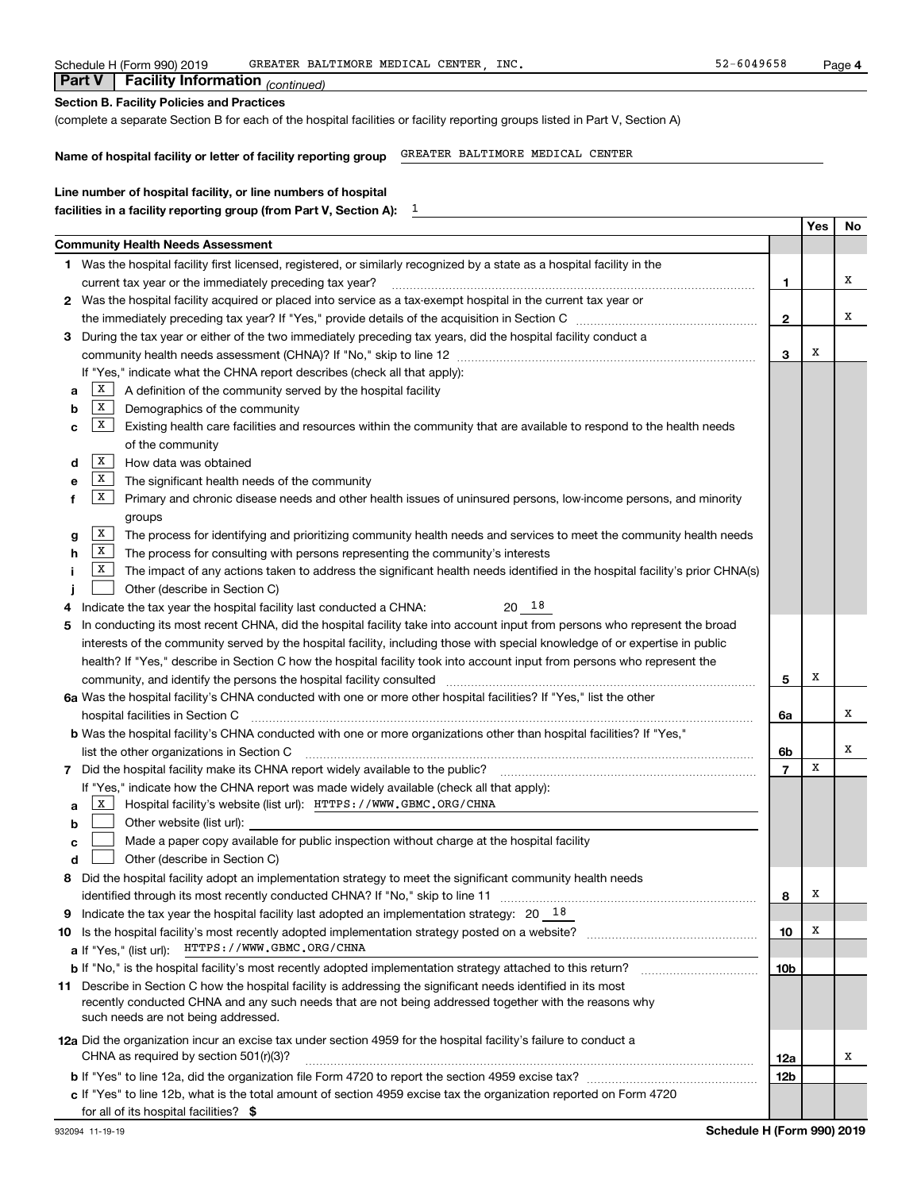Schedule H (Form 990) 2019 GREATER BALTIMORE MEDICAL CENTER, INC. 52-6049658

## Part V Facility Information *(continued)*

**Section B. Facility Policies and Practices**

(complete a separate Section B for each of the hospital facilities or facility reporting groups listed in Part V, Section A)

**Name of hospital facility or letter of facility reporting group** GREATER BALTIMORE MEDICAL CENTER

**Line number of hospital facility, or line numbers of hospital facilities in a facility reporting group (from Part V, Section A):** 1

| | | Yes | No |
|---|---|---|---|
| **Community Health Needs Assessment** | | | |
| **1** Was the hospital facility first licensed, registered, or similarly recognized by a state as a hospital facility in the current tax year or the immediately preceding tax year? | 1 | | X |
| **2** Was the hospital facility acquired or placed into service as a tax-exempt hospital in the current tax year or the immediately preceding tax year? If "Yes," provide details of the acquisition in Section C | 2 | | X |
| **3** During the tax year or either of the two immediately preceding tax years, did the hospital facility conduct a community health needs assessment (CHNA)? If "No," skip to line 12 | 3 | X | |
| If "Yes," indicate what the CHNA report describes (check all that apply): | | | |
| **a** [X] A definition of the community served by the hospital facility | | | |
| **b** [X] Demographics of the community | | | |
| **c** [X] Existing health care facilities and resources within the community that are available to respond to the health needs of the community | | | |
| **d** [X] How data was obtained | | | |
| **e** [X] The significant health needs of the community | | | |
| **f** [X] Primary and chronic disease needs and other health issues of uninsured persons, low-income persons, and minority groups | | | |
| **g** [X] The process for identifying and prioritizing community health needs and services to meet the community health needs | | | |
| **h** [X] The process for consulting with persons representing the community's interests | | | |
| **i** [X] The impact of any actions taken to address the significant health needs identified in the hospital facility's prior CHNA(s) | | | |
| **j** [ ] Other (describe in Section C) | | | |
| **4** Indicate the tax year the hospital facility last conducted a CHNA: 20 18 | | | |
| **5** In conducting its most recent CHNA, did the hospital facility take into account input from persons who represent the broad interests of the community served by the hospital facility, including those with special knowledge of or expertise in public health? If "Yes," describe in Section C how the hospital facility took into account input from persons who represent the community, and identify the persons the hospital facility consulted | 5 | X | |
| **6a** Was the hospital facility's CHNA conducted with one or more other hospital facilities? If "Yes," list the other hospital facilities in Section C | 6a | | X |
| **b** Was the hospital facility's CHNA conducted with one or more organizations other than hospital facilities? If "Yes," list the other organizations in Section C | 6b | | X |
| **7** Did the hospital facility make its CHNA report widely available to the public? | 7 | X | |
| If "Yes," indicate how the CHNA report was made widely available (check all that apply): | | | |
| **a** [X] Hospital facility's website (list url): HTTPS://WWW.GBMC.ORG/CHNA | | | |
| **b** [ ] Other website (list url): | | | |
| **c** [ ] Made a paper copy available for public inspection without charge at the hospital facility | | | |
| **d** [ ] Other (describe in Section C) | | | |
| **8** Did the hospital facility adopt an implementation strategy to meet the significant community health needs identified through its most recently conducted CHNA? If "No," skip to line 11 | 8 | X | |
| **9** Indicate the tax year the hospital facility last adopted an implementation strategy: 20 18 | | | |
| **10** Is the hospital facility's most recently adopted implementation strategy posted on a website? | 10 | X | |
| **a** If "Yes," (list url): HTTPS://WWW.GBMC.ORG/CHNA | | | |
| **b** If "No," is the hospital facility's most recently adopted implementation strategy attached to this return? | 10b | | |
| **11** Describe in Section C how the hospital facility is addressing the significant needs identified in its most recently conducted CHNA and any such needs that are not being addressed together with the reasons why such needs are not being addressed. | | | |
| **12a** Did the organization incur an excise tax under section 4959 for the hospital facility's failure to conduct a CHNA as required by section 501(r)(3)? | 12a | | X |
| **b** If "Yes" to line 12a, did the organization file Form 4720 to report the section 4959 excise tax? | 12b | | |
| **c** If "Yes" to line 12b, what is the total amount of section 4959 excise tax the organization reported on Form 4720 for all of its hospital facilities? $ | | | |

932094 11-19-19 **Schedule H (Form 990) 2019**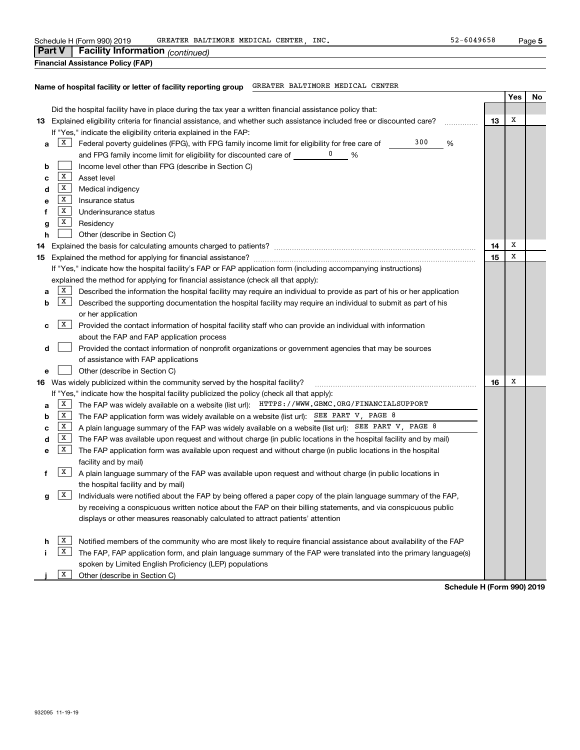Schedule H (Form 990) 2019 GREATER BALTIMORE MEDICAL CENTER, INC. 52-6049658

## Part V | Facility Information *(continued)*

**Financial Assistance Policy (FAP)**

**Name of hospital facility or letter of facility reporting group** GREATER BALTIMORE MEDICAL CENTER

| | | | Yes | No |
|---|---|---|---|---|
| | Did the hospital facility have in place during the tax year a written financial assistance policy that: | | | |
| **13** | Explained eligibility criteria for financial assistance, and whether such assistance included free or discounted care? | **13** | X | |
| | If "Yes," indicate the eligibility criteria explained in the FAP: | | | |
| **a** | [X] Federal poverty guidelines (FPG), with FPG family income limit for eligibility for free care of 300 % and FPG family income limit for eligibility for discounted care of 0 % | | | |
| **b** | [ ] Income level other than FPG (describe in Section C) | | | |
| **c** | [X] Asset level | | | |
| **d** | [X] Medical indigency | | | |
| **e** | [X] Insurance status | | | |
| **f** | [X] Underinsurance status | | | |
| **g** | [X] Residency | | | |
| **h** | [ ] Other (describe in Section C) | | | |
| **14** | Explained the basis for calculating amounts charged to patients? | **14** | X | |
| **15** | Explained the method for applying for financial assistance? | **15** | X | |
| | If "Yes," indicate how the hospital facility's FAP or FAP application form (including accompanying instructions) explained the method for applying for financial assistance (check all that apply): | | | |
| **a** | [X] Described the information the hospital facility may require an individual to provide as part of his or her application | | | |
| **b** | [X] Described the supporting documentation the hospital facility may require an individual to submit as part of his or her application | | | |
| **c** | [X] Provided the contact information of hospital facility staff who can provide an individual with information about the FAP and FAP application process | | | |
| **d** | [ ] Provided the contact information of nonprofit organizations or government agencies that may be sources of assistance with FAP applications | | | |
| **e** | [ ] Other (describe in Section C) | | | |
| **16** | Was widely publicized within the community served by the hospital facility? | **16** | X | |
| | If "Yes," indicate how the hospital facility publicized the policy (check all that apply): | | | |
| **a** | [X] The FAP was widely available on a website (list url): HTTPS://WWW.GBMC.ORG/FINANCIALSUPPORT | | | |
| **b** | [X] The FAP application form was widely available on a website (list url): SEE PART V, PAGE 8 | | | |
| **c** | [X] A plain language summary of the FAP was widely available on a website (list url): SEE PART V, PAGE 8 | | | |
| **d** | [X] The FAP was available upon request and without charge (in public locations in the hospital facility and by mail) | | | |
| **e** | [X] The FAP application form was available upon request and without charge (in public locations in the hospital facility and by mail) | | | |
| **f** | [X] A plain language summary of the FAP was available upon request and without charge (in public locations in the hospital facility and by mail) | | | |
| **g** | [X] Individuals were notified about the FAP by being offered a paper copy of the plain language summary of the FAP, by receiving a conspicuous written notice about the FAP on their billing statements, and via conspicuous public displays or other measures reasonably calculated to attract patients' attention | | | |
| **h** | [X] Notified members of the community who are most likely to require financial assistance about availability of the FAP | | | |
| **i** | [X] The FAP, FAP application form, and plain language summary of the FAP were translated into the primary language(s) spoken by Limited English Proficiency (LEP) populations | | | |
| **j** | [X] Other (describe in Section C) | | | |

**Schedule H (Form 990) 2019**

932095 11-19-19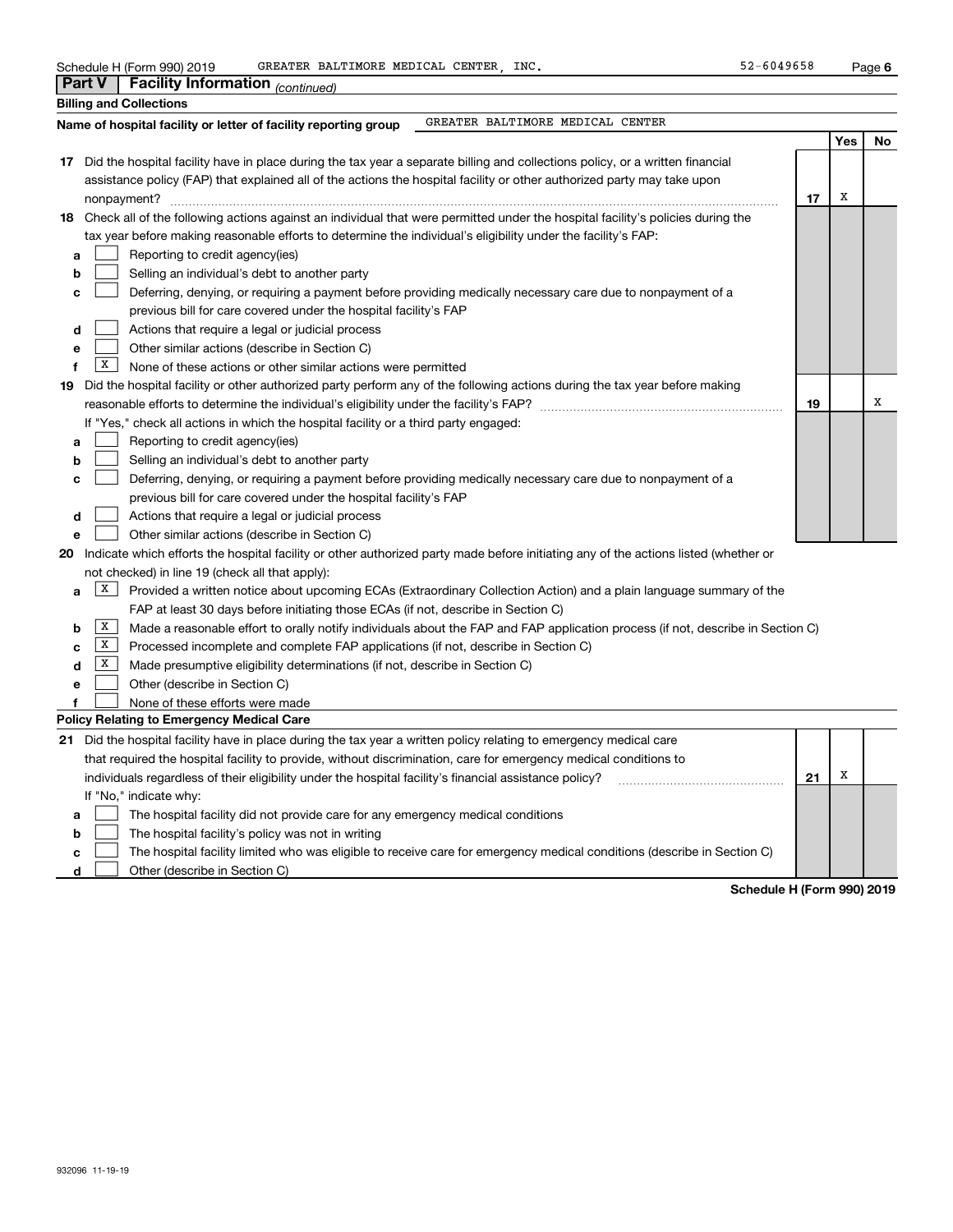Schedule H (Form 990) 2019 GREATER BALTIMORE MEDICAL CENTER, INC. 52-6049658 Page **6**

## Part V | Facility Information *(continued)*

**Billing and Collections**

**Name of hospital facility or letter of facility reporting group** GREATER BALTIMORE MEDICAL CENTER

| | | Yes | No |
|---|---|---|---|
| **17** Did the hospital facility have in place during the tax year a separate billing and collections policy, or a written financial assistance policy (FAP) that explained all of the actions the hospital facility or other authorized party may take upon nonpayment? | **17** | X | |
| **18** Check all of the following actions against an individual that were permitted under the hospital facility's policies during the tax year before making reasonable efforts to determine the individual's eligibility under the facility's FAP: | | | |
| **a** [ ] Reporting to credit agency(ies) | | | |
| **b** [ ] Selling an individual's debt to another party | | | |
| **c** [ ] Deferring, denying, or requiring a payment before providing medically necessary care due to nonpayment of a previous bill for care covered under the hospital facility's FAP | | | |
| **d** [ ] Actions that require a legal or judicial process | | | |
| **e** [ ] Other similar actions (describe in Section C) | | | |
| **f** [X] None of these actions or other similar actions were permitted | | | |
| **19** Did the hospital facility or other authorized party perform any of the following actions during the tax year before making reasonable efforts to determine the individual's eligibility under the facility's FAP? | **19** | | X |
| If "Yes," check all actions in which the hospital facility or a third party engaged: | | | |
| **a** [ ] Reporting to credit agency(ies) | | | |
| **b** [ ] Selling an individual's debt to another party | | | |
| **c** [ ] Deferring, denying, or requiring a payment before providing medically necessary care due to nonpayment of a previous bill for care covered under the hospital facility's FAP | | | |
| **d** [ ] Actions that require a legal or judicial process | | | |
| **e** [ ] Other similar actions (describe in Section C) | | | |

**20** Indicate which efforts the hospital facility or other authorized party made before initiating any of the actions listed (whether or not checked) in line 19 (check all that apply):

- **a** [X] Provided a written notice about upcoming ECAs (Extraordinary Collection Action) and a plain language summary of the FAP at least 30 days before initiating those ECAs (if not, describe in Section C)
- **b** [X] Made a reasonable effort to orally notify individuals about the FAP and FAP application process (if not, describe in Section C)
- **c** [X] Processed incomplete and complete FAP applications (if not, describe in Section C)
- **d** [X] Made presumptive eligibility determinations (if not, describe in Section C)
- **e** [ ] Other (describe in Section C)
- **f** [ ] None of these efforts were made

**Policy Relating to Emergency Medical Care**

| | | Yes | No |
|---|---|---|---|
| **21** Did the hospital facility have in place during the tax year a written policy relating to emergency medical care that required the hospital facility to provide, without discrimination, care for emergency medical conditions to individuals regardless of their eligibility under the hospital facility's financial assistance policy? | **21** | X | |
| If "No," indicate why: | | | |
| **a** [ ] The hospital facility did not provide care for any emergency medical conditions | | | |
| **b** [ ] The hospital facility's policy was not in writing | | | |
| **c** [ ] The hospital facility limited who was eligible to receive care for emergency medical conditions (describe in Section C) | | | |
| **d** [ ] Other (describe in Section C) | | | |

**Schedule H (Form 990) 2019**

932096 11-19-19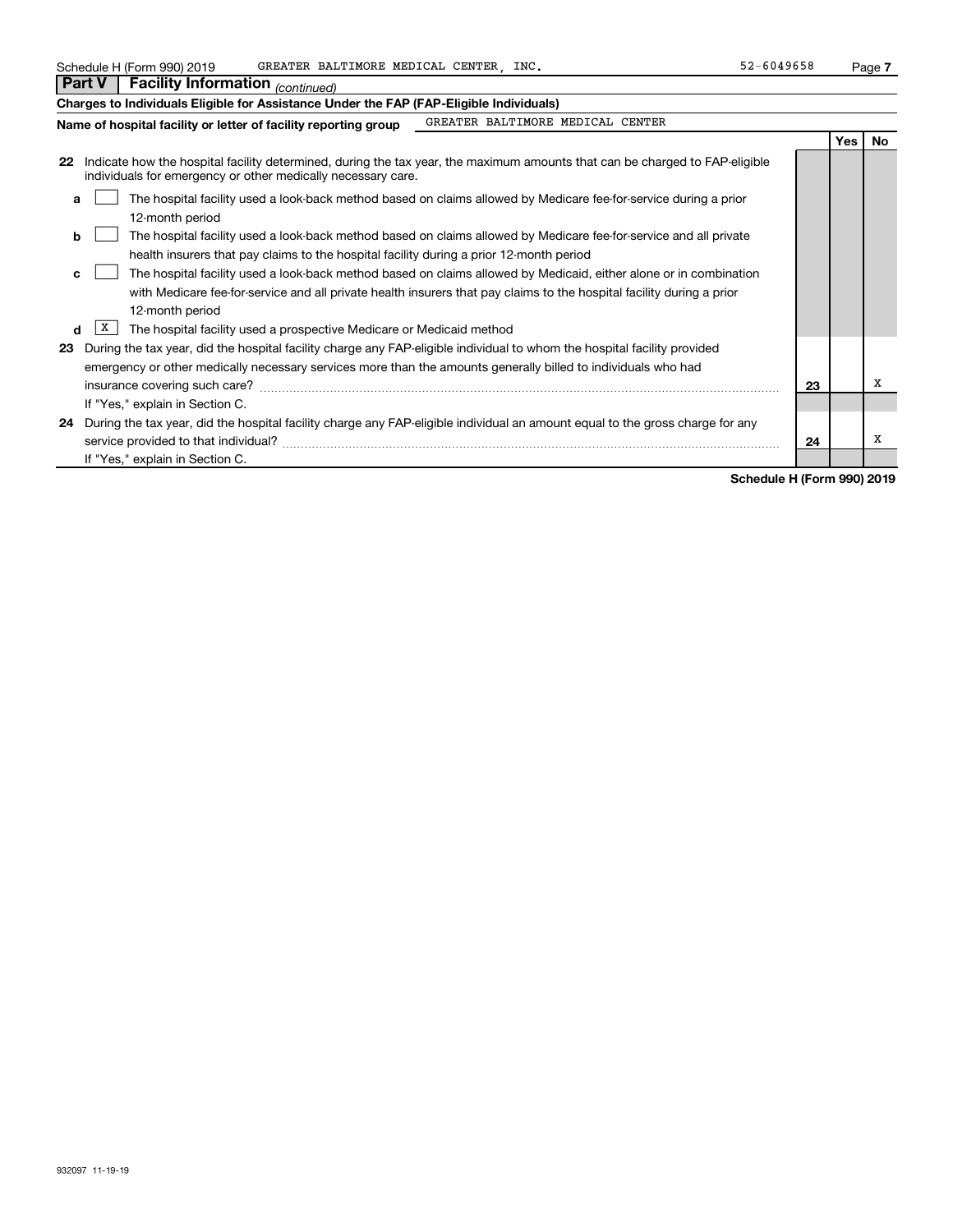## Part V | Facility Information *(continued)*

**Charges to Individuals Eligible for Assistance Under the FAP (FAP-Eligible Individuals)**

**Name of hospital facility or letter of facility reporting group** GREATER BALTIMORE MEDICAL CENTER

| | | | Yes | No |
|---|---|---|---|---|
| **22** | Indicate how the hospital facility determined, during the tax year, the maximum amounts that can be charged to FAP-eligible individuals for emergency or other medically necessary care. | | | |
| **a** | [ ] The hospital facility used a look-back method based on claims allowed by Medicare fee-for-service during a prior 12-month period | | | |
| **b** | [ ] The hospital facility used a look-back method based on claims allowed by Medicare fee-for-service and all private health insurers that pay claims to the hospital facility during a prior 12-month period | | | |
| **c** | [ ] The hospital facility used a look-back method based on claims allowed by Medicaid, either alone or in combination with Medicare fee-for-service and all private health insurers that pay claims to the hospital facility during a prior 12-month period | | | |
| **d** | [X] The hospital facility used a prospective Medicare or Medicaid method | | | |
| **23** | During the tax year, did the hospital facility charge any FAP-eligible individual to whom the hospital facility provided emergency or other medically necessary services more than the amounts generally billed to individuals who had insurance covering such care? | **23** | | X |
| | If "Yes," explain in Section C. | | | |
| **24** | During the tax year, did the hospital facility charge any FAP-eligible individual an amount equal to the gross charge for any service provided to that individual? | **24** | | X |
| | If "Yes," explain in Section C. | | | |

932097 11-19-19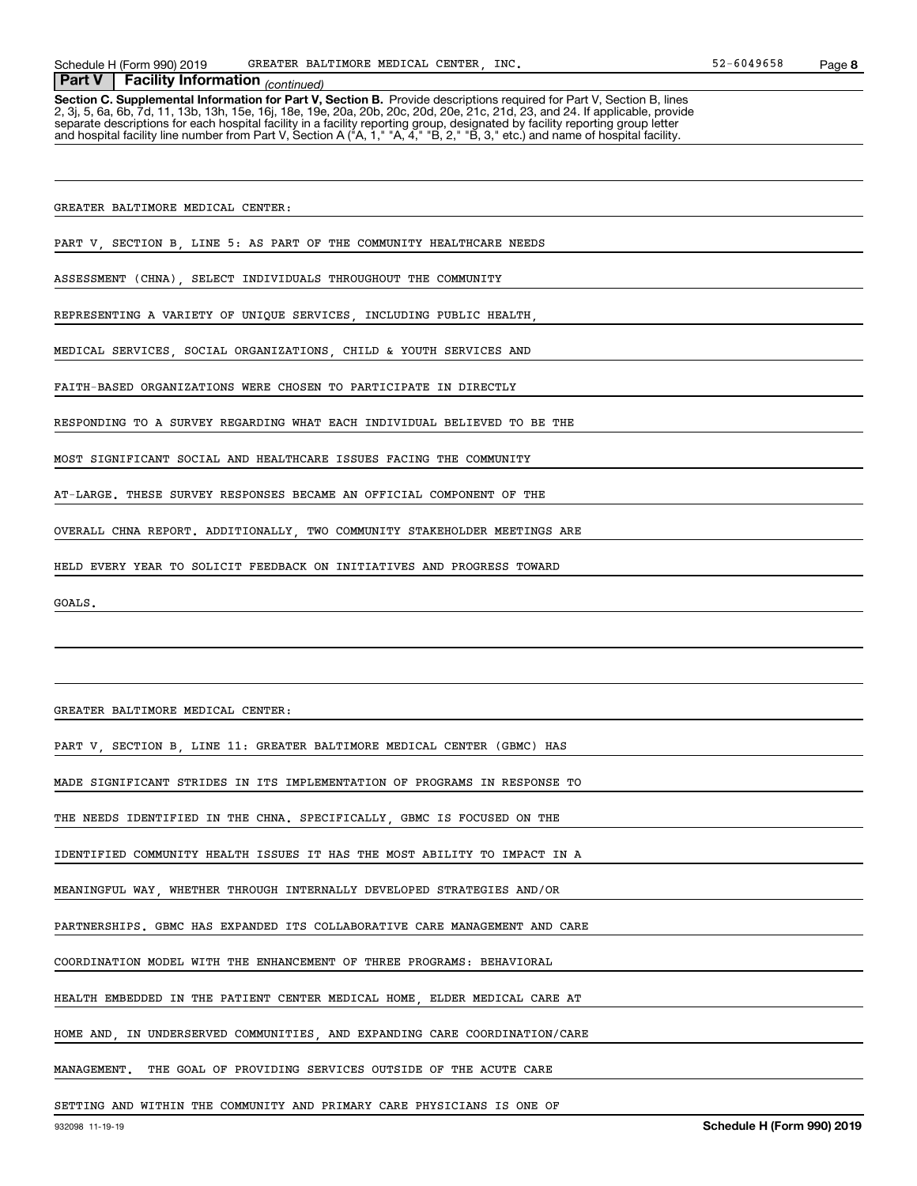## Part V | Facility Information *(continued)*

**Section C. Supplemental Information for Part V, Section B.** Provide descriptions required for Part V, Section B, lines 2, 3j, 5, 6a, 6b, 7d, 11, 13b, 13h, 15e, 16j, 18e, 19e, 20a, 20b, 20c, 20d, 20e, 21c, 21d, 23, and 24. If applicable, provide separate descriptions for each hospital facility in a facility reporting group, designated by facility reporting group letter and hospital facility line number from Part V, Section A ("A, 1," "A, 4," "B, 2," "B, 3," etc.) and name of hospital facility.

GREATER BALTIMORE MEDICAL CENTER:

PART V, SECTION B, LINE 5: AS PART OF THE COMMUNITY HEALTHCARE NEEDS ASSESSMENT (CHNA), SELECT INDIVIDUALS THROUGHOUT THE COMMUNITY REPRESENTING A VARIETY OF UNIQUE SERVICES, INCLUDING PUBLIC HEALTH, MEDICAL SERVICES, SOCIAL ORGANIZATIONS, CHILD & YOUTH SERVICES AND FAITH-BASED ORGANIZATIONS WERE CHOSEN TO PARTICIPATE IN DIRECTLY RESPONDING TO A SURVEY REGARDING WHAT EACH INDIVIDUAL BELIEVED TO BE THE MOST SIGNIFICANT SOCIAL AND HEALTHCARE ISSUES FACING THE COMMUNITY AT-LARGE. THESE SURVEY RESPONSES BECAME AN OFFICIAL COMPONENT OF THE OVERALL CHNA REPORT. ADDITIONALLY, TWO COMMUNITY STAKEHOLDER MEETINGS ARE HELD EVERY YEAR TO SOLICIT FEEDBACK ON INITIATIVES AND PROGRESS TOWARD GOALS.

GREATER BALTIMORE MEDICAL CENTER:

PART V, SECTION B, LINE 11: GREATER BALTIMORE MEDICAL CENTER (GBMC) HAS MADE SIGNIFICANT STRIDES IN ITS IMPLEMENTATION OF PROGRAMS IN RESPONSE TO THE NEEDS IDENTIFIED IN THE CHNA. SPECIFICALLY, GBMC IS FOCUSED ON THE IDENTIFIED COMMUNITY HEALTH ISSUES IT HAS THE MOST ABILITY TO IMPACT IN A MEANINGFUL WAY, WHETHER THROUGH INTERNALLY DEVELOPED STRATEGIES AND/OR PARTNERSHIPS. GBMC HAS EXPANDED ITS COLLABORATIVE CARE MANAGEMENT AND CARE COORDINATION MODEL WITH THE ENHANCEMENT OF THREE PROGRAMS: BEHAVIORAL HEALTH EMBEDDED IN THE PATIENT CENTER MEDICAL HOME, ELDER MEDICAL CARE AT HOME AND, IN UNDERSERVED COMMUNITIES, AND EXPANDING CARE COORDINATION/CARE MANAGEMENT. THE GOAL OF PROVIDING SERVICES OUTSIDE OF THE ACUTE CARE SETTING AND WITHIN THE COMMUNITY AND PRIMARY CARE PHYSICIANS IS ONE OF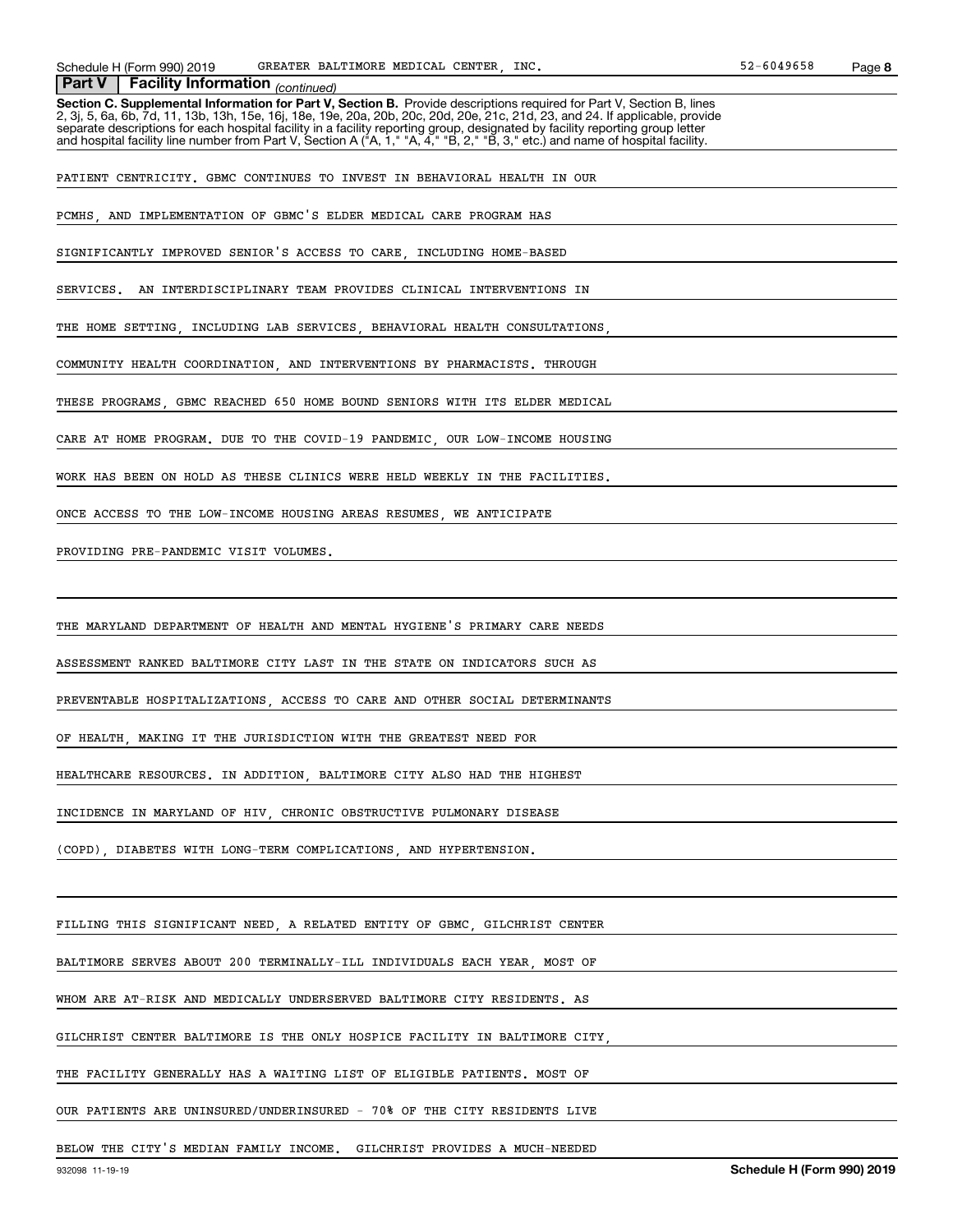**Part V | Facility Information** *(continued)*

**Section C. Supplemental Information for Part V, Section B.** Provide descriptions required for Part V, Section B, lines 2, 3j, 5, 6a, 6b, 7d, 11, 13b, 13h, 15e, 16j, 18e, 19e, 20a, 20b, 20c, 20d, 20e, 21c, 21d, 23, and 24. If applicable, provide separate descriptions for each hospital facility in a facility reporting group, designated by facility reporting group letter and hospital facility line number from Part V, Section A ("A, 1," "A, 4," "B, 2," "B, 3," etc.) and name of hospital facility.

PATIENT CENTRICITY. GBMC CONTINUES TO INVEST IN BEHAVIORAL HEALTH IN OUR PCMHS, AND IMPLEMENTATION OF GBMC'S ELDER MEDICAL CARE PROGRAM HAS SIGNIFICANTLY IMPROVED SENIOR'S ACCESS TO CARE, INCLUDING HOME-BASED SERVICES. AN INTERDISCIPLINARY TEAM PROVIDES CLINICAL INTERVENTIONS IN THE HOME SETTING, INCLUDING LAB SERVICES, BEHAVIORAL HEALTH CONSULTATIONS, COMMUNITY HEALTH COORDINATION, AND INTERVENTIONS BY PHARMACISTS. THROUGH THESE PROGRAMS, GBMC REACHED 650 HOME BOUND SENIORS WITH ITS ELDER MEDICAL CARE AT HOME PROGRAM. DUE TO THE COVID-19 PANDEMIC, OUR LOW-INCOME HOUSING WORK HAS BEEN ON HOLD AS THESE CLINICS WERE HELD WEEKLY IN THE FACILITIES. ONCE ACCESS TO THE LOW-INCOME HOUSING AREAS RESUMES, WE ANTICIPATE PROVIDING PRE-PANDEMIC VISIT VOLUMES.

THE MARYLAND DEPARTMENT OF HEALTH AND MENTAL HYGIENE'S PRIMARY CARE NEEDS ASSESSMENT RANKED BALTIMORE CITY LAST IN THE STATE ON INDICATORS SUCH AS PREVENTABLE HOSPITALIZATIONS, ACCESS TO CARE AND OTHER SOCIAL DETERMINANTS OF HEALTH, MAKING IT THE JURISDICTION WITH THE GREATEST NEED FOR HEALTHCARE RESOURCES. IN ADDITION, BALTIMORE CITY ALSO HAD THE HIGHEST INCIDENCE IN MARYLAND OF HIV, CHRONIC OBSTRUCTIVE PULMONARY DISEASE (COPD), DIABETES WITH LONG-TERM COMPLICATIONS, AND HYPERTENSION.

FILLING THIS SIGNIFICANT NEED, A RELATED ENTITY OF GBMC, GILCHRIST CENTER BALTIMORE SERVES ABOUT 200 TERMINALLY-ILL INDIVIDUALS EACH YEAR, MOST OF WHOM ARE AT-RISK AND MEDICALLY UNDERSERVED BALTIMORE CITY RESIDENTS. AS GILCHRIST CENTER BALTIMORE IS THE ONLY HOSPICE FACILITY IN BALTIMORE CITY, THE FACILITY GENERALLY HAS A WAITING LIST OF ELIGIBLE PATIENTS. MOST OF OUR PATIENTS ARE UNINSURED/UNDERINSURED - 70% OF THE CITY RESIDENTS LIVE BELOW THE CITY'S MEDIAN FAMILY INCOME. GILCHRIST PROVIDES A MUCH-NEEDED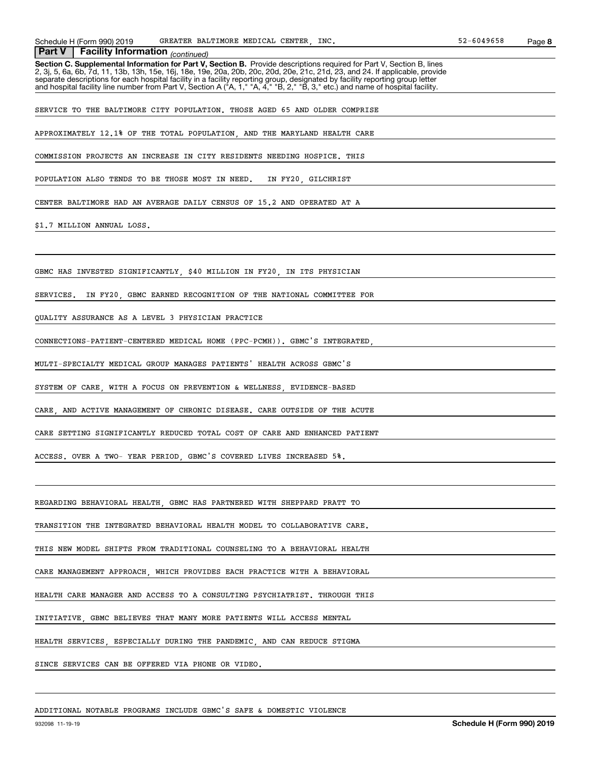## Part V | Facility Information *(continued)*

**Section C. Supplemental Information for Part V, Section B.** Provide descriptions required for Part V, Section B, lines 2, 3j, 5, 6a, 6b, 7d, 11, 13b, 13h, 15e, 16j, 18e, 19e, 20a, 20b, 20c, 20d, 20e, 21c, 21d, 23, and 24. If applicable, provide separate descriptions for each hospital facility in a facility reporting group, designated by facility reporting group letter and hospital facility line number from Part V, Section A ("A, 1," "A, 4," "B, 2," "B, 3," etc.) and name of hospital facility.

SERVICE TO THE BALTIMORE CITY POPULATION. THOSE AGED 65 AND OLDER COMPRISE APPROXIMATELY 12.1% OF THE TOTAL POPULATION, AND THE MARYLAND HEALTH CARE COMMISSION PROJECTS AN INCREASE IN CITY RESIDENTS NEEDING HOSPICE. THIS POPULATION ALSO TENDS TO BE THOSE MOST IN NEED. IN FY20, GILCHRIST CENTER BALTIMORE HAD AN AVERAGE DAILY CENSUS OF 15.2 AND OPERATED AT A $1.7 MILLION ANNUAL LOSS.

GBMC HAS INVESTED SIGNIFICANTLY, $40 MILLION IN FY20, IN ITS PHYSICIAN SERVICES. IN FY20, GBMC EARNED RECOGNITION OF THE NATIONAL COMMITTEE FOR QUALITY ASSURANCE AS A LEVEL 3 PHYSICIAN PRACTICE CONNECTIONS-PATIENT-CENTERED MEDICAL HOME (PPC-PCMH)). GBMC'S INTEGRATED, MULTI-SPECIALTY MEDICAL GROUP MANAGES PATIENTS' HEALTH ACROSS GBMC'S SYSTEM OF CARE, WITH A FOCUS ON PREVENTION & WELLNESS, EVIDENCE-BASED CARE, AND ACTIVE MANAGEMENT OF CHRONIC DISEASE. CARE OUTSIDE OF THE ACUTE CARE SETTING SIGNIFICANTLY REDUCED TOTAL COST OF CARE AND ENHANCED PATIENT ACCESS. OVER A TWO- YEAR PERIOD, GBMC'S COVERED LIVES INCREASED 5%.

REGARDING BEHAVIORAL HEALTH, GBMC HAS PARTNERED WITH SHEPPARD PRATT TO TRANSITION THE INTEGRATED BEHAVIORAL HEALTH MODEL TO COLLABORATIVE CARE. THIS NEW MODEL SHIFTS FROM TRADITIONAL COUNSELING TO A BEHAVIORAL HEALTH CARE MANAGEMENT APPROACH, WHICH PROVIDES EACH PRACTICE WITH A BEHAVIORAL HEALTH CARE MANAGER AND ACCESS TO A CONSULTING PSYCHIATRIST. THROUGH THIS INITIATIVE, GBMC BELIEVES THAT MANY MORE PATIENTS WILL ACCESS MENTAL HEALTH SERVICES, ESPECIALLY DURING THE PANDEMIC, AND CAN REDUCE STIGMA SINCE SERVICES CAN BE OFFERED VIA PHONE OR VIDEO.

ADDITIONAL NOTABLE PROGRAMS INCLUDE GBMC'S SAFE & DOMESTIC VIOLENCE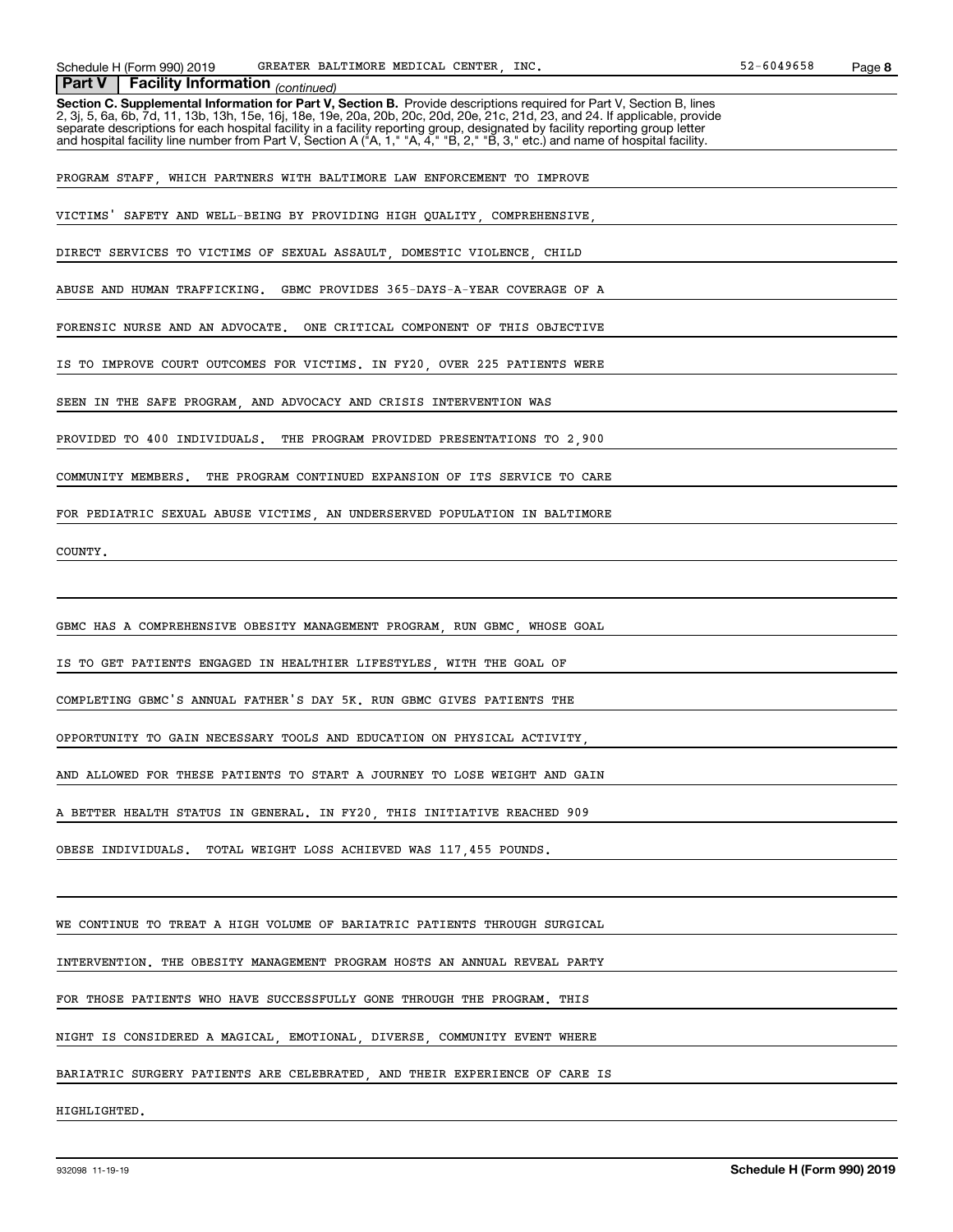**Part V | Facility Information** *(continued)*

**Section C. Supplemental Information for Part V, Section B.** Provide descriptions required for Part V, Section B, lines 2, 3j, 5, 6a, 6b, 7d, 11, 13b, 13h, 15e, 16j, 18e, 19e, 20a, 20b, 20c, 20d, 20e, 21c, 21d, 23, and 24. If applicable, provide separate descriptions for each hospital facility in a facility reporting group, designated by facility reporting group letter and hospital facility line number from Part V, Section A ("A, 1," "A, 4," "B, 2," "B, 3," etc.) and name of hospital facility.

PROGRAM STAFF, WHICH PARTNERS WITH BALTIMORE LAW ENFORCEMENT TO IMPROVE VICTIMS' SAFETY AND WELL-BEING BY PROVIDING HIGH QUALITY, COMPREHENSIVE, DIRECT SERVICES TO VICTIMS OF SEXUAL ASSAULT, DOMESTIC VIOLENCE, CHILD ABUSE AND HUMAN TRAFFICKING. GBMC PROVIDES 365-DAYS-A-YEAR COVERAGE OF A FORENSIC NURSE AND AN ADVOCATE. ONE CRITICAL COMPONENT OF THIS OBJECTIVE IS TO IMPROVE COURT OUTCOMES FOR VICTIMS. IN FY20, OVER 225 PATIENTS WERE SEEN IN THE SAFE PROGRAM, AND ADVOCACY AND CRISIS INTERVENTION WAS PROVIDED TO 400 INDIVIDUALS. THE PROGRAM PROVIDED PRESENTATIONS TO 2,900 COMMUNITY MEMBERS. THE PROGRAM CONTINUED EXPANSION OF ITS SERVICE TO CARE FOR PEDIATRIC SEXUAL ABUSE VICTIMS, AN UNDERSERVED POPULATION IN BALTIMORE COUNTY.

GBMC HAS A COMPREHENSIVE OBESITY MANAGEMENT PROGRAM, RUN GBMC, WHOSE GOAL IS TO GET PATIENTS ENGAGED IN HEALTHIER LIFESTYLES, WITH THE GOAL OF COMPLETING GBMC'S ANNUAL FATHER'S DAY 5K. RUN GBMC GIVES PATIENTS THE OPPORTUNITY TO GAIN NECESSARY TOOLS AND EDUCATION ON PHYSICAL ACTIVITY, AND ALLOWED FOR THESE PATIENTS TO START A JOURNEY TO LOSE WEIGHT AND GAIN A BETTER HEALTH STATUS IN GENERAL. IN FY20, THIS INITIATIVE REACHED 909 OBESE INDIVIDUALS. TOTAL WEIGHT LOSS ACHIEVED WAS 117,455 POUNDS.

WE CONTINUE TO TREAT A HIGH VOLUME OF BARIATRIC PATIENTS THROUGH SURGICAL INTERVENTION. THE OBESITY MANAGEMENT PROGRAM HOSTS AN ANNUAL REVEAL PARTY FOR THOSE PATIENTS WHO HAVE SUCCESSFULLY GONE THROUGH THE PROGRAM. THIS NIGHT IS CONSIDERED A MAGICAL, EMOTIONAL, DIVERSE, COMMUNITY EVENT WHERE BARIATRIC SURGERY PATIENTS ARE CELEBRATED, AND THEIR EXPERIENCE OF CARE IS HIGHLIGHTED.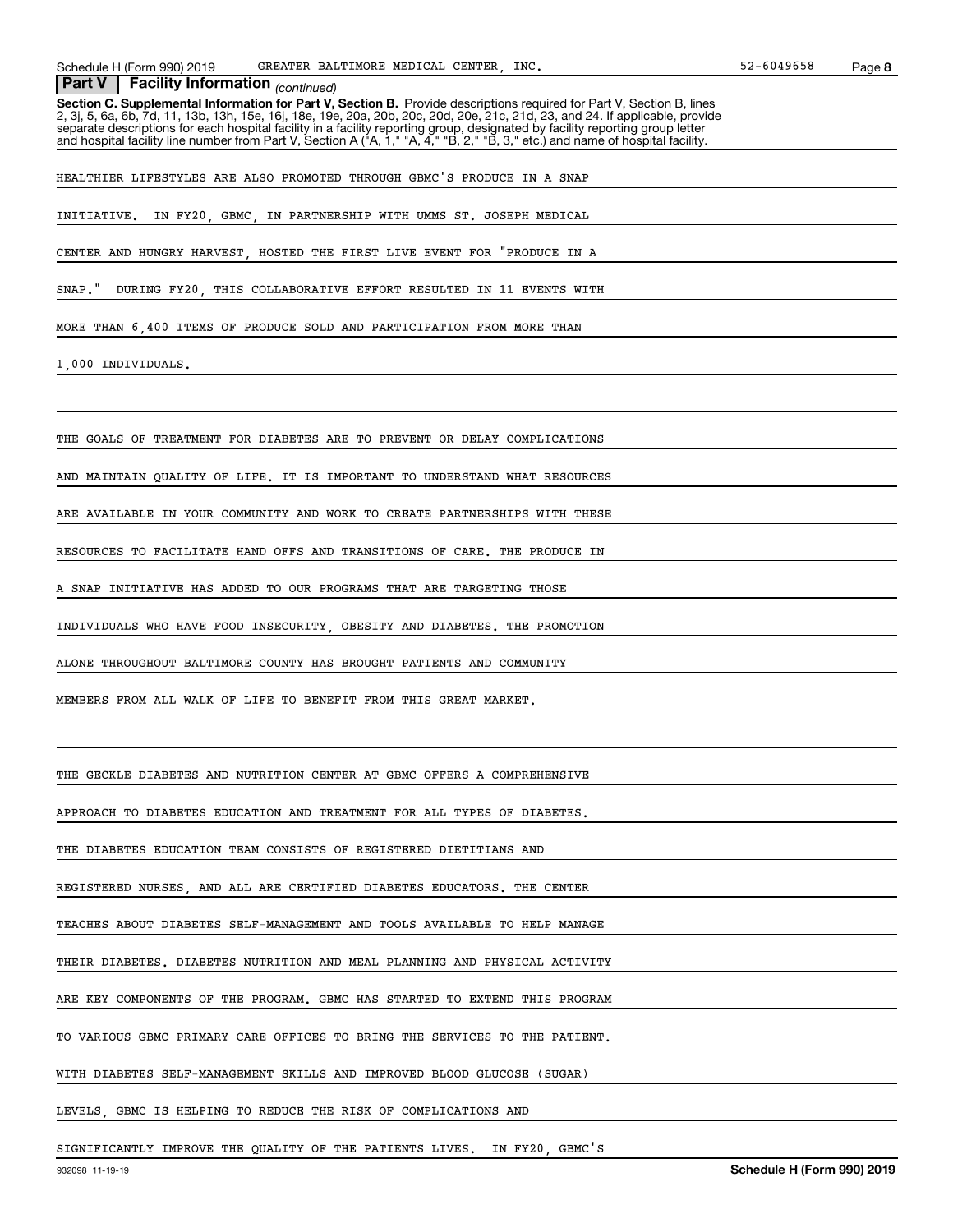## Part V | Facility Information *(continued)*

**Section C. Supplemental Information for Part V, Section B.** Provide descriptions required for Part V, Section B, lines 2, 3j, 5, 6a, 6b, 7d, 11, 13b, 13h, 15e, 16j, 18e, 19e, 20a, 20b, 20c, 20d, 20e, 21c, 21d, 23, and 24. If applicable, provide separate descriptions for each hospital facility in a facility reporting group, designated by facility reporting group letter and hospital facility line number from Part V, Section A ("A, 1," "A, 4," "B, 2," "B, 3," etc.) and name of hospital facility.

HEALTHIER LIFESTYLES ARE ALSO PROMOTED THROUGH GBMC'S PRODUCE IN A SNAP INITIATIVE. IN FY20, GBMC, IN PARTNERSHIP WITH UMMS ST. JOSEPH MEDICAL CENTER AND HUNGRY HARVEST, HOSTED THE FIRST LIVE EVENT FOR "PRODUCE IN A SNAP." DURING FY20, THIS COLLABORATIVE EFFORT RESULTED IN 11 EVENTS WITH MORE THAN 6,400 ITEMS OF PRODUCE SOLD AND PARTICIPATION FROM MORE THAN 1,000 INDIVIDUALS.

THE GOALS OF TREATMENT FOR DIABETES ARE TO PREVENT OR DELAY COMPLICATIONS AND MAINTAIN QUALITY OF LIFE. IT IS IMPORTANT TO UNDERSTAND WHAT RESOURCES ARE AVAILABLE IN YOUR COMMUNITY AND WORK TO CREATE PARTNERSHIPS WITH THESE RESOURCES TO FACILITATE HAND OFFS AND TRANSITIONS OF CARE. THE PRODUCE IN A SNAP INITIATIVE HAS ADDED TO OUR PROGRAMS THAT ARE TARGETING THOSE INDIVIDUALS WHO HAVE FOOD INSECURITY, OBESITY AND DIABETES. THE PROMOTION ALONE THROUGHOUT BALTIMORE COUNTY HAS BROUGHT PATIENTS AND COMMUNITY MEMBERS FROM ALL WALK OF LIFE TO BENEFIT FROM THIS GREAT MARKET.

THE GECKLE DIABETES AND NUTRITION CENTER AT GBMC OFFERS A COMPREHENSIVE APPROACH TO DIABETES EDUCATION AND TREATMENT FOR ALL TYPES OF DIABETES. THE DIABETES EDUCATION TEAM CONSISTS OF REGISTERED DIETITIANS AND REGISTERED NURSES, AND ALL ARE CERTIFIED DIABETES EDUCATORS. THE CENTER TEACHES ABOUT DIABETES SELF-MANAGEMENT AND TOOLS AVAILABLE TO HELP MANAGE THEIR DIABETES. DIABETES NUTRITION AND MEAL PLANNING AND PHYSICAL ACTIVITY ARE KEY COMPONENTS OF THE PROGRAM. GBMC HAS STARTED TO EXTEND THIS PROGRAM TO VARIOUS GBMC PRIMARY CARE OFFICES TO BRING THE SERVICES TO THE PATIENT. WITH DIABETES SELF-MANAGEMENT SKILLS AND IMPROVED BLOOD GLUCOSE (SUGAR) LEVELS, GBMC IS HELPING TO REDUCE THE RISK OF COMPLICATIONS AND SIGNIFICANTLY IMPROVE THE QUALITY OF THE PATIENTS LIVES. IN FY20, GBMC'S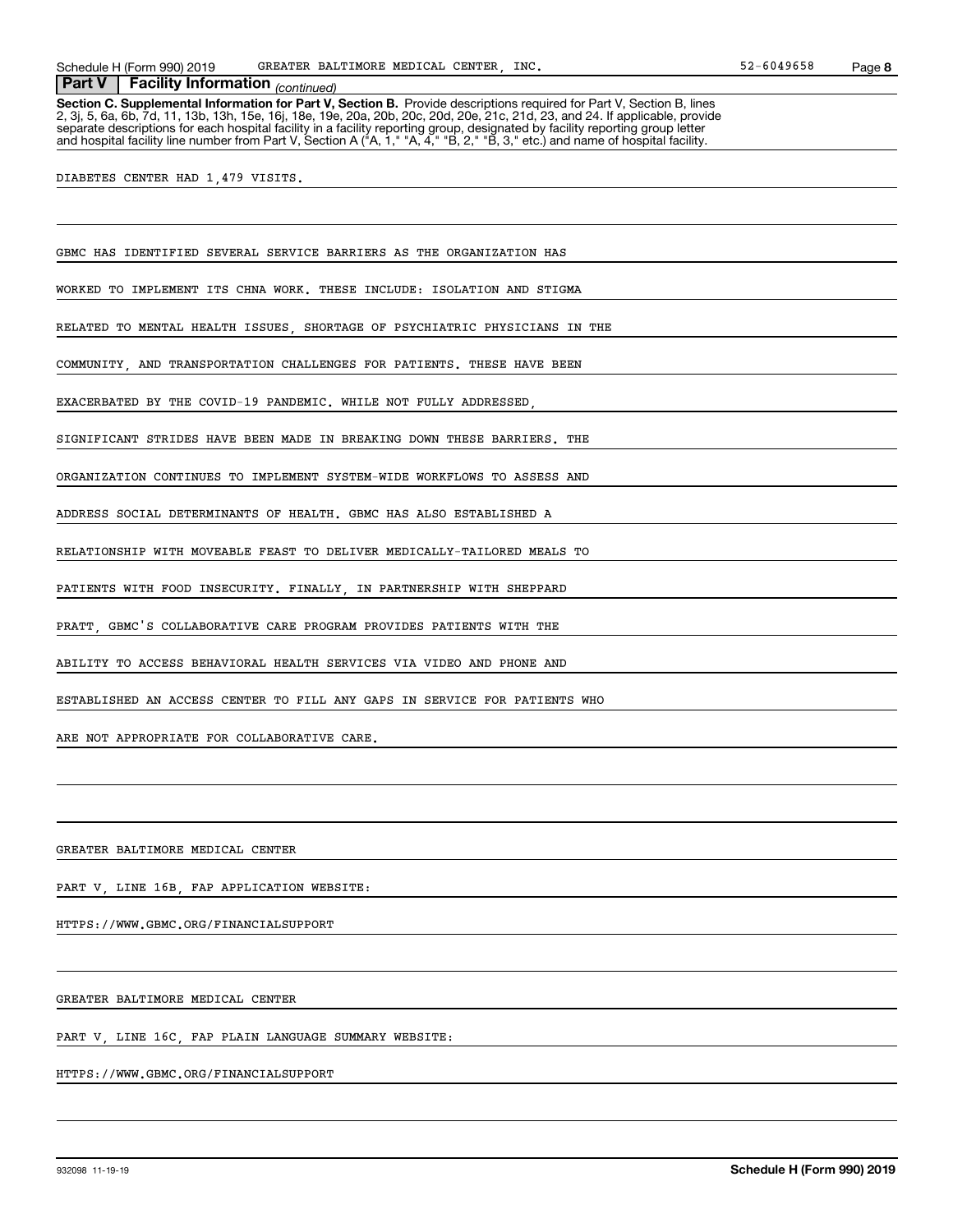Schedule H (Form 990) 2019 GREATER BALTIMORE MEDICAL CENTER, INC. 52-6049658 Page 8

**Part V | Facility Information** *(continued)*

**Section C. Supplemental Information for Part V, Section B.** Provide descriptions required for Part V, Section B, lines 2, 3j, 5, 6a, 6b, 7d, 11, 13b, 13h, 15e, 16j, 18e, 19e, 20a, 20b, 20c, 20d, 20e, 21c, 21d, 23, and 24. If applicable, provide separate descriptions for each hospital facility in a facility reporting group, designated by facility reporting group letter and hospital facility line number from Part V, Section A ("A, 1," "A, 4," "B, 2," "B, 3," etc.) and name of hospital facility.

DIABETES CENTER HAD 1,479 VISITS.

GBMC HAS IDENTIFIED SEVERAL SERVICE BARRIERS AS THE ORGANIZATION HAS WORKED TO IMPLEMENT ITS CHNA WORK. THESE INCLUDE: ISOLATION AND STIGMA RELATED TO MENTAL HEALTH ISSUES, SHORTAGE OF PSYCHIATRIC PHYSICIANS IN THE COMMUNITY, AND TRANSPORTATION CHALLENGES FOR PATIENTS. THESE HAVE BEEN EXACERBATED BY THE COVID-19 PANDEMIC. WHILE NOT FULLY ADDRESSED, SIGNIFICANT STRIDES HAVE BEEN MADE IN BREAKING DOWN THESE BARRIERS. THE ORGANIZATION CONTINUES TO IMPLEMENT SYSTEM-WIDE WORKFLOWS TO ASSESS AND ADDRESS SOCIAL DETERMINANTS OF HEALTH. GBMC HAS ALSO ESTABLISHED A RELATIONSHIP WITH MOVEABLE FEAST TO DELIVER MEDICALLY-TAILORED MEALS TO PATIENTS WITH FOOD INSECURITY. FINALLY, IN PARTNERSHIP WITH SHEPPARD PRATT, GBMC'S COLLABORATIVE CARE PROGRAM PROVIDES PATIENTS WITH THE ABILITY TO ACCESS BEHAVIORAL HEALTH SERVICES VIA VIDEO AND PHONE AND ESTABLISHED AN ACCESS CENTER TO FILL ANY GAPS IN SERVICE FOR PATIENTS WHO ARE NOT APPROPRIATE FOR COLLABORATIVE CARE.

GREATER BALTIMORE MEDICAL CENTER

PART V, LINE 16B, FAP APPLICATION WEBSITE:

HTTPS://WWW.GBMC.ORG/FINANCIALSUPPORT

GREATER BALTIMORE MEDICAL CENTER

PART V, LINE 16C, FAP PLAIN LANGUAGE SUMMARY WEBSITE:

HTTPS://WWW.GBMC.ORG/FINANCIALSUPPORT

932098 11-19-19 **Schedule H (Form 990) 2019**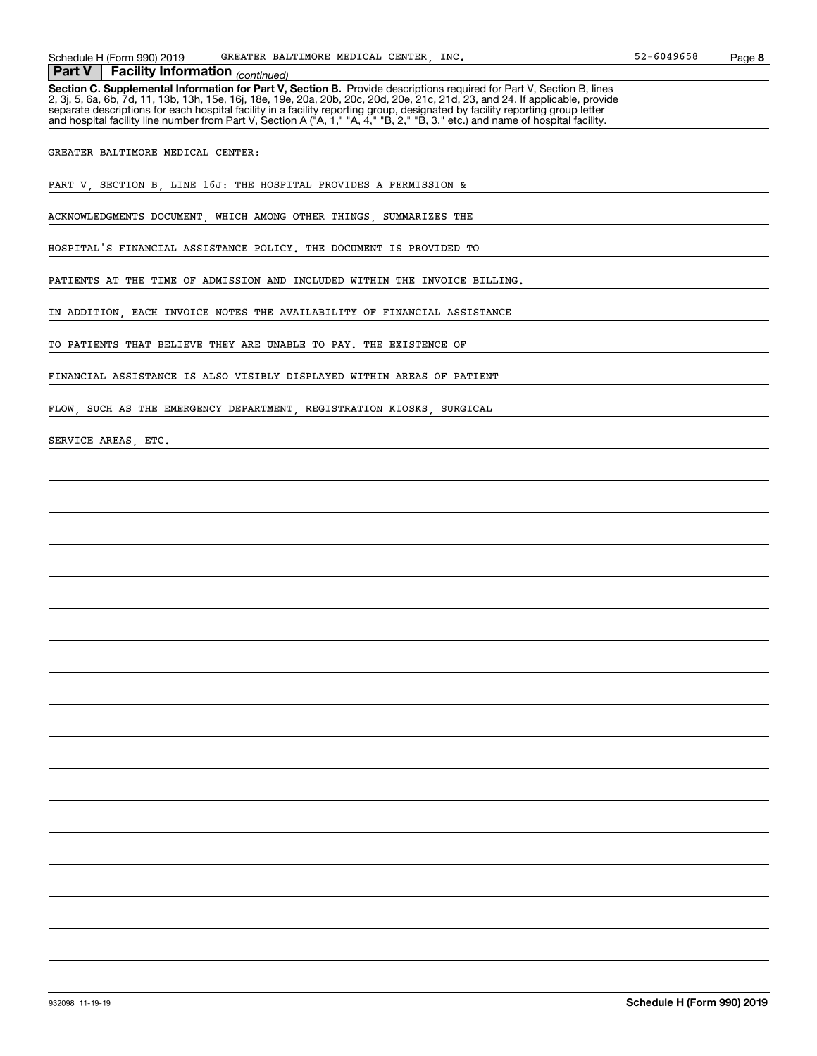Schedule H (Form 990) 2019 GREATER BALTIMORE MEDICAL CENTER, INC. 52-6049658

## Part V | Facility Information *(continued)*

**Section C. Supplemental Information for Part V, Section B.** Provide descriptions required for Part V, Section B, lines 2, 3j, 5, 6a, 6b, 7d, 11, 13b, 13h, 15e, 16j, 18e, 19e, 20a, 20b, 20c, 20d, 20e, 21c, 21d, 23, and 24. If applicable, provide separate descriptions for each hospital facility in a facility reporting group, designated by facility reporting group letter and hospital facility line number from Part V, Section A ("A, 1," "A, 4," "B, 2," "B, 3," etc.) and name of hospital facility.

GREATER BALTIMORE MEDICAL CENTER:

PART V, SECTION B, LINE 16J: THE HOSPITAL PROVIDES A PERMISSION & ACKNOWLEDGMENTS DOCUMENT, WHICH AMONG OTHER THINGS, SUMMARIZES THE HOSPITAL'S FINANCIAL ASSISTANCE POLICY. THE DOCUMENT IS PROVIDED TO PATIENTS AT THE TIME OF ADMISSION AND INCLUDED WITHIN THE INVOICE BILLING. IN ADDITION, EACH INVOICE NOTES THE AVAILABILITY OF FINANCIAL ASSISTANCE TO PATIENTS THAT BELIEVE THEY ARE UNABLE TO PAY. THE EXISTENCE OF FINANCIAL ASSISTANCE IS ALSO VISIBLY DISPLAYED WITHIN AREAS OF PATIENT FLOW, SUCH AS THE EMERGENCY DEPARTMENT, REGISTRATION KIOSKS, SURGICAL SERVICE AREAS, ETC.

932098 11-19-19 **Schedule H (Form 990) 2019**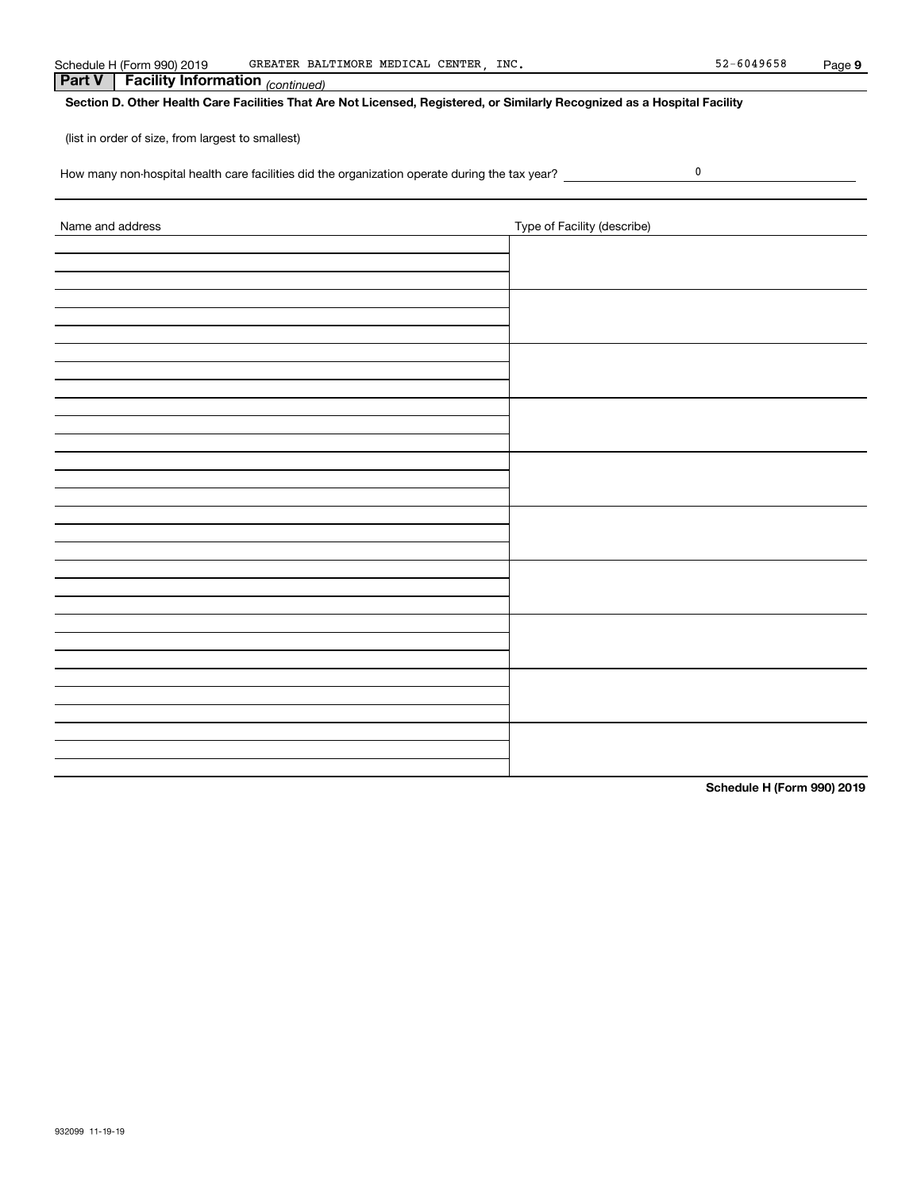## Part V Facility Information *(continued)*

### Section D. Other Health Care Facilities That Are Not Licensed, Registered, or Similarly Recognized as a Hospital Facility

(list in order of size, from largest to smallest)

How many non-hospital health care facilities did the organization operate during the tax year? 0

| Name and address | Type of Facility (describe) |
|---|---|
| | |
| | |
| | |
| | |
| | |
| | |
| | |
| | |
| | |
| | |

Schedule H (Form 990) 2019

932099 11-19-19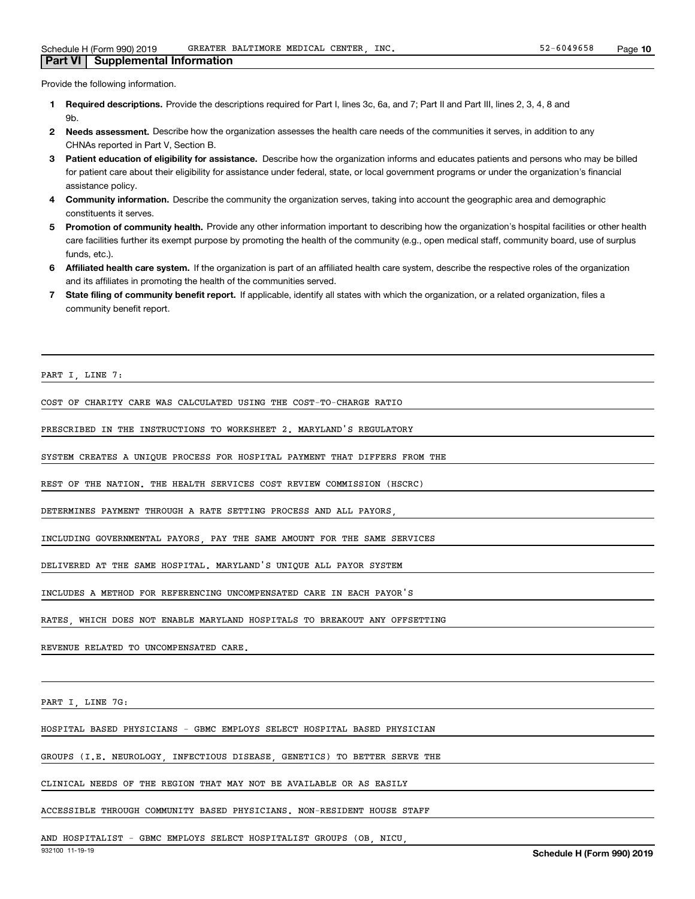## Part VI | Supplemental Information

Provide the following information.

1. **Required descriptions.** Provide the descriptions required for Part I, lines 3c, 6a, and 7; Part II and Part III, lines 2, 3, 4, 8 and 9b.
2. **Needs assessment.** Describe how the organization assesses the health care needs of the communities it serves, in addition to any CHNAs reported in Part V, Section B.
3. **Patient education of eligibility for assistance.** Describe how the organization informs and educates patients and persons who may be billed for patient care about their eligibility for assistance under federal, state, or local government programs or under the organization's financial assistance policy.
4. **Community information.** Describe the community the organization serves, taking into account the geographic area and demographic constituents it serves.
5. **Promotion of community health.** Provide any other information important to describing how the organization's hospital facilities or other health care facilities further its exempt purpose by promoting the health of the community (e.g., open medical staff, community board, use of surplus funds, etc.).
6. **Affiliated health care system.** If the organization is part of an affiliated health care system, describe the respective roles of the organization and its affiliates in promoting the health of the communities served.
7. **State filing of community benefit report.** If applicable, identify all states with which the organization, or a related organization, files a community benefit report.

PART I, LINE 7:

COST OF CHARITY CARE WAS CALCULATED USING THE COST-TO-CHARGE RATIO PRESCRIBED IN THE INSTRUCTIONS TO WORKSHEET 2. MARYLAND'S REGULATORY SYSTEM CREATES A UNIQUE PROCESS FOR HOSPITAL PAYMENT THAT DIFFERS FROM THE REST OF THE NATION. THE HEALTH SERVICES COST REVIEW COMMISSION (HSCRC) DETERMINES PAYMENT THROUGH A RATE SETTING PROCESS AND ALL PAYORS, INCLUDING GOVERNMENTAL PAYORS, PAY THE SAME AMOUNT FOR THE SAME SERVICES DELIVERED AT THE SAME HOSPITAL. MARYLAND'S UNIQUE ALL PAYOR SYSTEM INCLUDES A METHOD FOR REFERENCING UNCOMPENSATED CARE IN EACH PAYOR'S RATES, WHICH DOES NOT ENABLE MARYLAND HOSPITALS TO BREAKOUT ANY OFFSETTING REVENUE RELATED TO UNCOMPENSATED CARE.

PART I, LINE 7G:

HOSPITAL BASED PHYSICIANS - GBMC EMPLOYS SELECT HOSPITAL BASED PHYSICIAN GROUPS (I.E. NEUROLOGY, INFECTIOUS DISEASE, GENETICS) TO BETTER SERVE THE CLINICAL NEEDS OF THE REGION THAT MAY NOT BE AVAILABLE OR AS EASILY ACCESSIBLE THROUGH COMMUNITY BASED PHYSICIANS. NON-RESIDENT HOUSE STAFF AND HOSPITALIST - GBMC EMPLOYS SELECT HOSPITALIST GROUPS (OB, NICU,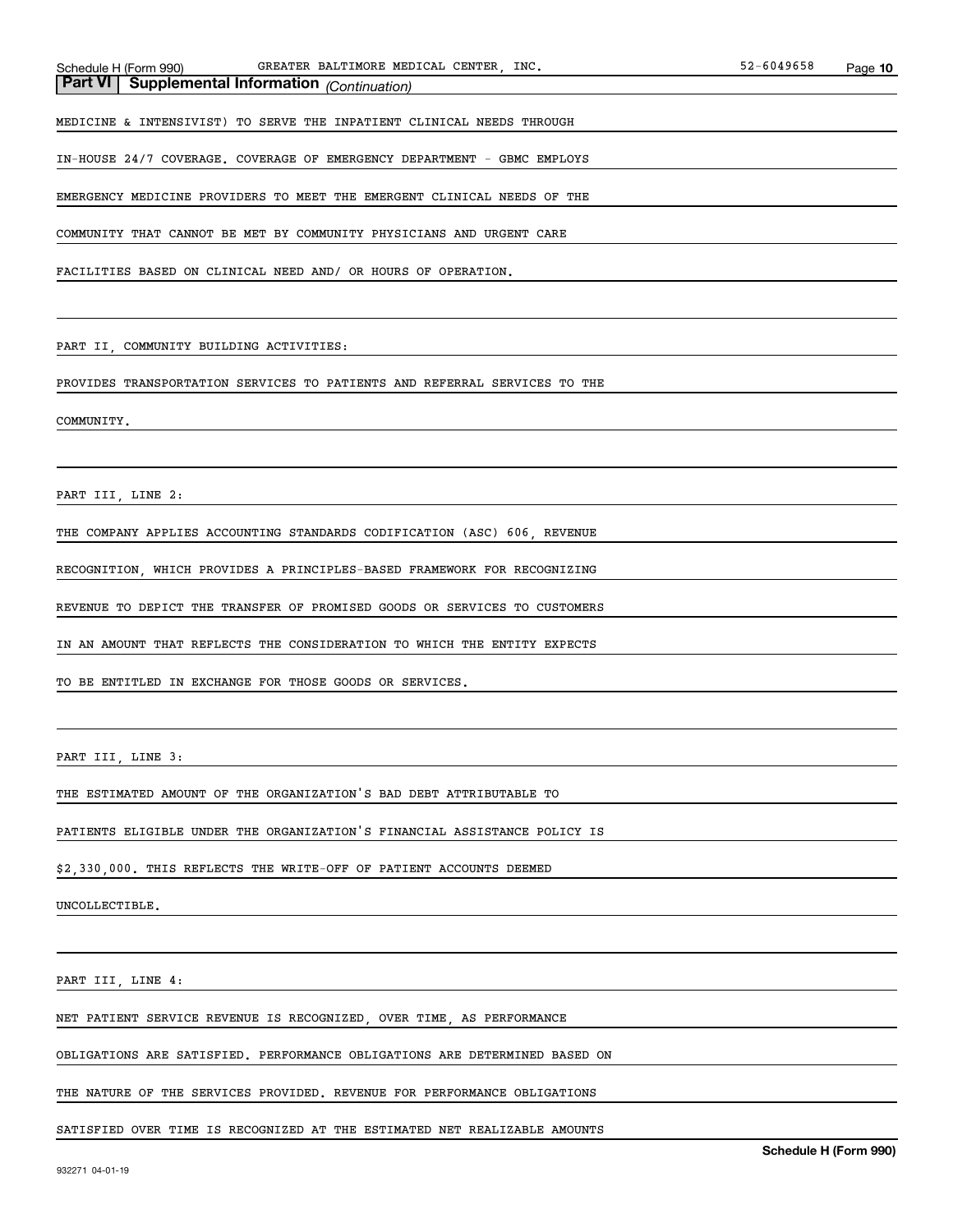## Part VI | Supplemental Information *(Continuation)*

MEDICINE & INTENSIVIST) TO SERVE THE INPATIENT CLINICAL NEEDS THROUGH IN-HOUSE 24/7 COVERAGE. COVERAGE OF EMERGENCY DEPARTMENT - GBMC EMPLOYS EMERGENCY MEDICINE PROVIDERS TO MEET THE EMERGENT CLINICAL NEEDS OF THE COMMUNITY THAT CANNOT BE MET BY COMMUNITY PHYSICIANS AND URGENT CARE FACILITIES BASED ON CLINICAL NEED AND/ OR HOURS OF OPERATION.

PART II, COMMUNITY BUILDING ACTIVITIES:

PROVIDES TRANSPORTATION SERVICES TO PATIENTS AND REFERRAL SERVICES TO THE COMMUNITY.

PART III, LINE 2:

THE COMPANY APPLIES ACCOUNTING STANDARDS CODIFICATION (ASC) 606, REVENUE RECOGNITION, WHICH PROVIDES A PRINCIPLES-BASED FRAMEWORK FOR RECOGNIZING REVENUE TO DEPICT THE TRANSFER OF PROMISED GOODS OR SERVICES TO CUSTOMERS IN AN AMOUNT THAT REFLECTS THE CONSIDERATION TO WHICH THE ENTITY EXPECTS TO BE ENTITLED IN EXCHANGE FOR THOSE GOODS OR SERVICES.

PART III, LINE 3:

THE ESTIMATED AMOUNT OF THE ORGANIZATION'S BAD DEBT ATTRIBUTABLE TO PATIENTS ELIGIBLE UNDER THE ORGANIZATION'S FINANCIAL ASSISTANCE POLICY IS $2,330,000. THIS REFLECTS THE WRITE-OFF OF PATIENT ACCOUNTS DEEMED UNCOLLECTIBLE.

PART III, LINE 4:

NET PATIENT SERVICE REVENUE IS RECOGNIZED, OVER TIME, AS PERFORMANCE OBLIGATIONS ARE SATISFIED. PERFORMANCE OBLIGATIONS ARE DETERMINED BASED ON THE NATURE OF THE SERVICES PROVIDED. REVENUE FOR PERFORMANCE OBLIGATIONS SATISFIED OVER TIME IS RECOGNIZED AT THE ESTIMATED NET REALIZABLE AMOUNTS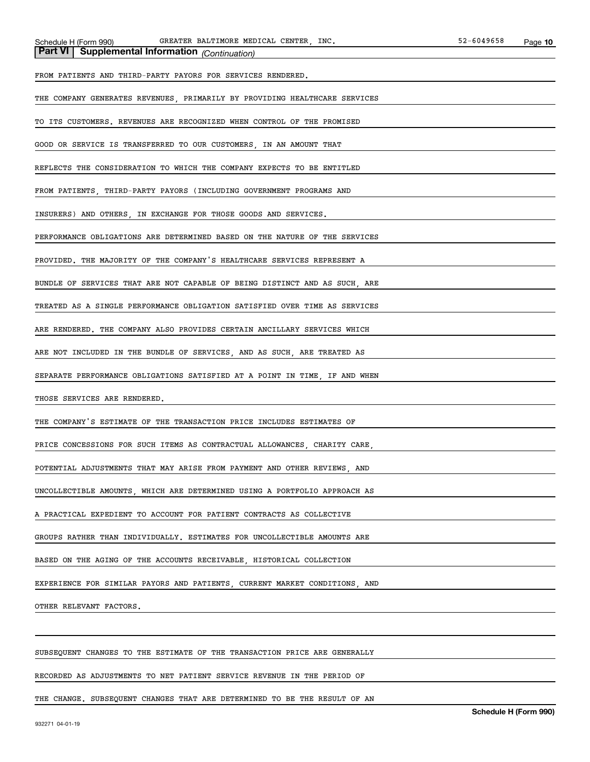**Part VI | Supplemental Information** *(Continuation)*

FROM PATIENTS AND THIRD-PARTY PAYORS FOR SERVICES RENDERED.

THE COMPANY GENERATES REVENUES, PRIMARILY BY PROVIDING HEALTHCARE SERVICES TO ITS CUSTOMERS. REVENUES ARE RECOGNIZED WHEN CONTROL OF THE PROMISED GOOD OR SERVICE IS TRANSFERRED TO OUR CUSTOMERS, IN AN AMOUNT THAT REFLECTS THE CONSIDERATION TO WHICH THE COMPANY EXPECTS TO BE ENTITLED FROM PATIENTS, THIRD-PARTY PAYORS (INCLUDING GOVERNMENT PROGRAMS AND INSURERS) AND OTHERS, IN EXCHANGE FOR THOSE GOODS AND SERVICES. PERFORMANCE OBLIGATIONS ARE DETERMINED BASED ON THE NATURE OF THE SERVICES PROVIDED. THE MAJORITY OF THE COMPANY'S HEALTHCARE SERVICES REPRESENT A BUNDLE OF SERVICES THAT ARE NOT CAPABLE OF BEING DISTINCT AND AS SUCH, ARE TREATED AS A SINGLE PERFORMANCE OBLIGATION SATISFIED OVER TIME AS SERVICES ARE RENDERED. THE COMPANY ALSO PROVIDES CERTAIN ANCILLARY SERVICES WHICH ARE NOT INCLUDED IN THE BUNDLE OF SERVICES, AND AS SUCH, ARE TREATED AS SEPARATE PERFORMANCE OBLIGATIONS SATISFIED AT A POINT IN TIME, IF AND WHEN THOSE SERVICES ARE RENDERED.

THE COMPANY'S ESTIMATE OF THE TRANSACTION PRICE INCLUDES ESTIMATES OF PRICE CONCESSIONS FOR SUCH ITEMS AS CONTRACTUAL ALLOWANCES, CHARITY CARE, POTENTIAL ADJUSTMENTS THAT MAY ARISE FROM PAYMENT AND OTHER REVIEWS, AND UNCOLLECTIBLE AMOUNTS, WHICH ARE DETERMINED USING A PORTFOLIO APPROACH AS A PRACTICAL EXPEDIENT TO ACCOUNT FOR PATIENT CONTRACTS AS COLLECTIVE GROUPS RATHER THAN INDIVIDUALLY. ESTIMATES FOR UNCOLLECTIBLE AMOUNTS ARE BASED ON THE AGING OF THE ACCOUNTS RECEIVABLE, HISTORICAL COLLECTION EXPERIENCE FOR SIMILAR PAYORS AND PATIENTS, CURRENT MARKET CONDITIONS, AND OTHER RELEVANT FACTORS.

SUBSEQUENT CHANGES TO THE ESTIMATE OF THE TRANSACTION PRICE ARE GENERALLY RECORDED AS ADJUSTMENTS TO NET PATIENT SERVICE REVENUE IN THE PERIOD OF THE CHANGE. SUBSEQUENT CHANGES THAT ARE DETERMINED TO BE THE RESULT OF AN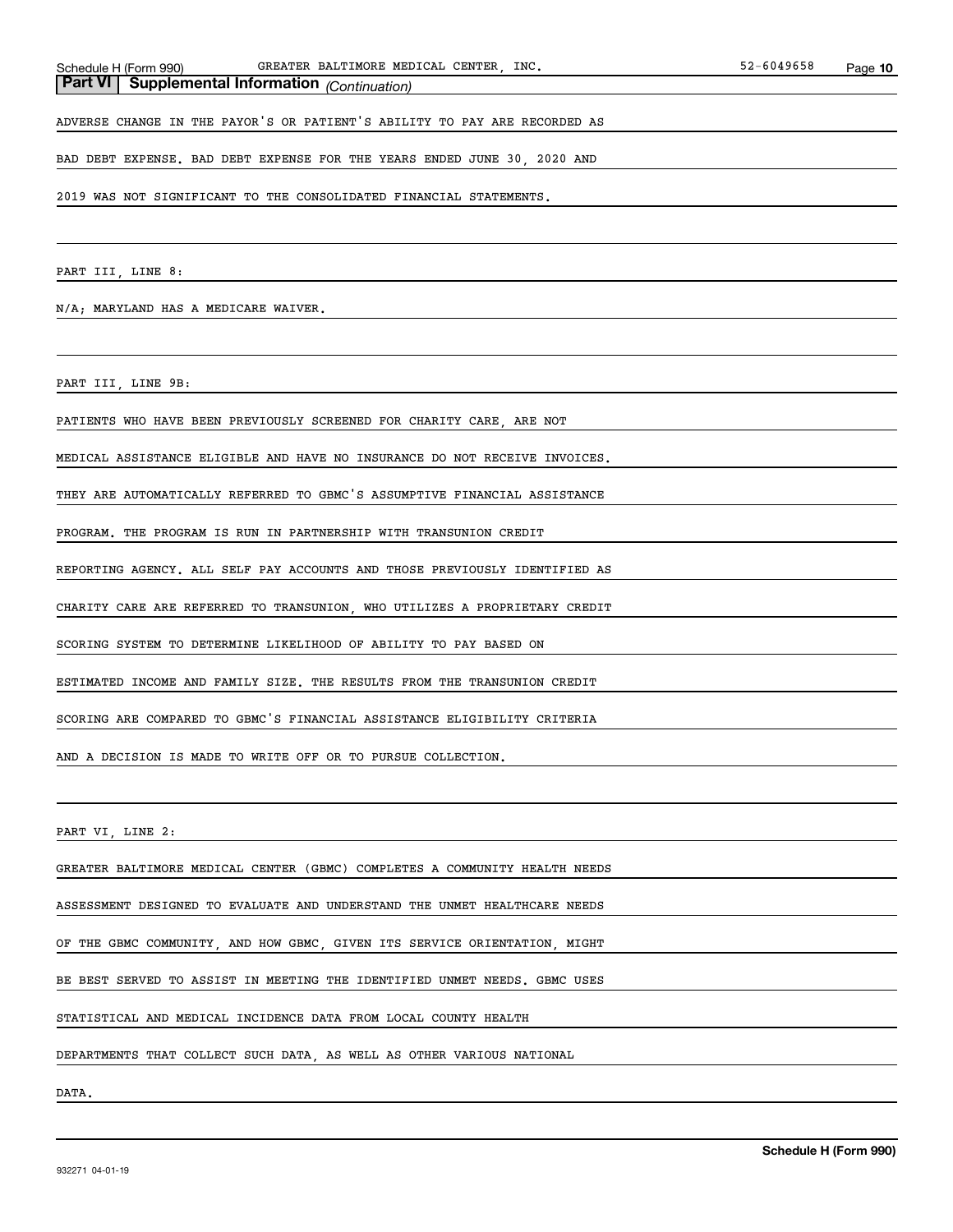## Part VI | Supplemental Information *(Continuation)*

ADVERSE CHANGE IN THE PAYOR'S OR PATIENT'S ABILITY TO PAY ARE RECORDED AS BAD DEBT EXPENSE. BAD DEBT EXPENSE FOR THE YEARS ENDED JUNE 30, 2020 AND 2019 WAS NOT SIGNIFICANT TO THE CONSOLIDATED FINANCIAL STATEMENTS.

PART III, LINE 8:

N/A; MARYLAND HAS A MEDICARE WAIVER.

PART III, LINE 9B:

PATIENTS WHO HAVE BEEN PREVIOUSLY SCREENED FOR CHARITY CARE, ARE NOT MEDICAL ASSISTANCE ELIGIBLE AND HAVE NO INSURANCE DO NOT RECEIVE INVOICES. THEY ARE AUTOMATICALLY REFERRED TO GBMC'S ASSUMPTIVE FINANCIAL ASSISTANCE PROGRAM. THE PROGRAM IS RUN IN PARTNERSHIP WITH TRANSUNION CREDIT REPORTING AGENCY. ALL SELF PAY ACCOUNTS AND THOSE PREVIOUSLY IDENTIFIED AS CHARITY CARE ARE REFERRED TO TRANSUNION, WHO UTILIZES A PROPRIETARY CREDIT SCORING SYSTEM TO DETERMINE LIKELIHOOD OF ABILITY TO PAY BASED ON ESTIMATED INCOME AND FAMILY SIZE. THE RESULTS FROM THE TRANSUNION CREDIT SCORING ARE COMPARED TO GBMC'S FINANCIAL ASSISTANCE ELIGIBILITY CRITERIA AND A DECISION IS MADE TO WRITE OFF OR TO PURSUE COLLECTION.

PART VI, LINE 2:

GREATER BALTIMORE MEDICAL CENTER (GBMC) COMPLETES A COMMUNITY HEALTH NEEDS ASSESSMENT DESIGNED TO EVALUATE AND UNDERSTAND THE UNMET HEALTHCARE NEEDS OF THE GBMC COMMUNITY, AND HOW GBMC, GIVEN ITS SERVICE ORIENTATION, MIGHT BE BEST SERVED TO ASSIST IN MEETING THE IDENTIFIED UNMET NEEDS. GBMC USES STATISTICAL AND MEDICAL INCIDENCE DATA FROM LOCAL COUNTY HEALTH DEPARTMENTS THAT COLLECT SUCH DATA, AS WELL AS OTHER VARIOUS NATIONAL DATA.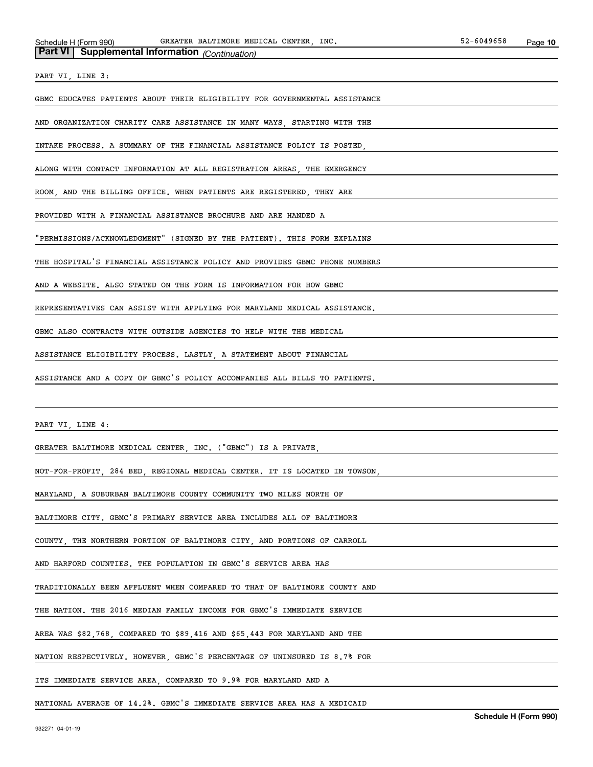## Part VI | Supplemental Information *(Continuation)*

PART VI, LINE 3:

GBMC EDUCATES PATIENTS ABOUT THEIR ELIGIBILITY FOR GOVERNMENTAL ASSISTANCE AND ORGANIZATION CHARITY CARE ASSISTANCE IN MANY WAYS, STARTING WITH THE INTAKE PROCESS. A SUMMARY OF THE FINANCIAL ASSISTANCE POLICY IS POSTED, ALONG WITH CONTACT INFORMATION AT ALL REGISTRATION AREAS, THE EMERGENCY ROOM, AND THE BILLING OFFICE. WHEN PATIENTS ARE REGISTERED, THEY ARE PROVIDED WITH A FINANCIAL ASSISTANCE BROCHURE AND ARE HANDED A "PERMISSIONS/ACKNOWLEDGMENT" (SIGNED BY THE PATIENT). THIS FORM EXPLAINS THE HOSPITAL'S FINANCIAL ASSISTANCE POLICY AND PROVIDES GBMC PHONE NUMBERS AND A WEBSITE. ALSO STATED ON THE FORM IS INFORMATION FOR HOW GBMC REPRESENTATIVES CAN ASSIST WITH APPLYING FOR MARYLAND MEDICAL ASSISTANCE. GBMC ALSO CONTRACTS WITH OUTSIDE AGENCIES TO HELP WITH THE MEDICAL ASSISTANCE ELIGIBILITY PROCESS. LASTLY, A STATEMENT ABOUT FINANCIAL ASSISTANCE AND A COPY OF GBMC'S POLICY ACCOMPANIES ALL BILLS TO PATIENTS.

PART VI, LINE 4:

GREATER BALTIMORE MEDICAL CENTER, INC. ("GBMC") IS A PRIVATE, NOT-FOR-PROFIT, 284 BED, REGIONAL MEDICAL CENTER. IT IS LOCATED IN TOWSON, MARYLAND, A SUBURBAN BALTIMORE COUNTY COMMUNITY TWO MILES NORTH OF BALTIMORE CITY. GBMC'S PRIMARY SERVICE AREA INCLUDES ALL OF BALTIMORE COUNTY, THE NORTHERN PORTION OF BALTIMORE CITY, AND PORTIONS OF CARROLL AND HARFORD COUNTIES. THE POPULATION IN GBMC'S SERVICE AREA HAS TRADITIONALLY BEEN AFFLUENT WHEN COMPARED TO THAT OF BALTIMORE COUNTY AND THE NATION. THE 2016 MEDIAN FAMILY INCOME FOR GBMC'S IMMEDIATE SERVICE AREA WAS $82,768, COMPARED TO $89,416 AND $65,443 FOR MARYLAND AND THE NATION RESPECTIVELY. HOWEVER, GBMC'S PERCENTAGE OF UNINSURED IS 8.7% FOR ITS IMMEDIATE SERVICE AREA, COMPARED TO 9.9% FOR MARYLAND AND A NATIONAL AVERAGE OF 14.2%. GBMC'S IMMEDIATE SERVICE AREA HAS A MEDICAID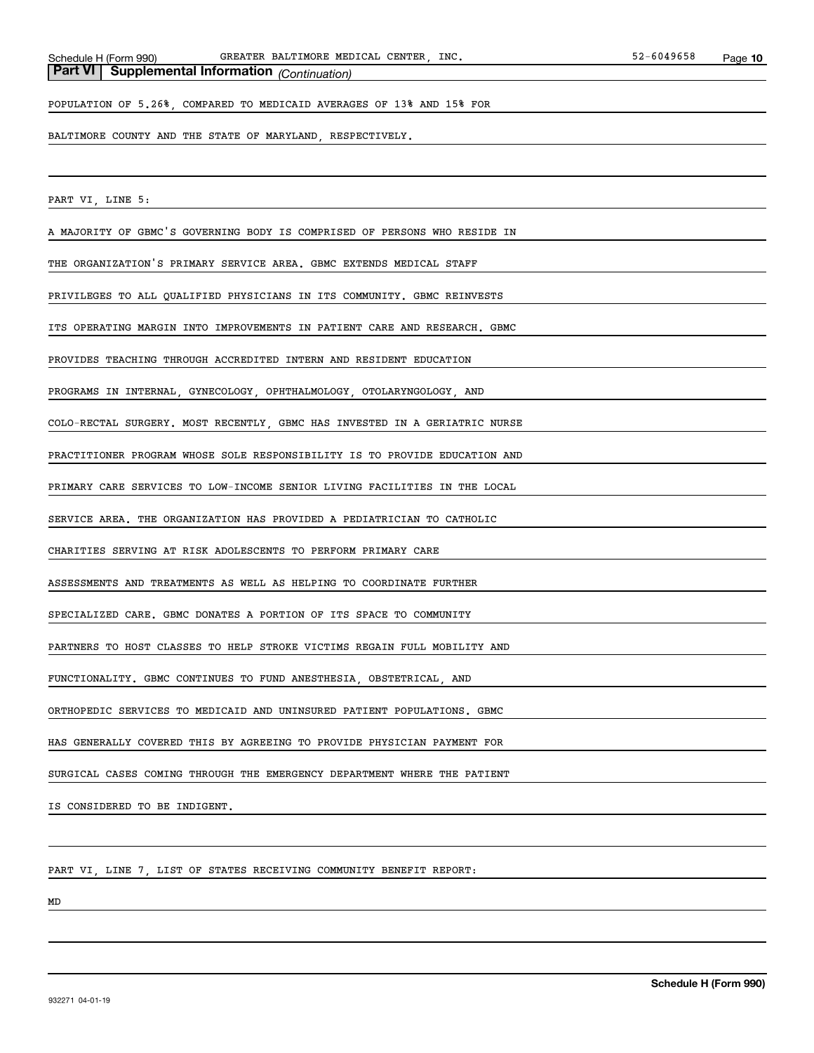## Part VI | Supplemental Information *(Continuation)*

POPULATION OF 5.26%, COMPARED TO MEDICAID AVERAGES OF 13% AND 15% FOR BALTIMORE COUNTY AND THE STATE OF MARYLAND, RESPECTIVELY.

PART VI, LINE 5:

A MAJORITY OF GBMC'S GOVERNING BODY IS COMPRISED OF PERSONS WHO RESIDE IN THE ORGANIZATION'S PRIMARY SERVICE AREA. GBMC EXTENDS MEDICAL STAFF PRIVILEGES TO ALL QUALIFIED PHYSICIANS IN ITS COMMUNITY. GBMC REINVESTS ITS OPERATING MARGIN INTO IMPROVEMENTS IN PATIENT CARE AND RESEARCH. GBMC PROVIDES TEACHING THROUGH ACCREDITED INTERN AND RESIDENT EDUCATION PROGRAMS IN INTERNAL, GYNECOLOGY, OPHTHALMOLOGY, OTOLARYNGOLOGY, AND COLO-RECTAL SURGERY. MOST RECENTLY, GBMC HAS INVESTED IN A GERIATRIC NURSE PRACTITIONER PROGRAM WHOSE SOLE RESPONSIBILITY IS TO PROVIDE EDUCATION AND PRIMARY CARE SERVICES TO LOW-INCOME SENIOR LIVING FACILITIES IN THE LOCAL SERVICE AREA. THE ORGANIZATION HAS PROVIDED A PEDIATRICIAN TO CATHOLIC CHARITIES SERVING AT RISK ADOLESCENTS TO PERFORM PRIMARY CARE ASSESSMENTS AND TREATMENTS AS WELL AS HELPING TO COORDINATE FURTHER SPECIALIZED CARE. GBMC DONATES A PORTION OF ITS SPACE TO COMMUNITY PARTNERS TO HOST CLASSES TO HELP STROKE VICTIMS REGAIN FULL MOBILITY AND FUNCTIONALITY. GBMC CONTINUES TO FUND ANESTHESIA, OBSTETRICAL, AND ORTHOPEDIC SERVICES TO MEDICAID AND UNINSURED PATIENT POPULATIONS. GBMC HAS GENERALLY COVERED THIS BY AGREEING TO PROVIDE PHYSICIAN PAYMENT FOR SURGICAL CASES COMING THROUGH THE EMERGENCY DEPARTMENT WHERE THE PATIENT IS CONSIDERED TO BE INDIGENT.

PART VI, LINE 7, LIST OF STATES RECEIVING COMMUNITY BENEFIT REPORT:

MD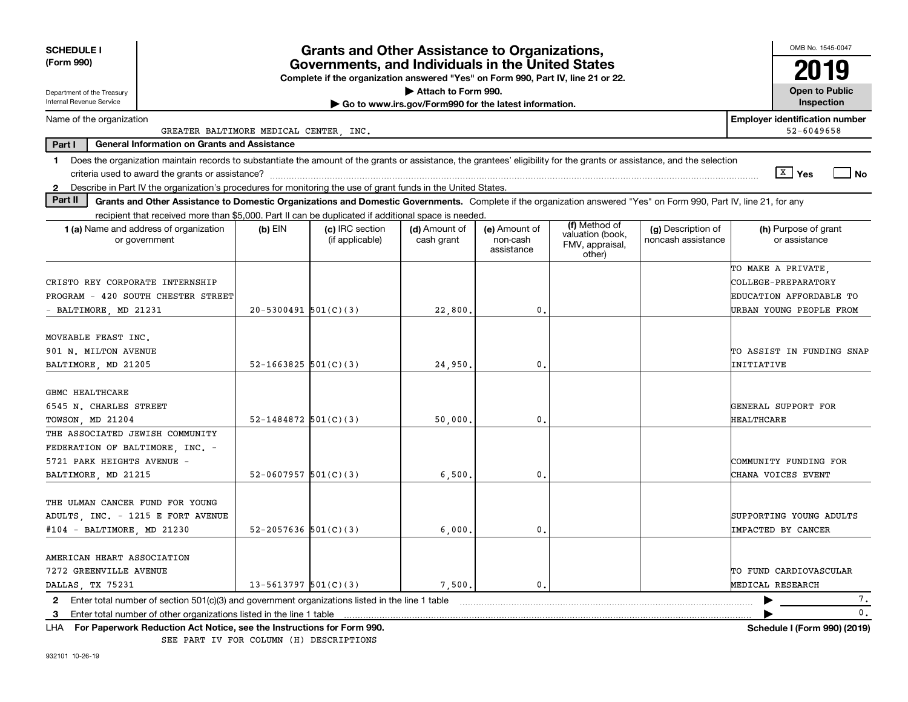**SCHEDULE I (Form 990)**

Department of the Treasury
Internal Revenue Service

# Grants and Other Assistance to Organizations, Governments, and Individuals in the United States

**Complete if the organization answered "Yes" on Form 990, Part IV, line 21 or 22.**
**▶ Attach to Form 990.**
**▶ Go to www.irs.gov/Form990 for the latest information.**

OMB No. 1545-0047
**2019**
**Open to Public Inspection**

Name of the organization: GREATER BALTIMORE MEDICAL CENTER, INC.
**Employer identification number:** 52-6049658

**Part I — General Information on Grants and Assistance**

1 Does the organization maintain records to substantiate the amount of the grants or assistance, the grantees' eligibility for the grants or assistance, and the selection criteria used to award the grants or assistance? [X] Yes [ ] No

2 Describe in Part IV the organization's procedures for monitoring the use of grant funds in the United States.

**Part II — Grants and Other Assistance to Domestic Organizations and Domestic Governments.** Complete if the organization answered "Yes" on Form 990, Part IV, line 21, for any recipient that received more than $5,000. Part II can be duplicated if additional space is needed.

| 1 (a) Name and address of organization or government | (b) EIN | (c) IRC section (if applicable) | (d) Amount of cash grant | (e) Amount of non-cash assistance | (f) Method of valuation (book, FMV, appraisal, other) | (g) Description of noncash assistance | (h) Purpose of grant or assistance |
|---|---|---|---|---|---|---|---|
| CRISTO REY CORPORATE INTERNSHIP PROGRAM - 420 SOUTH CHESTER STREET - BALTIMORE, MD 21231 | 20-5300491 | 501(C)(3) | 22,800. | 0. | | | TO MAKE A PRIVATE, COLLEGE-PREPARATORY EDUCATION AFFORDABLE TO URBAN YOUNG PEOPLE FROM |
| MOVEABLE FEAST INC. 901 N. MILTON AVENUE BALTIMORE, MD 21205 | 52-1663825 | 501(C)(3) | 24,950. | 0. | | | TO ASSIST IN FUNDING SNAP INITIATIVE |
| GBMC HEALTHCARE 6545 N. CHARLES STREET TOWSON, MD 21204 | 52-1484872 | 501(C)(3) | 50,000. | 0. | | | GENERAL SUPPORT FOR HEALTHCARE |
| THE ASSOCIATED JEWISH COMMUNITY FEDERATION OF BALTIMORE, INC. - 5721 PARK HEIGHTS AVENUE - BALTIMORE, MD 21215 | 52-0607957 | 501(C)(3) | 6,500. | 0. | | | COMMUNITY FUNDING FOR CHANA VOICES EVENT |
| THE ULMAN CANCER FUND FOR YOUNG ADULTS, INC. - 1215 E FORT AVENUE #104 - BALTIMORE, MD 21230 | 52-2057636 | 501(C)(3) | 6,000. | 0. | | | SUPPORTING YOUNG ADULTS IMPACTED BY CANCER |
| AMERICAN HEART ASSOCIATION 7272 GREENVILLE AVENUE DALLAS, TX 75231 | 13-5613797 | 501(C)(3) | 7,500. | 0. | | | TO FUND CARDIOVASCULAR MEDICAL RESEARCH |

2 Enter total number of section 501(c)(3) and government organizations listed in the line 1 table ▶ 7.

3 Enter total number of other organizations listed in the line 1 table ▶ 0.

LHA **For Paperwork Reduction Act Notice, see the Instructions for Form 990.** **Schedule I (Form 990) (2019)**

SEE PART IV FOR COLUMN (H) DESCRIPTIONS

932101 10-26-19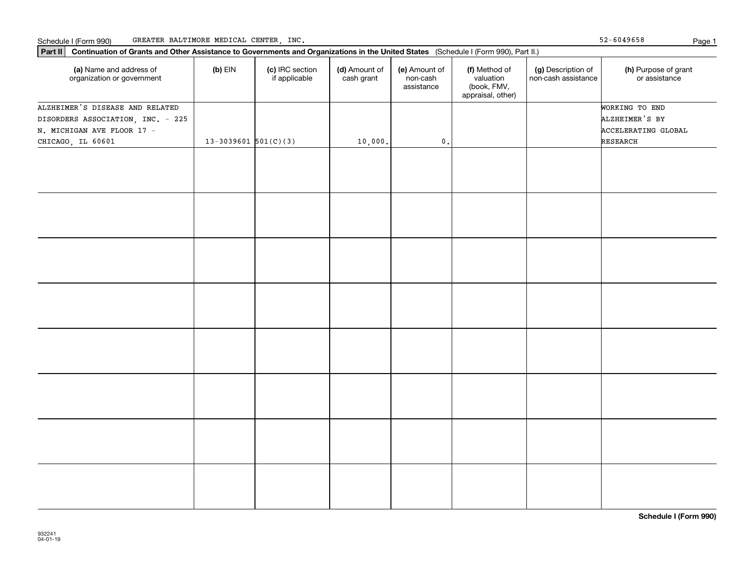Schedule I (Form 990) GREATER BALTIMORE MEDICAL CENTER, INC. 52-6049658

**Part II** **Continuation of Grants and Other Assistance to Governments and Organizations in the United States** (Schedule I (Form 990), Part II.)

| (a) Name and address of organization or government | (b) EIN | (c) IRC section if applicable | (d) Amount of cash grant | (e) Amount of non-cash assistance | (f) Method of valuation (book, FMV, appraisal, other) | (g) Description of non-cash assistance | (h) Purpose of grant or assistance |
|---|---|---|---|---|---|---|---|
| ALZHEIMER'S DISEASE AND RELATED DISORDERS ASSOCIATION, INC. - 225 N. MICHIGAN AVE FLOOR 17 - CHICAGO, IL 60601 | 13-3039601 | 501(C)(3) | 10,000. | 0. | | | WORKING TO END ALZHEIMER'S BY ACCELERATING GLOBAL RESEARCH |
| | | | | | | | |
| | | | | | | | |
| | | | | | | | |
| | | | | | | | |
| | | | | | | | |
| | | | | | | | |
| | | | | | | | |
| | | | | | | | |

**Schedule I (Form 990)**

932241
04-01-19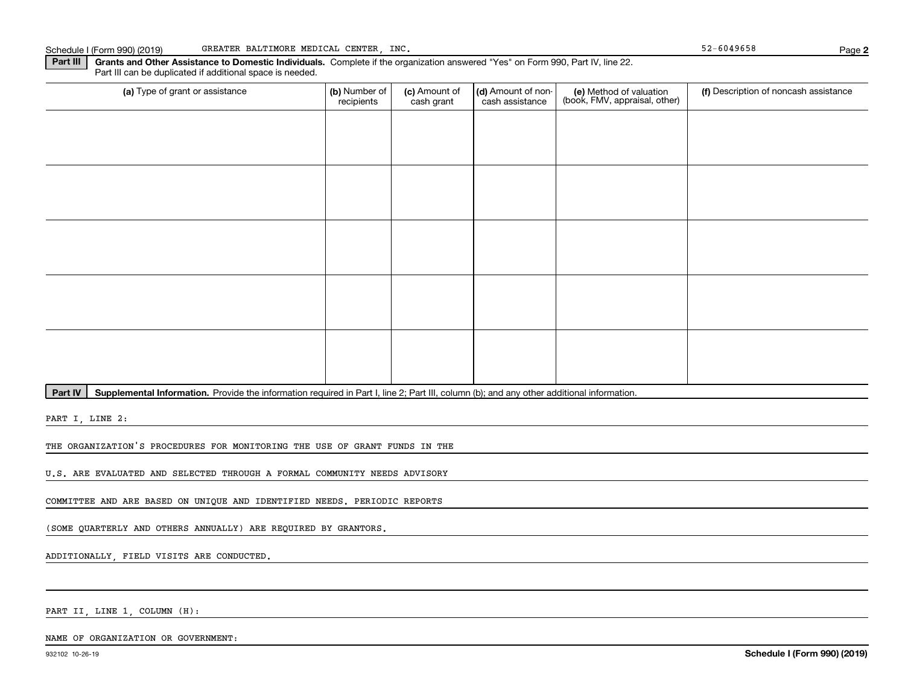Schedule I (Form 990) (2019) GREATER BALTIMORE MEDICAL CENTER, INC. 52-6049658

**Part III** **Grants and Other Assistance to Domestic Individuals.** Complete if the organization answered "Yes" on Form 990, Part IV, line 22. Part III can be duplicated if additional space is needed.

| (a) Type of grant or assistance | (b) Number of recipients | (c) Amount of cash grant | (d) Amount of non-cash assistance | (e) Method of valuation (book, FMV, appraisal, other) | (f) Description of noncash assistance |
|---|---|---|---|---|---|
| | | | | | |
| | | | | | |
| | | | | | |
| | | | | | |
| | | | | | |

**Part IV** **Supplemental Information.** Provide the information required in Part I, line 2; Part III, column (b); and any other additional information.

PART I, LINE 2:

THE ORGANIZATION'S PROCEDURES FOR MONITORING THE USE OF GRANT FUNDS IN THE U.S. ARE EVALUATED AND SELECTED THROUGH A FORMAL COMMUNITY NEEDS ADVISORY COMMITTEE AND ARE BASED ON UNIQUE AND IDENTIFIED NEEDS. PERIODIC REPORTS (SOME QUARTERLY AND OTHERS ANNUALLY) ARE REQUIRED BY GRANTORS. ADDITIONALLY, FIELD VISITS ARE CONDUCTED.

PART II, LINE 1, COLUMN (H):

NAME OF ORGANIZATION OR GOVERNMENT:

932102 10-26-19 **Schedule I (Form 990) (2019)**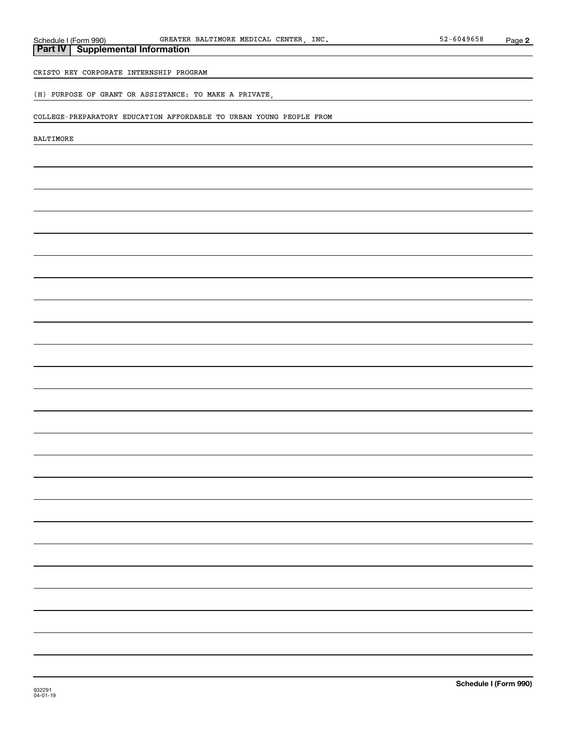## Part IV Supplemental Information

CRISTO REY CORPORATE INTERNSHIP PROGRAM

(H) PURPOSE OF GRANT OR ASSISTANCE: TO MAKE A PRIVATE,

COLLEGE-PREPARATORY EDUCATION AFFORDABLE TO URBAN YOUNG PEOPLE FROM

BALTIMORE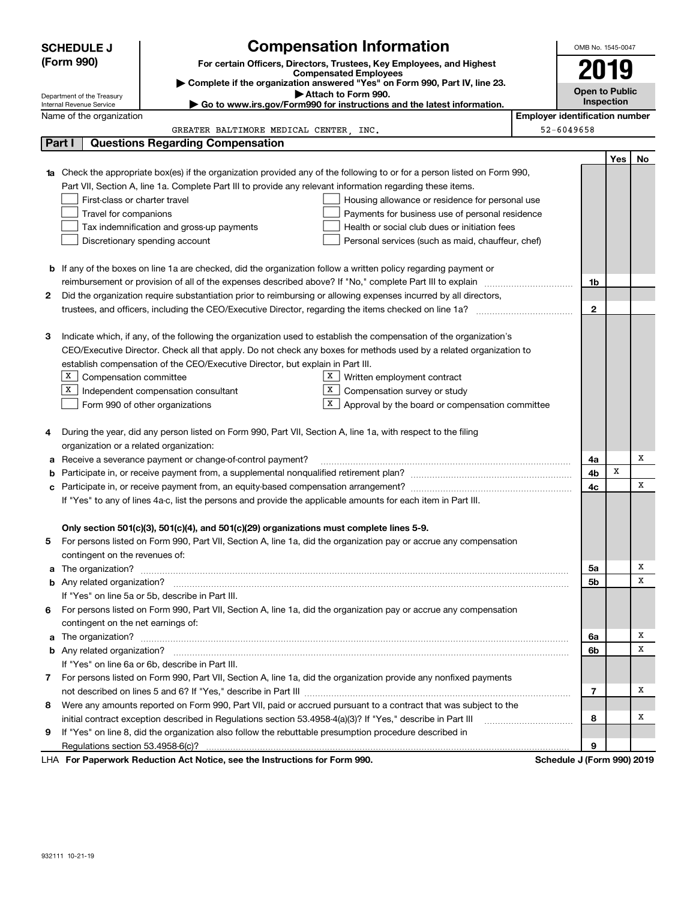**SCHEDULE J (Form 990)**

Department of the Treasury
Internal Revenue Service

# Compensation Information

**For certain Officers, Directors, Trustees, Key Employees, and Highest Compensated Employees**

▶ Complete if the organization answered "Yes" on Form 990, Part IV, line 23.
▶ Attach to Form 990.
▶ Go to www.irs.gov/Form990 for instructions and the latest information.

OMB No. 1545-0047

**2019**

**Open to Public Inspection**

Name of the organization: GREATER BALTIMORE MEDICAL CENTER, INC.

Employer identification number: 52-6049658

## Part I Questions Regarding Compensation

| | | | Yes | No |
|---|---|---|---|---|
| **1a** | Check the appropriate box(es) if the organization provided any of the following to or for a person listed on Form 990, Part VII, Section A, line 1a. Complete Part III to provide any relevant information regarding these items.<br>☐ First-class or charter travel ☐ Housing allowance or residence for personal use<br>☐ Travel for companions ☐ Payments for business use of personal residence<br>☐ Tax indemnification and gross-up payments ☐ Health or social club dues or initiation fees<br>☐ Discretionary spending account ☐ Personal services (such as maid, chauffeur, chef) | | | |
| **b** | If any of the boxes on line 1a are checked, did the organization follow a written policy regarding payment or reimbursement or provision of all of the expenses described above? If "No," complete Part III to explain | 1b | | |
| **2** | Did the organization require substantiation prior to reimbursing or allowing expenses incurred by all directors, trustees, and officers, including the CEO/Executive Director, regarding the items checked on line 1a? | 2 | | |
| **3** | Indicate which, if any, of the following the organization used to establish the compensation of the organization's CEO/Executive Director. Check all that apply. Do not check any boxes for methods used by a related organization to establish compensation of the CEO/Executive Director, but explain in Part III.<br>☒ Compensation committee ☒ Written employment contract<br>☒ Independent compensation consultant ☒ Compensation survey or study<br>☐ Form 990 of other organizations ☒ Approval by the board or compensation committee | | | |
| **4** | During the year, did any person listed on Form 990, Part VII, Section A, line 1a, with respect to the filing organization or a related organization: | | | |
| **a** | Receive a severance payment or change-of-control payment? | 4a | | X |
| **b** | Participate in, or receive payment from, a supplemental nonqualified retirement plan? | 4b | X | |
| **c** | Participate in, or receive payment from, an equity-based compensation arrangement? | 4c | | X |
| | If "Yes" to any of lines 4a-c, list the persons and provide the applicable amounts for each item in Part III. | | | |
| | **Only section 501(c)(3), 501(c)(4), and 501(c)(29) organizations must complete lines 5-9.** | | | |
| **5** | For persons listed on Form 990, Part VII, Section A, line 1a, did the organization pay or accrue any compensation contingent on the revenues of: | | | |
| **a** | The organization? | 5a | | X |
| **b** | Any related organization? | 5b | | X |
| | If "Yes" on line 5a or 5b, describe in Part III. | | | |
| **6** | For persons listed on Form 990, Part VII, Section A, line 1a, did the organization pay or accrue any compensation contingent on the net earnings of: | | | |
| **a** | The organization? | 6a | | X |
| **b** | Any related organization? | 6b | | X |
| | If "Yes" on line 6a or 6b, describe in Part III. | | | |
| **7** | For persons listed on Form 990, Part VII, Section A, line 1a, did the organization provide any nonfixed payments not described on lines 5 and 6? If "Yes," describe in Part III | 7 | | X |
| **8** | Were any amounts reported on Form 990, Part VII, paid or accrued pursuant to a contract that was subject to the initial contract exception described in Regulations section 53.4958-4(a)(3)? If "Yes," describe in Part III | 8 | | X |
| **9** | If "Yes" on line 8, did the organization also follow the rebuttable presumption procedure described in Regulations section 53.4958-6(c)? | 9 | | |

LHA **For Paperwork Reduction Act Notice, see the Instructions for Form 990.** **Schedule J (Form 990) 2019**

932111 10-21-19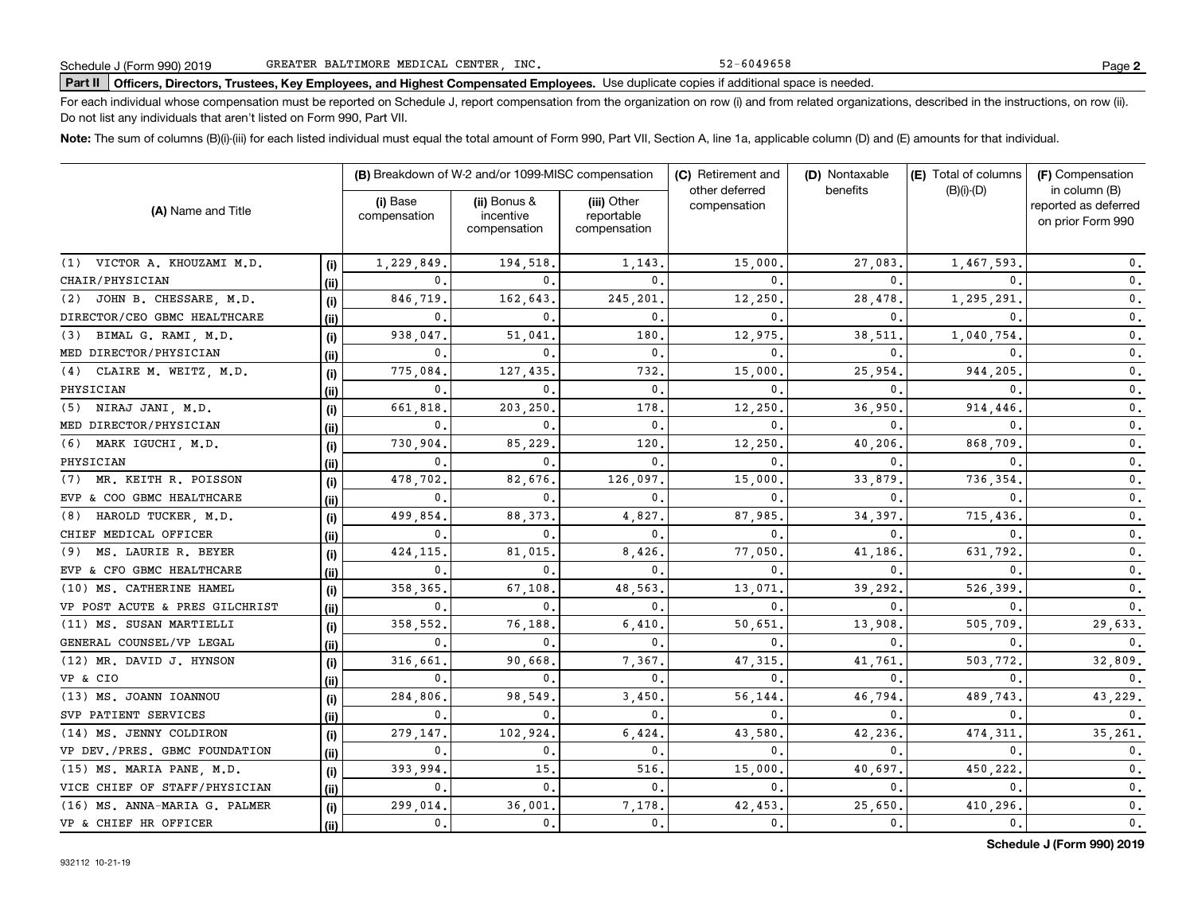Schedule J (Form 990) 2019 GREATER BALTIMORE MEDICAL CENTER, INC. 52-6049658

**Part II Officers, Directors, Trustees, Key Employees, and Highest Compensated Employees.** Use duplicate copies if additional space is needed.

For each individual whose compensation must be reported on Schedule J, report compensation from the organization on row (i) and from related organizations, described in the instructions, on row (ii). Do not list any individuals that aren't listed on Form 990, Part VII.

**Note:** The sum of columns (B)(i)-(iii) for each listed individual must equal the total amount of Form 990, Part VII, Section A, line 1a, applicable column (D) and (E) amounts for that individual.

| (A) Name and Title | | (B) Breakdown of W-2 and/or 1099-MISC compensation | | | (C) Retirement and other deferred compensation | (D) Nontaxable benefits | (E) Total of columns (B)(i)-(D) | (F) Compensation in column (B) reported as deferred on prior Form 990 |
|---|---|---|---|---|---|---|---|---|
| | | (i) Base compensation | (ii) Bonus & incentive compensation | (iii) Other reportable compensation | | | | |
| (1) VICTOR A. KHOUZAMI M.D. | (i) | 1,229,849. | 194,518. | 1,143. | 15,000. | 27,083. | 1,467,593. | 0. |
| CHAIR/PHYSICIAN | (ii) | 0. | 0. | 0. | 0. | 0. | 0. | 0. |
| (2) JOHN B. CHESSARE, M.D. | (i) | 846,719. | 162,643. | 245,201. | 12,250. | 28,478. | 1,295,291. | 0. |
| DIRECTOR/CEO GBMC HEALTHCARE | (ii) | 0. | 0. | 0. | 0. | 0. | 0. | 0. |
| (3) BIMAL G. RAMI, M.D. | (i) | 938,047. | 51,041. | 180. | 12,975. | 38,511. | 1,040,754. | 0. |
| MED DIRECTOR/PHYSICIAN | (ii) | 0. | 0. | 0. | 0. | 0. | 0. | 0. |
| (4) CLAIRE M. WEITZ, M.D. | (i) | 775,084. | 127,435. | 732. | 15,000. | 25,954. | 944,205. | 0. |
| PHYSICIAN | (ii) | 0. | 0. | 0. | 0. | 0. | 0. | 0. |
| (5) NIRAJ JANI, M.D. | (i) | 661,818. | 203,250. | 178. | 12,250. | 36,950. | 914,446. | 0. |
| MED DIRECTOR/PHYSICIAN | (ii) | 0. | 0. | 0. | 0. | 0. | 0. | 0. |
| (6) MARK IGUCHI, M.D. | (i) | 730,904. | 85,229. | 120. | 12,250. | 40,206. | 868,709. | 0. |
| PHYSICIAN | (ii) | 0. | 0. | 0. | 0. | 0. | 0. | 0. |
| (7) MR. KEITH R. POISSON | (i) | 478,702. | 82,676. | 126,097. | 15,000. | 33,879. | 736,354. | 0. |
| EVP & COO GBMC HEALTHCARE | (ii) | 0. | 0. | 0. | 0. | 0. | 0. | 0. |
| (8) HAROLD TUCKER, M.D. | (i) | 499,854. | 88,373. | 4,827. | 87,985. | 34,397. | 715,436. | 0. |
| CHIEF MEDICAL OFFICER | (ii) | 0. | 0. | 0. | 0. | 0. | 0. | 0. |
| (9) MS. LAURIE R. BEYER | (i) | 424,115. | 81,015. | 8,426. | 77,050. | 41,186. | 631,792. | 0. |
| EVP & CFO GBMC HEALTHCARE | (ii) | 0. | 0. | 0. | 0. | 0. | 0. | 0. |
| (10) MS. CATHERINE HAMEL | (i) | 358,365. | 67,108. | 48,563. | 13,071. | 39,292. | 526,399. | 0. |
| VP POST ACUTE & PRES GILCHRIST | (ii) | 0. | 0. | 0. | 0. | 0. | 0. | 0. |
| (11) MS. SUSAN MARTIELLI | (i) | 358,552. | 76,188. | 6,410. | 50,651. | 13,908. | 505,709. | 29,633. |
| GENERAL COUNSEL/VP LEGAL | (ii) | 0. | 0. | 0. | 0. | 0. | 0. | 0. |
| (12) MR. DAVID J. HYNSON | (i) | 316,661. | 90,668. | 7,367. | 47,315. | 41,761. | 503,772. | 32,809. |
| VP & CIO | (ii) | 0. | 0. | 0. | 0. | 0. | 0. | 0. |
| (13) MS. JOANN IOANNOU | (i) | 284,806. | 98,549. | 3,450. | 56,144. | 46,794. | 489,743. | 43,229. |
| SVP PATIENT SERVICES | (ii) | 0. | 0. | 0. | 0. | 0. | 0. | 0. |
| (14) MS. JENNY COLDIRON | (i) | 279,147. | 102,924. | 6,424. | 43,580. | 42,236. | 474,311. | 35,261. |
| VP DEV./PRES. GBMC FOUNDATION | (ii) | 0. | 0. | 0. | 0. | 0. | 0. | 0. |
| (15) MS. MARIA PANE, M.D. | (i) | 393,994. | 15. | 516. | 15,000. | 40,697. | 450,222. | 0. |
| VICE CHIEF OF STAFF/PHYSICIAN | (ii) | 0. | 0. | 0. | 0. | 0. | 0. | 0. |
| (16) MS. ANNA-MARIA G. PALMER | (i) | 299,014. | 36,001. | 7,178. | 42,453. | 25,650. | 410,296. | 0. |
| VP & CHIEF HR OFFICER | (ii) | 0. | 0. | 0. | 0. | 0. | 0. | 0. |

**Schedule J (Form 990) 2019**

932112 10-21-19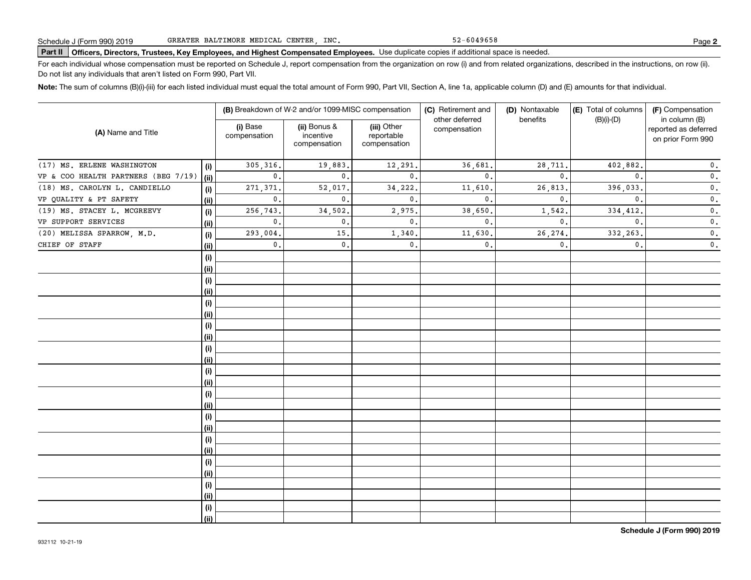Schedule J (Form 990) 2019 GREATER BALTIMORE MEDICAL CENTER, INC. 52-6049658

**Part II** **Officers, Directors, Trustees, Key Employees, and Highest Compensated Employees.** Use duplicate copies if additional space is needed.

For each individual whose compensation must be reported on Schedule J, report compensation from the organization on row (i) and from related organizations, described in the instructions, on row (ii). Do not list any individuals that aren't listed on Form 990, Part VII.

**Note:** The sum of columns (B)(i)-(iii) for each listed individual must equal the total amount of Form 990, Part VII, Section A, line 1a, applicable column (D) and (E) amounts for that individual.

| (A) Name and Title | | (B) Breakdown of W-2 and/or 1099-MISC compensation | | | (C) Retirement and other deferred compensation | (D) Nontaxable benefits | (E) Total of columns (B)(i)-(D) | (F) Compensation in column (B) reported as deferred on prior Form 990 |
|---|---|---|---|---|---|---|---|---|
| | | (i) Base compensation | (ii) Bonus & incentive compensation | (iii) Other reportable compensation | | | | |
| (17) MS. ERLENE WASHINGTON | (i) | 305,316. | 19,883. | 12,291. | 36,681. | 28,711. | 402,882. | 0. |
| VP & COO HEALTH PARTNERS (BEG 7/19) | (ii) | 0. | 0. | 0. | 0. | 0. | 0. | 0. |
| (18) MS. CAROLYN L. CANDIELLO | (i) | 271,371. | 52,017. | 34,222. | 11,610. | 26,813. | 396,033. | 0. |
| VP QUALITY & PT SAFETY | (ii) | 0. | 0. | 0. | 0. | 0. | 0. | 0. |
| (19) MS. STACEY L. MCGREEVY | (i) | 256,743. | 34,502. | 2,975. | 38,650. | 1,542. | 334,412. | 0. |
| VP SUPPORT SERVICES | (ii) | 0. | 0. | 0. | 0. | 0. | 0. | 0. |
| (20) MELISSA SPARROW, M.D. | (i) | 293,004. | 15. | 1,340. | 11,630. | 26,274. | 332,263. | 0. |
| CHIEF OF STAFF | (ii) | 0. | 0. | 0. | 0. | 0. | 0. | 0. |

Schedule J (Form 990) 2019

932112 10-21-19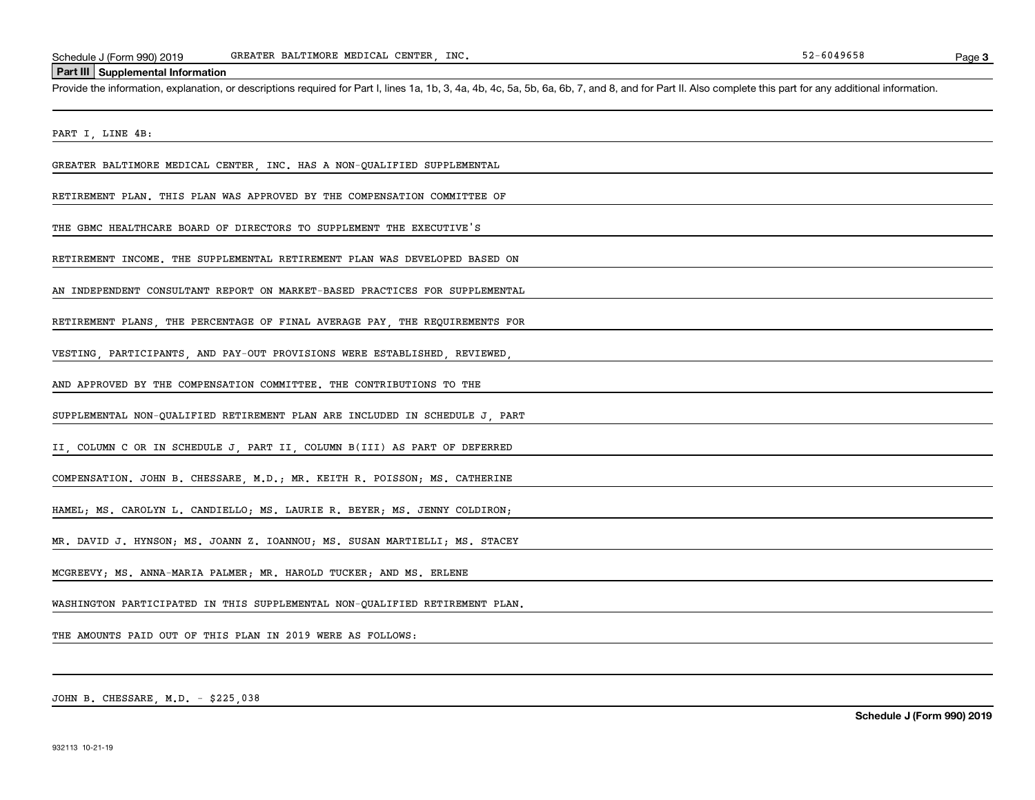## Part III Supplemental Information

Provide the information, explanation, or descriptions required for Part I, lines 1a, 1b, 3, 4a, 4b, 4c, 5a, 5b, 6a, 6b, 7, and 8, and for Part II. Also complete this part for any additional information.

PART I, LINE 4B:

GREATER BALTIMORE MEDICAL CENTER, INC. HAS A NON-QUALIFIED SUPPLEMENTAL RETIREMENT PLAN. THIS PLAN WAS APPROVED BY THE COMPENSATION COMMITTEE OF THE GBMC HEALTHCARE BOARD OF DIRECTORS TO SUPPLEMENT THE EXECUTIVE'S RETIREMENT INCOME. THE SUPPLEMENTAL RETIREMENT PLAN WAS DEVELOPED BASED ON AN INDEPENDENT CONSULTANT REPORT ON MARKET-BASED PRACTICES FOR SUPPLEMENTAL RETIREMENT PLANS, THE PERCENTAGE OF FINAL AVERAGE PAY, THE REQUIREMENTS FOR VESTING, PARTICIPANTS, AND PAY-OUT PROVISIONS WERE ESTABLISHED, REVIEWED, AND APPROVED BY THE COMPENSATION COMMITTEE. THE CONTRIBUTIONS TO THE SUPPLEMENTAL NON-QUALIFIED RETIREMENT PLAN ARE INCLUDED IN SCHEDULE J, PART II, COLUMN C OR IN SCHEDULE J, PART II, COLUMN B(III) AS PART OF DEFERRED COMPENSATION. JOHN B. CHESSARE, M.D.; MR. KEITH R. POISSON; MS. CATHERINE HAMEL; MS. CAROLYN L. CANDIELLO; MS. LAURIE R. BEYER; MS. JENNY COLDIRON; MR. DAVID J. HYNSON; MS. JOANN Z. IOANNOU; MS. SUSAN MARTIELLI; MS. STACEY MCGREEVY; MS. ANNA-MARIA PALMER; MR. HAROLD TUCKER; AND MS. ERLENE WASHINGTON PARTICIPATED IN THIS SUPPLEMENTAL NON-QUALIFIED RETIREMENT PLAN.

THE AMOUNTS PAID OUT OF THIS PLAN IN 2019 WERE AS FOLLOWS:

JOHN B. CHESSARE, M.D. - $225,038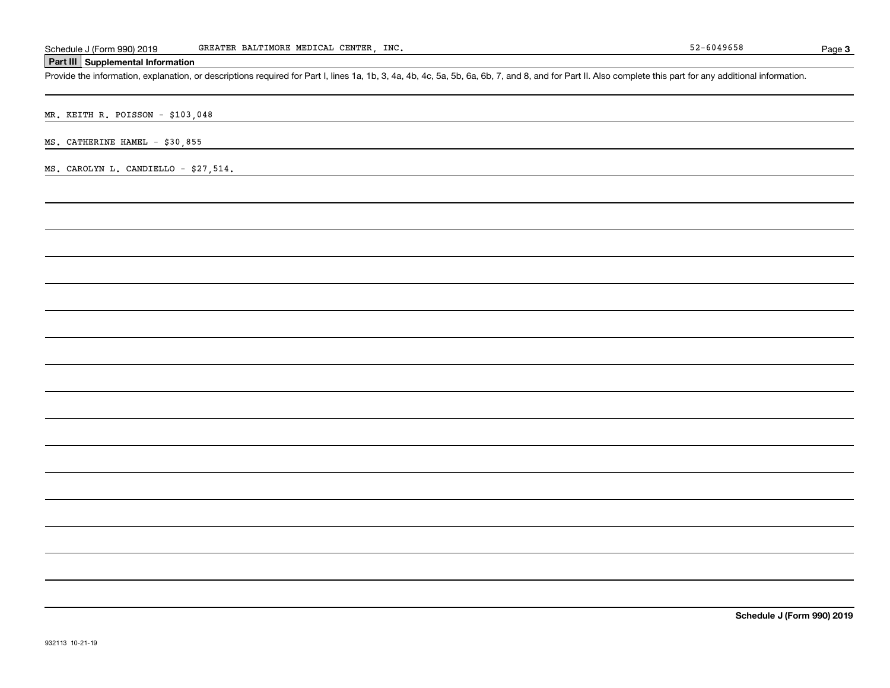## Part III Supplemental Information

Provide the information, explanation, or descriptions required for Part I, lines 1a, 1b, 3, 4a, 4b, 4c, 5a, 5b, 6a, 6b, 7, and 8, and for Part II. Also complete this part for any additional information.

MR. KEITH R. POISSON - $103,048

MS. CATHERINE HAMEL - $30,855

MS. CAROLYN L. CANDIELLO - $27,514.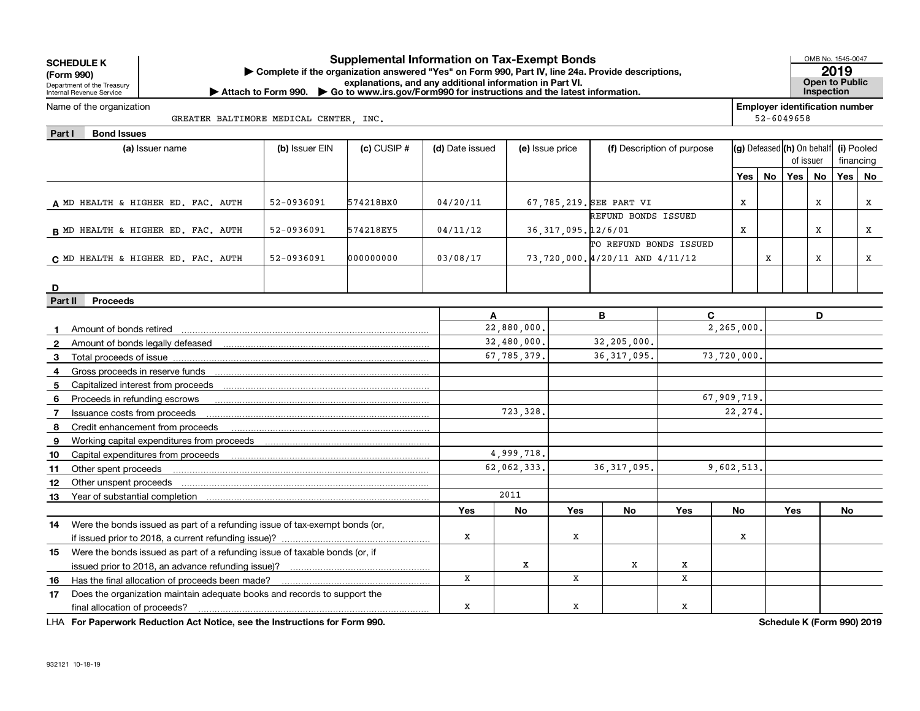**SCHEDULE K (Form 990)**
Department of the Treasury
Internal Revenue Service

# Supplemental Information on Tax-Exempt Bonds

▶ Complete if the organization answered "Yes" on Form 990, Part IV, line 24a. Provide descriptions, explanations, and any additional information in Part VI.
▶ Attach to Form 990. ▶ Go to www.irs.gov/Form990 for instructions and the latest information.

OMB No. 1545-0047
**2019**
**Open to Public Inspection**

Name of the organization: GREATER BALTIMORE MEDICAL CENTER, INC.
Employer identification number: 52-6049658

## Part I Bond Issues

| | (a) Issuer name | (b) Issuer EIN | (c) CUSIP # | (d) Date issued | (e) Issue price | (f) Description of purpose | (g) Defeased Yes | (g) Defeased No | (h) On behalf of issuer Yes | (h) On behalf of issuer No | (i) Pooled financing Yes | (i) Pooled financing No |
|---|---|---|---|---|---|---|---|---|---|---|---|---|
| A | MD HEALTH & HIGHER ED. FAC. AUTH | 52-0936091 | 574218BX0 | 04/20/11 | 67,785,219. | SEE PART VI | X | | | X | | X |
| B | MD HEALTH & HIGHER ED. FAC. AUTH | 52-0936091 | 574218EY5 | 04/11/12 | 36,317,095. | REFUND BONDS ISSUED 12/6/01 | X | | | X | | X |
| C | MD HEALTH & HIGHER ED. FAC. AUTH | 52-0936091 | 000000000 | 03/08/17 | 73,720,000. | TO REFUND BONDS ISSUED 4/20/11 AND 4/11/12 | | X | | X | | X |
| D | | | | | | | | | | | | |

## Part II Proceeds

| | | A | | B | | C | | D | |
|---|---|---|---|---|---|---|---|---|---|
| 1 | Amount of bonds retired | 22,880,000. | | | | 2,265,000. | | | |
| 2 | Amount of bonds legally defeased | 32,480,000. | | 32,205,000. | | | | | |
| 3 | Total proceeds of issue | 67,785,379. | | 36,317,095. | | 73,720,000. | | | |
| 4 | Gross proceeds in reserve funds | | | | | | | | |
| 5 | Capitalized interest from proceeds | | | | | | | | |
| 6 | Proceeds in refunding escrows | | | | | 67,909,719. | | | |
| 7 | Issuance costs from proceeds | 723,328. | | | | 22,274. | | | |
| 8 | Credit enhancement from proceeds | | | | | | | | |
| 9 | Working capital expenditures from proceeds | | | | | | | | |
| 10 | Capital expenditures from proceeds | 4,999,718. | | | | | | | |
| 11 | Other spent proceeds | 62,062,333. | | 36,317,095. | | 9,602,513. | | | |
| 12 | Other unspent proceeds | | | | | | | | |
| 13 | Year of substantial completion | 2011 | | | | | | | |
| | | Yes | No | Yes | No | Yes | No | Yes | No |
| 14 | Were the bonds issued as part of a refunding issue of tax-exempt bonds (or, if issued prior to 2018, a current refunding issue)? | X | | X | | | X | | |
| 15 | Were the bonds issued as part of a refunding issue of taxable bonds (or, if issued prior to 2018, an advance refunding issue)? | | X | | X | X | | | |
| 16 | Has the final allocation of proceeds been made? | X | | X | | X | | | |
| 17 | Does the organization maintain adequate books and records to support the final allocation of proceeds? | X | | X | | X | | | |

LHA **For Paperwork Reduction Act Notice, see the Instructions for Form 990.** **Schedule K (Form 990) 2019**

932121 10-18-19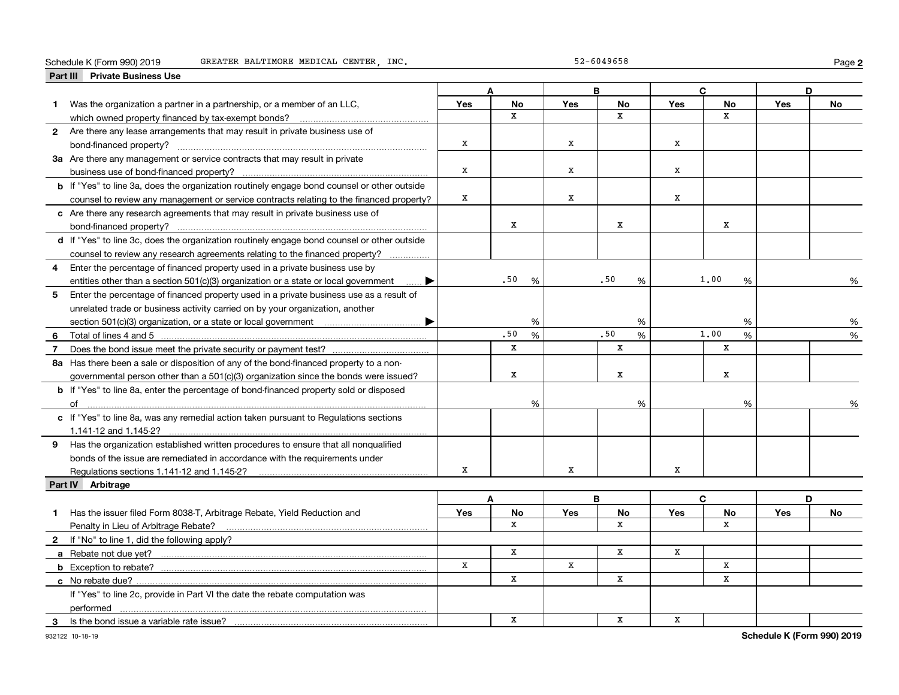Schedule K (Form 990) 2019 GREATER BALTIMORE MEDICAL CENTER, INC. 52-6049658

## Part III Private Business Use

| | A | | B | | C | | D | |
|---|---|---|---|---|---|---|---|---|
| | Yes | No | Yes | No | Yes | No | Yes | No |
| **1** Was the organization a partner in a partnership, or a member of an LLC, which owned property financed by tax-exempt bonds? | | X | | X | | X | | |
| **2** Are there any lease arrangements that may result in private business use of bond-financed property? | X | | X | | X | | | |
| **3a** Are there any management or service contracts that may result in private business use of bond-financed property? | X | | X | | X | | | |
| **b** If "Yes" to line 3a, does the organization routinely engage bond counsel or other outside counsel to review any management or service contracts relating to the financed property? | X | | X | | X | | | |
| **c** Are there any research agreements that may result in private business use of bond-financed property? | | X | | X | | X | | |
| **d** If "Yes" to line 3c, does the organization routinely engage bond counsel or other outside counsel to review any research agreements relating to the financed property? | | | | | | | | |
| **4** Enter the percentage of financed property used in a private business use by entities other than a section 501(c)(3) organization or a state or local government ▶ | .50 % | | .50 % | | 1.00 % | | % | |
| **5** Enter the percentage of financed property used in a private business use as a result of unrelated trade or business activity carried on by your organization, another section 501(c)(3) organization, or a state or local government ▶ | % | | % | | % | | % | |
| **6** Total of lines 4 and 5 | .50 % | | .50 % | | 1.00 % | | % | |
| **7** Does the bond issue meet the private security or payment test? | | X | | X | | X | | |
| **8a** Has there been a sale or disposition of any of the bond-financed property to a nongovernmental person other than a 501(c)(3) organization since the bonds were issued? | | X | | X | | X | | |
| **b** If "Yes" to line 8a, enter the percentage of bond-financed property sold or disposed of | % | | % | | % | | % | |
| **c** If "Yes" to line 8a, was any remedial action taken pursuant to Regulations sections 1.141-12 and 1.145-2? | | | | | | | | |
| **9** Has the organization established written procedures to ensure that all nonqualified bonds of the issue are remediated in accordance with the requirements under Regulations sections 1.141-12 and 1.145-2? | X | | X | | X | | | |

## Part IV Arbitrage

| | A | | B | | C | | D | |
|---|---|---|---|---|---|---|---|---|
| | Yes | No | Yes | No | Yes | No | Yes | No |
| **1** Has the issuer filed Form 8038-T, Arbitrage Rebate, Yield Reduction and Penalty in Lieu of Arbitrage Rebate? | | X | | X | | X | | |
| **2** If "No" to line 1, did the following apply? | | | | | | | | |
| **a** Rebate not due yet? | | X | | X | X | | | |
| **b** Exception to rebate? | X | | X | | | X | | |
| **c** No rebate due? | | X | | X | | X | | |
| If "Yes" to line 2c, provide in Part VI the date the rebate computation was performed | | | | | | | | |
| **3** Is the bond issue a variable rate issue? | | X | | X | X | | | |

932122 10-18-19 **Schedule K (Form 990) 2019**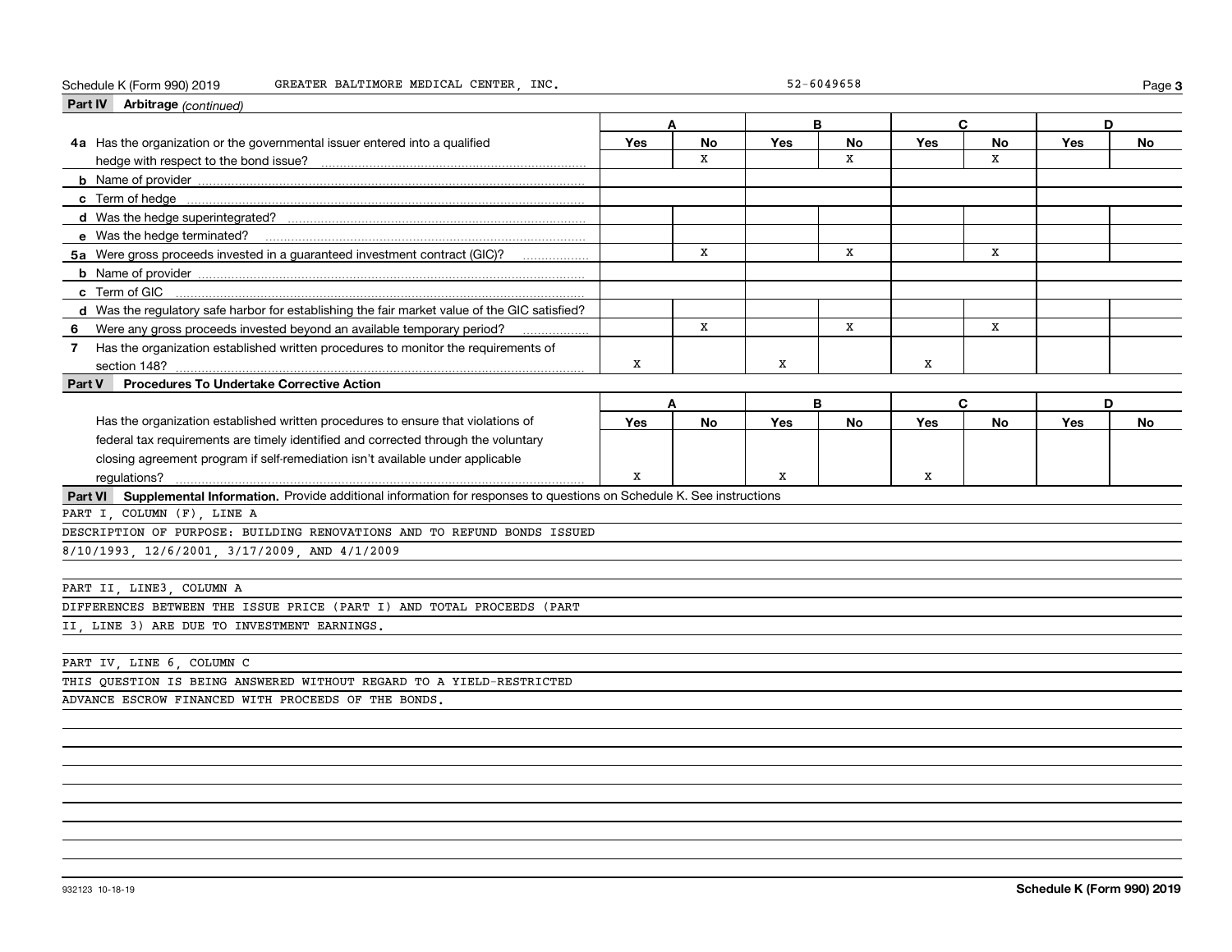Schedule K (Form 990) 2019 GREATER BALTIMORE MEDICAL CENTER, INC. 52-6049658

## Part IV Arbitrage *(continued)*

| | A | | B | | C | | D | |
|---|---|---|---|---|---|---|---|---|
| | Yes | No | Yes | No | Yes | No | Yes | No |
| **4a** Has the organization or the governmental issuer entered into a qualified hedge with respect to the bond issue? | | X | | X | | X | | |
| **b** Name of provider | | | | | | | | |
| **c** Term of hedge | | | | | | | | |
| **d** Was the hedge superintegrated? | | | | | | | | |
| **e** Was the hedge terminated? | | | | | | | | |
| **5a** Were gross proceeds invested in a guaranteed investment contract (GIC)? | | X | | X | | X | | |
| **b** Name of provider | | | | | | | | |
| **c** Term of GIC | | | | | | | | |
| **d** Was the regulatory safe harbor for establishing the fair market value of the GIC satisfied? | | | | | | | | |
| **6** Were any gross proceeds invested beyond an available temporary period? | | X | | X | | X | | |
| **7** Has the organization established written procedures to monitor the requirements of section 148? | X | | X | | X | | | |

## Part V Procedures To Undertake Corrective Action

| | A | | B | | C | | D | |
|---|---|---|---|---|---|---|---|---|
| | Yes | No | Yes | No | Yes | No | Yes | No |
| Has the organization established written procedures to ensure that violations of federal tax requirements are timely identified and corrected through the voluntary closing agreement program if self-remediation isn't available under applicable regulations? | X | | X | | X | | | |

## Part VI Supplemental Information. 
Provide additional information for responses to questions on Schedule K. See instructions

PART I, COLUMN (F), LINE A

DESCRIPTION OF PURPOSE: BUILDING RENOVATIONS AND TO REFUND BONDS ISSUED 8/10/1993, 12/6/2001, 3/17/2009, AND 4/1/2009

PART II, LINE3, COLUMN A

DIFFERENCES BETWEEN THE ISSUE PRICE (PART I) AND TOTAL PROCEEDS (PART II, LINE 3) ARE DUE TO INVESTMENT EARNINGS.

PART IV, LINE 6, COLUMN C

THIS QUESTION IS BEING ANSWERED WITHOUT REGARD TO A YIELD-RESTRICTED ADVANCE ESCROW FINANCED WITH PROCEEDS OF THE BONDS.

932123 10-18-19 **Schedule K (Form 990) 2019**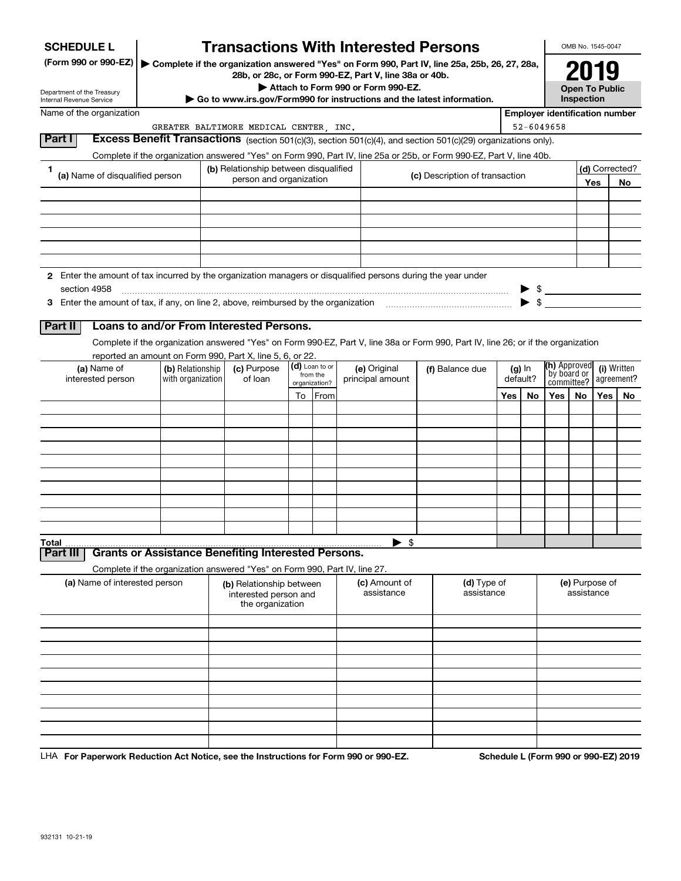**SCHEDULE L**
**(Form 990 or 990-EZ)**

Department of the Treasury
Internal Revenue Service

# Transactions With Interested Persons

▶ **Complete if the organization answered "Yes" on Form 990, Part IV, line 25a, 25b, 26, 27, 28a, 28b, or 28c, or Form 990-EZ, Part V, line 38a or 40b.**
▶ **Attach to Form 990 or Form 990-EZ.**
▶ **Go to www.irs.gov/Form990 for instructions and the latest information.**

OMB No. 1545-0047

**2019**

**Open To Public Inspection**

Name of the organization: GREATER BALTIMORE MEDICAL CENTER, INC.

**Employer identification number:** 52-6049658

## Part I Excess Benefit Transactions (section 501(c)(3), section 501(c)(4), and section 501(c)(29) organizations only).

Complete if the organization answered "Yes" on Form 990, Part IV, line 25a or 25b, or Form 990-EZ, Part V, line 40b.

| 1 (a) Name of disqualified person | (b) Relationship between disqualified person and organization | (c) Description of transaction | (d) Corrected? Yes | No |
|---|---|---|---|---|
| | | | | |
| | | | | |
| | | | | |
| | | | | |
| | | | | |
| | | | | |

**2** Enter the amount of tax incurred by the organization managers or disqualified persons during the year under section 4958 ▶ $

**3** Enter the amount of tax, if any, on line 2, above, reimbursed by the organization ▶ $

## Part II Loans to and/or From Interested Persons.

Complete if the organization answered "Yes" on Form 990-EZ, Part V, line 38a or Form 990, Part IV, line 26; or if the organization reported an amount on Form 990, Part X, line 5, 6, or 22.

| (a) Name of interested person | (b) Relationship with organization | (c) Purpose of loan | (d) Loan to or from the organization? To | From | (e) Original principal amount | (f) Balance due | (g) In default? Yes | No | (h) Approved by board or committee? Yes | No | (i) Written agreement? Yes | No |
|---|---|---|---|---|---|---|---|---|---|---|---|---|
| | | | | | | | | | | | | |
| | | | | | | | | | | | | |
| | | | | | | | | | | | | |
| | | | | | | | | | | | | |
| | | | | | | | | | | | | |
| | | | | | | | | | | | | |
| | | | | | | | | | | | | |
| | | | | | | | | | | | | |
| | | | | | | | | | | | | |
| | | | | | | | | | | | | |
| **Total** | | | | | ▶ $ | | | | | | | |

## Part III Grants or Assistance Benefiting Interested Persons.

Complete if the organization answered "Yes" on Form 990, Part IV, line 27.

| (a) Name of interested person | (b) Relationship between interested person and the organization | (c) Amount of assistance | (d) Type of assistance | (e) Purpose of assistance |
|---|---|---|---|---|
| | | | | |
| | | | | |
| | | | | |
| | | | | |
| | | | | |
| | | | | |
| | | | | |
| | | | | |
| | | | | |
| | | | | |

LHA **For Paperwork Reduction Act Notice, see the Instructions for Form 990 or 990-EZ.** **Schedule L (Form 990 or 990-EZ) 2019**

932131 10-21-19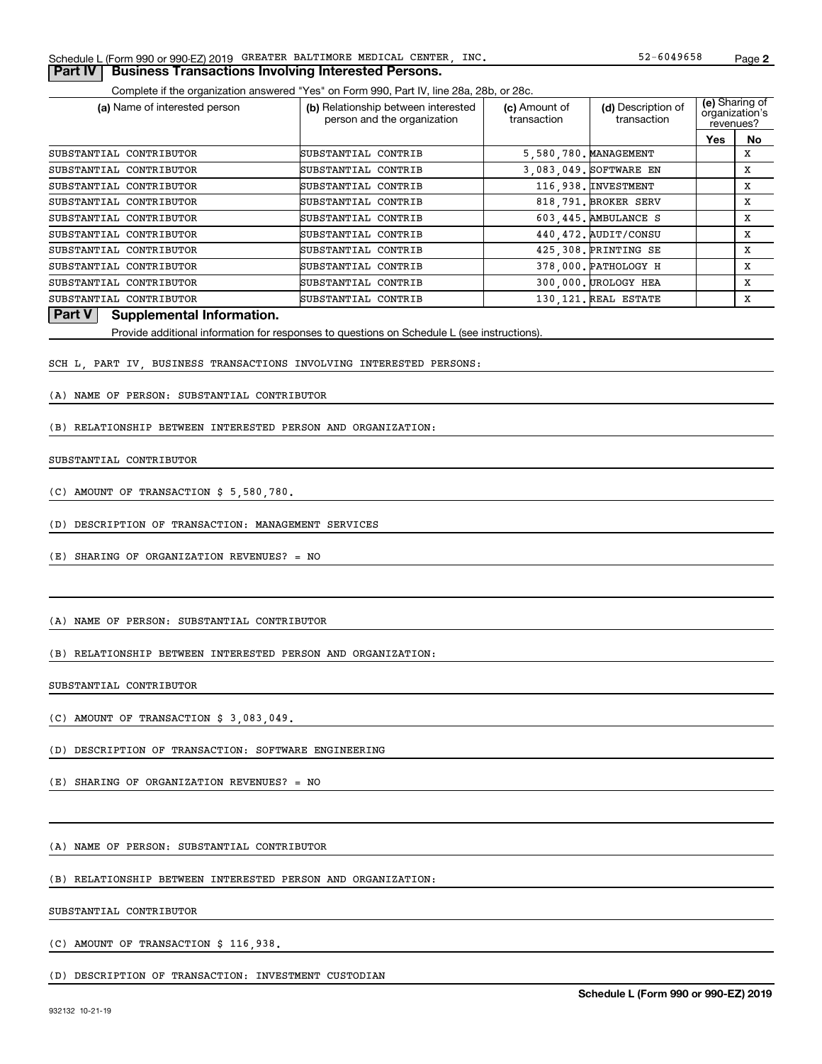Schedule L (Form 990 or 990-EZ) 2019 GREATER BALTIMORE MEDICAL CENTER, INC. 52-6049658

## Part IV Business Transactions Involving Interested Persons.

Complete if the organization answered "Yes" on Form 990, Part IV, line 28a, 28b, or 28c.

| (a) Name of interested person | (b) Relationship between interested person and the organization | (c) Amount of transaction | (d) Description of transaction | (e) Sharing of organization's revenues? | |
|---|---|---|---|---|---|
| | | | | Yes | No |
| SUBSTANTIAL CONTRIBUTOR | SUBSTANTIAL CONTRIB | 5,580,780. | MANAGEMENT | | X |
| SUBSTANTIAL CONTRIBUTOR | SUBSTANTIAL CONTRIB | 3,083,049. | SOFTWARE EN | | X |
| SUBSTANTIAL CONTRIBUTOR | SUBSTANTIAL CONTRIB | 116,938. | INVESTMENT | | X |
| SUBSTANTIAL CONTRIBUTOR | SUBSTANTIAL CONTRIB | 818,791. | BROKER SERV | | X |
| SUBSTANTIAL CONTRIBUTOR | SUBSTANTIAL CONTRIB | 603,445. | AMBULANCE S | | X |
| SUBSTANTIAL CONTRIBUTOR | SUBSTANTIAL CONTRIB | 440,472. | AUDIT/CONSU | | X |
| SUBSTANTIAL CONTRIBUTOR | SUBSTANTIAL CONTRIB | 425,308. | PRINTING SE | | X |
| SUBSTANTIAL CONTRIBUTOR | SUBSTANTIAL CONTRIB | 378,000. | PATHOLOGY H | | X |
| SUBSTANTIAL CONTRIBUTOR | SUBSTANTIAL CONTRIB | 300,000. | UROLOGY HEA | | X |
| SUBSTANTIAL CONTRIBUTOR | SUBSTANTIAL CONTRIB | 130,121. | REAL ESTATE | | X |

## Part V Supplemental Information.

Provide additional information for responses to questions on Schedule L (see instructions).

SCH L, PART IV, BUSINESS TRANSACTIONS INVOLVING INTERESTED PERSONS:

(A) NAME OF PERSON: SUBSTANTIAL CONTRIBUTOR

(B) RELATIONSHIP BETWEEN INTERESTED PERSON AND ORGANIZATION:

SUBSTANTIAL CONTRIBUTOR

(C) AMOUNT OF TRANSACTION $ 5,580,780.

(D) DESCRIPTION OF TRANSACTION: MANAGEMENT SERVICES

(E) SHARING OF ORGANIZATION REVENUES? = NO

(A) NAME OF PERSON: SUBSTANTIAL CONTRIBUTOR

(B) RELATIONSHIP BETWEEN INTERESTED PERSON AND ORGANIZATION:

SUBSTANTIAL CONTRIBUTOR

(C) AMOUNT OF TRANSACTION $ 3,083,049.

(D) DESCRIPTION OF TRANSACTION: SOFTWARE ENGINEERING

(E) SHARING OF ORGANIZATION REVENUES? = NO

(A) NAME OF PERSON: SUBSTANTIAL CONTRIBUTOR

(B) RELATIONSHIP BETWEEN INTERESTED PERSON AND ORGANIZATION:

SUBSTANTIAL CONTRIBUTOR

(C) AMOUNT OF TRANSACTION $ 116,938.

(D) DESCRIPTION OF TRANSACTION: INVESTMENT CUSTODIAN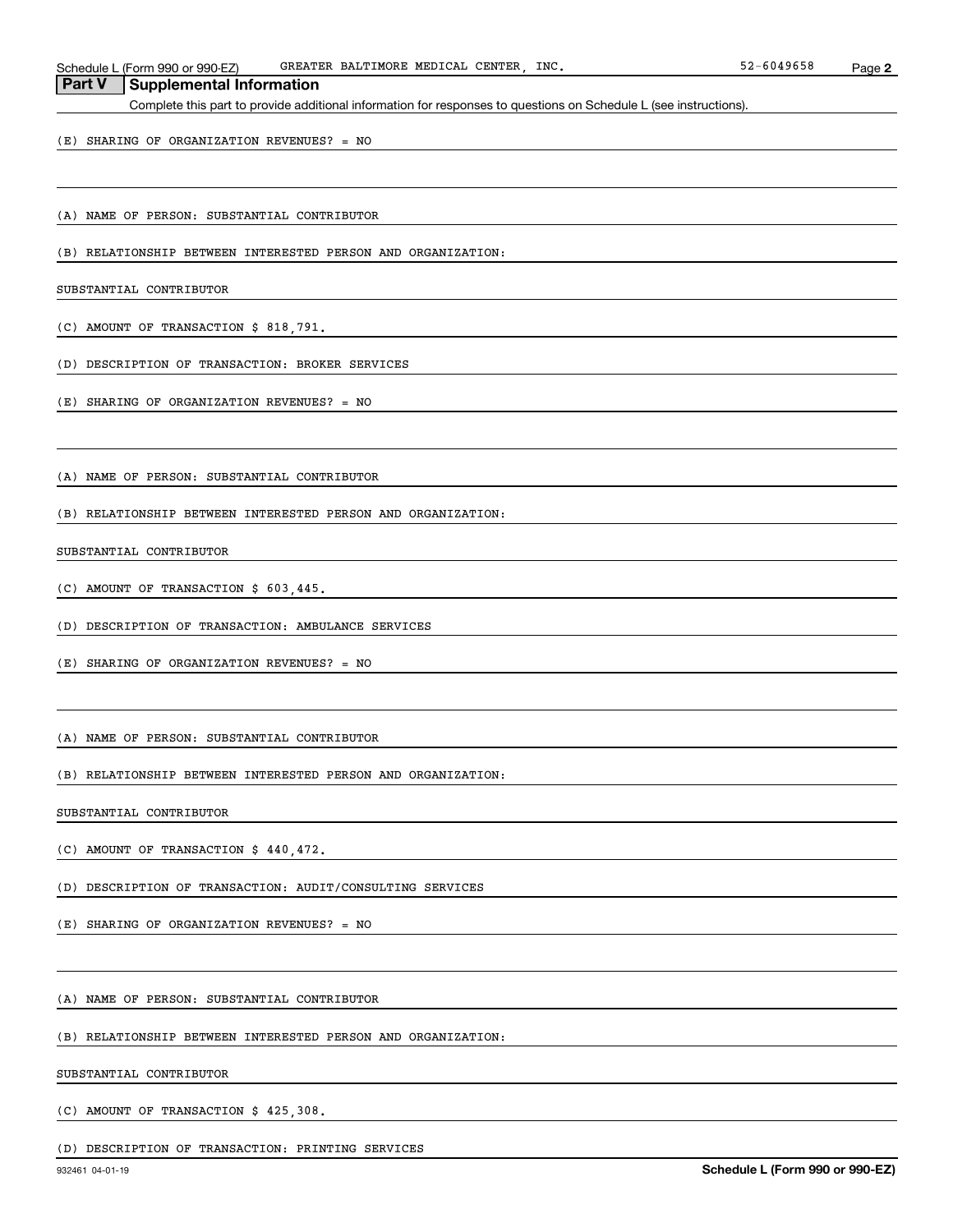## Part V Supplemental Information

Complete this part to provide additional information for responses to questions on Schedule L (see instructions).

(E) SHARING OF ORGANIZATION REVENUES? = NO

(A) NAME OF PERSON: SUBSTANTIAL CONTRIBUTOR

(B) RELATIONSHIP BETWEEN INTERESTED PERSON AND ORGANIZATION:

SUBSTANTIAL CONTRIBUTOR

(C) AMOUNT OF TRANSACTION $ 818,791.

(D) DESCRIPTION OF TRANSACTION: BROKER SERVICES

(E) SHARING OF ORGANIZATION REVENUES? = NO

(A) NAME OF PERSON: SUBSTANTIAL CONTRIBUTOR

(B) RELATIONSHIP BETWEEN INTERESTED PERSON AND ORGANIZATION:

SUBSTANTIAL CONTRIBUTOR

(C) AMOUNT OF TRANSACTION $ 603,445.

(D) DESCRIPTION OF TRANSACTION: AMBULANCE SERVICES

(E) SHARING OF ORGANIZATION REVENUES? = NO

(A) NAME OF PERSON: SUBSTANTIAL CONTRIBUTOR

(B) RELATIONSHIP BETWEEN INTERESTED PERSON AND ORGANIZATION:

SUBSTANTIAL CONTRIBUTOR

(C) AMOUNT OF TRANSACTION $ 440,472.

(D) DESCRIPTION OF TRANSACTION: AUDIT/CONSULTING SERVICES

(E) SHARING OF ORGANIZATION REVENUES? = NO

(A) NAME OF PERSON: SUBSTANTIAL CONTRIBUTOR

(B) RELATIONSHIP BETWEEN INTERESTED PERSON AND ORGANIZATION:

SUBSTANTIAL CONTRIBUTOR

(C) AMOUNT OF TRANSACTION $ 425,308.

(D) DESCRIPTION OF TRANSACTION: PRINTING SERVICES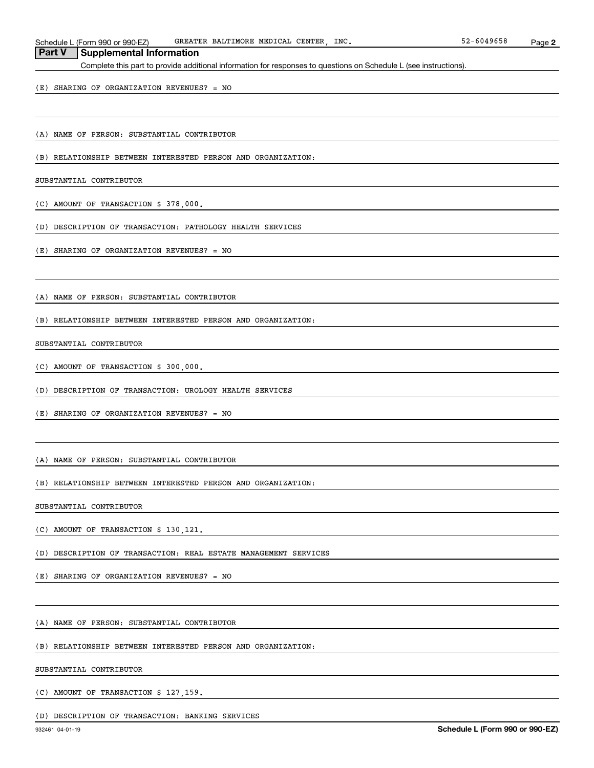Schedule L (Form 990 or 990-EZ) GREATER BALTIMORE MEDICAL CENTER, INC. 52-6049658 Page 2

## Part V Supplemental Information

Complete this part to provide additional information for responses to questions on Schedule L (see instructions).

(E) SHARING OF ORGANIZATION REVENUES? = NO

(A) NAME OF PERSON: SUBSTANTIAL CONTRIBUTOR

(B) RELATIONSHIP BETWEEN INTERESTED PERSON AND ORGANIZATION:

SUBSTANTIAL CONTRIBUTOR

(C) AMOUNT OF TRANSACTION $ 378,000.

(D) DESCRIPTION OF TRANSACTION: PATHOLOGY HEALTH SERVICES

(E) SHARING OF ORGANIZATION REVENUES? = NO

(A) NAME OF PERSON: SUBSTANTIAL CONTRIBUTOR

(B) RELATIONSHIP BETWEEN INTERESTED PERSON AND ORGANIZATION:

SUBSTANTIAL CONTRIBUTOR

(C) AMOUNT OF TRANSACTION $ 300,000.

(D) DESCRIPTION OF TRANSACTION: UROLOGY HEALTH SERVICES

(E) SHARING OF ORGANIZATION REVENUES? = NO

(A) NAME OF PERSON: SUBSTANTIAL CONTRIBUTOR

(B) RELATIONSHIP BETWEEN INTERESTED PERSON AND ORGANIZATION:

SUBSTANTIAL CONTRIBUTOR

(C) AMOUNT OF TRANSACTION $ 130,121.

(D) DESCRIPTION OF TRANSACTION: REAL ESTATE MANAGEMENT SERVICES

(E) SHARING OF ORGANIZATION REVENUES? = NO

(A) NAME OF PERSON: SUBSTANTIAL CONTRIBUTOR

(B) RELATIONSHIP BETWEEN INTERESTED PERSON AND ORGANIZATION:

SUBSTANTIAL CONTRIBUTOR

(C) AMOUNT OF TRANSACTION $ 127,159.

(D) DESCRIPTION OF TRANSACTION: BANKING SERVICES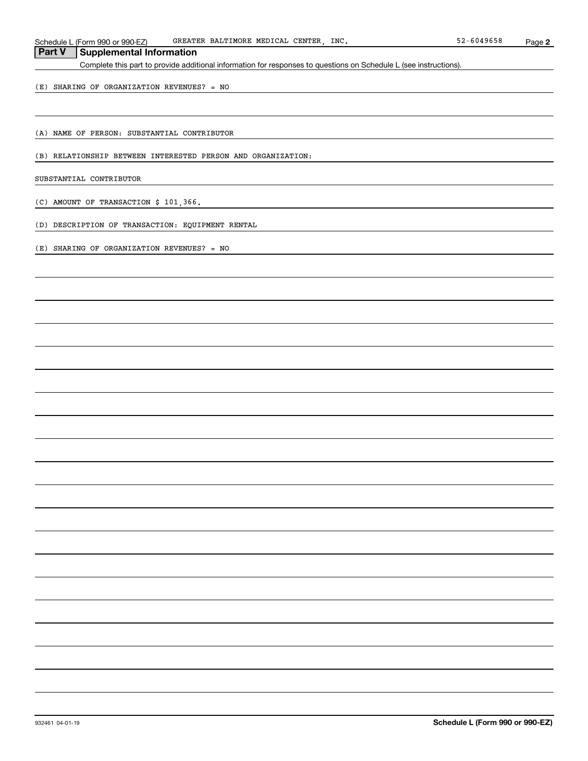## Part V Supplemental Information

Complete this part to provide additional information for responses to questions on Schedule L (see instructions).

(E) SHARING OF ORGANIZATION REVENUES? = NO

(A) NAME OF PERSON: SUBSTANTIAL CONTRIBUTOR

(B) RELATIONSHIP BETWEEN INTERESTED PERSON AND ORGANIZATION:

SUBSTANTIAL CONTRIBUTOR

(C) AMOUNT OF TRANSACTION $ 101,366.

(D) DESCRIPTION OF TRANSACTION: EQUIPMENT RENTAL

(E) SHARING OF ORGANIZATION REVENUES? = NO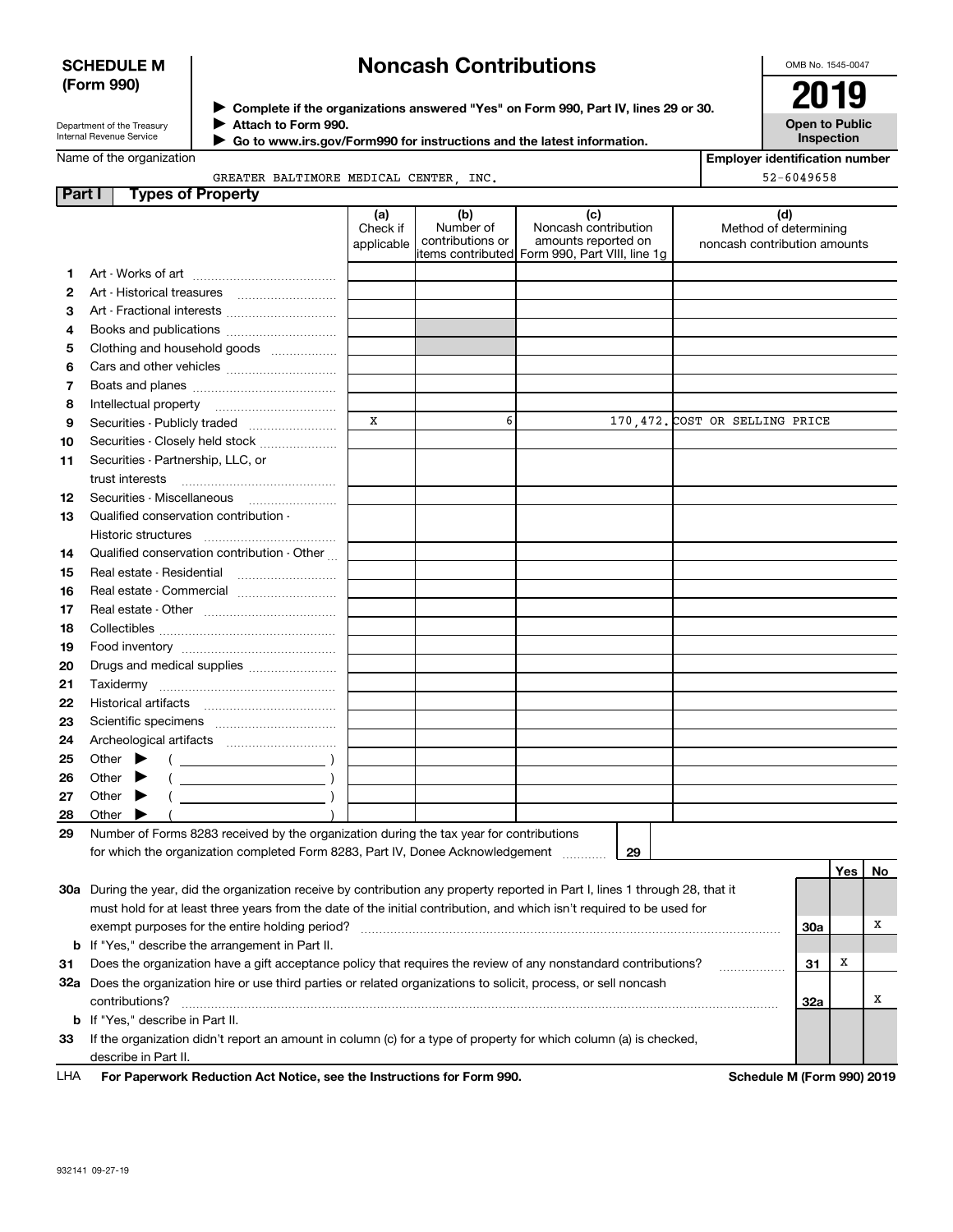**SCHEDULE M (Form 990)**

Department of the Treasury
Internal Revenue Service

# Noncash Contributions

▶ Complete if the organizations answered "Yes" on Form 990, Part IV, lines 29 or 30.
▶ Attach to Form 990.
▶ Go to www.irs.gov/Form990 for instructions and the latest information.

OMB No. 1545-0047

**2019**

**Open to Public Inspection**

Name of the organization: GREATER BALTIMORE MEDICAL CENTER, INC.

Employer identification number: 52-6049658

## Part I Types of Property

| | | (a) Check if applicable | (b) Number of contributions or items contributed | (c) Noncash contribution amounts reported on Form 990, Part VIII, line 1g | (d) Method of determining noncash contribution amounts |
|---|---|---|---|---|---|
| 1 | Art - Works of art | | | | |
| 2 | Art - Historical treasures | | | | |
| 3 | Art - Fractional interests | | | | |
| 4 | Books and publications | | | | |
| 5 | Clothing and household goods | | | | |
| 6 | Cars and other vehicles | | | | |
| 7 | Boats and planes | | | | |
| 8 | Intellectual property | | | | |
| 9 | Securities - Publicly traded | X | 6 | 170,472. | COST OR SELLING PRICE |
| 10 | Securities - Closely held stock | | | | |
| 11 | Securities - Partnership, LLC, or trust interests | | | | |
| 12 | Securities - Miscellaneous | | | | |
| 13 | Qualified conservation contribution - Historic structures | | | | |
| 14 | Qualified conservation contribution - Other | | | | |
| 15 | Real estate - Residential | | | | |
| 16 | Real estate - Commercial | | | | |
| 17 | Real estate - Other | | | | |
| 18 | Collectibles | | | | |
| 19 | Food inventory | | | | |
| 20 | Drugs and medical supplies | | | | |
| 21 | Taxidermy | | | | |
| 22 | Historical artifacts | | | | |
| 23 | Scientific specimens | | | | |
| 24 | Archeological artifacts | | | | |
| 25 | Other ▶ ( ) | | | | |
| 26 | Other ▶ ( ) | | | | |
| 27 | Other ▶ ( ) | | | | |
| 28 | Other ▶ ( ) | | | | |

29 Number of Forms 8283 received by the organization during the tax year for contributions for which the organization completed Form 8283, Part IV, Donee Acknowledgement ..... **29**

| | | | Yes | No |
|---|---|---|---|---|
| 30a | During the year, did the organization receive by contribution any property reported in Part I, lines 1 through 28, that it must hold for at least three years from the date of the initial contribution, and which isn't required to be used for exempt purposes for the entire holding period? | 30a | | X |
| b | If "Yes," describe the arrangement in Part II. | | | |
| 31 | Does the organization have a gift acceptance policy that requires the review of any nonstandard contributions? | 31 | X | |
| 32a | Does the organization hire or use third parties or related organizations to solicit, process, or sell noncash contributions? | 32a | | X |
| b | If "Yes," describe in Part II. | | | |
| 33 | If the organization didn't report an amount in column (c) for a type of property for which column (a) is checked, describe in Part II. | | | |

LHA **For Paperwork Reduction Act Notice, see the Instructions for Form 990.** **Schedule M (Form 990) 2019**

932141 09-27-19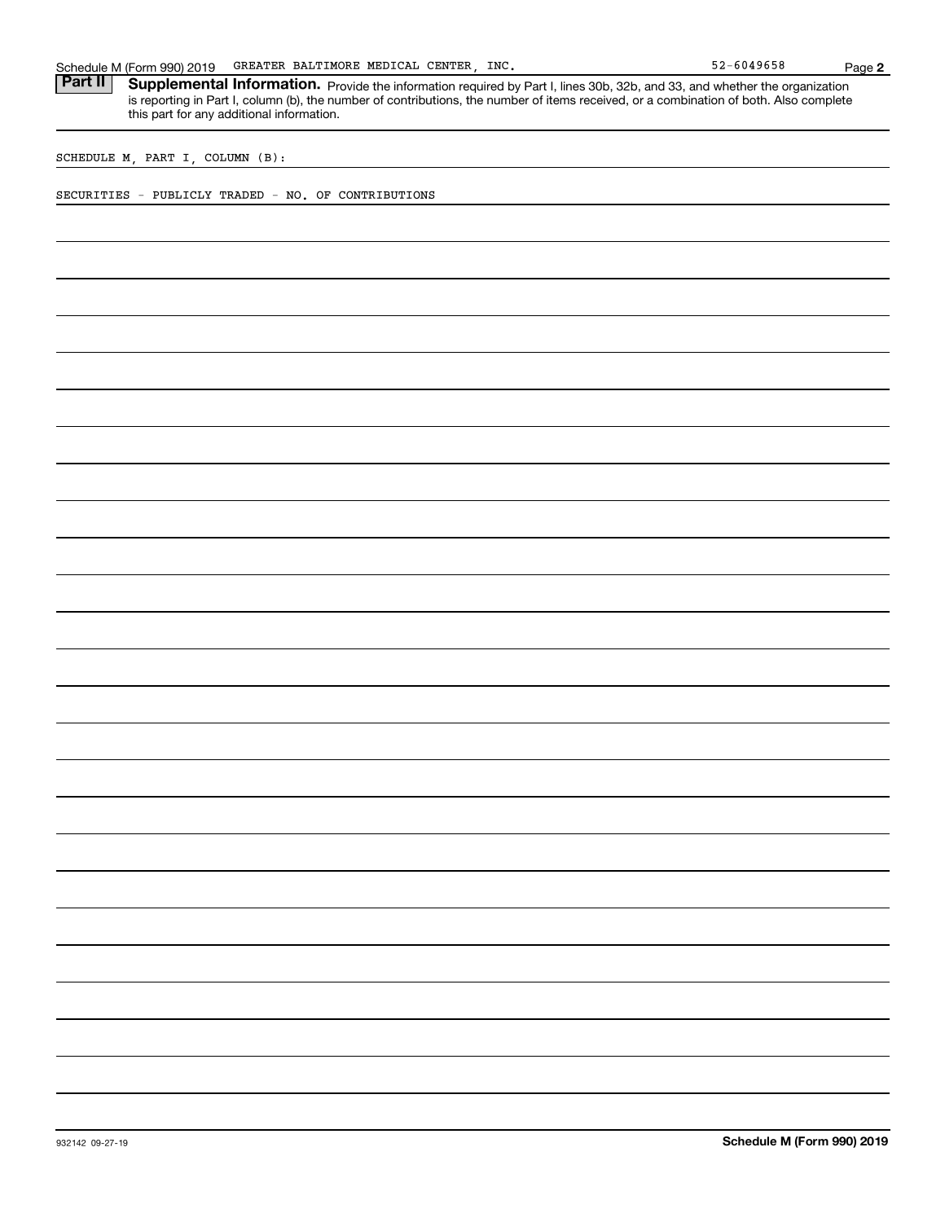**Part II** **Supplemental Information.** Provide the information required by Part I, lines 30b, 32b, and 33, and whether the organization is reporting in Part I, column (b), the number of contributions, the number of items received, or a combination of both. Also complete this part for any additional information.

SCHEDULE M, PART I, COLUMN (B):

SECURITIES - PUBLICLY TRADED - NO. OF CONTRIBUTIONS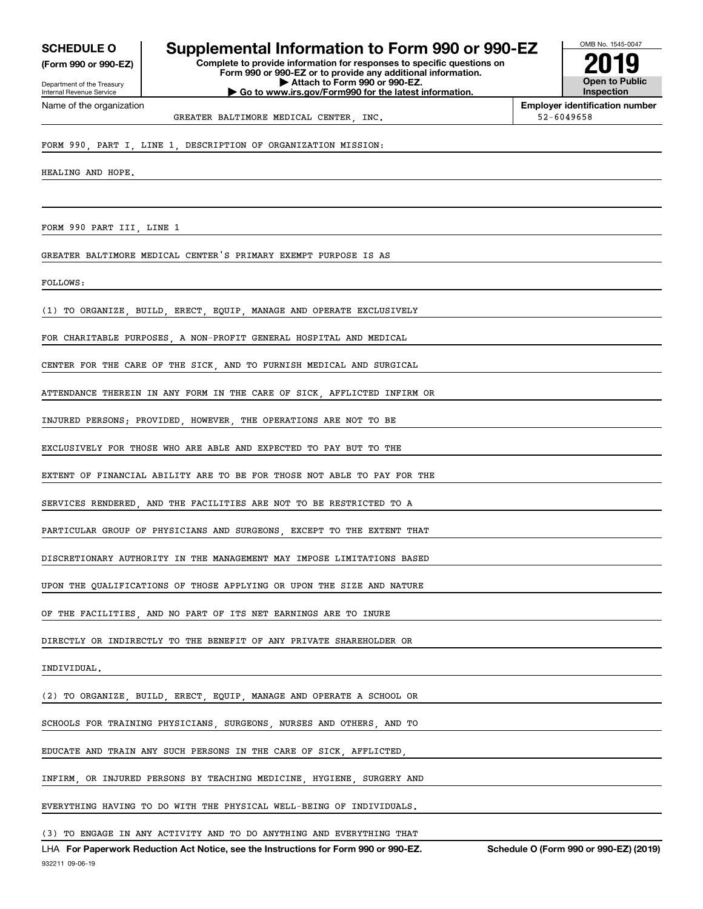**SCHEDULE O**
**(Form 990 or 990-EZ)**

Department of the Treasury
Internal Revenue Service

# Supplemental Information to Form 990 or 990-EZ

**Complete to provide information for responses to specific questions on Form 990 or 990-EZ or to provide any additional information.**
**▶ Attach to Form 990 or 990-EZ.**
**▶ Go to www.irs.gov/Form990 for the latest information.**

OMB No. 1545-0047
**2019**
**Open to Public Inspection**

Name of the organization: GREATER BALTIMORE MEDICAL CENTER, INC.
**Employer identification number:** 52-6049658

FORM 990, PART I, LINE 1, DESCRIPTION OF ORGANIZATION MISSION:

HEALING AND HOPE.

FORM 990 PART III, LINE 1

GREATER BALTIMORE MEDICAL CENTER'S PRIMARY EXEMPT PURPOSE IS AS FOLLOWS:

(1) TO ORGANIZE, BUILD, ERECT, EQUIP, MANAGE AND OPERATE EXCLUSIVELY FOR CHARITABLE PURPOSES, A NON-PROFIT GENERAL HOSPITAL AND MEDICAL CENTER FOR THE CARE OF THE SICK, AND TO FURNISH MEDICAL AND SURGICAL ATTENDANCE THEREIN IN ANY FORM IN THE CARE OF SICK, AFFLICTED INFIRM OR INJURED PERSONS; PROVIDED, HOWEVER, THE OPERATIONS ARE NOT TO BE EXCLUSIVELY FOR THOSE WHO ARE ABLE AND EXPECTED TO PAY BUT TO THE EXTENT OF FINANCIAL ABILITY ARE TO BE FOR THOSE NOT ABLE TO PAY FOR THE SERVICES RENDERED, AND THE FACILITIES ARE NOT TO BE RESTRICTED TO A PARTICULAR GROUP OF PHYSICIANS AND SURGEONS, EXCEPT TO THE EXTENT THAT DISCRETIONARY AUTHORITY IN THE MANAGEMENT MAY IMPOSE LIMITATIONS BASED UPON THE QUALIFICATIONS OF THOSE APPLYING OR UPON THE SIZE AND NATURE OF THE FACILITIES, AND NO PART OF ITS NET EARNINGS ARE TO INURE DIRECTLY OR INDIRECTLY TO THE BENEFIT OF ANY PRIVATE SHAREHOLDER OR INDIVIDUAL.

(2) TO ORGANIZE, BUILD, ERECT, EQUIP, MANAGE AND OPERATE A SCHOOL OR SCHOOLS FOR TRAINING PHYSICIANS, SURGEONS, NURSES AND OTHERS, AND TO EDUCATE AND TRAIN ANY SUCH PERSONS IN THE CARE OF SICK, AFFLICTED, INFIRM, OR INJURED PERSONS BY TEACHING MEDICINE, HYGIENE, SURGERY AND EVERYTHING HAVING TO DO WITH THE PHYSICAL WELL-BEING OF INDIVIDUALS.

(3) TO ENGAGE IN ANY ACTIVITY AND TO DO ANYTHING AND EVERYTHING THAT

LHA **For Paperwork Reduction Act Notice, see the Instructions for Form 990 or 990-EZ.** **Schedule O (Form 990 or 990-EZ) (2019)**

932211 09-06-19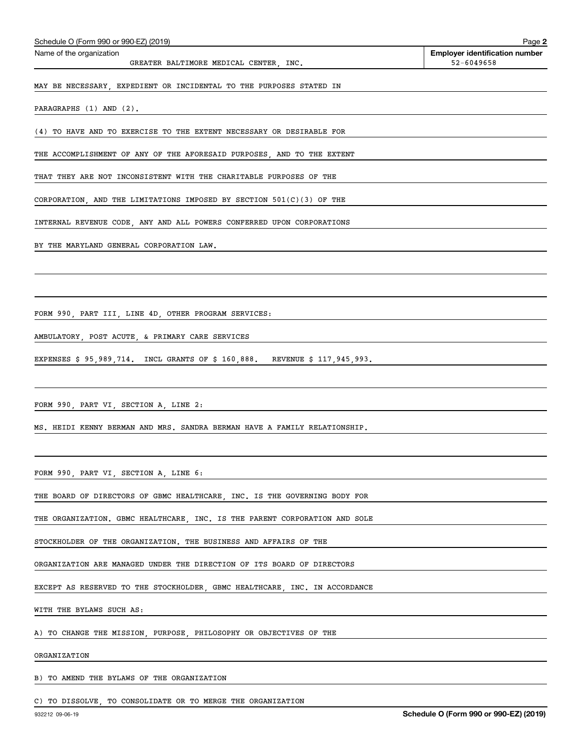Name of the organization: GREATER BALTIMORE MEDICAL CENTER, INC.

**Employer identification number** 52-6049658

MAY BE NECESSARY, EXPEDIENT OR INCIDENTAL TO THE PURPOSES STATED IN PARAGRAPHS (1) AND (2).

(4) TO HAVE AND TO EXERCISE TO THE EXTENT NECESSARY OR DESIRABLE FOR THE ACCOMPLISHMENT OF ANY OF THE AFORESAID PURPOSES, AND TO THE EXTENT THAT THEY ARE NOT INCONSISTENT WITH THE CHARITABLE PURPOSES OF THE CORPORATION, AND THE LIMITATIONS IMPOSED BY SECTION 501(C)(3) OF THE INTERNAL REVENUE CODE, ANY AND ALL POWERS CONFERRED UPON CORPORATIONS BY THE MARYLAND GENERAL CORPORATION LAW.

FORM 990, PART III, LINE 4D, OTHER PROGRAM SERVICES:

AMBULATORY, POST ACUTE, & PRIMARY CARE SERVICES

EXPENSES $ 95,989,714. INCL GRANTS OF $ 160,888. REVENUE $ 117,945,993.

FORM 990, PART VI, SECTION A, LINE 2:

MS. HEIDI KENNY BERMAN AND MRS. SANDRA BERMAN HAVE A FAMILY RELATIONSHIP.

FORM 990, PART VI, SECTION A, LINE 6:

THE BOARD OF DIRECTORS OF GBMC HEALTHCARE, INC. IS THE GOVERNING BODY FOR THE ORGANIZATION. GBMC HEALTHCARE, INC. IS THE PARENT CORPORATION AND SOLE STOCKHOLDER OF THE ORGANIZATION. THE BUSINESS AND AFFAIRS OF THE ORGANIZATION ARE MANAGED UNDER THE DIRECTION OF ITS BOARD OF DIRECTORS EXCEPT AS RESERVED TO THE STOCKHOLDER, GBMC HEALTHCARE, INC. IN ACCORDANCE WITH THE BYLAWS SUCH AS:

A) TO CHANGE THE MISSION, PURPOSE, PHILOSOPHY OR OBJECTIVES OF THE ORGANIZATION

B) TO AMEND THE BYLAWS OF THE ORGANIZATION

C) TO DISSOLVE, TO CONSOLIDATE OR TO MERGE THE ORGANIZATION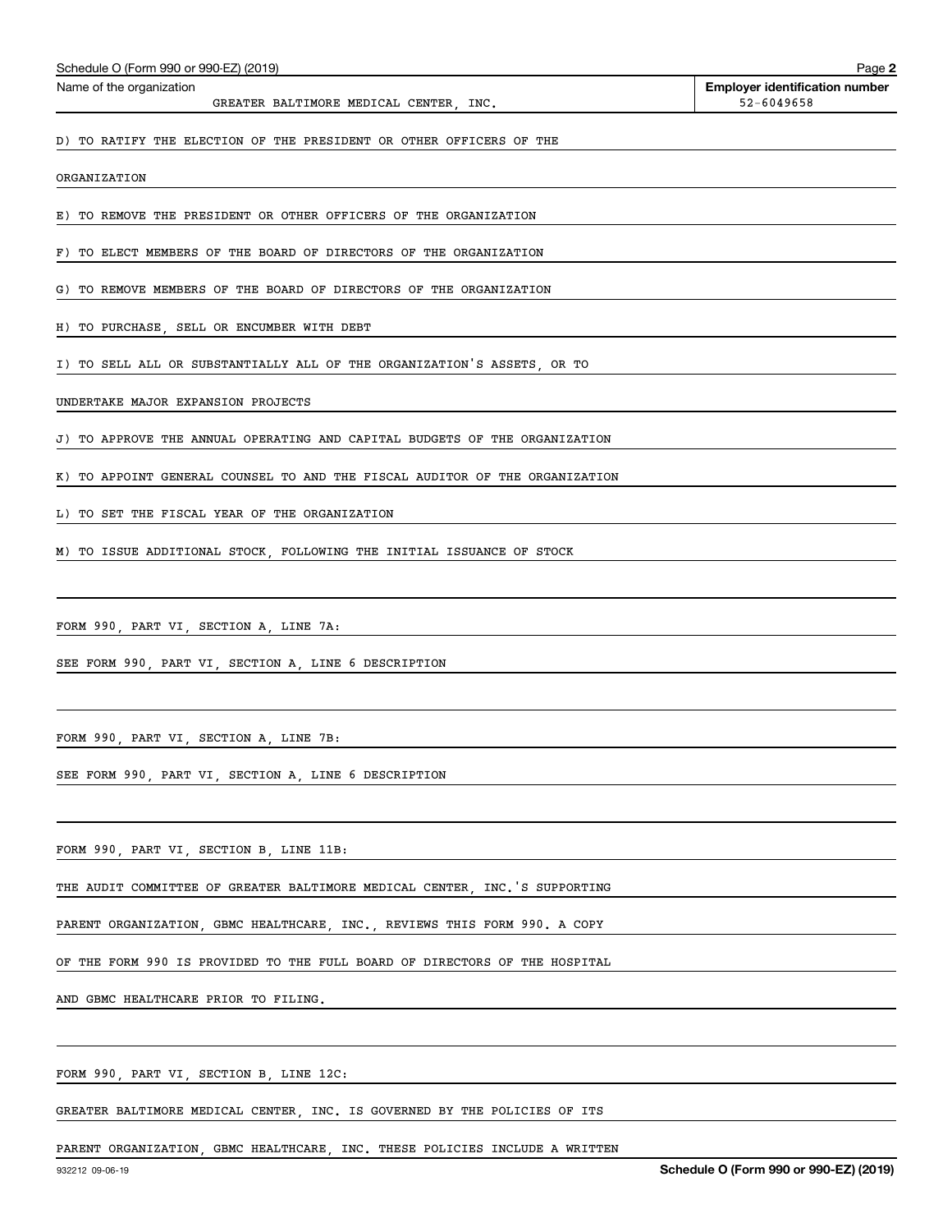Name of the organization: GREATER BALTIMORE MEDICAL CENTER, INC.

Employer identification number: 52-6049658

D) TO RATIFY THE ELECTION OF THE PRESIDENT OR OTHER OFFICERS OF THE ORGANIZATION

E) TO REMOVE THE PRESIDENT OR OTHER OFFICERS OF THE ORGANIZATION

F) TO ELECT MEMBERS OF THE BOARD OF DIRECTORS OF THE ORGANIZATION

G) TO REMOVE MEMBERS OF THE BOARD OF DIRECTORS OF THE ORGANIZATION

H) TO PURCHASE, SELL OR ENCUMBER WITH DEBT

I) TO SELL ALL OR SUBSTANTIALLY ALL OF THE ORGANIZATION'S ASSETS, OR TO UNDERTAKE MAJOR EXPANSION PROJECTS

J) TO APPROVE THE ANNUAL OPERATING AND CAPITAL BUDGETS OF THE ORGANIZATION

K) TO APPOINT GENERAL COUNSEL TO AND THE FISCAL AUDITOR OF THE ORGANIZATION

L) TO SET THE FISCAL YEAR OF THE ORGANIZATION

M) TO ISSUE ADDITIONAL STOCK, FOLLOWING THE INITIAL ISSUANCE OF STOCK

FORM 990, PART VI, SECTION A, LINE 7A:

SEE FORM 990, PART VI, SECTION A, LINE 6 DESCRIPTION

FORM 990, PART VI, SECTION A, LINE 7B:

SEE FORM 990, PART VI, SECTION A, LINE 6 DESCRIPTION

FORM 990, PART VI, SECTION B, LINE 11B:

THE AUDIT COMMITTEE OF GREATER BALTIMORE MEDICAL CENTER, INC.'S SUPPORTING PARENT ORGANIZATION, GBMC HEALTHCARE, INC., REVIEWS THIS FORM 990. A COPY OF THE FORM 990 IS PROVIDED TO THE FULL BOARD OF DIRECTORS OF THE HOSPITAL AND GBMC HEALTHCARE PRIOR TO FILING.

FORM 990, PART VI, SECTION B, LINE 12C:

GREATER BALTIMORE MEDICAL CENTER, INC. IS GOVERNED BY THE POLICIES OF ITS PARENT ORGANIZATION, GBMC HEALTHCARE, INC. THESE POLICIES INCLUDE A WRITTEN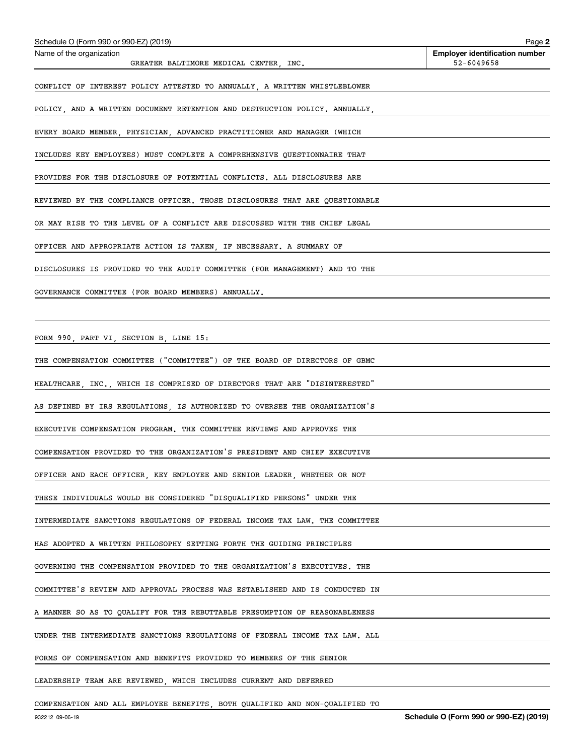Name of the organization: GREATER BALTIMORE MEDICAL CENTER, INC.

Employer identification number: 52-6049658

CONFLICT OF INTEREST POLICY ATTESTED TO ANNUALLY, A WRITTEN WHISTLEBLOWER POLICY, AND A WRITTEN DOCUMENT RETENTION AND DESTRUCTION POLICY. ANNUALLY, EVERY BOARD MEMBER, PHYSICIAN, ADVANCED PRACTITIONER AND MANAGER (WHICH INCLUDES KEY EMPLOYEES) MUST COMPLETE A COMPREHENSIVE QUESTIONNAIRE THAT PROVIDES FOR THE DISCLOSURE OF POTENTIAL CONFLICTS. ALL DISCLOSURES ARE REVIEWED BY THE COMPLIANCE OFFICER. THOSE DISCLOSURES THAT ARE QUESTIONABLE OR MAY RISE TO THE LEVEL OF A CONFLICT ARE DISCUSSED WITH THE CHIEF LEGAL OFFICER AND APPROPRIATE ACTION IS TAKEN, IF NECESSARY. A SUMMARY OF DISCLOSURES IS PROVIDED TO THE AUDIT COMMITTEE (FOR MANAGEMENT) AND TO THE GOVERNANCE COMMITTEE (FOR BOARD MEMBERS) ANNUALLY.

FORM 990, PART VI, SECTION B, LINE 15:

THE COMPENSATION COMMITTEE ("COMMITTEE") OF THE BOARD OF DIRECTORS OF GBMC HEALTHCARE, INC., WHICH IS COMPRISED OF DIRECTORS THAT ARE "DISINTERESTED" AS DEFINED BY IRS REGULATIONS, IS AUTHORIZED TO OVERSEE THE ORGANIZATION'S EXECUTIVE COMPENSATION PROGRAM. THE COMMITTEE REVIEWS AND APPROVES THE COMPENSATION PROVIDED TO THE ORGANIZATION'S PRESIDENT AND CHIEF EXECUTIVE OFFICER AND EACH OFFICER, KEY EMPLOYEE AND SENIOR LEADER, WHETHER OR NOT THESE INDIVIDUALS WOULD BE CONSIDERED "DISQUALIFIED PERSONS" UNDER THE INTERMEDIATE SANCTIONS REGULATIONS OF FEDERAL INCOME TAX LAW. THE COMMITTEE HAS ADOPTED A WRITTEN PHILOSOPHY SETTING FORTH THE GUIDING PRINCIPLES GOVERNING THE COMPENSATION PROVIDED TO THE ORGANIZATION'S EXECUTIVES. THE COMMITTEE'S REVIEW AND APPROVAL PROCESS WAS ESTABLISHED AND IS CONDUCTED IN A MANNER SO AS TO QUALIFY FOR THE REBUTTABLE PRESUMPTION OF REASONABLENESS UNDER THE INTERMEDIATE SANCTIONS REGULATIONS OF FEDERAL INCOME TAX LAW. ALL FORMS OF COMPENSATION AND BENEFITS PROVIDED TO MEMBERS OF THE SENIOR LEADERSHIP TEAM ARE REVIEWED, WHICH INCLUDES CURRENT AND DEFERRED COMPENSATION AND ALL EMPLOYEE BENEFITS, BOTH QUALIFIED AND NON-QUALIFIED TO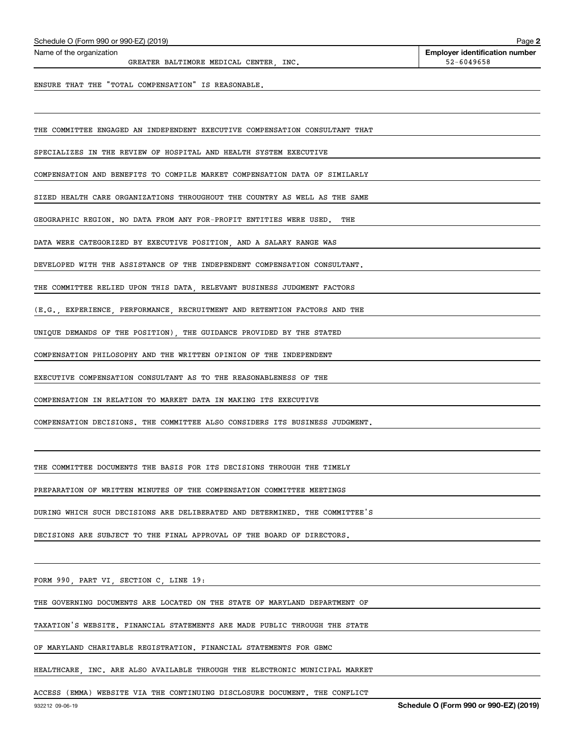Name of the organization: GREATER BALTIMORE MEDICAL CENTER, INC.

Employer identification number: 52-6049658

ENSURE THAT THE "TOTAL COMPENSATION" IS REASONABLE.

THE COMMITTEE ENGAGED AN INDEPENDENT EXECUTIVE COMPENSATION CONSULTANT THAT SPECIALIZES IN THE REVIEW OF HOSPITAL AND HEALTH SYSTEM EXECUTIVE COMPENSATION AND BENEFITS TO COMPILE MARKET COMPENSATION DATA OF SIMILARLY SIZED HEALTH CARE ORGANIZATIONS THROUGHOUT THE COUNTRY AS WELL AS THE SAME GEOGRAPHIC REGION. NO DATA FROM ANY FOR-PROFIT ENTITIES WERE USED. THE DATA WERE CATEGORIZED BY EXECUTIVE POSITION, AND A SALARY RANGE WAS DEVELOPED WITH THE ASSISTANCE OF THE INDEPENDENT COMPENSATION CONSULTANT. THE COMMITTEE RELIED UPON THIS DATA, RELEVANT BUSINESS JUDGMENT FACTORS (E.G., EXPERIENCE, PERFORMANCE, RECRUITMENT AND RETENTION FACTORS AND THE UNIQUE DEMANDS OF THE POSITION), THE GUIDANCE PROVIDED BY THE STATED COMPENSATION PHILOSOPHY AND THE WRITTEN OPINION OF THE INDEPENDENT EXECUTIVE COMPENSATION CONSULTANT AS TO THE REASONABLENESS OF THE COMPENSATION IN RELATION TO MARKET DATA IN MAKING ITS EXECUTIVE COMPENSATION DECISIONS. THE COMMITTEE ALSO CONSIDERS ITS BUSINESS JUDGMENT.

THE COMMITTEE DOCUMENTS THE BASIS FOR ITS DECISIONS THROUGH THE TIMELY PREPARATION OF WRITTEN MINUTES OF THE COMPENSATION COMMITTEE MEETINGS DURING WHICH SUCH DECISIONS ARE DELIBERATED AND DETERMINED. THE COMMITTEE'S DECISIONS ARE SUBJECT TO THE FINAL APPROVAL OF THE BOARD OF DIRECTORS.

FORM 990, PART VI, SECTION C, LINE 19:

THE GOVERNING DOCUMENTS ARE LOCATED ON THE STATE OF MARYLAND DEPARTMENT OF TAXATION'S WEBSITE. FINANCIAL STATEMENTS ARE MADE PUBLIC THROUGH THE STATE OF MARYLAND CHARITABLE REGISTRATION. FINANCIAL STATEMENTS FOR GBMC HEALTHCARE, INC. ARE ALSO AVAILABLE THROUGH THE ELECTRONIC MUNICIPAL MARKET ACCESS (EMMA) WEBSITE VIA THE CONTINUING DISCLOSURE DOCUMENT. THE CONFLICT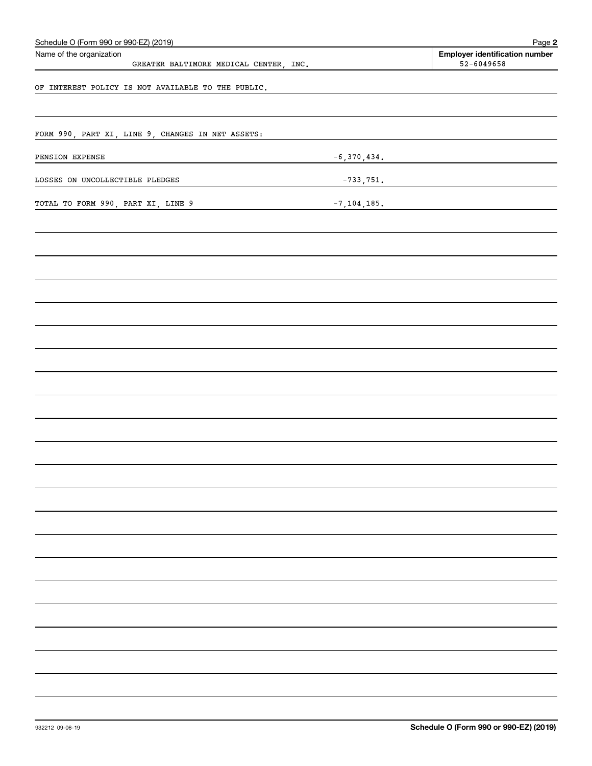Schedule O (Form 990 or 990-EZ) (2019)

Name of the organization: GREATER BALTIMORE MEDICAL CENTER, INC.

Employer identification number: 52-6049658

OF INTEREST POLICY IS NOT AVAILABLE TO THE PUBLIC.

FORM 990, PART XI, LINE 9, CHANGES IN NET ASSETS:

| | |
|---|---|
| PENSION EXPENSE | -6,370,434. |
| LOSSES ON UNCOLLECTIBLE PLEDGES | -733,751. |
| TOTAL TO FORM 990, PART XI, LINE 9 | -7,104,185. |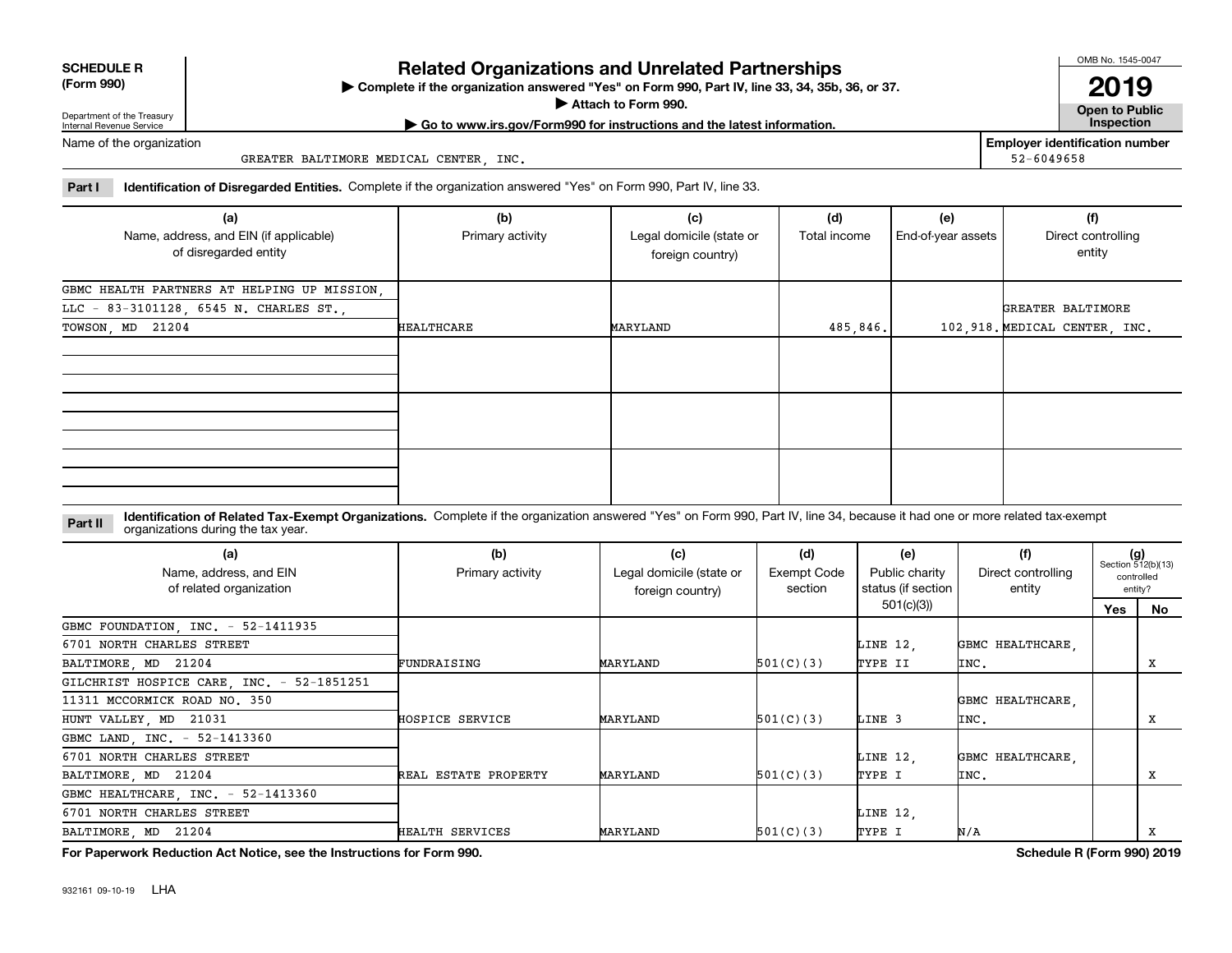**SCHEDULE R (Form 990)**

Department of the Treasury
Internal Revenue Service

# Related Organizations and Unrelated Partnerships

▶ Complete if the organization answered "Yes" on Form 990, Part IV, line 33, 34, 35b, 36, or 37.
▶ Attach to Form 990.
▶ Go to www.irs.gov/Form990 for instructions and the latest information.

OMB No. 1545-0047

**2019**

**Open to Public Inspection**

Name of the organization: GREATER BALTIMORE MEDICAL CENTER, INC.

Employer identification number: 52-6049658

**Part I** **Identification of Disregarded Entities.** Complete if the organization answered "Yes" on Form 990, Part IV, line 33.

| (a) Name, address, and EIN (if applicable) of disregarded entity | (b) Primary activity | (c) Legal domicile (state or foreign country) | (d) Total income | (e) End-of-year assets | (f) Direct controlling entity |
|---|---|---|---|---|---|
| GBMC HEALTH PARTNERS AT HELPING UP MISSION, LLC - 83-3101128, 6545 N. CHARLES ST., TOWSON, MD 21204 | HEALTHCARE | MARYLAND | 485,846. | 102,918. | GREATER BALTIMORE MEDICAL CENTER, INC. |
| | | | | | |
| | | | | | |
| | | | | | |

**Part II** **Identification of Related Tax-Exempt Organizations.** Complete if the organization answered "Yes" on Form 990, Part IV, line 34, because it had one or more related tax-exempt organizations during the tax year.

| (a) Name, address, and EIN of related organization | (b) Primary activity | (c) Legal domicile (state or foreign country) | (d) Exempt Code section | (e) Public charity status (if section 501(c)(3)) | (f) Direct controlling entity | (g) Section 512(b)(13) controlled entity? Yes | No |
|---|---|---|---|---|---|---|---|
| GBMC FOUNDATION, INC. - 52-1411935, 6701 NORTH CHARLES STREET, BALTIMORE, MD 21204 | FUNDRAISING | MARYLAND | 501(C)(3) | LINE 12, TYPE II | GBMC HEALTHCARE, INC. | | X |
| GILCHRIST HOSPICE CARE, INC. - 52-1851251, 11311 MCCORMICK ROAD NO. 350, HUNT VALLEY, MD 21031 | HOSPICE SERVICE | MARYLAND | 501(C)(3) | LINE 3 | GBMC HEALTHCARE, INC. | | X |
| GBMC LAND, INC. - 52-1413360, 6701 NORTH CHARLES STREET, BALTIMORE, MD 21204 | REAL ESTATE PROPERTY | MARYLAND | 501(C)(3) | LINE 12, TYPE I | GBMC HEALTHCARE, INC. | | X |
| GBMC HEALTHCARE, INC. - 52-1413360, 6701 NORTH CHARLES STREET, BALTIMORE, MD 21204 | HEALTH SERVICES | MARYLAND | 501(C)(3) | LINE 12, TYPE I | N/A | | X |

**For Paperwork Reduction Act Notice, see the Instructions for Form 990.** **Schedule R (Form 990) 2019**

932161 09-10-19 LHA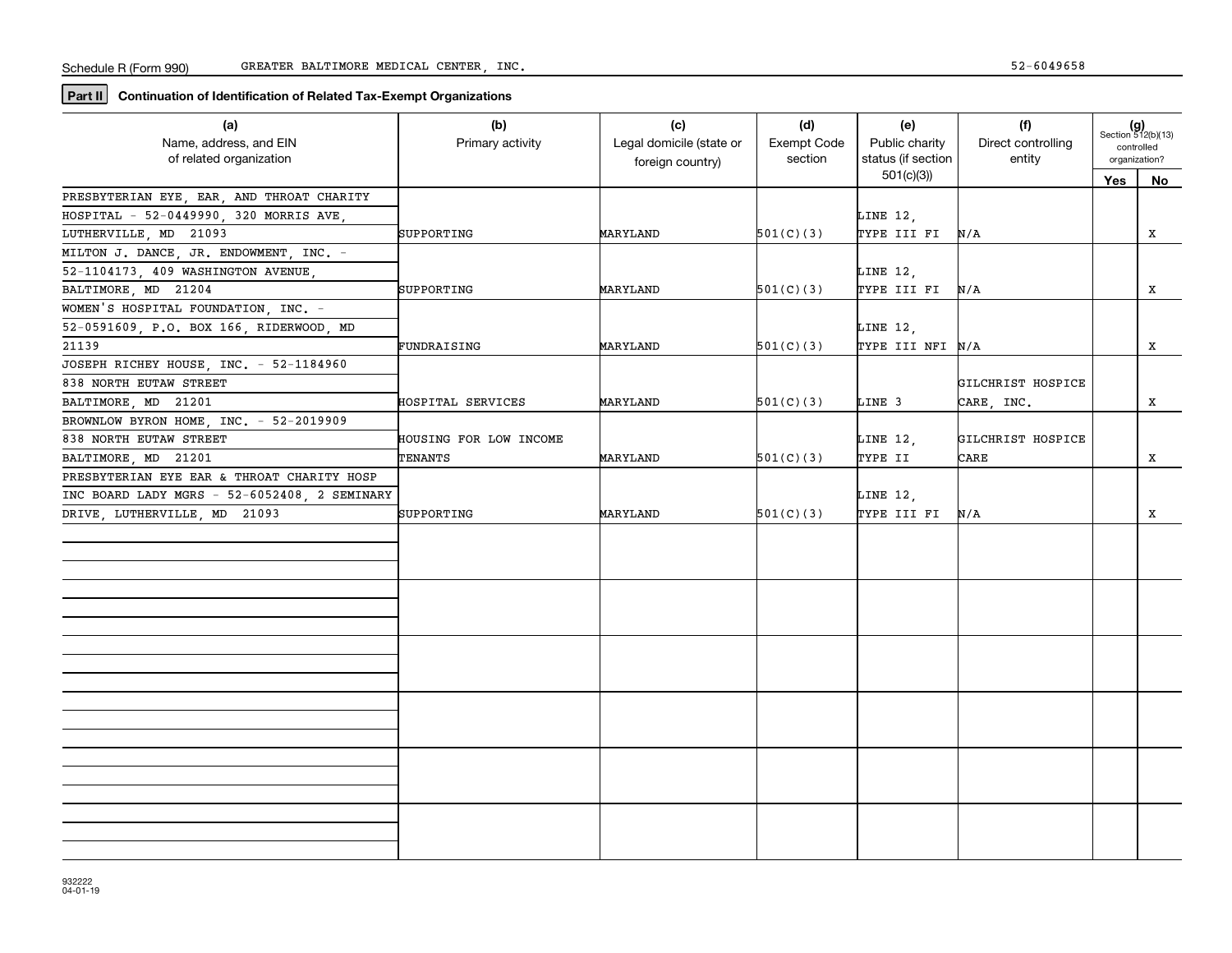Schedule R (Form 990) GREATER BALTIMORE MEDICAL CENTER, INC. 52-6049658

**Part II** **Continuation of Identification of Related Tax-Exempt Organizations**

| (a) Name, address, and EIN of related organization | (b) Primary activity | (c) Legal domicile (state or foreign country) | (d) Exempt Code section | (e) Public charity status (if section 501(c)(3)) | (f) Direct controlling entity | (g) Section 512(b)(13) controlled organization? Yes | No |
|---|---|---|---|---|---|---|---|
| PRESBYTERIAN EYE, EAR, AND THROAT CHARITY HOSPITAL - 52-0449990, 320 MORRIS AVE, LUTHERVILLE, MD 21093 | SUPPORTING | MARYLAND | 501(C)(3) | LINE 12, TYPE III FI | N/A | | X |
| MILTON J. DANCE, JR. ENDOWMENT, INC. - 52-1104173, 409 WASHINGTON AVENUE, BALTIMORE, MD 21204 | SUPPORTING | MARYLAND | 501(C)(3) | LINE 12, TYPE III FI | N/A | | X |
| WOMEN'S HOSPITAL FOUNDATION, INC. - 52-0591609, P.O. BOX 166, RIDERWOOD, MD 21139 | FUNDRAISING | MARYLAND | 501(C)(3) | LINE 12, TYPE III NFI | N/A | | X |
| JOSEPH RICHEY HOUSE, INC. - 52-1184960 838 NORTH EUTAW STREET BALTIMORE, MD 21201 | HOSPITAL SERVICES | MARYLAND | 501(C)(3) | LINE 3 | GILCHRIST HOSPICE CARE, INC. | | X |
| BROWNLOW BYRON HOME, INC. - 52-2019909 838 NORTH EUTAW STREET BALTIMORE, MD 21201 | HOUSING FOR LOW INCOME TENANTS | MARYLAND | 501(C)(3) | LINE 12, TYPE II | GILCHRIST HOSPICE CARE | | X |
| PRESBYTERIAN EYE EAR & THROAT CHARITY HOSP INC BOARD LADY MGRS - 52-6052408, 2 SEMINARY DRIVE, LUTHERVILLE, MD 21093 | SUPPORTING | MARYLAND | 501(C)(3) | LINE 12, TYPE III FI | N/A | | X |
| | | | | | | | |
| | | | | | | | |
| | | | | | | | |
| | | | | | | | |
| | | | | | | | |
| | | | | | | | |

932222
04-01-19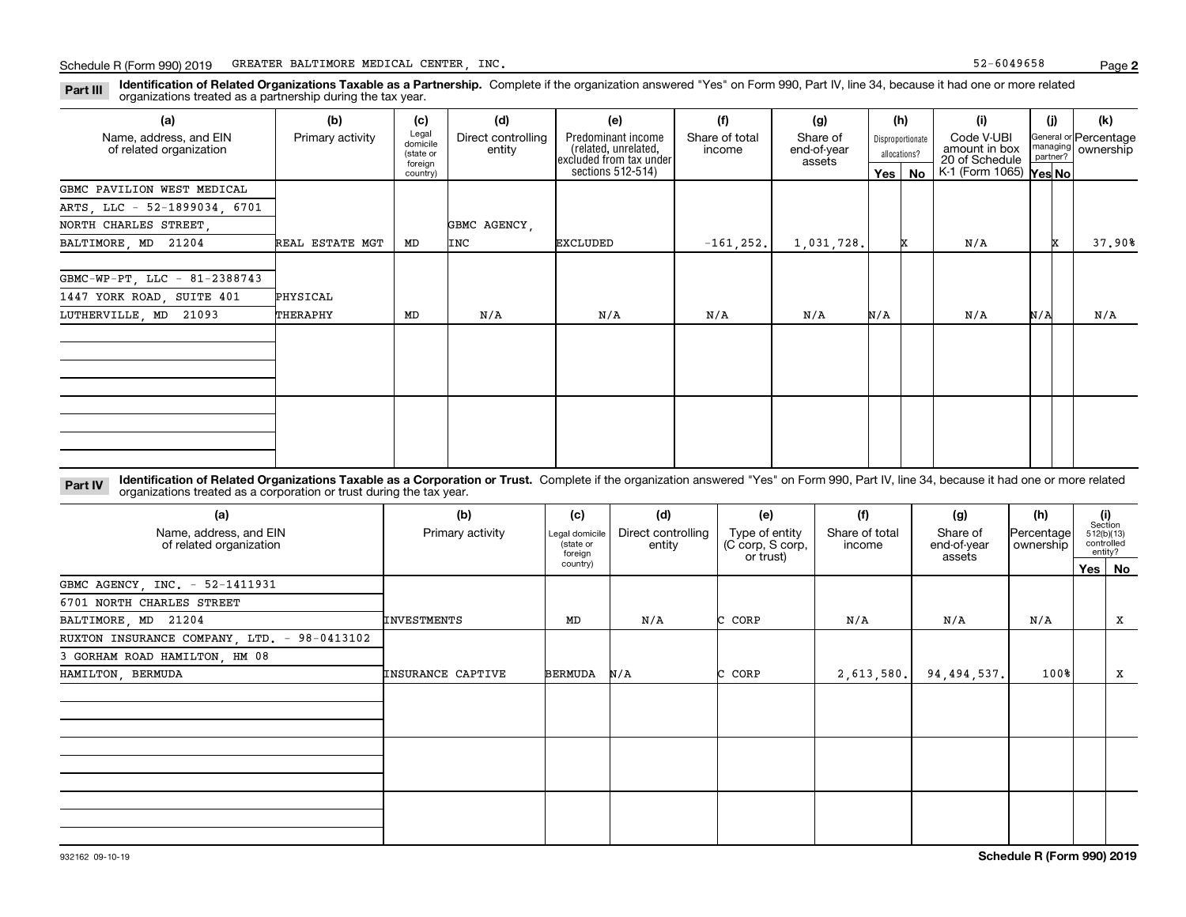## Part III Identification of Related Organizations Taxable as a Partnership.

Complete if the organization answered "Yes" on Form 990, Part IV, line 34, because it had one or more related organizations treated as a partnership during the tax year.

| (a) Name, address, and EIN of related organization | (b) Primary activity | (c) Legal domicile (state or foreign country) | (d) Direct controlling entity | (e) Predominant income (related, unrelated, excluded from tax under sections 512-514) | (f) Share of total income | (g) Share of end-of-year assets | (h) Disproportionate allocations? Yes | (h) No | (i) Code V-UBI amount in box 20 of Schedule K-1 (Form 1065) | (j) General or managing partner? Yes | (j) No | (k) Percentage ownership |
|---|---|---|---|---|---|---|---|---|---|---|---|---|
| GBMC PAVILION WEST MEDICAL ARTS, LLC - 52-1899034, 6701 NORTH CHARLES STREET, BALTIMORE, MD 21204 | REAL ESTATE MGT | MD | GBMC AGENCY, INC | EXCLUDED | -161,252. | 1,031,728. | | X | N/A | | X | 37.90% |
| GBMC-WP-PT, LLC - 81-2388743 1447 YORK ROAD, SUITE 401 LUTHERVILLE, MD 21093 | PHYSICAL THERAPHY | MD | N/A | N/A | N/A | N/A | N/A | | N/A | N/A | | N/A |

## Part IV Identification of Related Organizations Taxable as a Corporation or Trust.

Complete if the organization answered "Yes" on Form 990, Part IV, line 34, because it had one or more related organizations treated as a corporation or trust during the tax year.

| (a) Name, address, and EIN of related organization | (b) Primary activity | (c) Legal domicile (state or foreign country) | (d) Direct controlling entity | (e) Type of entity (C corp, S corp, or trust) | (f) Share of total income | (g) Share of end-of-year assets | (h) Percentage ownership | (i) Section 512(b)(13) controlled entity? Yes | (i) No |
|---|---|---|---|---|---|---|---|---|---|
| GBMC AGENCY, INC. - 52-1411931 6701 NORTH CHARLES STREET BALTIMORE, MD 21204 | INVESTMENTS | MD | N/A | C CORP | N/A | N/A | N/A | | X |
| RUXTON INSURANCE COMPANY, LTD. - 98-0413102 3 GORHAM ROAD HAMILTON, HM 08 HAMILTON, BERMUDA | INSURANCE CAPTIVE | BERMUDA | N/A | C CORP | 2,613,580. | 94,494,537. | 100% | | X |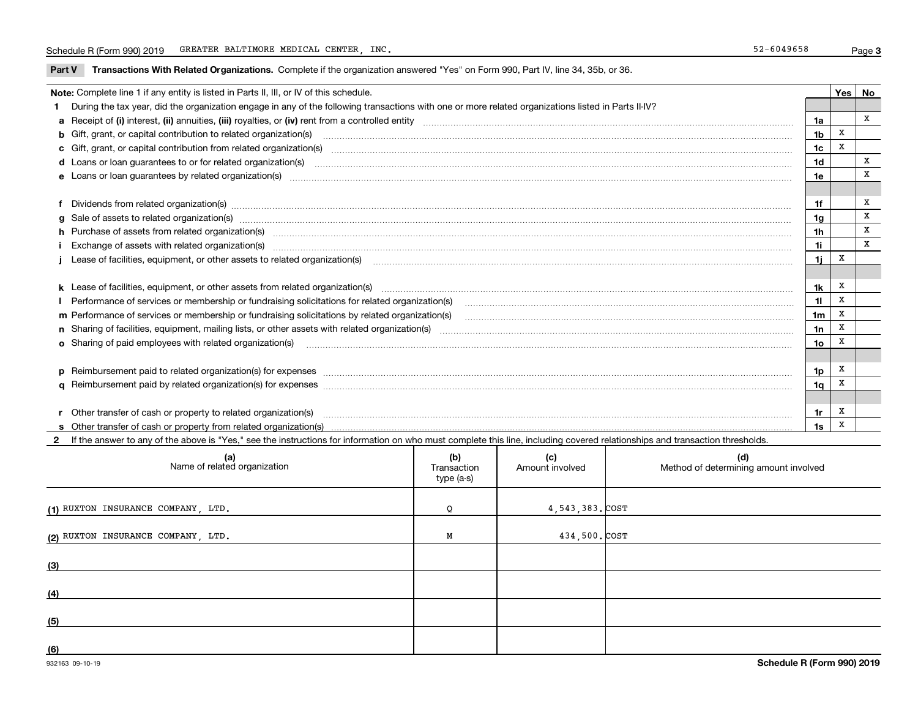Schedule R (Form 990) 2019 GREATER BALTIMORE MEDICAL CENTER, INC. 52-6049658

**Part V Transactions With Related Organizations.** Complete if the organization answered "Yes" on Form 990, Part IV, line 34, 35b, or 36.

| Note: Complete line 1 if any entity is listed in Parts II, III, or IV of this schedule. | | Yes | No |
|---|---|---|---|
| **1** During the tax year, did the organization engage in any of the following transactions with one or more related organizations listed in Parts II-IV? | | | |
| **a** Receipt of **(i)** interest, **(ii)** annuities, **(iii)** royalties, or **(iv)** rent from a controlled entity | 1a | | X |
| **b** Gift, grant, or capital contribution to related organization(s) | 1b | X | |
| **c** Gift, grant, or capital contribution from related organization(s) | 1c | X | |
| **d** Loans or loan guarantees to or for related organization(s) | 1d | | X |
| **e** Loans or loan guarantees by related organization(s) | 1e | | X |
| **f** Dividends from related organization(s) | 1f | | X |
| **g** Sale of assets to related organization(s) | 1g | | X |
| **h** Purchase of assets from related organization(s) | 1h | | X |
| **i** Exchange of assets with related organization(s) | 1i | | X |
| **j** Lease of facilities, equipment, or other assets to related organization(s) | 1j | X | |
| **k** Lease of facilities, equipment, or other assets from related organization(s) | 1k | X | |
| **l** Performance of services or membership or fundraising solicitations for related organization(s) | 1l | X | |
| **m** Performance of services or membership or fundraising solicitations by related organization(s) | 1m | X | |
| **n** Sharing of facilities, equipment, mailing lists, or other assets with related organization(s) | 1n | X | |
| **o** Sharing of paid employees with related organization(s) | 1o | X | |
| **p** Reimbursement paid to related organization(s) for expenses | 1p | X | |
| **q** Reimbursement paid by related organization(s) for expenses | 1q | X | |
| **r** Other transfer of cash or property to related organization(s) | 1r | X | |
| **s** Other transfer of cash or property from related organization(s) | 1s | X | |

**2** If the answer to any of the above is "Yes," see the instructions for information on who must complete this line, including covered relationships and transaction thresholds.

| | (a) Name of related organization | (b) Transaction type (a-s) | (c) Amount involved | (d) Method of determining amount involved |
|---|---|---|---|---|
| (1) | RUXTON INSURANCE COMPANY, LTD. | Q | 4,543,383. | COST |
| (2) | RUXTON INSURANCE COMPANY, LTD. | M | 434,500. | COST |
| (3) | | | | |
| (4) | | | | |
| (5) | | | | |
| (6) | | | | |

932163 09-10-19 **Schedule R (Form 990) 2019**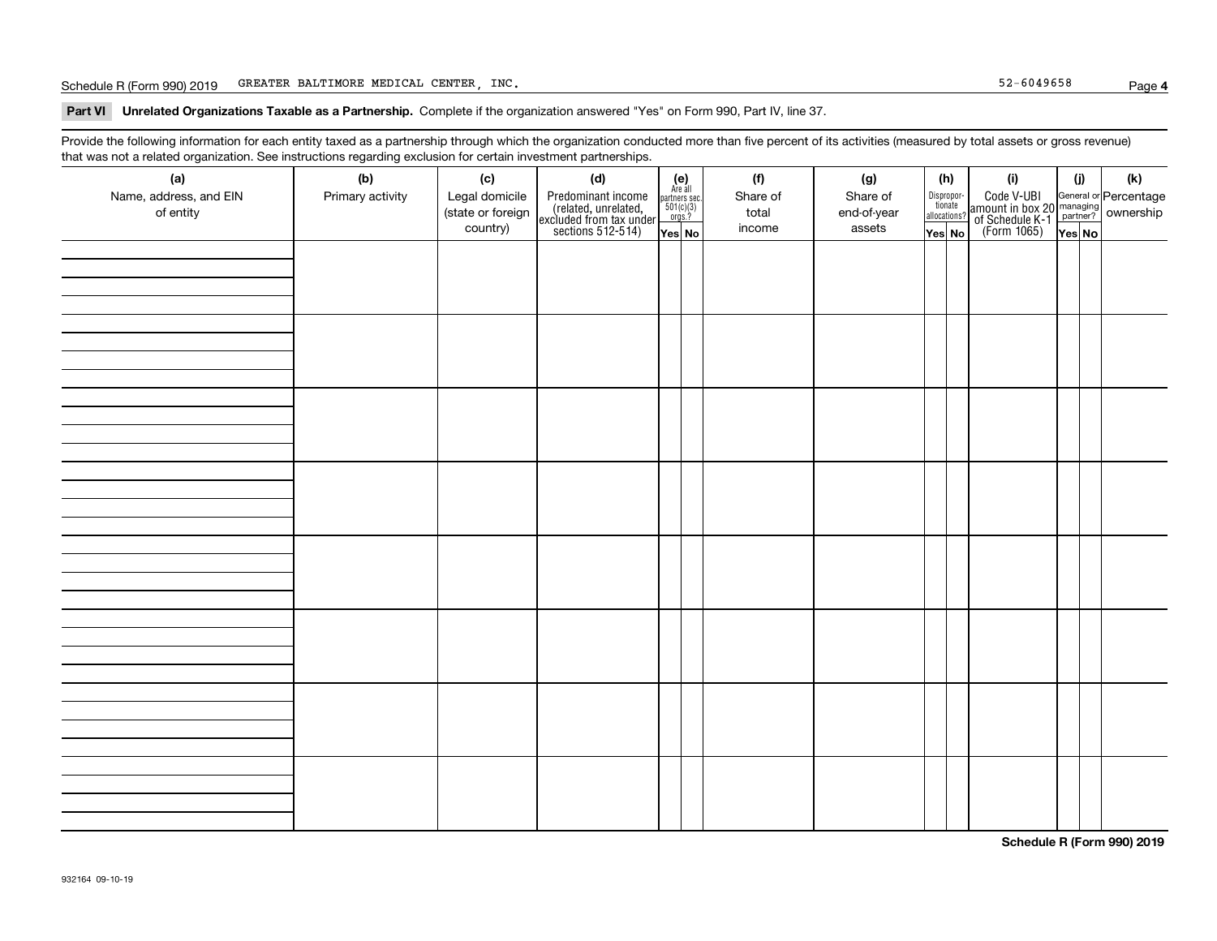Schedule R (Form 990) 2019 GREATER BALTIMORE MEDICAL CENTER, INC. 52-6049658

**Part VI Unrelated Organizations Taxable as a Partnership.** Complete if the organization answered "Yes" on Form 990, Part IV, line 37.

Provide the following information for each entity taxed as a partnership through which the organization conducted more than five percent of its activities (measured by total assets or gross revenue) that was not a related organization. See instructions regarding exclusion for certain investment partnerships.

| (a) Name, address, and EIN of entity | (b) Primary activity | (c) Legal domicile (state or foreign country) | (d) Predominant income (related, unrelated, excluded from tax under sections 512-514) | (e) Are all partners sec. 501(c)(3) orgs.? | | (f) Share of total income | (g) Share of end-of-year assets | (h) Disproportionate allocations? | | (i) Code V-UBI amount in box 20 of Schedule K-1 (Form 1065) | (j) General or managing partner? | | (k) Percentage ownership |
|---|---|---|---|---|---|---|---|---|---|---|---|---|---|
| | | | | Yes | No | | | Yes | No | | Yes | No | |
| | | | | | | | | | | | | | |
| | | | | | | | | | | | | | |
| | | | | | | | | | | | | | |
| | | | | | | | | | | | | | |
| | | | | | | | | | | | | | |
| | | | | | | | | | | | | | |
| | | | | | | | | | | | | | |
| | | | | | | | | | | | | | |

**Schedule R (Form 990) 2019**

932164 09-10-19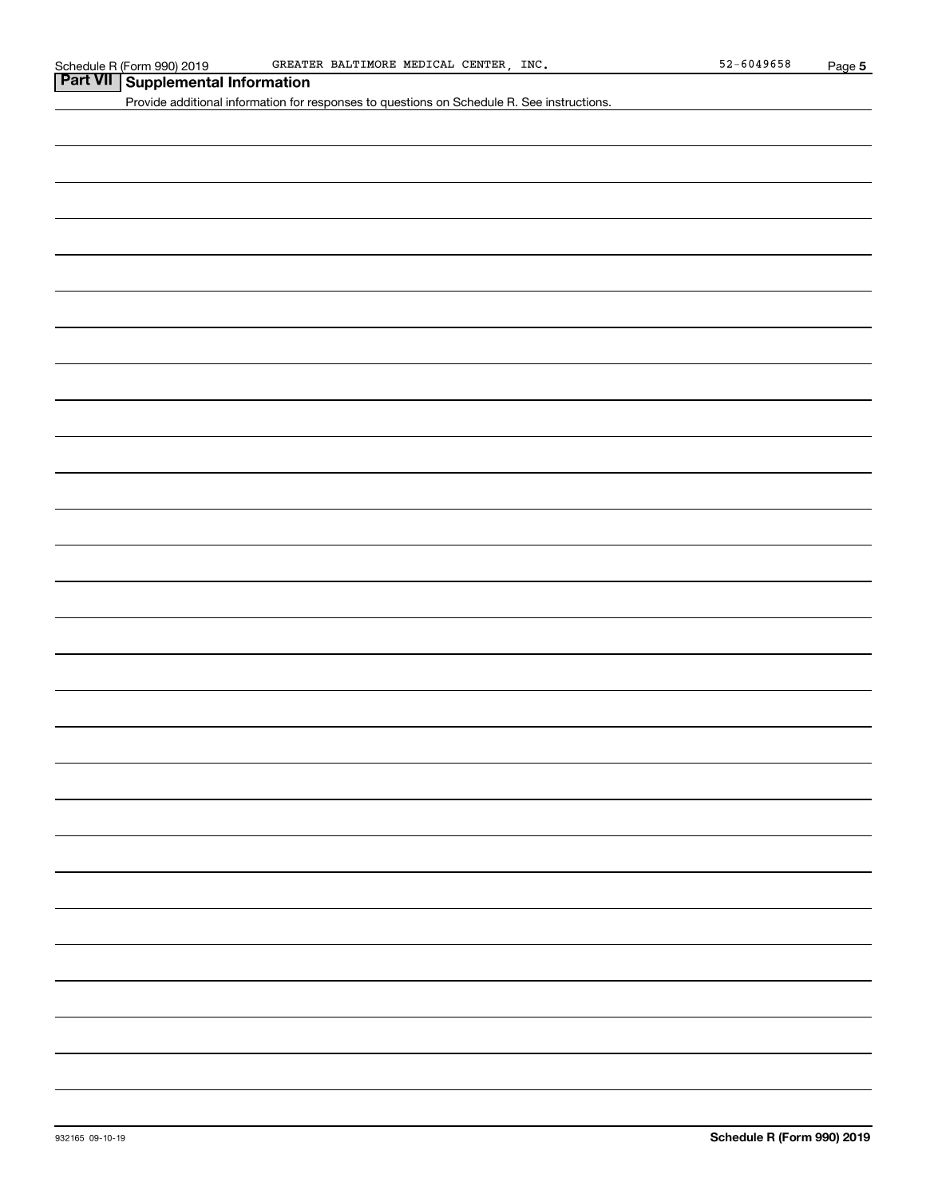Schedule R (Form 990) 2019 GREATER BALTIMORE MEDICAL CENTER, INC. 52-6049658

## Part VII Supplemental Information

Provide additional information for responses to questions on Schedule R. See instructions.

932165 09-10-19

**Schedule R (Form 990) 2019**